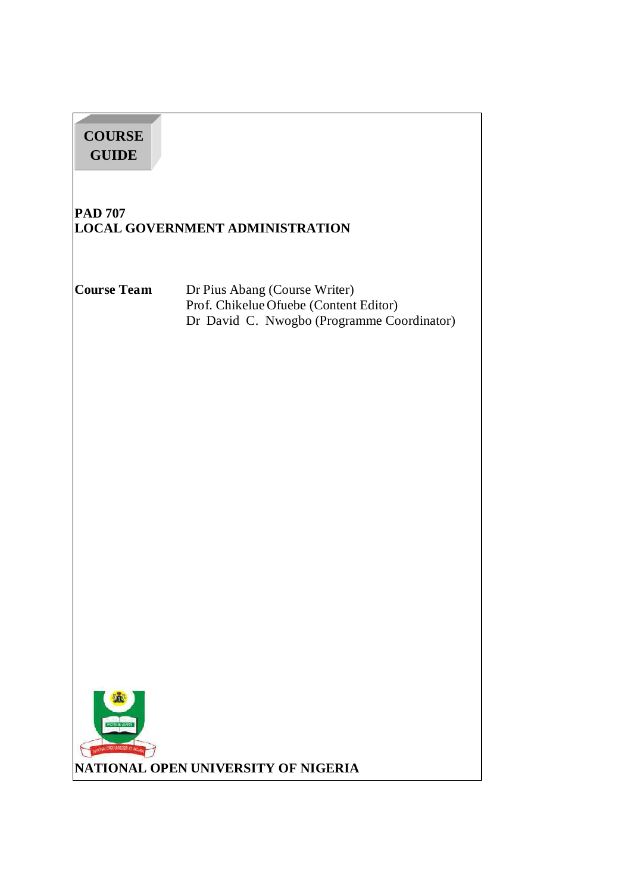**COURSE GUIDE**

# PAD 707
# LOCAL GOVERNMENT ADMINISTRATION

**Course Team**
Dr Pius Abang (Course Writer)
Prof. Chikelue Ofuebe (Content Editor)
Dr David C. Nwogbo (Programme Coordinator)

**NATIONAL OPEN UNIVERSITY OF NIGERIA**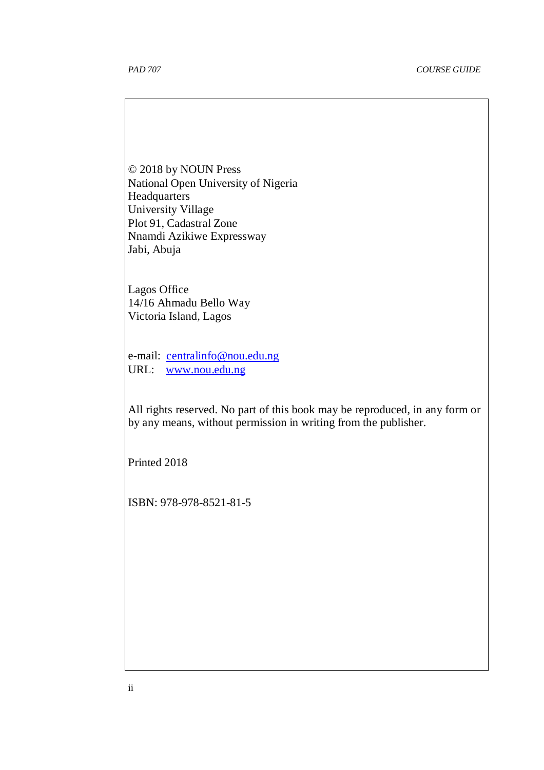© 2018 by NOUN Press
National Open University of Nigeria
Headquarters
University Village
Plot 91, Cadastral Zone
Nnamdi Azikiwe Expressway
Jabi, Abuja

Lagos Office
14/16 Ahmadu Bello Way
Victoria Island, Lagos

e-mail: centralinfo@nou.edu.ng
URL: www.nou.edu.ng

All rights reserved. No part of this book may be reproduced, in any form or by any means, without permission in writing from the publisher.

Printed 2018

ISBN: 978-978-8521-81-5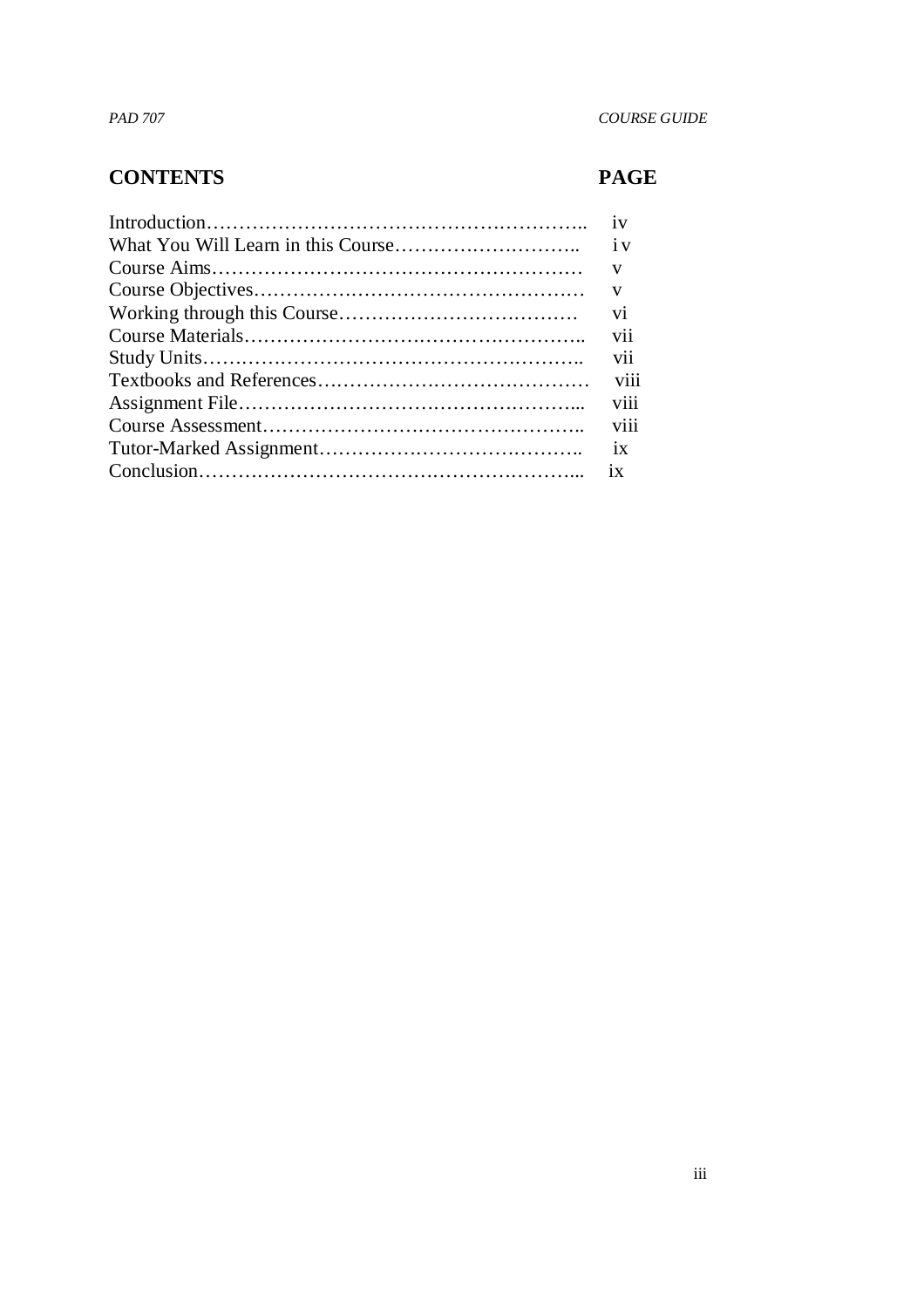| CONTENTS | PAGE |
| --- | --- |
| Introduction………………………………………………….. | iv |
| What You Will Learn in this Course……………………….. | iv |
| Course Aims………………………………………………… | v |
| Course Objectives…………………………………………… | v |
| Working through this Course……………………………… | vi |
| Course Materials…………………………………………….. | vii |
| Study Units………………………………………………….. | vii |
| Textbooks and References…………………………………… | viii |
| Assignment File…………………………………………….. | viii |
| Course Assessment………………………………………….. | viii |
| Tutor-Marked Assignment………………………………….. | ix |
| Conclusion………………………………………………….. | ix |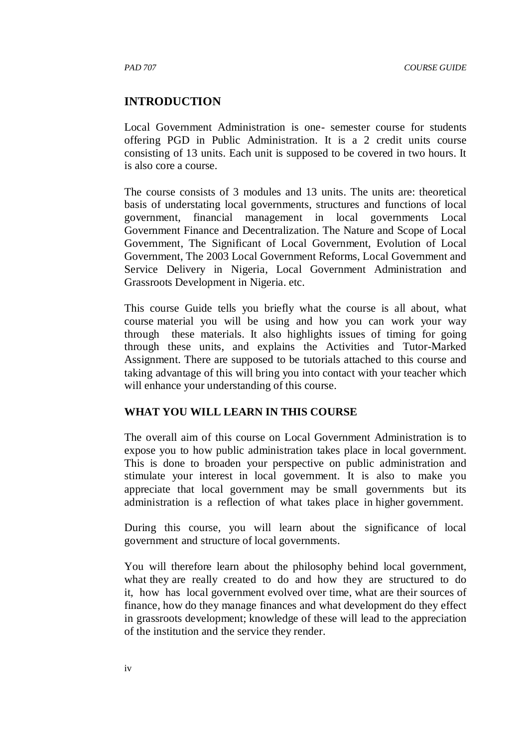## INTRODUCTION

Local Government Administration is one- semester course for students offering PGD in Public Administration. It is a 2 credit units course consisting of 13 units. Each unit is supposed to be covered in two hours. It is also core a course.

The course consists of 3 modules and 13 units. The units are: theoretical basis of understating local governments, structures and functions of local government, financial management in local governments Local Government Finance and Decentralization. The Nature and Scope of Local Government, The Significant of Local Government, Evolution of Local Government, The 2003 Local Government Reforms, Local Government and Service Delivery in Nigeria, Local Government Administration and Grassroots Development in Nigeria. etc.

This course Guide tells you briefly what the course is all about, what course material you will be using and how you can work your way through these materials. It also highlights issues of timing for going through these units, and explains the Activities and Tutor-Marked Assignment. There are supposed to be tutorials attached to this course and taking advantage of this will bring you into contact with your teacher which will enhance your understanding of this course.

### WHAT YOU WILL LEARN IN THIS COURSE

The overall aim of this course on Local Government Administration is to expose you to how public administration takes place in local government. This is done to broaden your perspective on public administration and stimulate your interest in local government. It is also to make you appreciate that local government may be small governments but its administration is a reflection of what takes place in higher government.

During this course, you will learn about the significance of local government and structure of local governments.

You will therefore learn about the philosophy behind local government, what they are really created to do and how they are structured to do it, how has local government evolved over time, what are their sources of finance, how do they manage finances and what development do they effect in grassroots development; knowledge of these will lead to the appreciation of the institution and the service they render.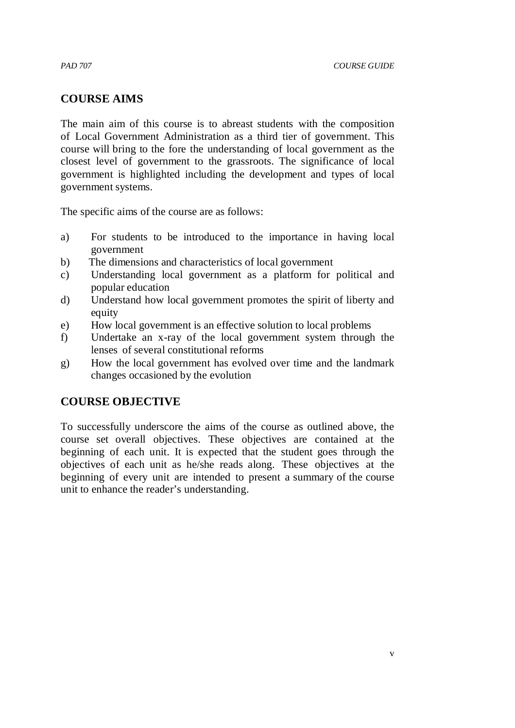## COURSE AIMS

The main aim of this course is to abreast students with the composition of Local Government Administration as a third tier of government. This course will bring to the fore the understanding of local government as the closest level of government to the grassroots. The significance of local government is highlighted including the development and types of local government systems.

The specific aims of the course are as follows:

a) For students to be introduced to the importance in having local government
b) The dimensions and characteristics of local government
c) Understanding local government as a platform for political and popular education
d) Understand how local government promotes the spirit of liberty and equity
e) How local government is an effective solution to local problems
f) Undertake an x-ray of the local government system through the lenses of several constitutional reforms
g) How the local government has evolved over time and the landmark changes occasioned by the evolution

## COURSE OBJECTIVE

To successfully underscore the aims of the course as outlined above, the course set overall objectives. These objectives are contained at the beginning of each unit. It is expected that the student goes through the objectives of each unit as he/she reads along. These objectives at the beginning of every unit are intended to present a summary of the course unit to enhance the reader's understanding.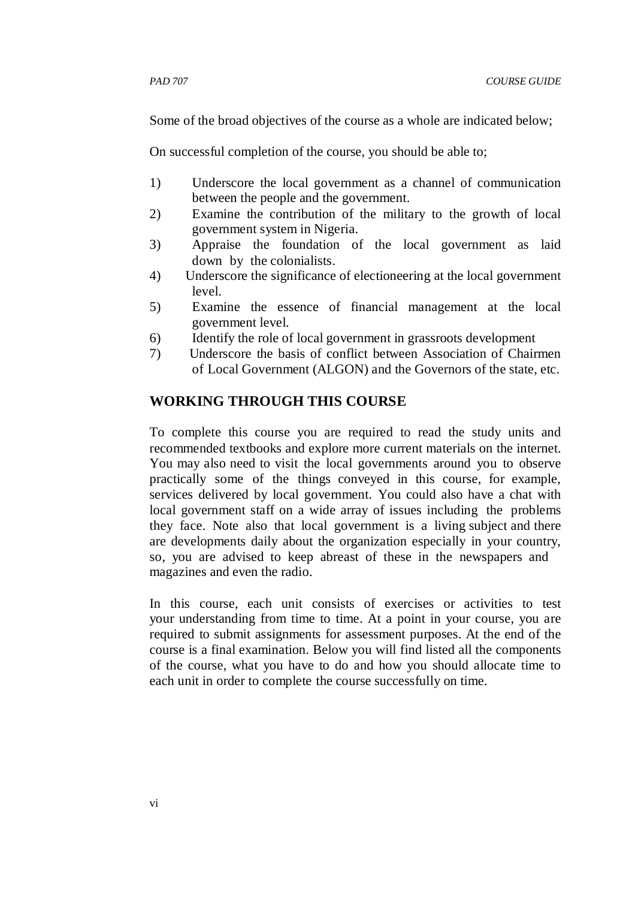Some of the broad objectives of the course as a whole are indicated below;

On successful completion of the course, you should be able to;

1) Underscore the local government as a channel of communication between the people and the government.
2) Examine the contribution of the military to the growth of local government system in Nigeria.
3) Appraise the foundation of the local government as laid down by the colonialists.
4) Underscore the significance of electioneering at the local government level.
5) Examine the essence of financial management at the local government level.
6) Identify the role of local government in grassroots development
7) Underscore the basis of conflict between Association of Chairmen of Local Government (ALGON) and the Governors of the state, etc.

## WORKING THROUGH THIS COURSE

To complete this course you are required to read the study units and recommended textbooks and explore more current materials on the internet. You may also need to visit the local governments around you to observe practically some of the things conveyed in this course, for example, services delivered by local government. You could also have a chat with local government staff on a wide array of issues including the problems they face. Note also that local government is a living subject and there are developments daily about the organization especially in your country, so, you are advised to keep abreast of these in the newspapers and magazines and even the radio.

In this course, each unit consists of exercises or activities to test your understanding from time to time. At a point in your course, you are required to submit assignments for assessment purposes. At the end of the course is a final examination. Below you will find listed all the components of the course, what you have to do and how you should allocate time to each unit in order to complete the course successfully on time.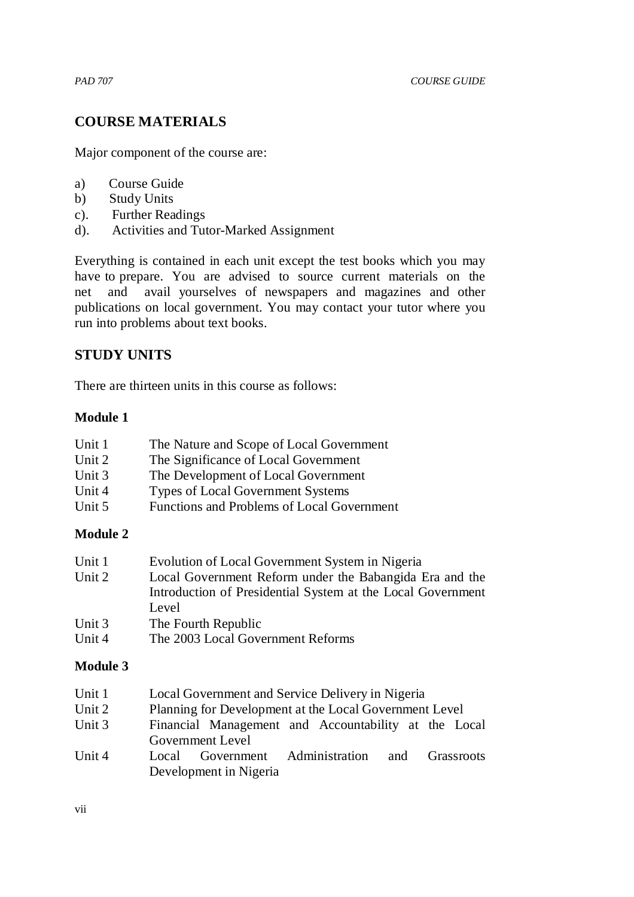## COURSE MATERIALS

Major component of the course are:

a) Course Guide
b) Study Units
c). Further Readings
d). Activities and Tutor-Marked Assignment

Everything is contained in each unit except the test books which you may have to prepare. You are advised to source current materials on the net and avail yourselves of newspapers and magazines and other publications on local government. You may contact your tutor where you run into problems about text books.

## STUDY UNITS

There are thirteen units in this course as follows:

**Module 1**

| | |
|---|---|
| Unit 1 | The Nature and Scope of Local Government |
| Unit 2 | The Significance of Local Government |
| Unit 3 | The Development of Local Government |
| Unit 4 | Types of Local Government Systems |
| Unit 5 | Functions and Problems of Local Government |

**Module 2**

| | |
|---|---|
| Unit 1 | Evolution of Local Government System in Nigeria |
| Unit 2 | Local Government Reform under the Babangida Era and the Introduction of Presidential System at the Local Government Level |
| Unit 3 | The Fourth Republic |
| Unit 4 | The 2003 Local Government Reforms |

**Module 3**

| | |
|---|---|
| Unit 1 | Local Government and Service Delivery in Nigeria |
| Unit 2 | Planning for Development at the Local Government Level |
| Unit 3 | Financial Management and Accountability at the Local Government Level |
| Unit 4 | Local Government Administration and Grassroots Development in Nigeria |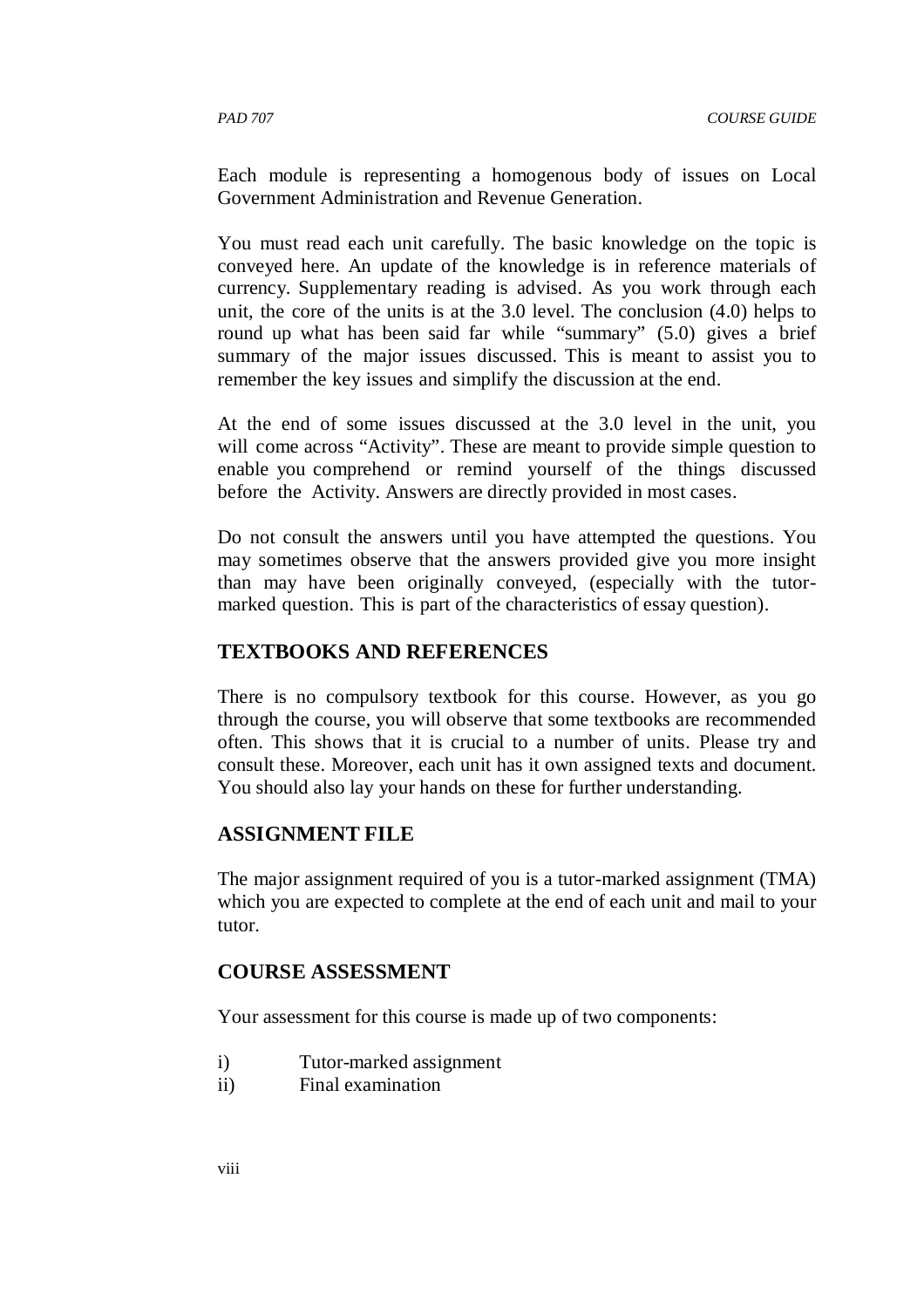Each module is representing a homogenous body of issues on Local Government Administration and Revenue Generation.

You must read each unit carefully. The basic knowledge on the topic is conveyed here. An update of the knowledge is in reference materials of currency. Supplementary reading is advised. As you work through each unit, the core of the units is at the 3.0 level. The conclusion (4.0) helps to round up what has been said far while "summary" (5.0) gives a brief summary of the major issues discussed. This is meant to assist you to remember the key issues and simplify the discussion at the end.

At the end of some issues discussed at the 3.0 level in the unit, you will come across "Activity". These are meant to provide simple question to enable you comprehend or remind yourself of the things discussed before the Activity. Answers are directly provided in most cases.

Do not consult the answers until you have attempted the questions. You may sometimes observe that the answers provided give you more insight than may have been originally conveyed, (especially with the tutor-marked question. This is part of the characteristics of essay question).

## TEXTBOOKS AND REFERENCES

There is no compulsory textbook for this course. However, as you go through the course, you will observe that some textbooks are recommended often. This shows that it is crucial to a number of units. Please try and consult these. Moreover, each unit has it own assigned texts and document. You should also lay your hands on these for further understanding.

## ASSIGNMENT FILE

The major assignment required of you is a tutor-marked assignment (TMA) which you are expected to complete at the end of each unit and mail to your tutor.

## COURSE ASSESSMENT

Your assessment for this course is made up of two components:

i) Tutor-marked assignment
ii) Final examination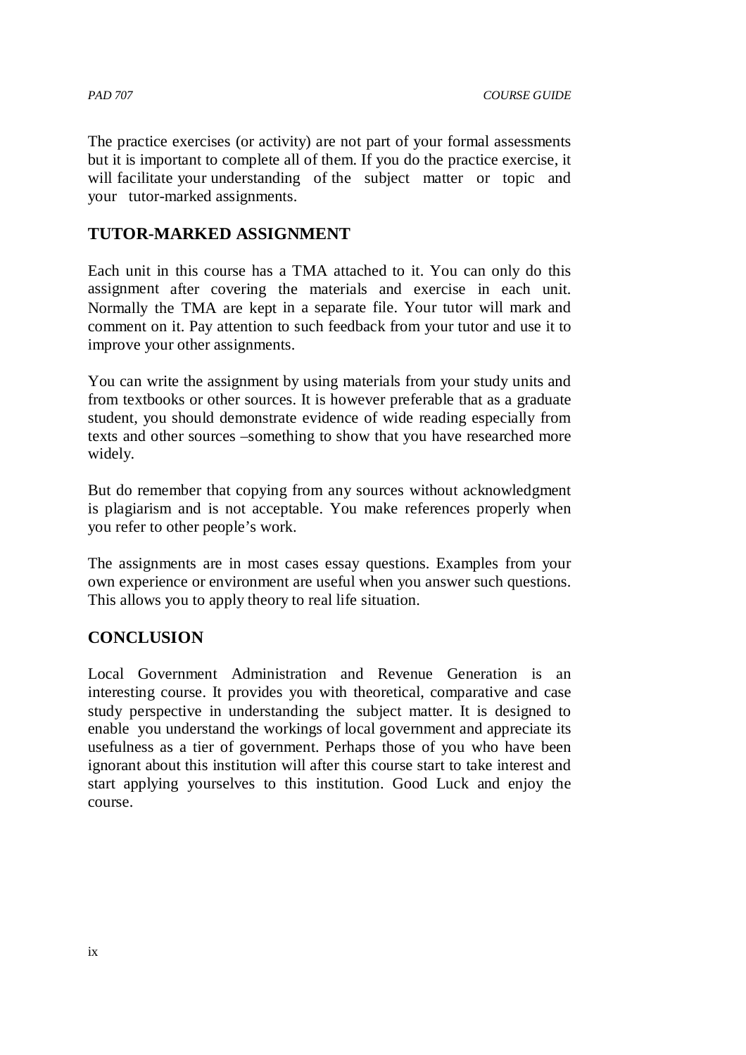The practice exercises (or activity) are not part of your formal assessments but it is important to complete all of them. If you do the practice exercise, it will facilitate your understanding of the subject matter or topic and your tutor-marked assignments.

## TUTOR-MARKED ASSIGNMENT

Each unit in this course has a TMA attached to it. You can only do this assignment after covering the materials and exercise in each unit. Normally the TMA are kept in a separate file. Your tutor will mark and comment on it. Pay attention to such feedback from your tutor and use it to improve your other assignments.

You can write the assignment by using materials from your study units and from textbooks or other sources. It is however preferable that as a graduate student, you should demonstrate evidence of wide reading especially from texts and other sources –something to show that you have researched more widely.

But do remember that copying from any sources without acknowledgment is plagiarism and is not acceptable. You make references properly when you refer to other people's work.

The assignments are in most cases essay questions. Examples from your own experience or environment are useful when you answer such questions. This allows you to apply theory to real life situation.

## CONCLUSION

Local Government Administration and Revenue Generation is an interesting course. It provides you with theoretical, comparative and case study perspective in understanding the subject matter. It is designed to enable you understand the workings of local government and appreciate its usefulness as a tier of government. Perhaps those of you who have been ignorant about this institution will after this course start to take interest and start applying yourselves to this institution. Good Luck and enjoy the course.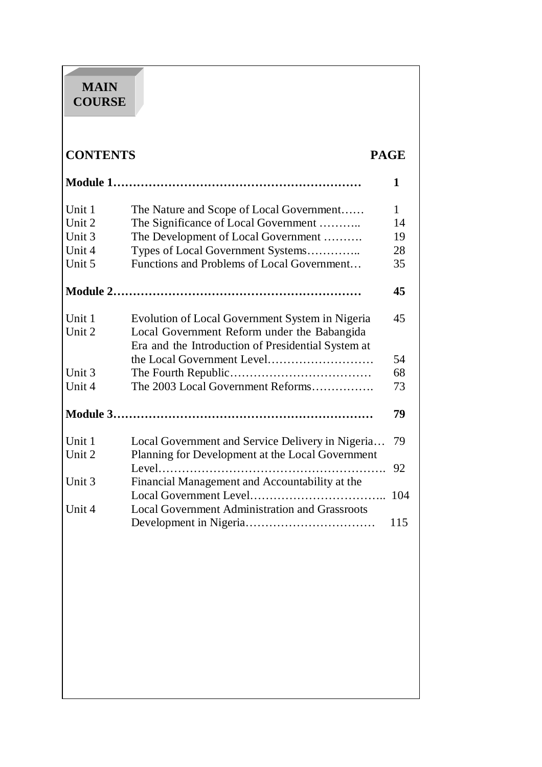# MAIN COURSE

| CONTENTS | | PAGE |
|---|---|---|
| **Module 1** | | **1** |
| Unit 1 | The Nature and Scope of Local Government | 1 |
| Unit 2 | The Significance of Local Government | 14 |
| Unit 3 | The Development of Local Government | 19 |
| Unit 4 | Types of Local Government Systems | 28 |
| Unit 5 | Functions and Problems of Local Government | 35 |
| **Module 2** | | **45** |
| Unit 1 | Evolution of Local Government System in Nigeria | 45 |
| Unit 2 | Local Government Reform under the Babangida Era and the Introduction of Presidential System at the Local Government Level | 54 |
| Unit 3 | The Fourth Republic | 68 |
| Unit 4 | The 2003 Local Government Reforms | 73 |
| **Module 3** | | **79** |
| Unit 1 | Local Government and Service Delivery in Nigeria | 79 |
| Unit 2 | Planning for Development at the Local Government Level | 92 |
| Unit 3 | Financial Management and Accountability at the Local Government Level | 104 |
| Unit 4 | Local Government Administration and Grassroots Development in Nigeria | 115 |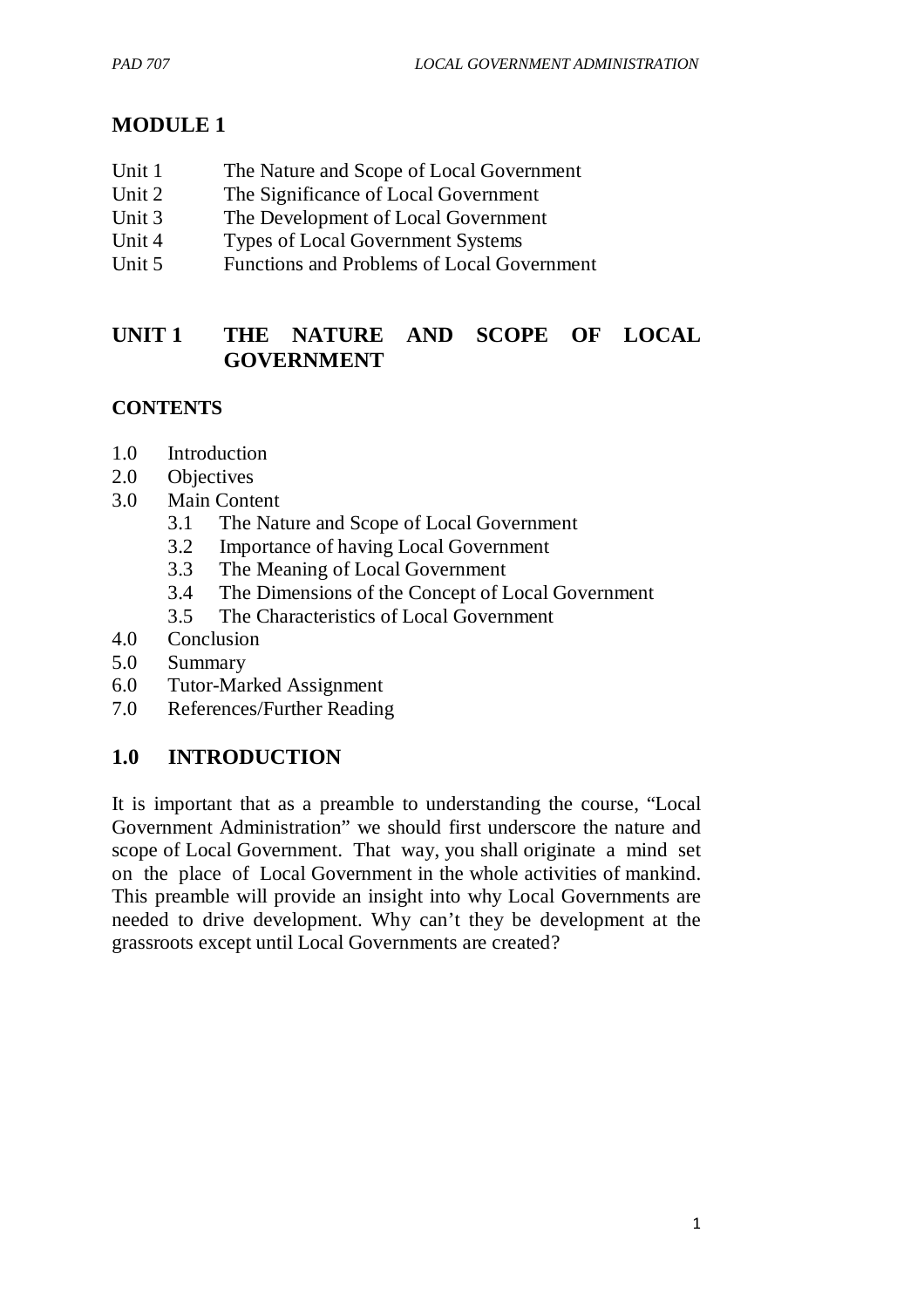# MODULE 1

Unit 1 The Nature and Scope of Local Government
Unit 2 The Significance of Local Government
Unit 3 The Development of Local Government
Unit 4 Types of Local Government Systems
Unit 5 Functions and Problems of Local Government

## UNIT 1 THE NATURE AND SCOPE OF LOCAL GOVERNMENT

**CONTENTS**

- 1.0 Introduction
- 2.0 Objectives
- 3.0 Main Content
  - 3.1 The Nature and Scope of Local Government
  - 3.2 Importance of having Local Government
  - 3.3 The Meaning of Local Government
  - 3.4 The Dimensions of the Concept of Local Government
  - 3.5 The Characteristics of Local Government
- 4.0 Conclusion
- 5.0 Summary
- 6.0 Tutor-Marked Assignment
- 7.0 References/Further Reading

## 1.0 INTRODUCTION

It is important that as a preamble to understanding the course, "Local Government Administration" we should first underscore the nature and scope of Local Government. That way, you shall originate a mind set on the place of Local Government in the whole activities of mankind. This preamble will provide an insight into why Local Governments are needed to drive development. Why can't they be development at the grassroots except until Local Governments are created?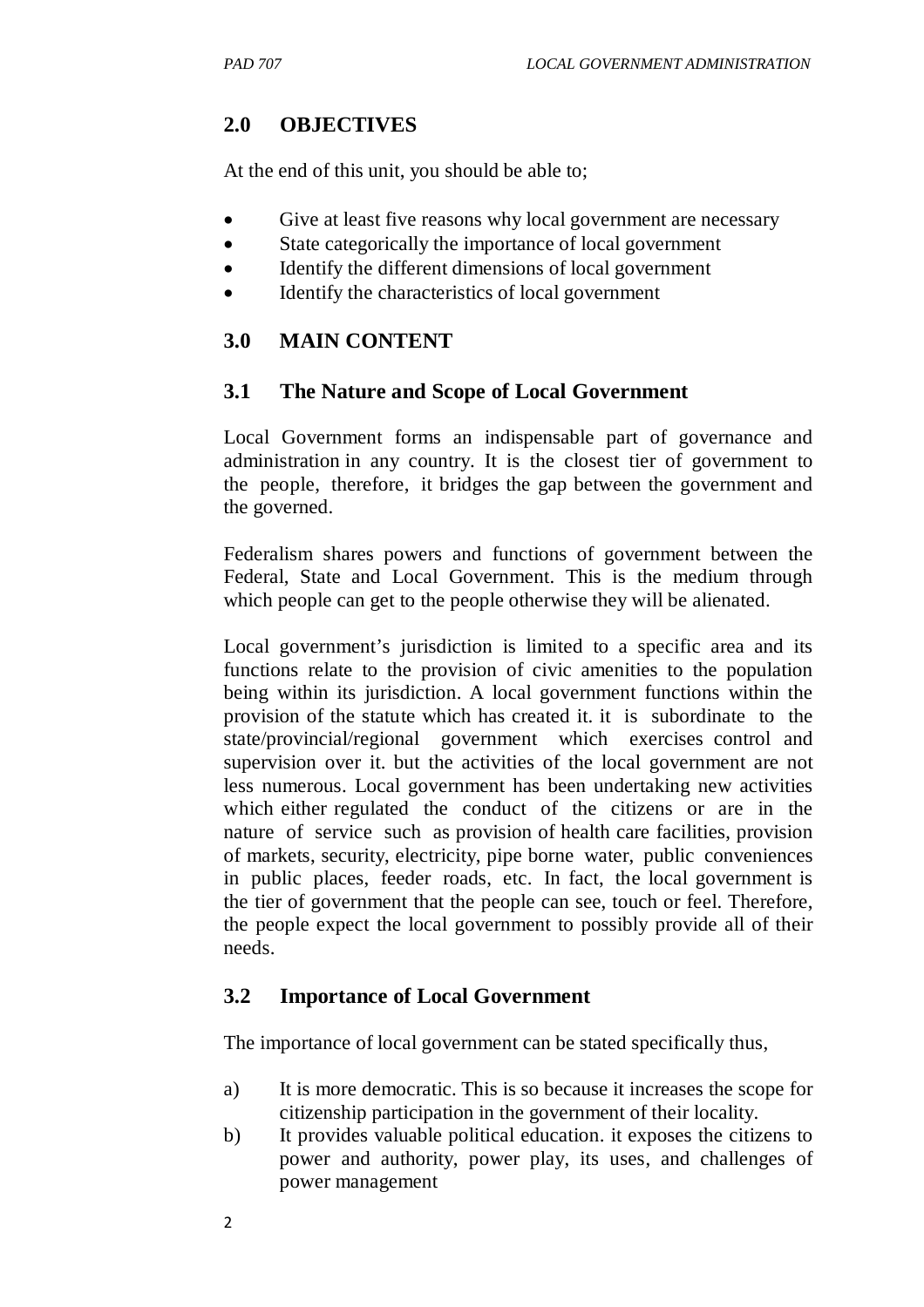## 2.0 OBJECTIVES

At the end of this unit, you should be able to;

- Give at least five reasons why local government are necessary
- State categorically the importance of local government
- Identify the different dimensions of local government
- Identify the characteristics of local government

## 3.0 MAIN CONTENT

### 3.1 The Nature and Scope of Local Government

Local Government forms an indispensable part of governance and administration in any country. It is the closest tier of government to the people, therefore, it bridges the gap between the government and the governed.

Federalism shares powers and functions of government between the Federal, State and Local Government. This is the medium through which people can get to the people otherwise they will be alienated.

Local government's jurisdiction is limited to a specific area and its functions relate to the provision of civic amenities to the population being within its jurisdiction. A local government functions within the provision of the statute which has created it. it is subordinate to the state/provincial/regional government which exercises control and supervision over it. but the activities of the local government are not less numerous. Local government has been undertaking new activities which either regulated the conduct of the citizens or are in the nature of service such as provision of health care facilities, provision of markets, security, electricity, pipe borne water, public conveniences in public places, feeder roads, etc. In fact, the local government is the tier of government that the people can see, touch or feel. Therefore, the people expect the local government to possibly provide all of their needs.

### 3.2 Importance of Local Government

The importance of local government can be stated specifically thus,

a) It is more democratic. This is so because it increases the scope for citizenship participation in the government of their locality.
b) It provides valuable political education. it exposes the citizens to power and authority, power play, its uses, and challenges of power management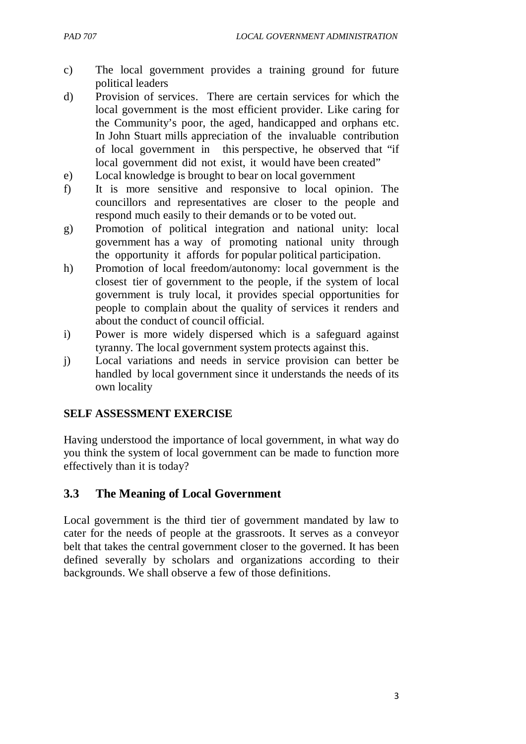c) The local government provides a training ground for future political leaders

d) Provision of services. There are certain services for which the local government is the most efficient provider. Like caring for the Community's poor, the aged, handicapped and orphans etc. In John Stuart mills appreciation of the invaluable contribution of local government in this perspective, he observed that "if local government did not exist, it would have been created"

e) Local knowledge is brought to bear on local government

f) It is more sensitive and responsive to local opinion. The councillors and representatives are closer to the people and respond much easily to their demands or to be voted out.

g) Promotion of political integration and national unity: local government has a way of promoting national unity through the opportunity it affords for popular political participation.

h) Promotion of local freedom/autonomy: local government is the closest tier of government to the people, if the system of local government is truly local, it provides special opportunities for people to complain about the quality of services it renders and about the conduct of council official.

i) Power is more widely dispersed which is a safeguard against tyranny. The local government system protects against this.

j) Local variations and needs in service provision can better be handled by local government since it understands the needs of its own locality

**SELF ASSESSMENT EXERCISE**

Having understood the importance of local government, in what way do you think the system of local government can be made to function more effectively than it is today?

## 3.3 The Meaning of Local Government

Local government is the third tier of government mandated by law to cater for the needs of people at the grassroots. It serves as a conveyor belt that takes the central government closer to the governed. It has been defined severally by scholars and organizations according to their backgrounds. We shall observe a few of those definitions.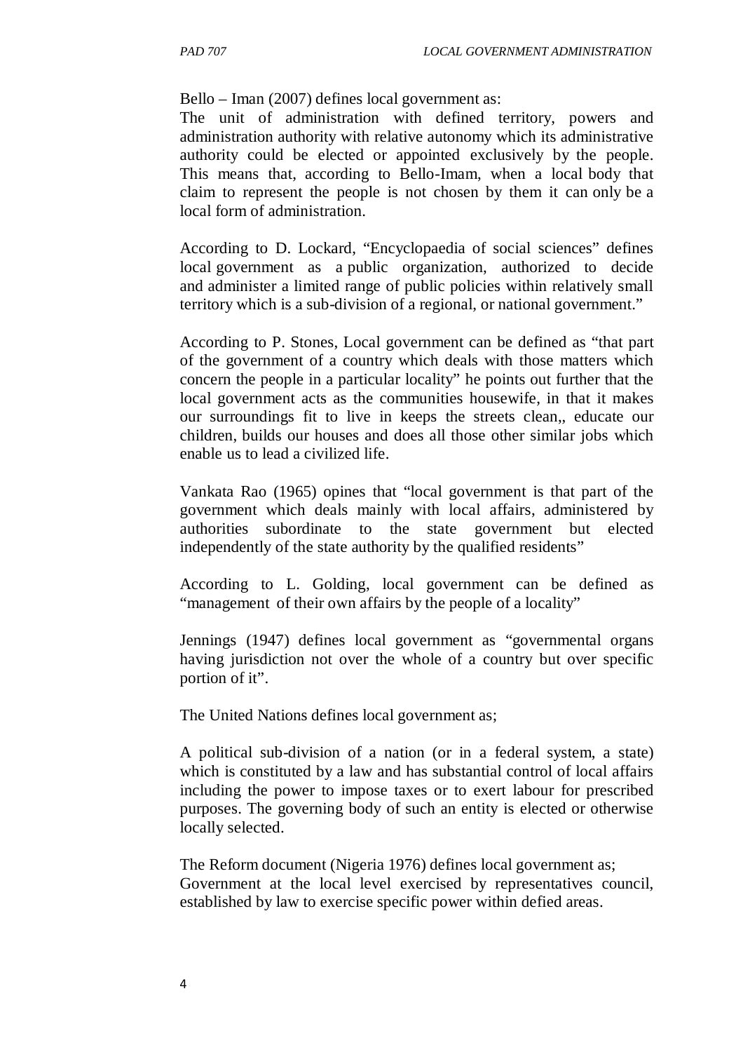Bello – Iman (2007) defines local government as:
The unit of administration with defined territory, powers and administration authority with relative autonomy which its administrative authority could be elected or appointed exclusively by the people. This means that, according to Bello-Imam, when a local body that claim to represent the people is not chosen by them it can only be a local form of administration.

According to D. Lockard, "Encyclopaedia of social sciences" defines local government as a public organization, authorized to decide and administer a limited range of public policies within relatively small territory which is a sub-division of a regional, or national government."

According to P. Stones, Local government can be defined as "that part of the government of a country which deals with those matters which concern the people in a particular locality" he points out further that the local government acts as the communities housewife, in that it makes our surroundings fit to live in keeps the streets clean,, educate our children, builds our houses and does all those other similar jobs which enable us to lead a civilized life.

Vankata Rao (1965) opines that "local government is that part of the government which deals mainly with local affairs, administered by authorities subordinate to the state government but elected independently of the state authority by the qualified residents"

According to L. Golding, local government can be defined as "management of their own affairs by the people of a locality"

Jennings (1947) defines local government as "governmental organs having jurisdiction not over the whole of a country but over specific portion of it".

The United Nations defines local government as;

A political sub-division of a nation (or in a federal system, a state) which is constituted by a law and has substantial control of local affairs including the power to impose taxes or to exert labour for prescribed purposes. The governing body of such an entity is elected or otherwise locally selected.

The Reform document (Nigeria 1976) defines local government as;
Government at the local level exercised by representatives council, established by law to exercise specific power within defied areas.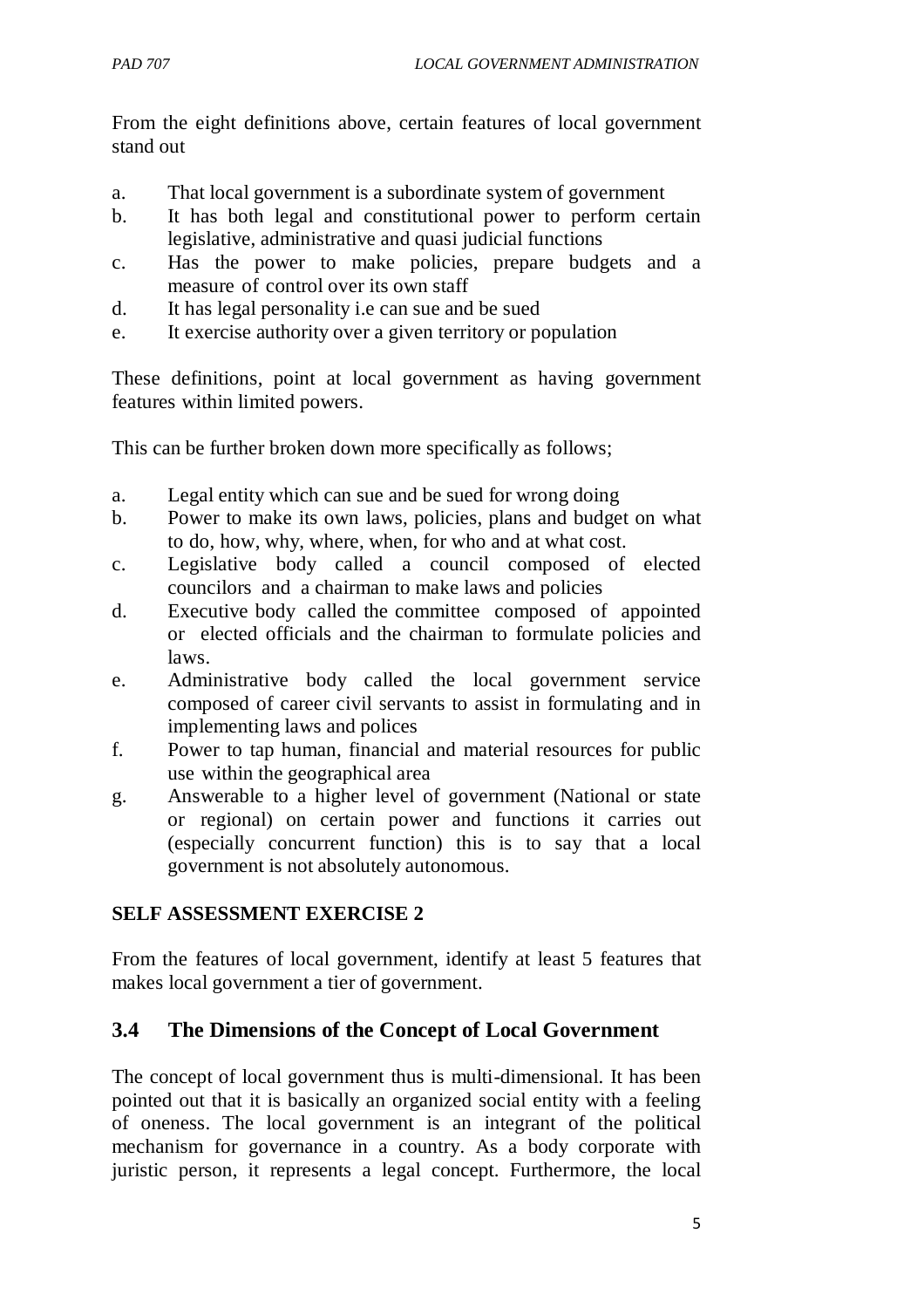From the eight definitions above, certain features of local government stand out

a. That local government is a subordinate system of government
b. It has both legal and constitutional power to perform certain legislative, administrative and quasi judicial functions
c. Has the power to make policies, prepare budgets and a measure of control over its own staff
d. It has legal personality i.e can sue and be sued
e. It exercise authority over a given territory or population

These definitions, point at local government as having government features within limited powers.

This can be further broken down more specifically as follows;

a. Legal entity which can sue and be sued for wrong doing
b. Power to make its own laws, policies, plans and budget on what to do, how, why, where, when, for who and at what cost.
c. Legislative body called a council composed of elected councilors and a chairman to make laws and policies
d. Executive body called the committee composed of appointed or elected officials and the chairman to formulate policies and laws.
e. Administrative body called the local government service composed of career civil servants to assist in formulating and in implementing laws and polices
f. Power to tap human, financial and material resources for public use within the geographical area
g. Answerable to a higher level of government (National or state or regional) on certain power and functions it carries out (especially concurrent function) this is to say that a local government is not absolutely autonomous.

**SELF ASSESSMENT EXERCISE 2**

From the features of local government, identify at least 5 features that makes local government a tier of government.

## 3.4 The Dimensions of the Concept of Local Government

The concept of local government thus is multi-dimensional. It has been pointed out that it is basically an organized social entity with a feeling of oneness. The local government is an integrant of the political mechanism for governance in a country. As a body corporate with juristic person, it represents a legal concept. Furthermore, the local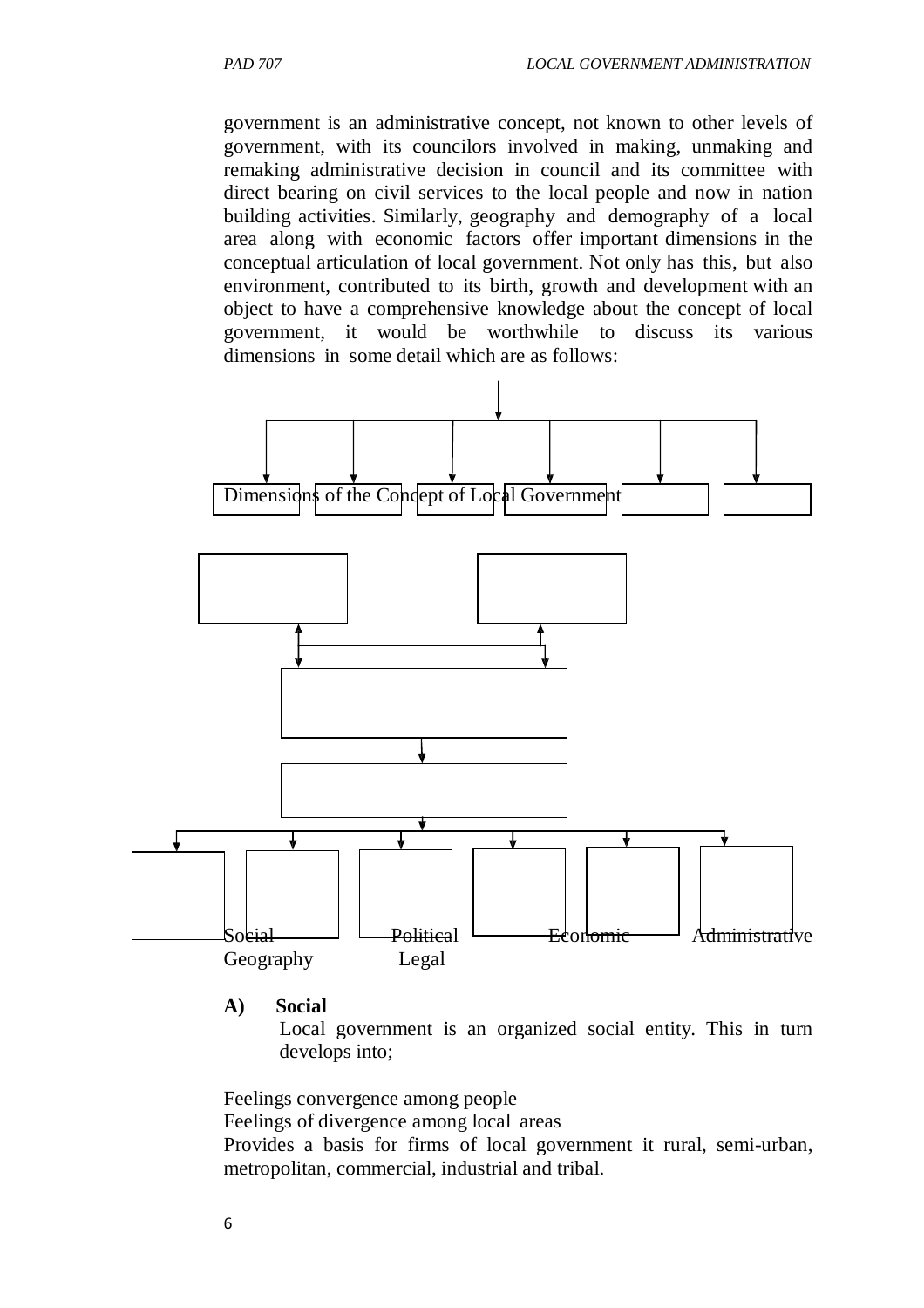government is an administrative concept, not known to other levels of government, with its councilors involved in making, unmaking and remaking administrative decision in council and its committee with direct bearing on civil services to the local people and now in nation building activities. Similarly, geography and demography of a local area along with economic factors offer important dimensions in the conceptual articulation of local government. Not only has this, but also environment, contributed to its birth, growth and development with an object to have a comprehensive knowledge about the concept of local government, it would be worthwhile to discuss its various dimensions in some detail which are as follows:

Dimensions of the Concept of Local Government

Social Political Economic Administrative
Geography Legal

**A) Social**

Local government is an organized social entity. This in turn develops into;

Feelings convergence among people
Feelings of divergence among local areas
Provides a basis for firms of local government it rural, semi-urban, metropolitan, commercial, industrial and tribal.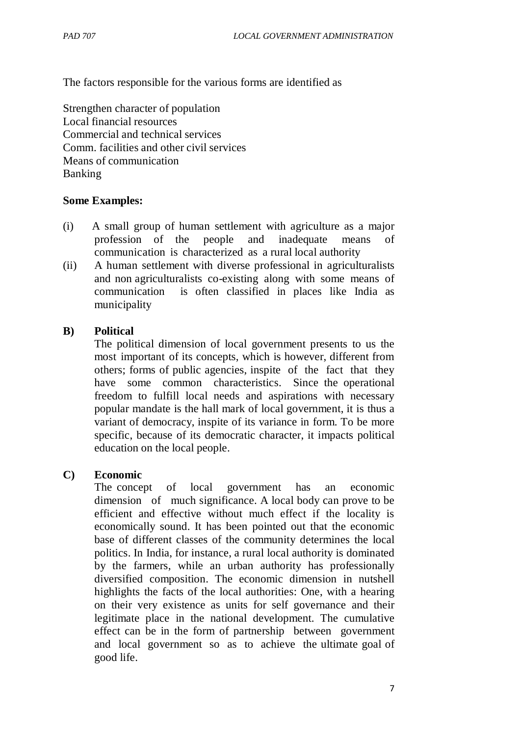The factors responsible for the various forms are identified as

Strengthen character of population
Local financial resources
Commercial and technical services
Comm. facilities and other civil services
Means of communication
Banking

**Some Examples:**

(i) A small group of human settlement with agriculture as a major profession of the people and inadequate means of communication is characterized as a rural local authority

(ii) A human settlement with diverse professional in agriculturalists and non agriculturalists co-existing along with some means of communication is often classified in places like India as municipality

**B) Political**

The political dimension of local government presents to us the most important of its concepts, which is however, different from others; forms of public agencies, inspite of the fact that they have some common characteristics. Since the operational freedom to fulfill local needs and aspirations with necessary popular mandate is the hall mark of local government, it is thus a variant of democracy, inspite of its variance in form. To be more specific, because of its democratic character, it impacts political education on the local people.

**C) Economic**

The concept of local government has an economic dimension of much significance. A local body can prove to be efficient and effective without much effect if the locality is economically sound. It has been pointed out that the economic base of different classes of the community determines the local politics. In India, for instance, a rural local authority is dominated by the farmers, while an urban authority has professionally diversified composition. The economic dimension in nutshell highlights the facts of the local authorities: One, with a hearing on their very existence as units for self governance and their legitimate place in the national development. The cumulative effect can be in the form of partnership between government and local government so as to achieve the ultimate goal of good life.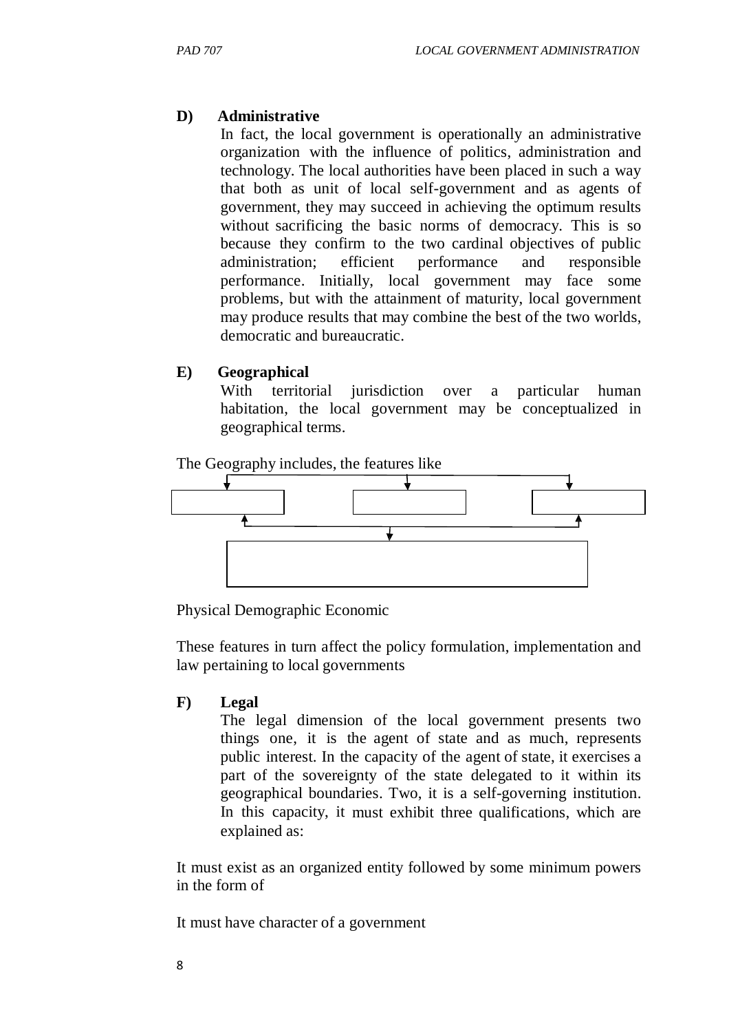**D) Administrative**

In fact, the local government is operationally an administrative organization with the influence of politics, administration and technology. The local authorities have been placed in such a way that both as unit of local self-government and as agents of government, they may succeed in achieving the optimum results without sacrificing the basic norms of democracy. This is so because they confirm to the two cardinal objectives of public administration; efficient performance and responsible performance. Initially, local government may face some problems, but with the attainment of maturity, local government may produce results that may combine the best of the two worlds, democratic and bureaucratic.

**E) Geographical**

With territorial jurisdiction over a particular human habitation, the local government may be conceptualized in geographical terms.

The Geography includes, the features like

Physical Demographic Economic

These features in turn affect the policy formulation, implementation and law pertaining to local governments

**F) Legal**

The legal dimension of the local government presents two things one, it is the agent of state and as much, represents public interest. In the capacity of the agent of state, it exercises a part of the sovereignty of the state delegated to it within its geographical boundaries. Two, it is a self-governing institution. In this capacity, it must exhibit three qualifications, which are explained as:

It must exist as an organized entity followed by some minimum powers in the form of

It must have character of a government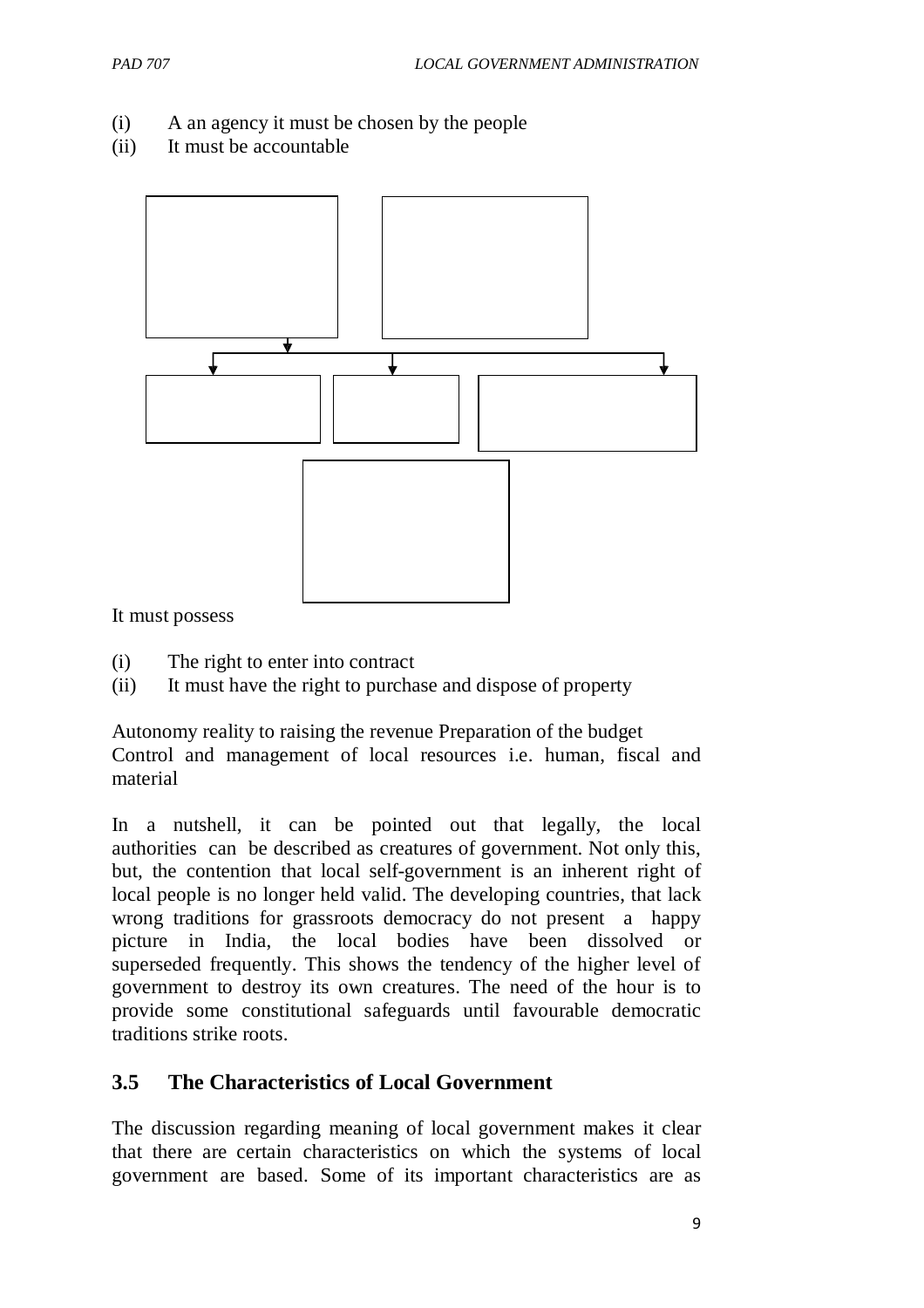(i) A an agency it must be chosen by the people
(ii) It must be accountable

It must possess

(i) The right to enter into contract
(ii) It must have the right to purchase and dispose of property

Autonomy reality to raising the revenue Preparation of the budget
Control and management of local resources i.e. human, fiscal and material

In a nutshell, it can be pointed out that legally, the local authorities can be described as creatures of government. Not only this, but, the contention that local self-government is an inherent right of local people is no longer held valid. The developing countries, that lack wrong traditions for grassroots democracy do not present a happy picture in India, the local bodies have been dissolved or superseded frequently. This shows the tendency of the higher level of government to destroy its own creatures. The need of the hour is to provide some constitutional safeguards until favourable democratic traditions strike roots.

## 3.5 The Characteristics of Local Government

The discussion regarding meaning of local government makes it clear that there are certain characteristics on which the systems of local government are based. Some of its important characteristics are as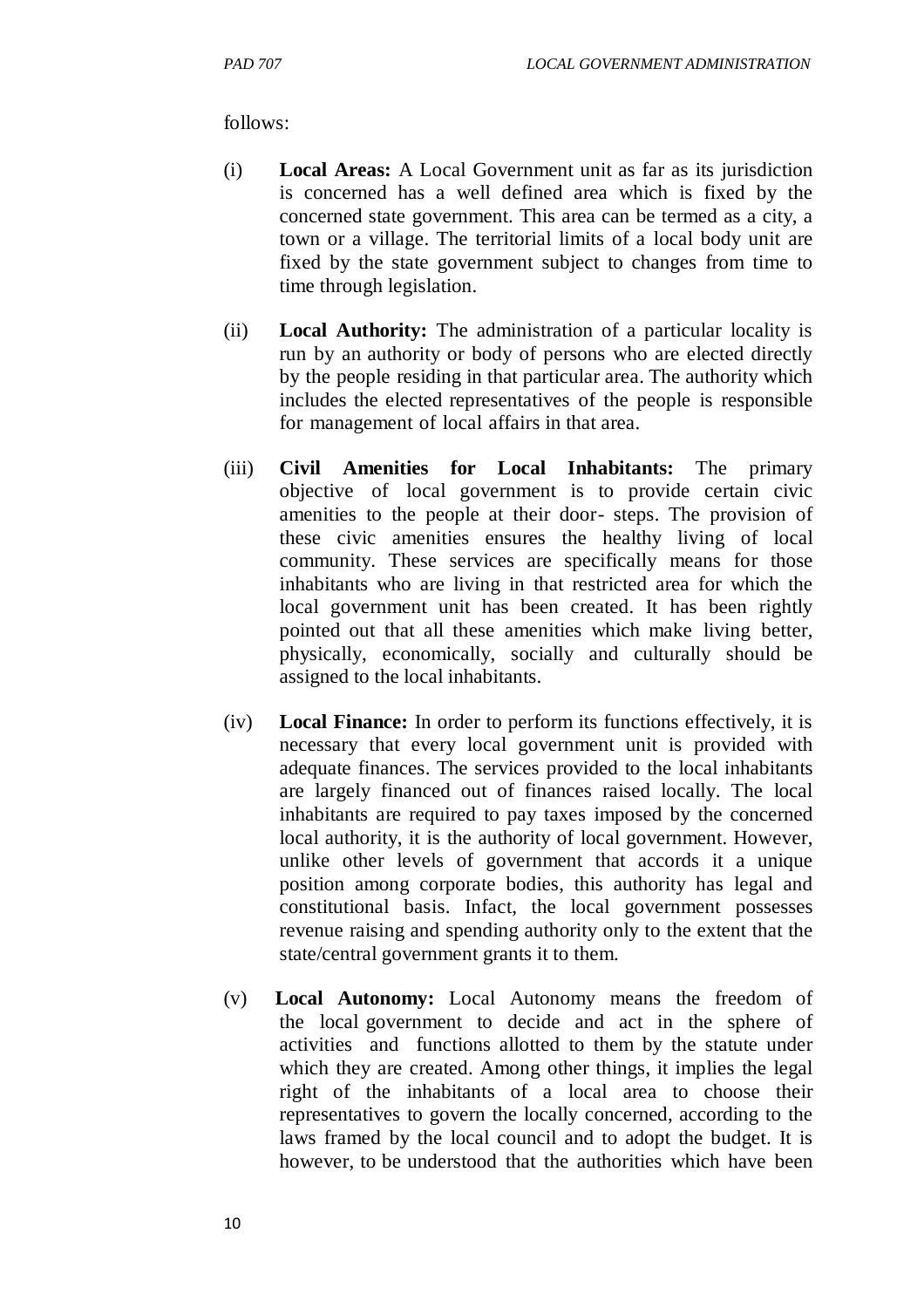follows:

(i) **Local Areas:** A Local Government unit as far as its jurisdiction is concerned has a well defined area which is fixed by the concerned state government. This area can be termed as a city, a town or a village. The territorial limits of a local body unit are fixed by the state government subject to changes from time to time through legislation.

(ii) **Local Authority:** The administration of a particular locality is run by an authority or body of persons who are elected directly by the people residing in that particular area. The authority which includes the elected representatives of the people is responsible for management of local affairs in that area.

(iii) **Civil Amenities for Local Inhabitants:** The primary objective of local government is to provide certain civic amenities to the people at their door- steps. The provision of these civic amenities ensures the healthy living of local community. These services are specifically means for those inhabitants who are living in that restricted area for which the local government unit has been created. It has been rightly pointed out that all these amenities which make living better, physically, economically, socially and culturally should be assigned to the local inhabitants.

(iv) **Local Finance:** In order to perform its functions effectively, it is necessary that every local government unit is provided with adequate finances. The services provided to the local inhabitants are largely financed out of finances raised locally. The local inhabitants are required to pay taxes imposed by the concerned local authority, it is the authority of local government. However, unlike other levels of government that accords it a unique position among corporate bodies, this authority has legal and constitutional basis. Infact, the local government possesses revenue raising and spending authority only to the extent that the state/central government grants it to them.

(v) **Local Autonomy:** Local Autonomy means the freedom of the local government to decide and act in the sphere of activities and functions allotted to them by the statute under which they are created. Among other things, it implies the legal right of the inhabitants of a local area to choose their representatives to govern the locally concerned, according to the laws framed by the local council and to adopt the budget. It is however, to be understood that the authorities which have been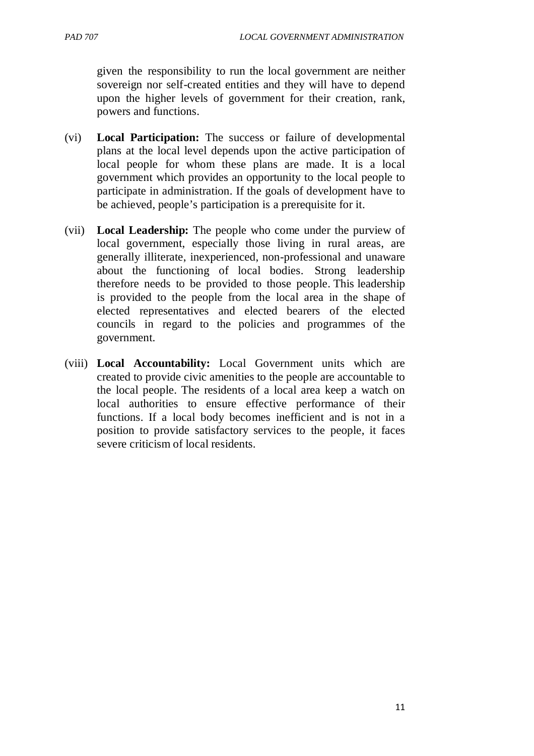given the responsibility to run the local government are neither sovereign nor self-created entities and they will have to depend upon the higher levels of government for their creation, rank, powers and functions.

(vi) **Local Participation:** The success or failure of developmental plans at the local level depends upon the active participation of local people for whom these plans are made. It is a local government which provides an opportunity to the local people to participate in administration. If the goals of development have to be achieved, people's participation is a prerequisite for it.

(vii) **Local Leadership:** The people who come under the purview of local government, especially those living in rural areas, are generally illiterate, inexperienced, non-professional and unaware about the functioning of local bodies. Strong leadership therefore needs to be provided to those people. This leadership is provided to the people from the local area in the shape of elected representatives and elected bearers of the elected councils in regard to the policies and programmes of the government.

(viii) **Local Accountability:** Local Government units which are created to provide civic amenities to the people are accountable to the local people. The residents of a local area keep a watch on local authorities to ensure effective performance of their functions. If a local body becomes inefficient and is not in a position to provide satisfactory services to the people, it faces severe criticism of local residents.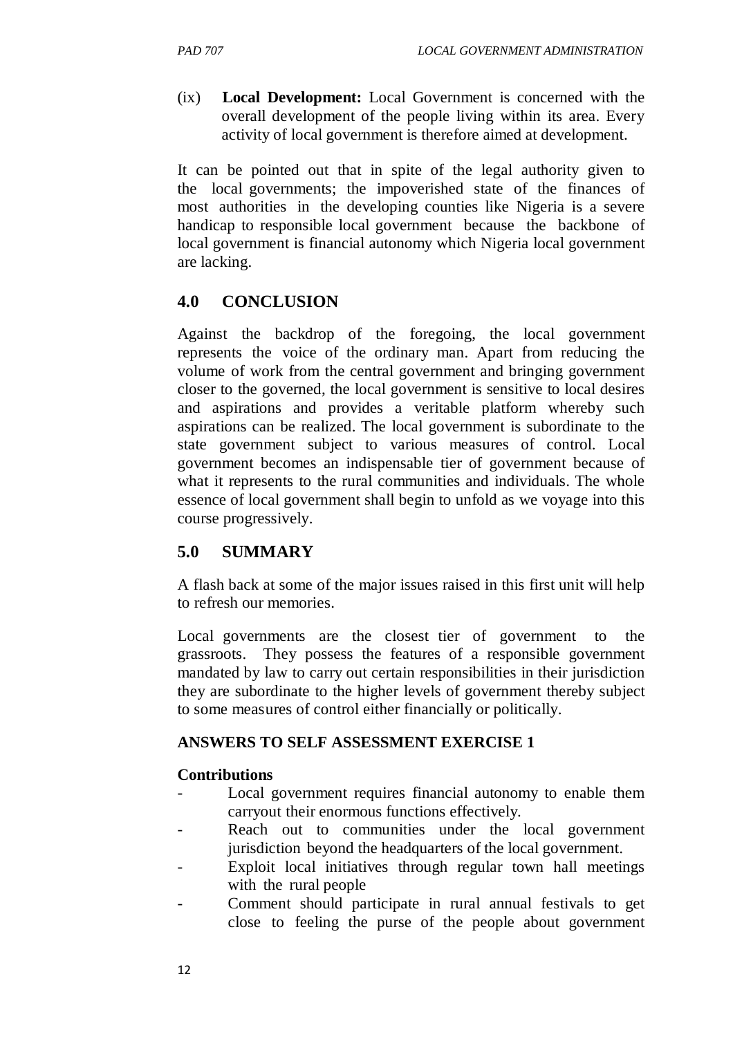(ix) **Local Development:** Local Government is concerned with the overall development of the people living within its area. Every activity of local government is therefore aimed at development.

It can be pointed out that in spite of the legal authority given to the local governments; the impoverished state of the finances of most authorities in the developing counties like Nigeria is a severe handicap to responsible local government because the backbone of local government is financial autonomy which Nigeria local government are lacking.

## 4.0 CONCLUSION

Against the backdrop of the foregoing, the local government represents the voice of the ordinary man. Apart from reducing the volume of work from the central government and bringing government closer to the governed, the local government is sensitive to local desires and aspirations and provides a veritable platform whereby such aspirations can be realized. The local government is subordinate to the state government subject to various measures of control. Local government becomes an indispensable tier of government because of what it represents to the rural communities and individuals. The whole essence of local government shall begin to unfold as we voyage into this course progressively.

## 5.0 SUMMARY

A flash back at some of the major issues raised in this first unit will help to refresh our memories.

Local governments are the closest tier of government to the grassroots. They possess the features of a responsible government mandated by law to carry out certain responsibilities in their jurisdiction they are subordinate to the higher levels of government thereby subject to some measures of control either financially or politically.

**ANSWERS TO SELF ASSESSMENT EXERCISE 1**

**Contributions**

- Local government requires financial autonomy to enable them carryout their enormous functions effectively.
- Reach out to communities under the local government jurisdiction beyond the headquarters of the local government.
- Exploit local initiatives through regular town hall meetings with the rural people
- Comment should participate in rural annual festivals to get close to feeling the purse of the people about government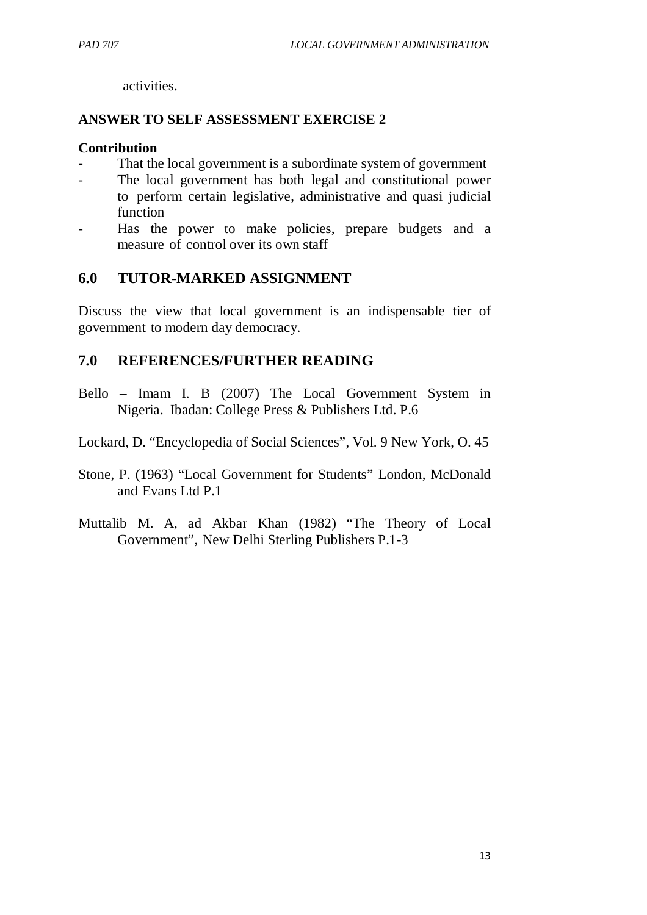activities.

**ANSWER TO SELF ASSESSMENT EXERCISE 2**

**Contribution**

- That the local government is a subordinate system of government
- The local government has both legal and constitutional power to perform certain legislative, administrative and quasi judicial function
- Has the power to make policies, prepare budgets and a measure of control over its own staff

## 6.0 TUTOR-MARKED ASSIGNMENT

Discuss the view that local government is an indispensable tier of government to modern day democracy.

## 7.0 REFERENCES/FURTHER READING

Bello – Imam I. B (2007) The Local Government System in Nigeria. Ibadan: College Press & Publishers Ltd. P.6

Lockard, D. "Encyclopedia of Social Sciences", Vol. 9 New York, O. 45

Stone, P. (1963) "Local Government for Students" London, McDonald and Evans Ltd P.1

Muttalib M. A, ad Akbar Khan (1982) "The Theory of Local Government", New Delhi Sterling Publishers P.1-3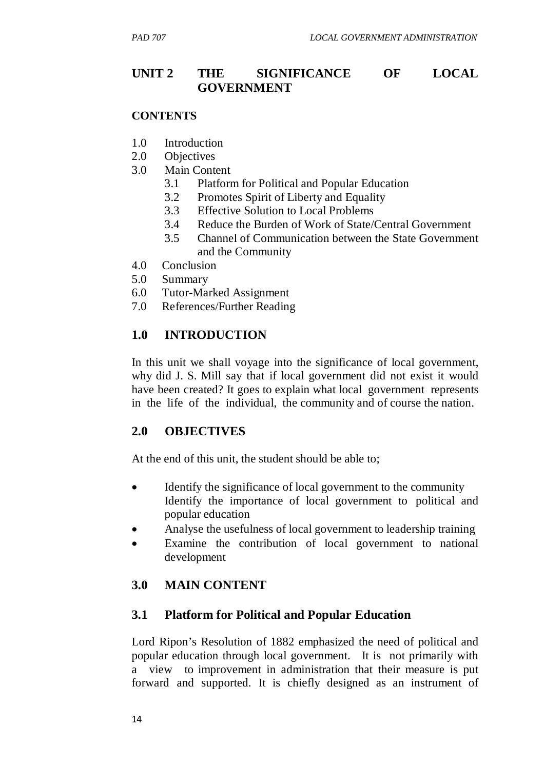## UNIT 2 THE SIGNIFICANCE OF LOCAL GOVERNMENT

**CONTENTS**

1.0 Introduction
2.0 Objectives
3.0 Main Content
   3.1 Platform for Political and Popular Education
   3.2 Promotes Spirit of Liberty and Equality
   3.3 Effective Solution to Local Problems
   3.4 Reduce the Burden of Work of State/Central Government
   3.5 Channel of Communication between the State Government and the Community
4.0 Conclusion
5.0 Summary
6.0 Tutor-Marked Assignment
7.0 References/Further Reading

## 1.0 INTRODUCTION

In this unit we shall voyage into the significance of local government, why did J. S. Mill say that if local government did not exist it would have been created? It goes to explain what local government represents in the life of the individual, the community and of course the nation.

## 2.0 OBJECTIVES

At the end of this unit, the student should be able to;

- Identify the significance of local government to the community
  Identify the importance of local government to political and popular education
- Analyse the usefulness of local government to leadership training
- Examine the contribution of local government to national development

## 3.0 MAIN CONTENT

### 3.1 Platform for Political and Popular Education

Lord Ripon's Resolution of 1882 emphasized the need of political and popular education through local government. It is not primarily with a view to improvement in administration that their measure is put forward and supported. It is chiefly designed as an instrument of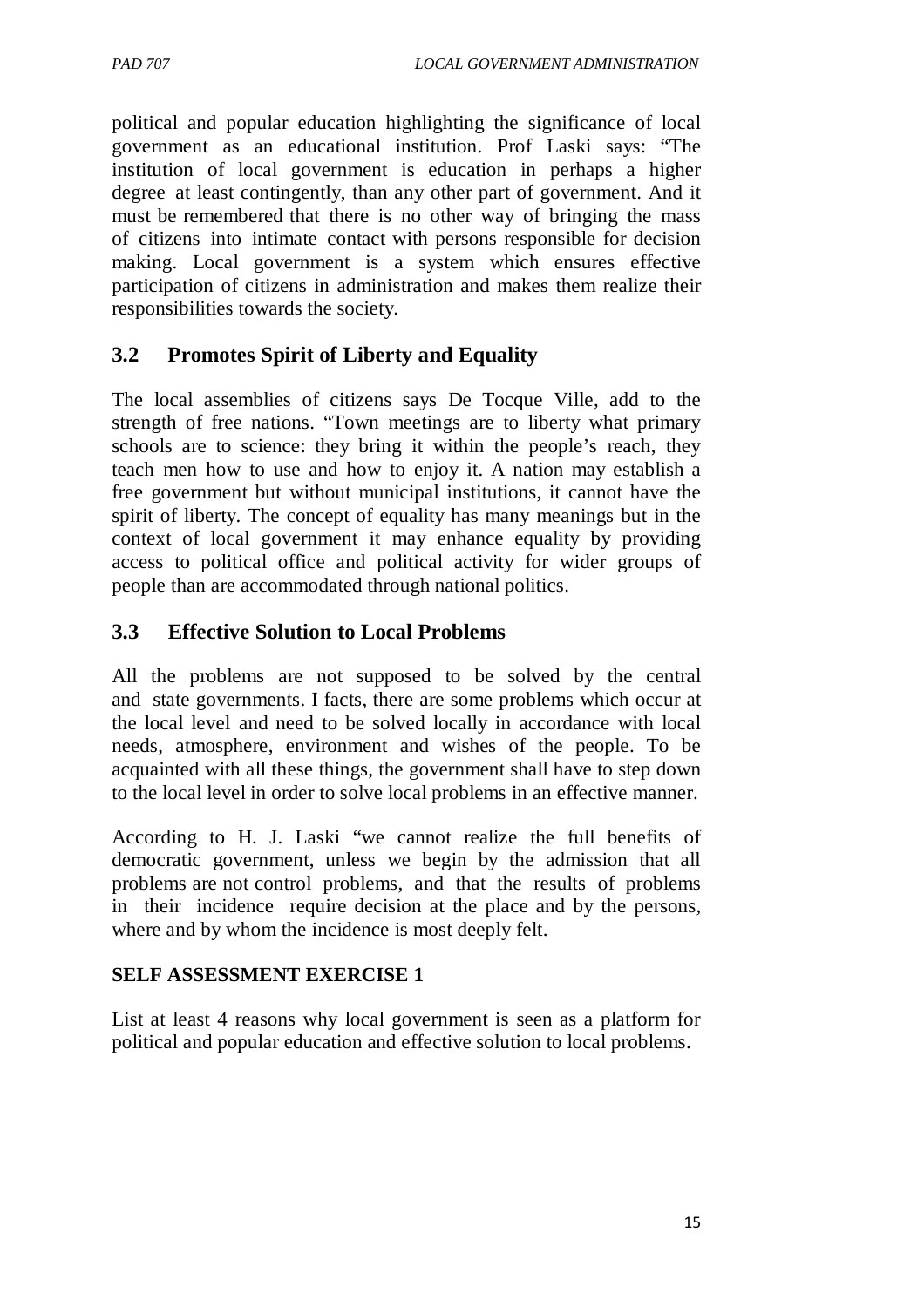political and popular education highlighting the significance of local government as an educational institution. Prof Laski says: "The institution of local government is education in perhaps a higher degree at least contingently, than any other part of government. And it must be remembered that there is no other way of bringing the mass of citizens into intimate contact with persons responsible for decision making. Local government is a system which ensures effective participation of citizens in administration and makes them realize their responsibilities towards the society.

## 3.2 Promotes Spirit of Liberty and Equality

The local assemblies of citizens says De Tocque Ville, add to the strength of free nations. "Town meetings are to liberty what primary schools are to science: they bring it within the people's reach, they teach men how to use and how to enjoy it. A nation may establish a free government but without municipal institutions, it cannot have the spirit of liberty. The concept of equality has many meanings but in the context of local government it may enhance equality by providing access to political office and political activity for wider groups of people than are accommodated through national politics.

## 3.3 Effective Solution to Local Problems

All the problems are not supposed to be solved by the central and state governments. I facts, there are some problems which occur at the local level and need to be solved locally in accordance with local needs, atmosphere, environment and wishes of the people. To be acquainted with all these things, the government shall have to step down to the local level in order to solve local problems in an effective manner.

According to H. J. Laski "we cannot realize the full benefits of democratic government, unless we begin by the admission that all problems are not control problems, and that the results of problems in their incidence require decision at the place and by the persons, where and by whom the incidence is most deeply felt.

**SELF ASSESSMENT EXERCISE 1**

List at least 4 reasons why local government is seen as a platform for political and popular education and effective solution to local problems.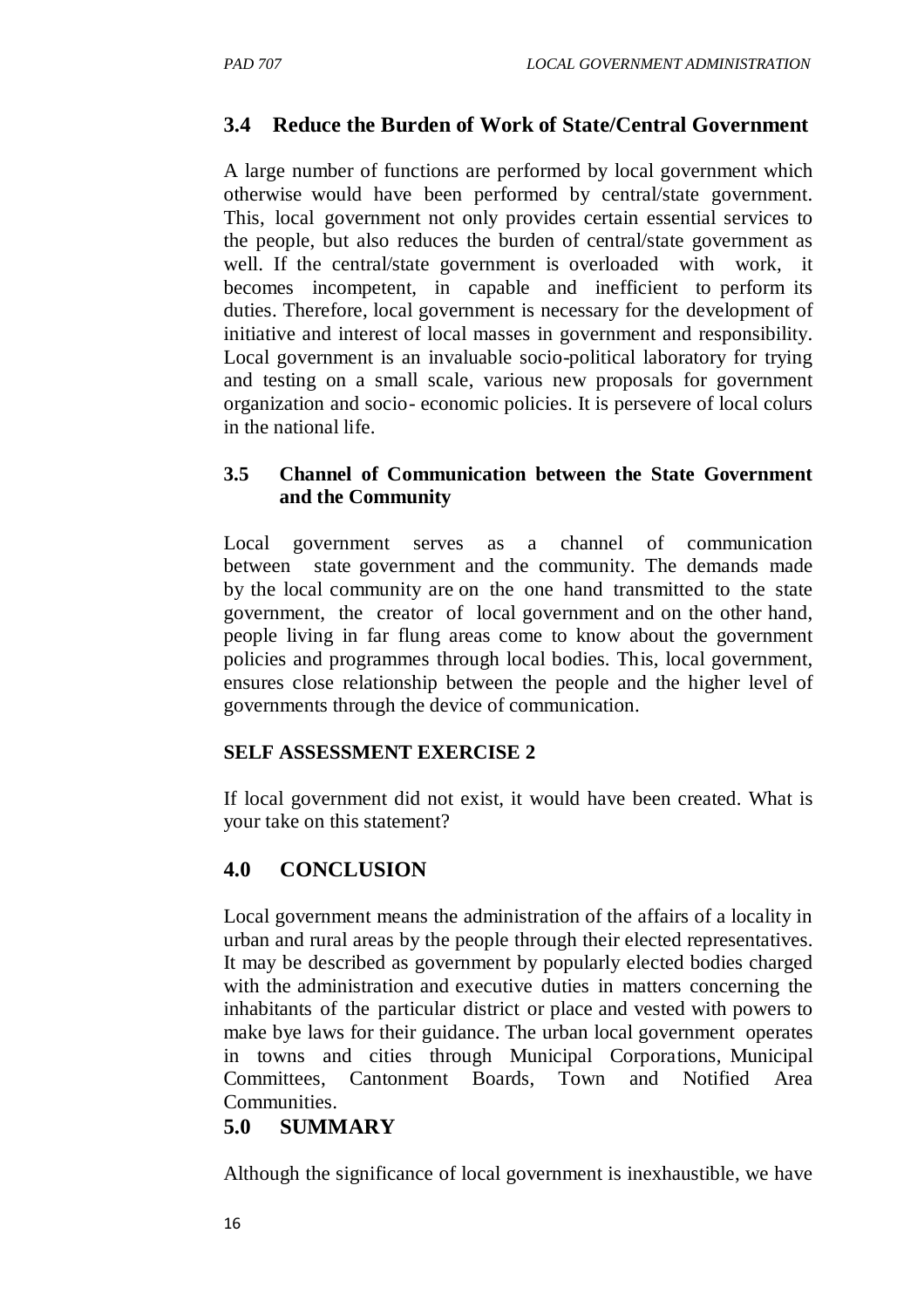## 3.4 Reduce the Burden of Work of State/Central Government

A large number of functions are performed by local government which otherwise would have been performed by central/state government. This, local government not only provides certain essential services to the people, but also reduces the burden of central/state government as well. If the central/state government is overloaded with work, it becomes incompetent, in capable and inefficient to perform its duties. Therefore, local government is necessary for the development of initiative and interest of local masses in government and responsibility. Local government is an invaluable socio-political laboratory for trying and testing on a small scale, various new proposals for government organization and socio- economic policies. It is persevere of local colurs in the national life.

### 3.5 Channel of Communication between the State Government and the Community

Local government serves as a channel of communication between state government and the community. The demands made by the local community are on the one hand transmitted to the state government, the creator of local government and on the other hand, people living in far flung areas come to know about the government policies and programmes through local bodies. This, local government, ensures close relationship between the people and the higher level of governments through the device of communication.

### SELF ASSESSMENT EXERCISE 2

If local government did not exist, it would have been created. What is your take on this statement?

## 4.0 CONCLUSION

Local government means the administration of the affairs of a locality in urban and rural areas by the people through their elected representatives. It may be described as government by popularly elected bodies charged with the administration and executive duties in matters concerning the inhabitants of the particular district or place and vested with powers to make bye laws for their guidance. The urban local government operates in towns and cities through Municipal Corporations, Municipal Committees, Cantonment Boards, Town and Notified Area Communities.

## 5.0 SUMMARY

Although the significance of local government is inexhaustible, we have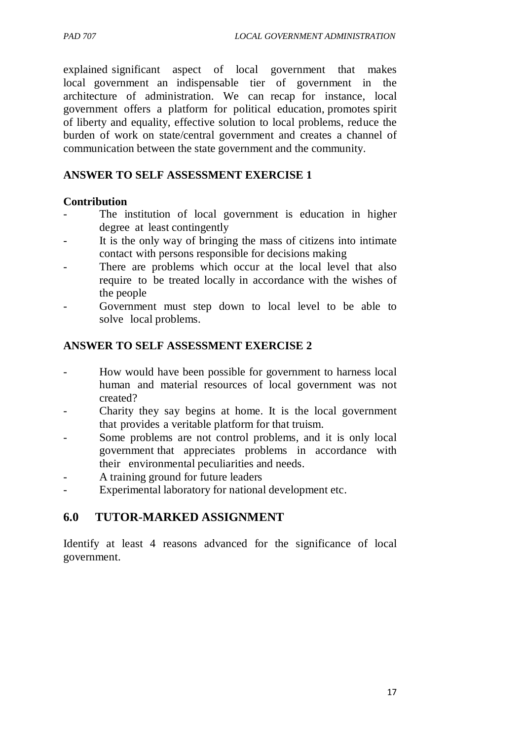explained significant aspect of local government that makes local government an indispensable tier of government in the architecture of administration. We can recap for instance, local government offers a platform for political education, promotes spirit of liberty and equality, effective solution to local problems, reduce the burden of work on state/central government and creates a channel of communication between the state government and the community.

**ANSWER TO SELF ASSESSMENT EXERCISE 1**

**Contribution**

- The institution of local government is education in higher degree at least contingently
- It is the only way of bringing the mass of citizens into intimate contact with persons responsible for decisions making
- There are problems which occur at the local level that also require to be treated locally in accordance with the wishes of the people
- Government must step down to local level to be able to solve local problems.

**ANSWER TO SELF ASSESSMENT EXERCISE 2**

- How would have been possible for government to harness local human and material resources of local government was not created?
- Charity they say begins at home. It is the local government that provides a veritable platform for that truism.
- Some problems are not control problems, and it is only local government that appreciates problems in accordance with their environmental peculiarities and needs.
- A training ground for future leaders
- Experimental laboratory for national development etc.

## 6.0 TUTOR-MARKED ASSIGNMENT

Identify at least 4 reasons advanced for the significance of local government.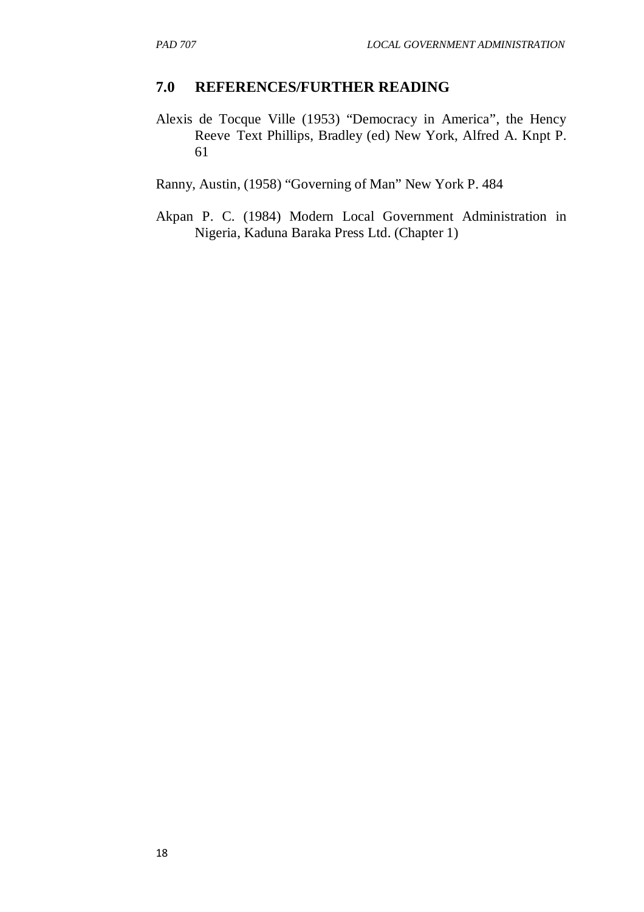## 7.0 REFERENCES/FURTHER READING

Alexis de Tocque Ville (1953) "Democracy in America", the Hency Reeve Text Phillips, Bradley (ed) New York, Alfred A. Knpt P. 61

Ranny, Austin, (1958) "Governing of Man" New York P. 484

Akpan P. C. (1984) Modern Local Government Administration in Nigeria, Kaduna Baraka Press Ltd. (Chapter 1)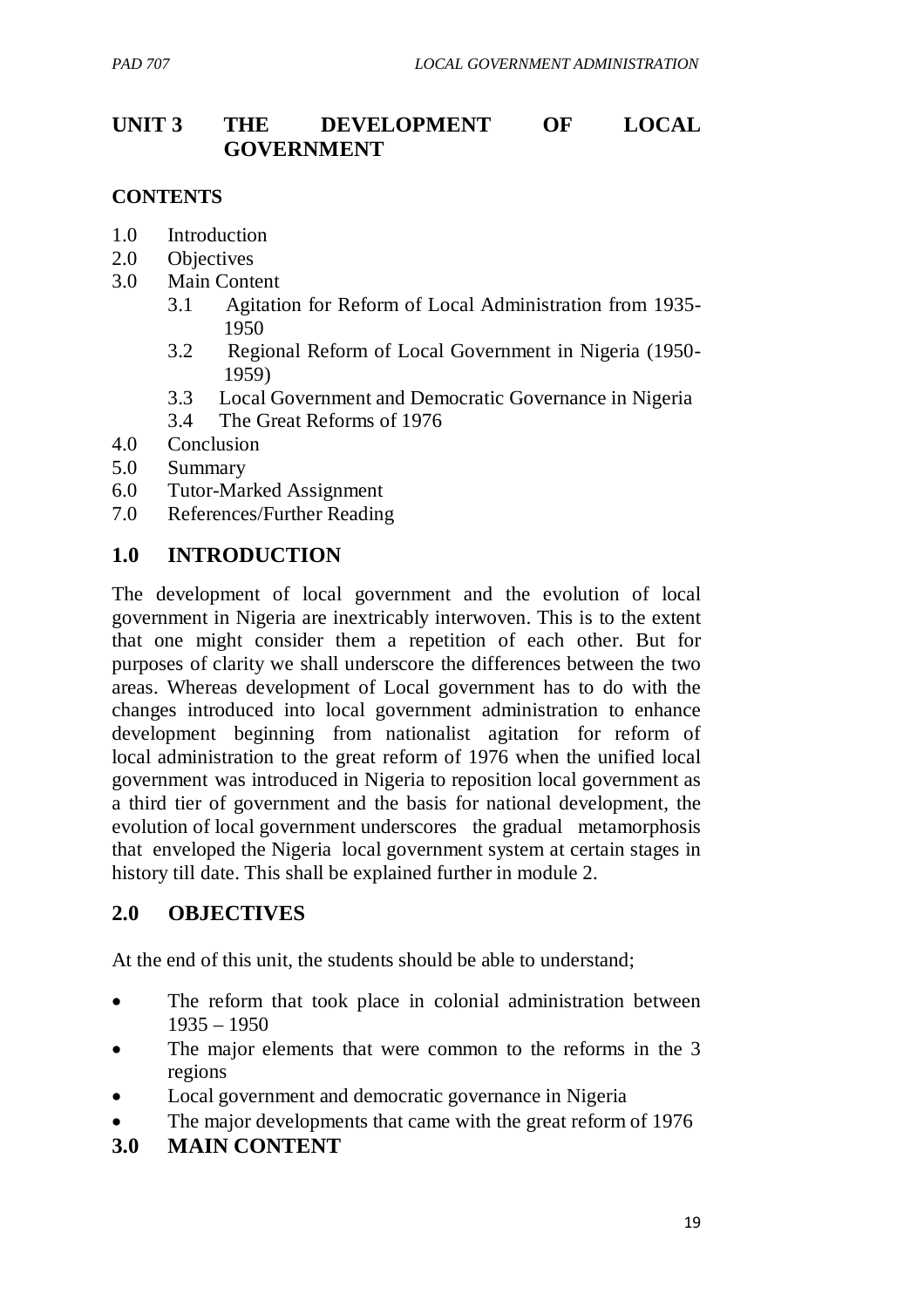# UNIT 3 THE DEVELOPMENT OF LOCAL GOVERNMENT

**CONTENTS**

1.0 Introduction
2.0 Objectives
3.0 Main Content
   3.1 Agitation for Reform of Local Administration from 1935-1950
   3.2 Regional Reform of Local Government in Nigeria (1950-1959)
   3.3 Local Government and Democratic Governance in Nigeria
   3.4 The Great Reforms of 1976
4.0 Conclusion
5.0 Summary
6.0 Tutor-Marked Assignment
7.0 References/Further Reading

## 1.0 INTRODUCTION

The development of local government and the evolution of local government in Nigeria are inextricably interwoven. This is to the extent that one might consider them a repetition of each other. But for purposes of clarity we shall underscore the differences between the two areas. Whereas development of Local government has to do with the changes introduced into local government administration to enhance development beginning from nationalist agitation for reform of local administration to the great reform of 1976 when the unified local government was introduced in Nigeria to reposition local government as a third tier of government and the basis for national development, the evolution of local government underscores the gradual metamorphosis that enveloped the Nigeria local government system at certain stages in history till date. This shall be explained further in module 2.

## 2.0 OBJECTIVES

At the end of this unit, the students should be able to understand;

- The reform that took place in colonial administration between 1935 – 1950
- The major elements that were common to the reforms in the 3 regions
- Local government and democratic governance in Nigeria
- The major developments that came with the great reform of 1976

## 3.0 MAIN CONTENT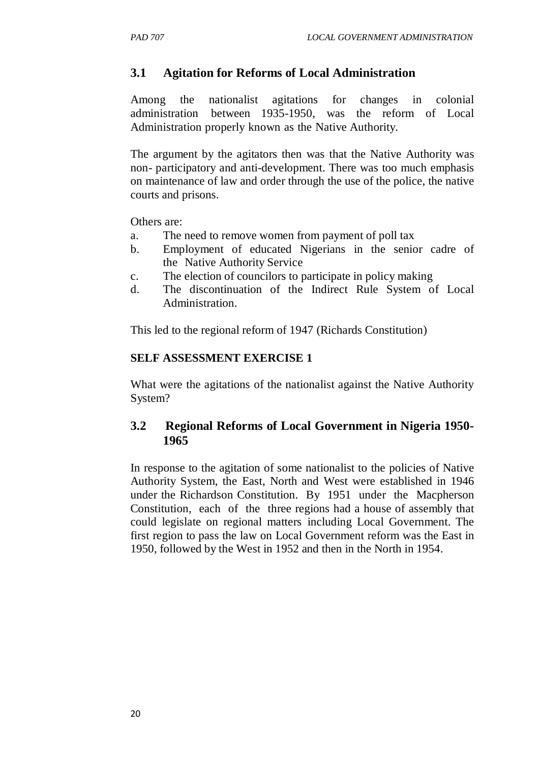## 3.1 Agitation for Reforms of Local Administration

Among the nationalist agitations for changes in colonial administration between 1935-1950, was the reform of Local Administration properly known as the Native Authority.

The argument by the agitators then was that the Native Authority was non- participatory and anti-development. There was too much emphasis on maintenance of law and order through the use of the police, the native courts and prisons.

Others are:

a. The need to remove women from payment of poll tax
b. Employment of educated Nigerians in the senior cadre of the Native Authority Service
c. The election of councilors to participate in policy making
d. The discontinuation of the Indirect Rule System of Local Administration.

This led to the regional reform of 1947 (Richards Constitution)

**SELF ASSESSMENT EXERCISE 1**

What were the agitations of the nationalist against the Native Authority System?

## 3.2 Regional Reforms of Local Government in Nigeria 1950-1965

In response to the agitation of some nationalist to the policies of Native Authority System, the East, North and West were established in 1946 under the Richardson Constitution. By 1951 under the Macpherson Constitution, each of the three regions had a house of assembly that could legislate on regional matters including Local Government. The first region to pass the law on Local Government reform was the East in 1950, followed by the West in 1952 and then in the North in 1954.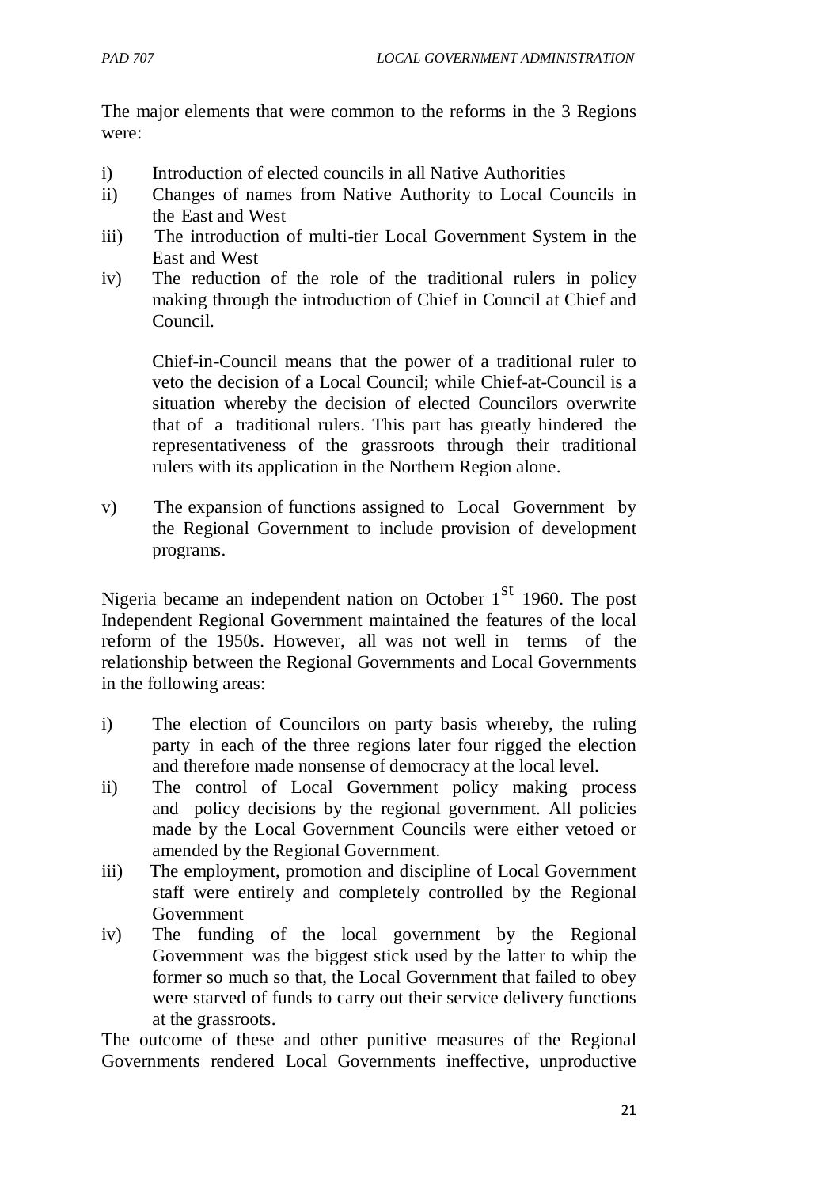The major elements that were common to the reforms in the 3 Regions were:

i) Introduction of elected councils in all Native Authorities
ii) Changes of names from Native Authority to Local Councils in the East and West
iii) The introduction of multi-tier Local Government System in the East and West
iv) The reduction of the role of the traditional rulers in policy making through the introduction of Chief in Council at Chief and Council.

   Chief-in-Council means that the power of a traditional ruler to veto the decision of a Local Council; while Chief-at-Council is a situation whereby the decision of elected Councilors overwrite that of a traditional rulers. This part has greatly hindered the representativeness of the grassroots through their traditional rulers with its application in the Northern Region alone.

v) The expansion of functions assigned to Local Government by the Regional Government to include provision of development programs.

Nigeria became an independent nation on October 1st 1960. The post Independent Regional Government maintained the features of the local reform of the 1950s. However, all was not well in terms of the relationship between the Regional Governments and Local Governments in the following areas:

i) The election of Councilors on party basis whereby, the ruling party in each of the three regions later four rigged the election and therefore made nonsense of democracy at the local level.
ii) The control of Local Government policy making process and policy decisions by the regional government. All policies made by the Local Government Councils were either vetoed or amended by the Regional Government.
iii) The employment, promotion and discipline of Local Government staff were entirely and completely controlled by the Regional Government
iv) The funding of the local government by the Regional Government was the biggest stick used by the latter to whip the former so much so that, the Local Government that failed to obey were starved of funds to carry out their service delivery functions at the grassroots.

The outcome of these and other punitive measures of the Regional Governments rendered Local Governments ineffective, unproductive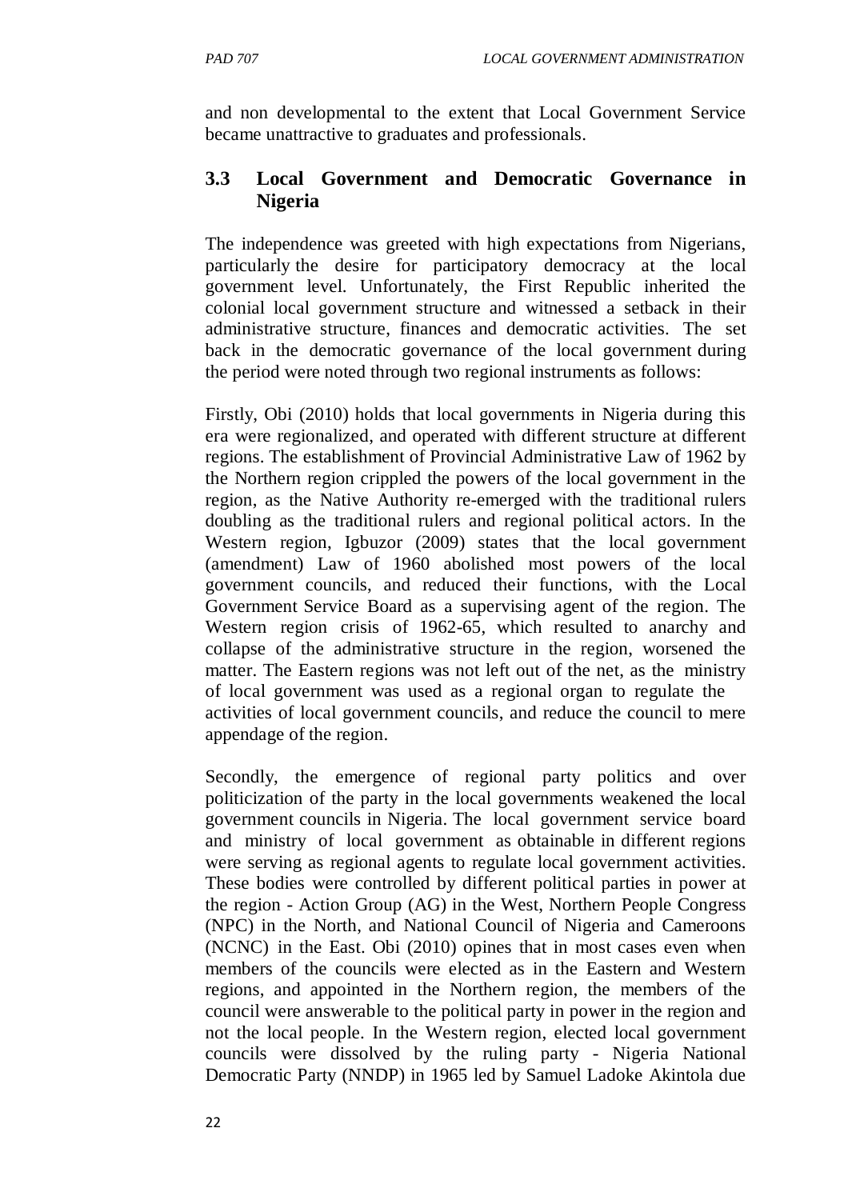and non developmental to the extent that Local Government Service became unattractive to graduates and professionals.

### 3.3 Local Government and Democratic Governance in Nigeria

The independence was greeted with high expectations from Nigerians, particularly the desire for participatory democracy at the local government level. Unfortunately, the First Republic inherited the colonial local government structure and witnessed a setback in their administrative structure, finances and democratic activities. The set back in the democratic governance of the local government during the period were noted through two regional instruments as follows:

Firstly, Obi (2010) holds that local governments in Nigeria during this era were regionalized, and operated with different structure at different regions. The establishment of Provincial Administrative Law of 1962 by the Northern region crippled the powers of the local government in the region, as the Native Authority re-emerged with the traditional rulers doubling as the traditional rulers and regional political actors. In the Western region, Igbuzor (2009) states that the local government (amendment) Law of 1960 abolished most powers of the local government councils, and reduced their functions, with the Local Government Service Board as a supervising agent of the region. The Western region crisis of 1962-65, which resulted to anarchy and collapse of the administrative structure in the region, worsened the matter. The Eastern regions was not left out of the net, as the ministry of local government was used as a regional organ to regulate the activities of local government councils, and reduce the council to mere appendage of the region.

Secondly, the emergence of regional party politics and over politicization of the party in the local governments weakened the local government councils in Nigeria. The local government service board and ministry of local government as obtainable in different regions were serving as regional agents to regulate local government activities. These bodies were controlled by different political parties in power at the region - Action Group (AG) in the West, Northern People Congress (NPC) in the North, and National Council of Nigeria and Cameroons (NCNC) in the East. Obi (2010) opines that in most cases even when members of the councils were elected as in the Eastern and Western regions, and appointed in the Northern region, the members of the council were answerable to the political party in power in the region and not the local people. In the Western region, elected local government councils were dissolved by the ruling party - Nigeria National Democratic Party (NNDP) in 1965 led by Samuel Ladoke Akintola due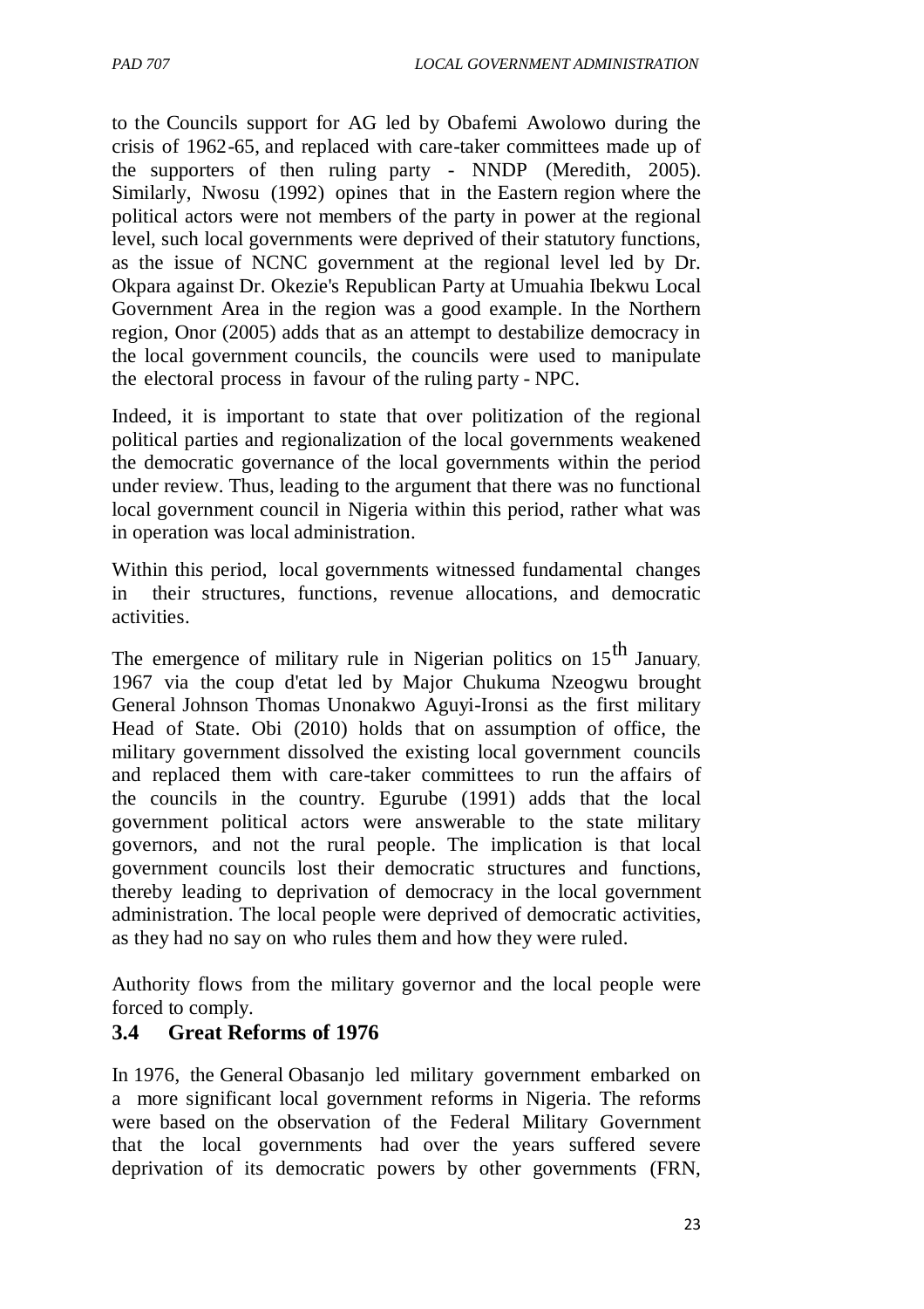to the Councils support for AG led by Obafemi Awolowo during the crisis of 1962-65, and replaced with care-taker committees made up of the supporters of then ruling party - NNDP (Meredith, 2005). Similarly, Nwosu (1992) opines that in the Eastern region where the political actors were not members of the party in power at the regional level, such local governments were deprived of their statutory functions, as the issue of NCNC government at the regional level led by Dr. Okpara against Dr. Okezie's Republican Party at Umuahia Ibekwu Local Government Area in the region was a good example. In the Northern region, Onor (2005) adds that as an attempt to destabilize democracy in the local government councils, the councils were used to manipulate the electoral process in favour of the ruling party - NPC.

Indeed, it is important to state that over politization of the regional political parties and regionalization of the local governments weakened the democratic governance of the local governments within the period under review. Thus, leading to the argument that there was no functional local government council in Nigeria within this period, rather what was in operation was local administration.

Within this period, local governments witnessed fundamental changes in their structures, functions, revenue allocations, and democratic activities.

The emergence of military rule in Nigerian politics on 15th January, 1967 via the coup d'etat led by Major Chukuma Nzeogwu brought General Johnson Thomas Unonakwo Aguyi-Ironsi as the first military Head of State. Obi (2010) holds that on assumption of office, the military government dissolved the existing local government councils and replaced them with care-taker committees to run the affairs of the councils in the country. Egurube (1991) adds that the local government political actors were answerable to the state military governors, and not the rural people. The implication is that local government councils lost their democratic structures and functions, thereby leading to deprivation of democracy in the local government administration. The local people were deprived of democratic activities, as they had no say on who rules them and how they were ruled.

Authority flows from the military governor and the local people were forced to comply.

### 3.4 Great Reforms of 1976

In 1976, the General Obasanjo led military government embarked on a more significant local government reforms in Nigeria. The reforms were based on the observation of the Federal Military Government that the local governments had over the years suffered severe deprivation of its democratic powers by other governments (FRN,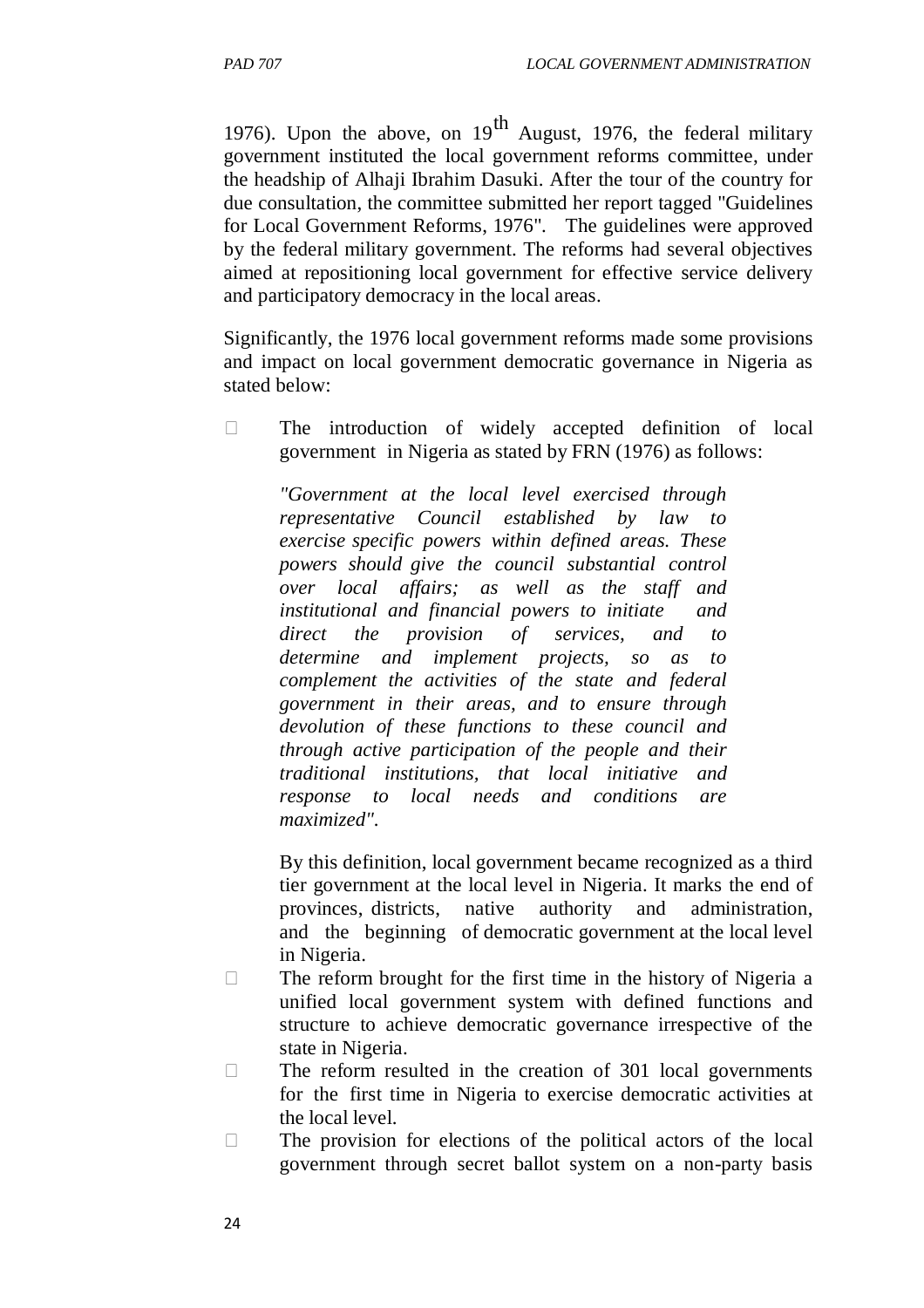1976). Upon the above, on 19th August, 1976, the federal military government instituted the local government reforms committee, under the headship of Alhaji Ibrahim Dasuki. After the tour of the country for due consultation, the committee submitted her report tagged "Guidelines for Local Government Reforms, 1976". The guidelines were approved by the federal military government. The reforms had several objectives aimed at repositioning local government for effective service delivery and participatory democracy in the local areas.

Significantly, the 1976 local government reforms made some provisions and impact on local government democratic governance in Nigeria as stated below:

- The introduction of widely accepted definition of local government in Nigeria as stated by FRN (1976) as follows:

  *"Government at the local level exercised through representative Council established by law to exercise specific powers within defined areas. These powers should give the council substantial control over local affairs; as well as the staff and institutional and financial powers to initiate and direct the provision of services, and to determine and implement projects, so as to complement the activities of the state and federal government in their areas, and to ensure through devolution of these functions to these council and through active participation of the people and their traditional institutions, that local initiative and response to local needs and conditions are maximized".*

  By this definition, local government became recognized as a third tier government at the local level in Nigeria. It marks the end of provinces, districts, native authority and administration, and the beginning of democratic government at the local level in Nigeria.
- The reform brought for the first time in the history of Nigeria a unified local government system with defined functions and structure to achieve democratic governance irrespective of the state in Nigeria.
- The reform resulted in the creation of 301 local governments for the first time in Nigeria to exercise democratic activities at the local level.
- The provision for elections of the political actors of the local government through secret ballot system on a non-party basis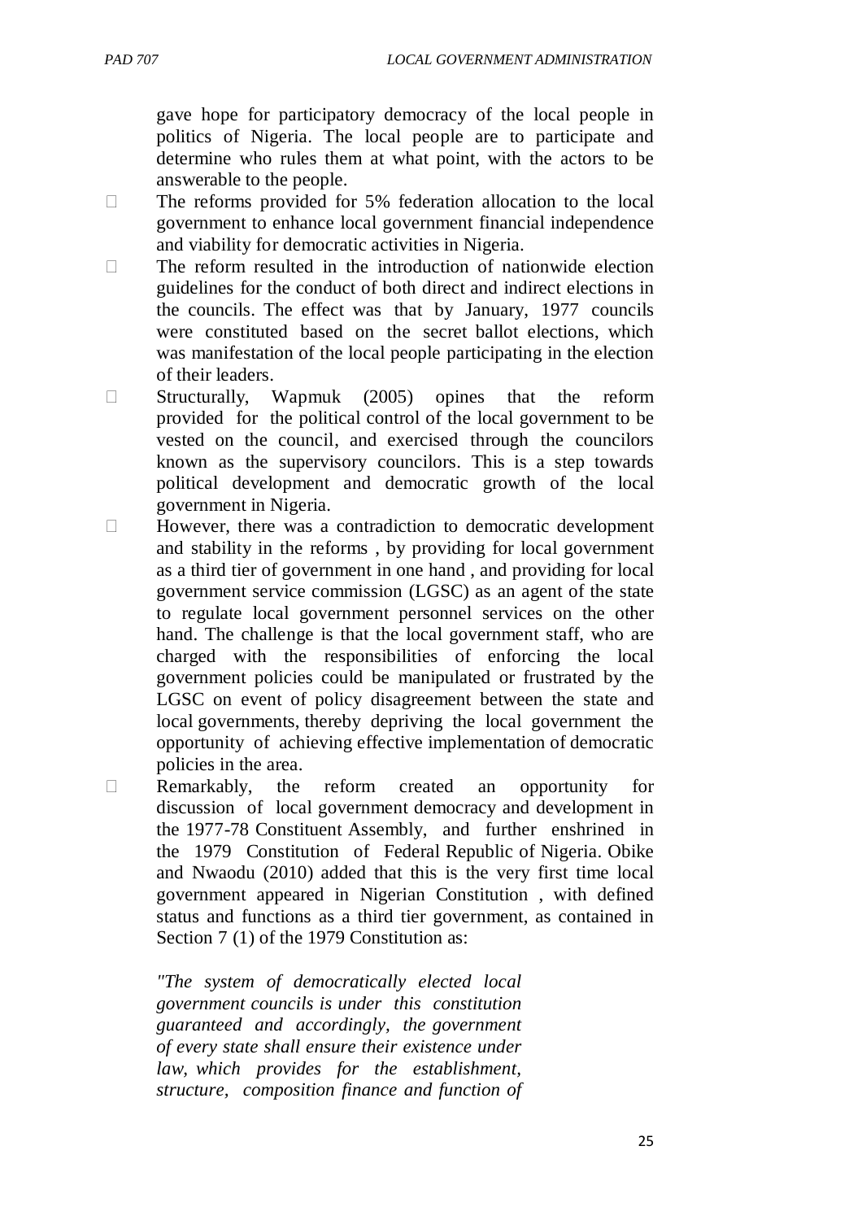gave hope for participatory democracy of the local people in politics of Nigeria. The local people are to participate and determine who rules them at what point, with the actors to be answerable to the people.

- The reforms provided for 5% federation allocation to the local government to enhance local government financial independence and viability for democratic activities in Nigeria.
- The reform resulted in the introduction of nationwide election guidelines for the conduct of both direct and indirect elections in the councils. The effect was that by January, 1977 councils were constituted based on the secret ballot elections, which was manifestation of the local people participating in the election of their leaders.
- Structurally, Wapmuk (2005) opines that the reform provided for the political control of the local government to be vested on the council, and exercised through the councilors known as the supervisory councilors. This is a step towards political development and democratic growth of the local government in Nigeria.
- However, there was a contradiction to democratic development and stability in the reforms , by providing for local government as a third tier of government in one hand , and providing for local government service commission (LGSC) as an agent of the state to regulate local government personnel services on the other hand. The challenge is that the local government staff, who are charged with the responsibilities of enforcing the local government policies could be manipulated or frustrated by the LGSC on event of policy disagreement between the state and local governments, thereby depriving the local government the opportunity of achieving effective implementation of democratic policies in the area.
- Remarkably, the reform created an opportunity for discussion of local government democracy and development in the 1977-78 Constituent Assembly, and further enshrined in the 1979 Constitution of Federal Republic of Nigeria. Obike and Nwaodu (2010) added that this is the very first time local government appeared in Nigerian Constitution , with defined status and functions as a third tier government, as contained in Section 7 (1) of the 1979 Constitution as:

  *"The system of democratically elected local government councils is under this constitution guaranteed and accordingly, the government of every state shall ensure their existence under law, which provides for the establishment, structure, composition finance and function of*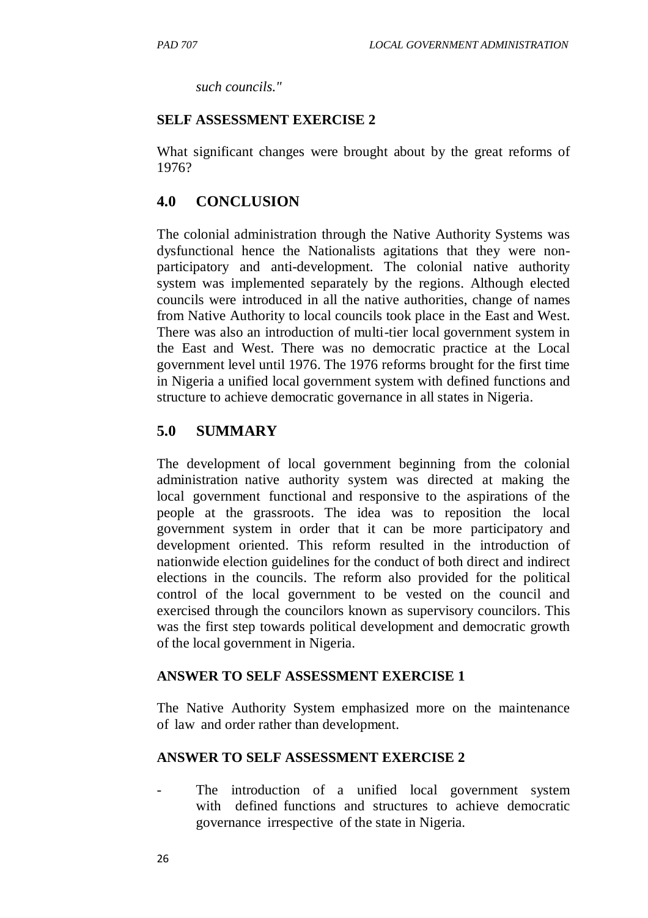*such councils."*

**SELF ASSESSMENT EXERCISE 2**

What significant changes were brought about by the great reforms of 1976?

## 4.0 CONCLUSION

The colonial administration through the Native Authority Systems was dysfunctional hence the Nationalists agitations that they were non-participatory and anti-development. The colonial native authority system was implemented separately by the regions. Although elected councils were introduced in all the native authorities, change of names from Native Authority to local councils took place in the East and West. There was also an introduction of multi-tier local government system in the East and West. There was no democratic practice at the Local government level until 1976. The 1976 reforms brought for the first time in Nigeria a unified local government system with defined functions and structure to achieve democratic governance in all states in Nigeria.

## 5.0 SUMMARY

The development of local government beginning from the colonial administration native authority system was directed at making the local government functional and responsive to the aspirations of the people at the grassroots. The idea was to reposition the local government system in order that it can be more participatory and development oriented. This reform resulted in the introduction of nationwide election guidelines for the conduct of both direct and indirect elections in the councils. The reform also provided for the political control of the local government to be vested on the council and exercised through the councilors known as supervisory councilors. This was the first step towards political development and democratic growth of the local government in Nigeria.

**ANSWER TO SELF ASSESSMENT EXERCISE 1**

The Native Authority System emphasized more on the maintenance of law and order rather than development.

**ANSWER TO SELF ASSESSMENT EXERCISE 2**

- The introduction of a unified local government system with defined functions and structures to achieve democratic governance irrespective of the state in Nigeria.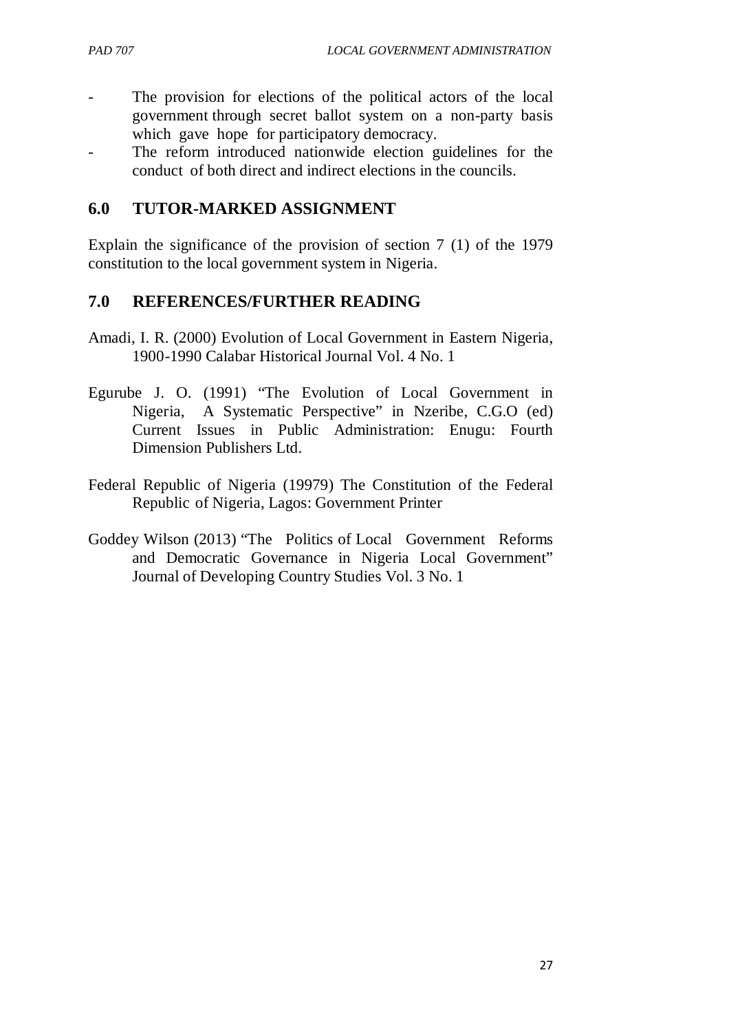- The provision for elections of the political actors of the local government through secret ballot system on a non-party basis which gave hope for participatory democracy.
- The reform introduced nationwide election guidelines for the conduct of both direct and indirect elections in the councils.

## 6.0 TUTOR-MARKED ASSIGNMENT

Explain the significance of the provision of section 7 (1) of the 1979 constitution to the local government system in Nigeria.

## 7.0 REFERENCES/FURTHER READING

Amadi, I. R. (2000) Evolution of Local Government in Eastern Nigeria, 1900-1990 Calabar Historical Journal Vol. 4 No. 1

Egurube J. O. (1991) "The Evolution of Local Government in Nigeria, A Systematic Perspective" in Nzeribe, C.G.O (ed) Current Issues in Public Administration: Enugu: Fourth Dimension Publishers Ltd.

Federal Republic of Nigeria (19979) The Constitution of the Federal Republic of Nigeria, Lagos: Government Printer

Goddey Wilson (2013) "The Politics of Local Government Reforms and Democratic Governance in Nigeria Local Government" Journal of Developing Country Studies Vol. 3 No. 1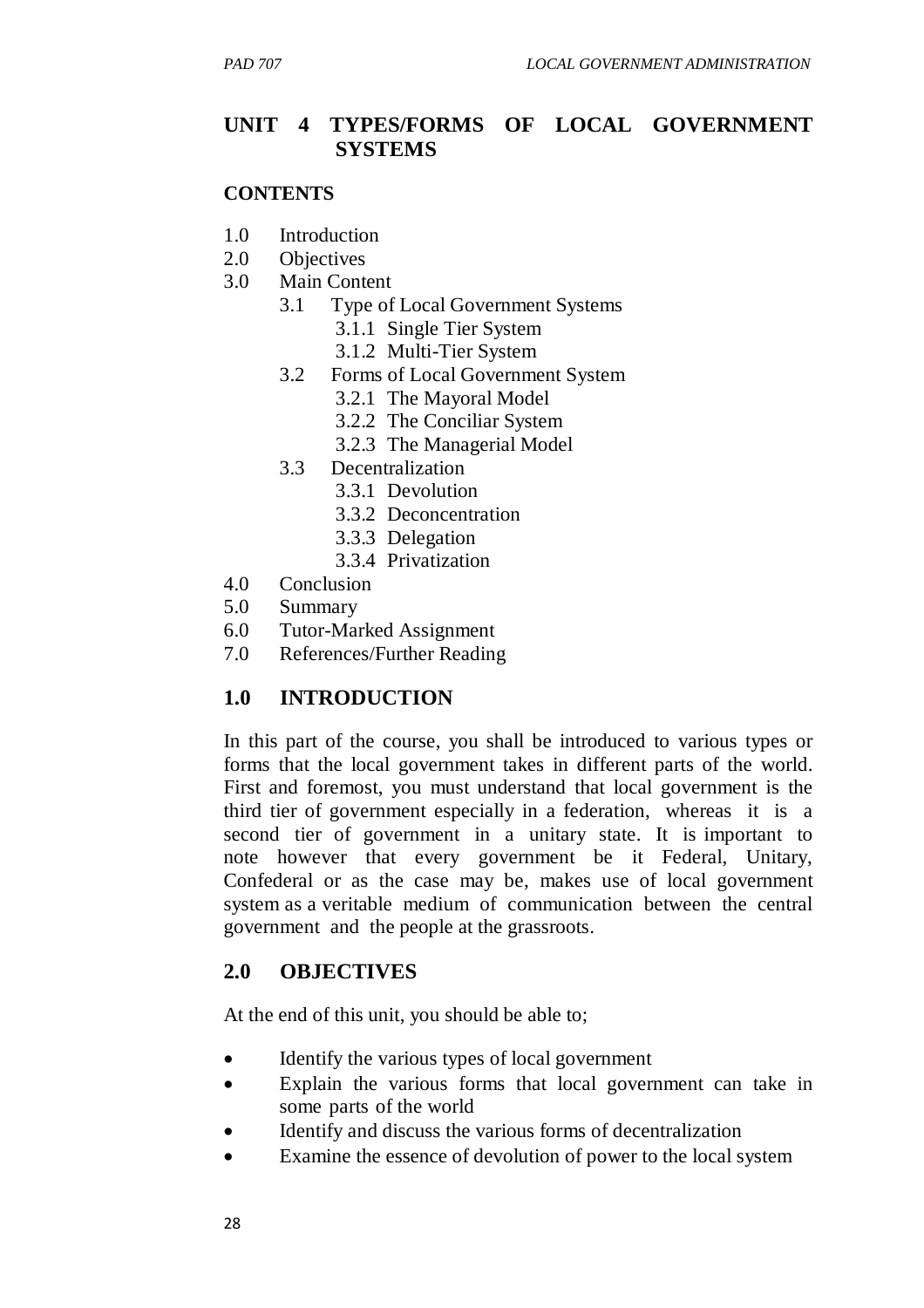## UNIT 4 TYPES/FORMS OF LOCAL GOVERNMENT SYSTEMS

### CONTENTS

1.0 Introduction
2.0 Objectives
3.0 Main Content
    3.1 Type of Local Government Systems
        3.1.1 Single Tier System
        3.1.2 Multi-Tier System
    3.2 Forms of Local Government System
        3.2.1 The Mayoral Model
        3.2.2 The Conciliar System
        3.2.3 The Managerial Model
    3.3 Decentralization
        3.3.1 Devolution
        3.3.2 Deconcentration
        3.3.3 Delegation
        3.3.4 Privatization
4.0 Conclusion
5.0 Summary
6.0 Tutor-Marked Assignment
7.0 References/Further Reading

## 1.0 INTRODUCTION

In this part of the course, you shall be introduced to various types or forms that the local government takes in different parts of the world. First and foremost, you must understand that local government is the third tier of government especially in a federation, whereas it is a second tier of government in a unitary state. It is important to note however that every government be it Federal, Unitary, Confederal or as the case may be, makes use of local government system as a veritable medium of communication between the central government and the people at the grassroots.

## 2.0 OBJECTIVES

At the end of this unit, you should be able to;

- Identify the various types of local government
- Explain the various forms that local government can take in some parts of the world
- Identify and discuss the various forms of decentralization
- Examine the essence of devolution of power to the local system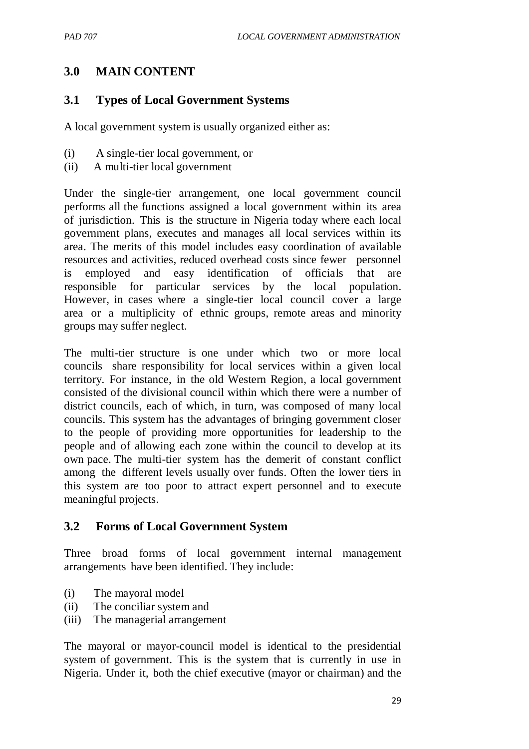## 3.0 MAIN CONTENT

### 3.1 Types of Local Government Systems

A local government system is usually organized either as:

(i) A single-tier local government, or
(ii) A multi-tier local government

Under the single-tier arrangement, one local government council performs all the functions assigned a local government within its area of jurisdiction. This is the structure in Nigeria today where each local government plans, executes and manages all local services within its area. The merits of this model includes easy coordination of available resources and activities, reduced overhead costs since fewer personnel is employed and easy identification of officials that are responsible for particular services by the local population. However, in cases where a single-tier local council cover a large area or a multiplicity of ethnic groups, remote areas and minority groups may suffer neglect.

The multi-tier structure is one under which two or more local councils share responsibility for local services within a given local territory. For instance, in the old Western Region, a local government consisted of the divisional council within which there were a number of district councils, each of which, in turn, was composed of many local councils. This system has the advantages of bringing government closer to the people of providing more opportunities for leadership to the people and of allowing each zone within the council to develop at its own pace. The multi-tier system has the demerit of constant conflict among the different levels usually over funds. Often the lower tiers in this system are too poor to attract expert personnel and to execute meaningful projects.

### 3.2 Forms of Local Government System

Three broad forms of local government internal management arrangements have been identified. They include:

(i) The mayoral model
(ii) The conciliar system and
(iii) The managerial arrangement

The mayoral or mayor-council model is identical to the presidential system of government. This is the system that is currently in use in Nigeria. Under it, both the chief executive (mayor or chairman) and the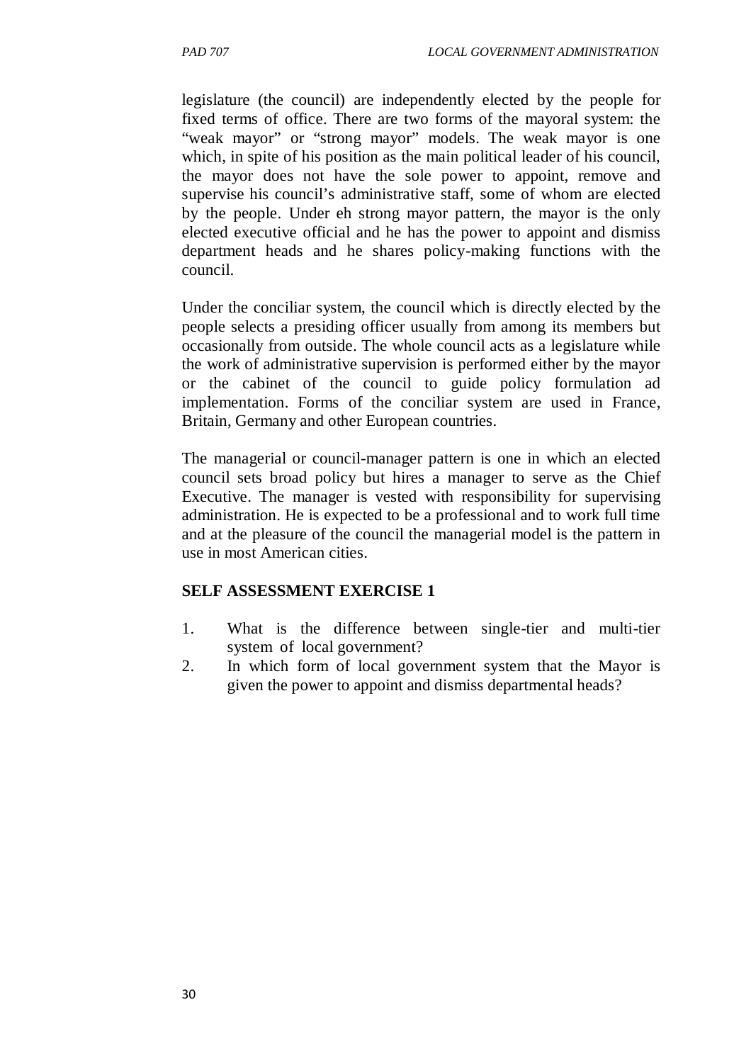legislature (the council) are independently elected by the people for fixed terms of office. There are two forms of the mayoral system: the "weak mayor" or "strong mayor" models. The weak mayor is one which, in spite of his position as the main political leader of his council, the mayor does not have the sole power to appoint, remove and supervise his council's administrative staff, some of whom are elected by the people. Under eh strong mayor pattern, the mayor is the only elected executive official and he has the power to appoint and dismiss department heads and he shares policy-making functions with the council.

Under the conciliar system, the council which is directly elected by the people selects a presiding officer usually from among its members but occasionally from outside. The whole council acts as a legislature while the work of administrative supervision is performed either by the mayor or the cabinet of the council to guide policy formulation ad implementation. Forms of the conciliar system are used in France, Britain, Germany and other European countries.

The managerial or council-manager pattern is one in which an elected council sets broad policy but hires a manager to serve as the Chief Executive. The manager is vested with responsibility for supervising administration. He is expected to be a professional and to work full time and at the pleasure of the council the managerial model is the pattern in use in most American cities.

**SELF ASSESSMENT EXERCISE 1**

1. What is the difference between single-tier and multi-tier system of local government?
2. In which form of local government system that the Mayor is given the power to appoint and dismiss departmental heads?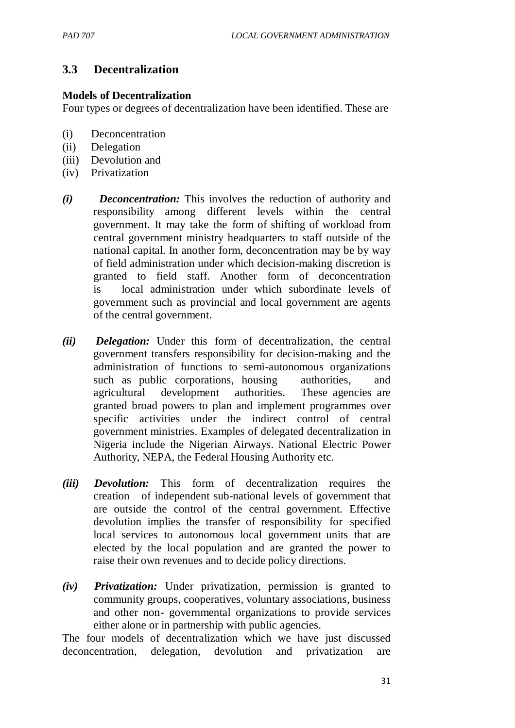## 3.3 Decentralization

**Models of Decentralization**

Four types or degrees of decentralization have been identified. These are

(i) Deconcentration
(ii) Delegation
(iii) Devolution and
(iv) Privatization

***(i) Deconcentration:*** This involves the reduction of authority and responsibility among different levels within the central government. It may take the form of shifting of workload from central government ministry headquarters to staff outside of the national capital. In another form, deconcentration may be by way of field administration under which decision-making discretion is granted to field staff. Another form of deconcentration is local administration under which subordinate levels of government such as provincial and local government are agents of the central government.

***(ii) Delegation:*** Under this form of decentralization, the central government transfers responsibility for decision-making and the administration of functions to semi-autonomous organizations such as public corporations, housing authorities, and agricultural development authorities. These agencies are granted broad powers to plan and implement programmes over specific activities under the indirect control of central government ministries. Examples of delegated decentralization in Nigeria include the Nigerian Airways. National Electric Power Authority, NEPA, the Federal Housing Authority etc.

***(iii) Devolution:*** This form of decentralization requires the creation of independent sub-national levels of government that are outside the control of the central government. Effective devolution implies the transfer of responsibility for specified local services to autonomous local government units that are elected by the local population and are granted the power to raise their own revenues and to decide policy directions.

***(iv) Privatization:*** Under privatization, permission is granted to community groups, cooperatives, voluntary associations, business and other non- governmental organizations to provide services either alone or in partnership with public agencies.

The four models of decentralization which we have just discussed deconcentration, delegation, devolution and privatization are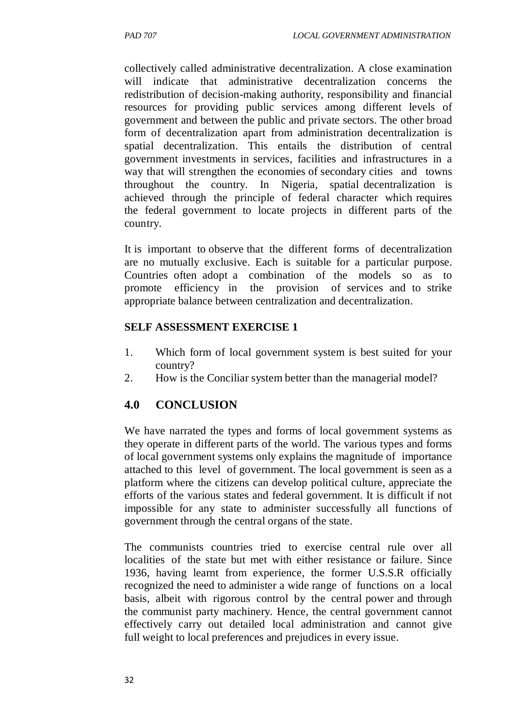collectively called administrative decentralization. A close examination will indicate that administrative decentralization concerns the redistribution of decision-making authority, responsibility and financial resources for providing public services among different levels of government and between the public and private sectors. The other broad form of decentralization apart from administration decentralization is spatial decentralization. This entails the distribution of central government investments in services, facilities and infrastructures in a way that will strengthen the economies of secondary cities and towns throughout the country. In Nigeria, spatial decentralization is achieved through the principle of federal character which requires the federal government to locate projects in different parts of the country.

It is important to observe that the different forms of decentralization are no mutually exclusive. Each is suitable for a particular purpose. Countries often adopt a combination of the models so as to promote efficiency in the provision of services and to strike appropriate balance between centralization and decentralization.

**SELF ASSESSMENT EXERCISE 1**

1. Which form of local government system is best suited for your country?
2. How is the Conciliar system better than the managerial model?

## 4.0 CONCLUSION

We have narrated the types and forms of local government systems as they operate in different parts of the world. The various types and forms of local government systems only explains the magnitude of importance attached to this level of government. The local government is seen as a platform where the citizens can develop political culture, appreciate the efforts of the various states and federal government. It is difficult if not impossible for any state to administer successfully all functions of government through the central organs of the state.

The communists countries tried to exercise central rule over all localities of the state but met with either resistance or failure. Since 1936, having learnt from experience, the former U.S.S.R officially recognized the need to administer a wide range of functions on a local basis, albeit with rigorous control by the central power and through the communist party machinery. Hence, the central government cannot effectively carry out detailed local administration and cannot give full weight to local preferences and prejudices in every issue.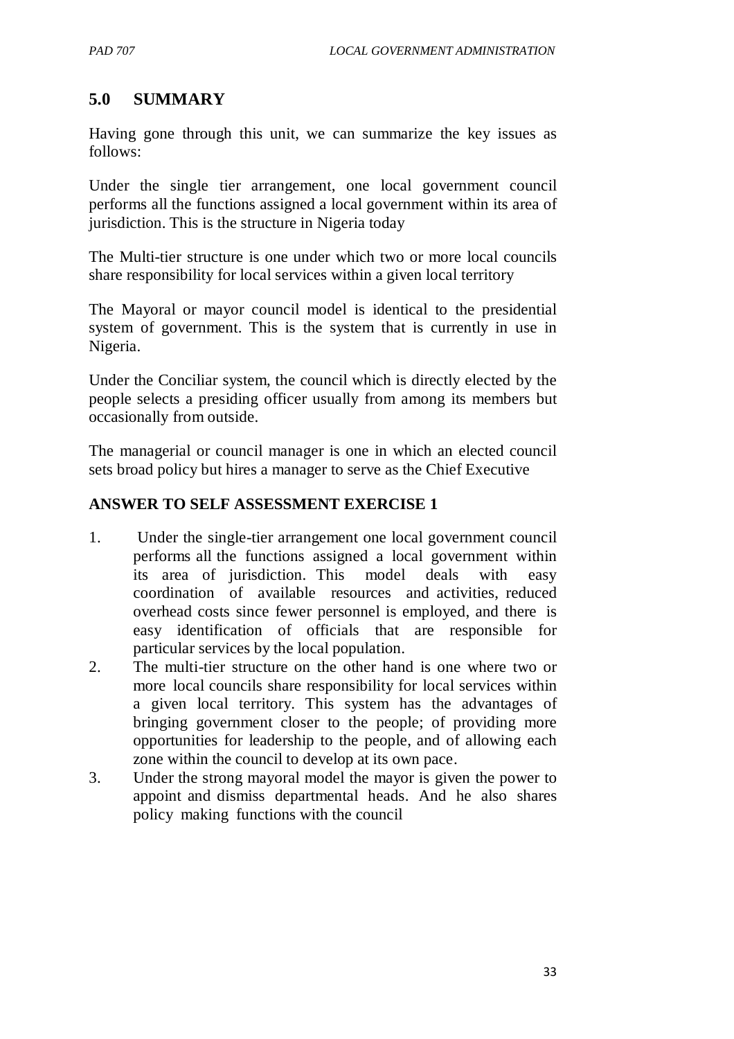## 5.0 SUMMARY

Having gone through this unit, we can summarize the key issues as follows:

Under the single tier arrangement, one local government council performs all the functions assigned a local government within its area of jurisdiction. This is the structure in Nigeria today

The Multi-tier structure is one under which two or more local councils share responsibility for local services within a given local territory

The Mayoral or mayor council model is identical to the presidential system of government. This is the system that is currently in use in Nigeria.

Under the Conciliar system, the council which is directly elected by the people selects a presiding officer usually from among its members but occasionally from outside.

The managerial or council manager is one in which an elected council sets broad policy but hires a manager to serve as the Chief Executive

**ANSWER TO SELF ASSESSMENT EXERCISE 1**

1. Under the single-tier arrangement one local government council performs all the functions assigned a local government within its area of jurisdiction. This model deals with easy coordination of available resources and activities, reduced overhead costs since fewer personnel is employed, and there is easy identification of officials that are responsible for particular services by the local population.
2. The multi-tier structure on the other hand is one where two or more local councils share responsibility for local services within a given local territory. This system has the advantages of bringing government closer to the people; of providing more opportunities for leadership to the people, and of allowing each zone within the council to develop at its own pace.
3. Under the strong mayoral model the mayor is given the power to appoint and dismiss departmental heads. And he also shares policy making functions with the council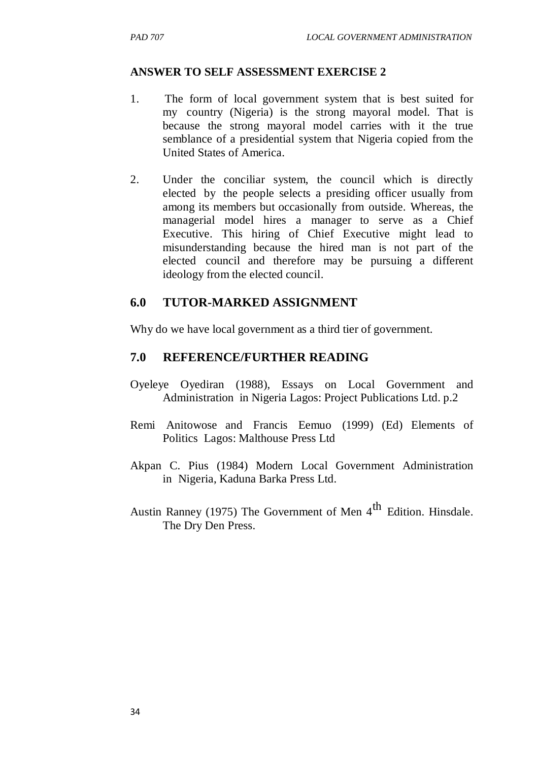**ANSWER TO SELF ASSESSMENT EXERCISE 2**

1. The form of local government system that is best suited for my country (Nigeria) is the strong mayoral model. That is because the strong mayoral model carries with it the true semblance of a presidential system that Nigeria copied from the United States of America.

2. Under the conciliar system, the council which is directly elected by the people selects a presiding officer usually from among its members but occasionally from outside. Whereas, the managerial model hires a manager to serve as a Chief Executive. This hiring of Chief Executive might lead to misunderstanding because the hired man is not part of the elected council and therefore may be pursuing a different ideology from the elected council.

## 6.0 TUTOR-MARKED ASSIGNMENT

Why do we have local government as a third tier of government.

## 7.0 REFERENCE/FURTHER READING

Oyeleye Oyediran (1988), Essays on Local Government and Administration in Nigeria Lagos: Project Publications Ltd. p.2

Remi Anitowose and Francis Eemuo (1999) (Ed) Elements of Politics Lagos: Malthouse Press Ltd

Akpan C. Pius (1984) Modern Local Government Administration in Nigeria, Kaduna Barka Press Ltd.

Austin Ranney (1975) The Government of Men 4th Edition. Hinsdale. The Dry Den Press.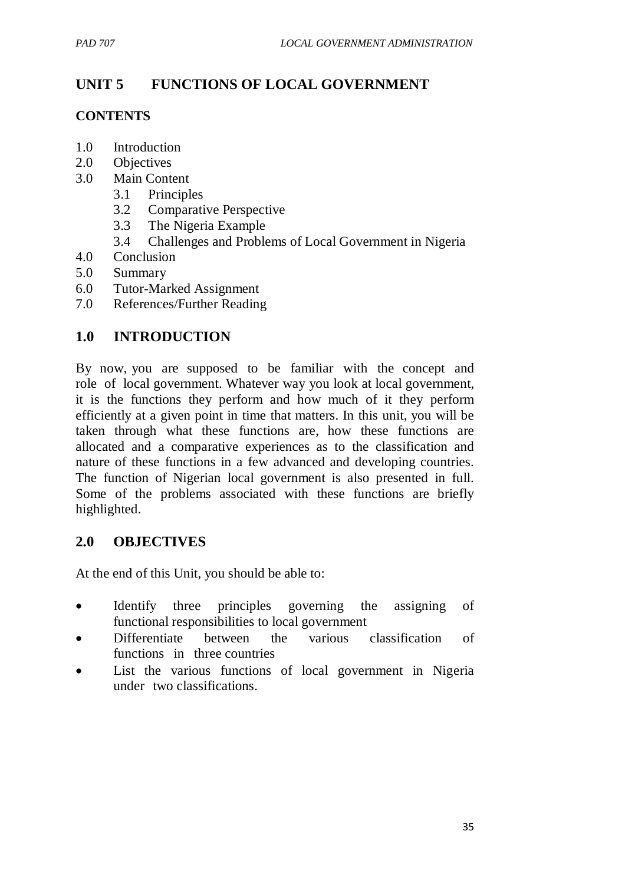# UNIT 5 FUNCTIONS OF LOCAL GOVERNMENT

## CONTENTS

- 1.0 Introduction
- 2.0 Objectives
- 3.0 Main Content
  - 3.1 Principles
  - 3.2 Comparative Perspective
  - 3.3 The Nigeria Example
  - 3.4 Challenges and Problems of Local Government in Nigeria
- 4.0 Conclusion
- 5.0 Summary
- 6.0 Tutor-Marked Assignment
- 7.0 References/Further Reading

## 1.0 INTRODUCTION

By now, you are supposed to be familiar with the concept and role of local government. Whatever way you look at local government, it is the functions they perform and how much of it they perform efficiently at a given point in time that matters. In this unit, you will be taken through what these functions are, how these functions are allocated and a comparative experiences as to the classification and nature of these functions in a few advanced and developing countries. The function of Nigerian local government is also presented in full. Some of the problems associated with these functions are briefly highlighted.

## 2.0 OBJECTIVES

At the end of this Unit, you should be able to:

- Identify three principles governing the assigning of functional responsibilities to local government
- Differentiate between the various classification of functions in three countries
- List the various functions of local government in Nigeria under two classifications.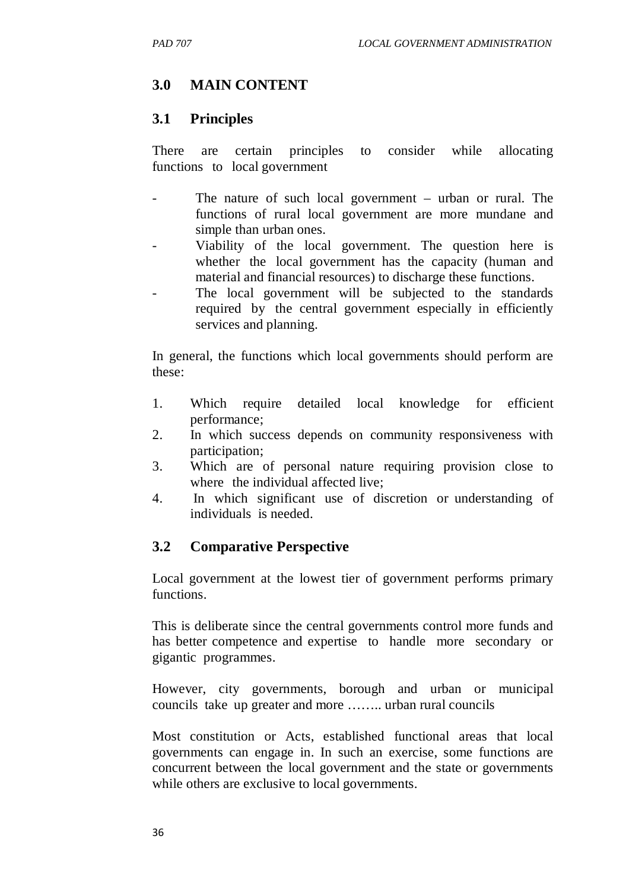## 3.0 MAIN CONTENT

### 3.1 Principles

There are certain principles to consider while allocating functions to local government

- The nature of such local government – urban or rural. The functions of rural local government are more mundane and simple than urban ones.
- Viability of the local government. The question here is whether the local government has the capacity (human and material and financial resources) to discharge these functions.
- The local government will be subjected to the standards required by the central government especially in efficiently services and planning.

In general, the functions which local governments should perform are these:

1. Which require detailed local knowledge for efficient performance;
2. In which success depends on community responsiveness with participation;
3. Which are of personal nature requiring provision close to where the individual affected live;
4. In which significant use of discretion or understanding of individuals is needed.

### 3.2 Comparative Perspective

Local government at the lowest tier of government performs primary functions.

This is deliberate since the central governments control more funds and has better competence and expertise to handle more secondary or gigantic programmes.

However, city governments, borough and urban or municipal councils take up greater and more …….. urban rural councils

Most constitution or Acts, established functional areas that local governments can engage in. In such an exercise, some functions are concurrent between the local government and the state or governments while others are exclusive to local governments.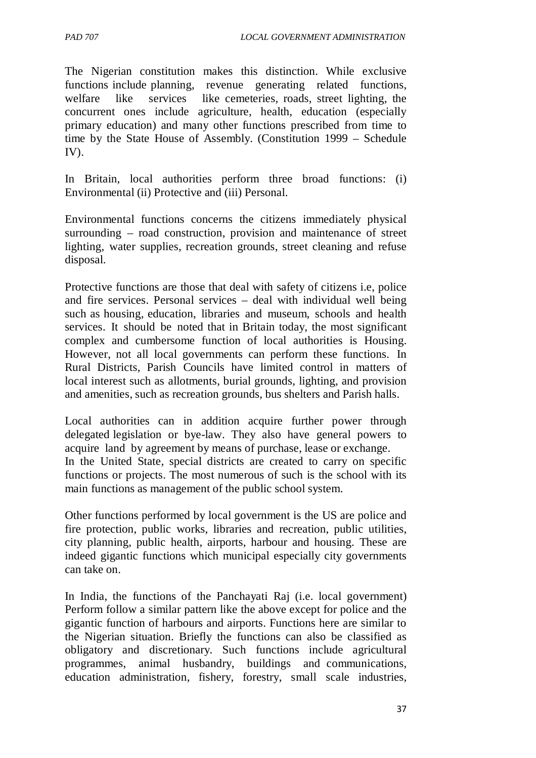The Nigerian constitution makes this distinction. While exclusive functions include planning, revenue generating related functions, welfare like services like cemeteries, roads, street lighting, the concurrent ones include agriculture, health, education (especially primary education) and many other functions prescribed from time to time by the State House of Assembly. (Constitution 1999 – Schedule IV).

In Britain, local authorities perform three broad functions: (i) Environmental (ii) Protective and (iii) Personal.

Environmental functions concerns the citizens immediately physical surrounding – road construction, provision and maintenance of street lighting, water supplies, recreation grounds, street cleaning and refuse disposal.

Protective functions are those that deal with safety of citizens i.e, police and fire services. Personal services – deal with individual well being such as housing, education, libraries and museum, schools and health services. It should be noted that in Britain today, the most significant complex and cumbersome function of local authorities is Housing. However, not all local governments can perform these functions. In Rural Districts, Parish Councils have limited control in matters of local interest such as allotments, burial grounds, lighting, and provision and amenities, such as recreation grounds, bus shelters and Parish halls.

Local authorities can in addition acquire further power through delegated legislation or bye-law. They also have general powers to acquire land by agreement by means of purchase, lease or exchange.
In the United State, special districts are created to carry on specific functions or projects. The most numerous of such is the school with its main functions as management of the public school system.

Other functions performed by local government is the US are police and fire protection, public works, libraries and recreation, public utilities, city planning, public health, airports, harbour and housing. These are indeed gigantic functions which municipal especially city governments can take on.

In India, the functions of the Panchayati Raj (i.e. local government) Perform follow a similar pattern like the above except for police and the gigantic function of harbours and airports. Functions here are similar to the Nigerian situation. Briefly the functions can also be classified as obligatory and discretionary. Such functions include agricultural programmes, animal husbandry, buildings and communications, education administration, fishery, forestry, small scale industries,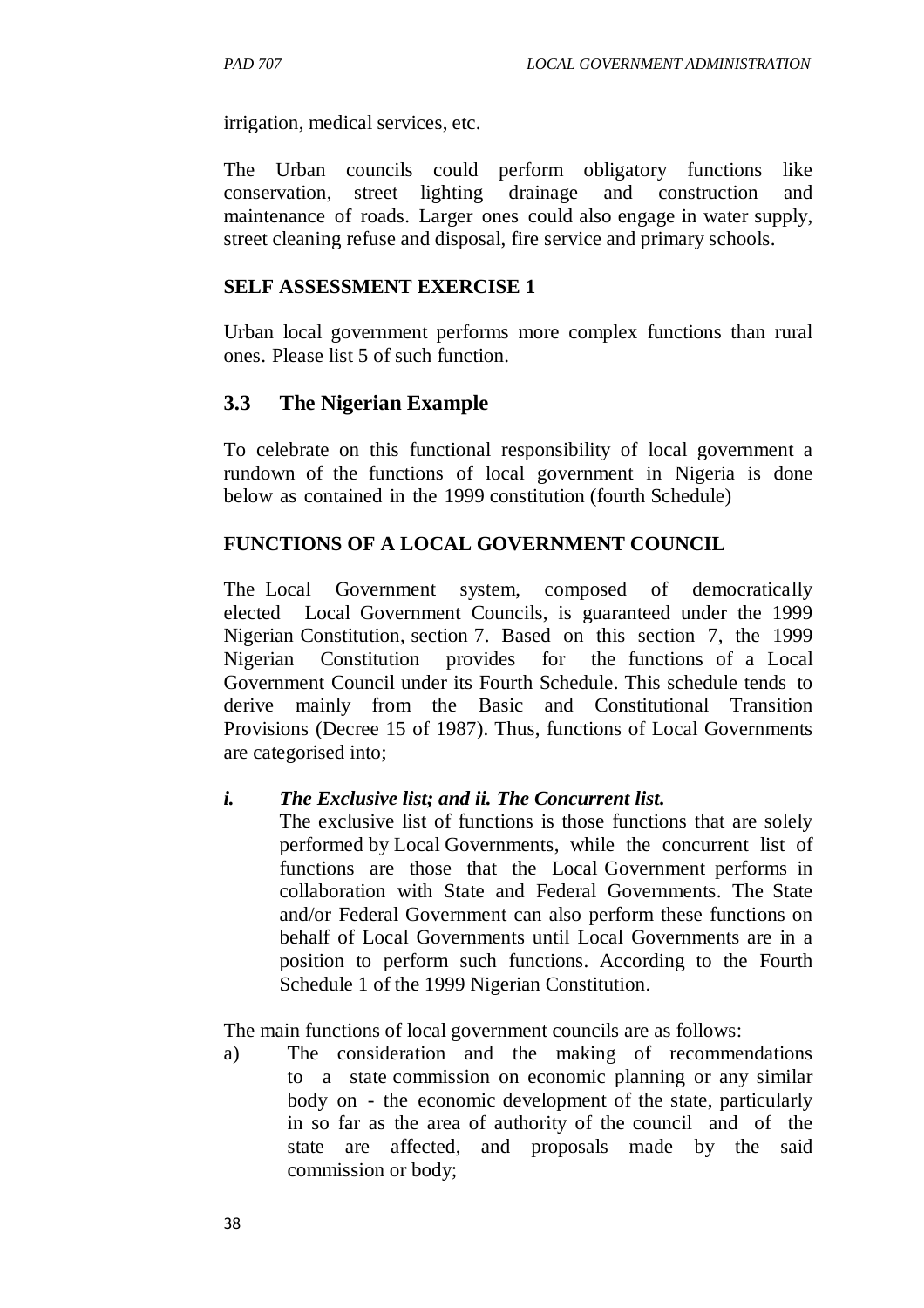irrigation, medical services, etc.

The Urban councils could perform obligatory functions like conservation, street lighting drainage and construction and maintenance of roads. Larger ones could also engage in water supply, street cleaning refuse and disposal, fire service and primary schools.

**SELF ASSESSMENT EXERCISE 1**

Urban local government performs more complex functions than rural ones. Please list 5 of such function.

## 3.3 The Nigerian Example

To celebrate on this functional responsibility of local government a rundown of the functions of local government in Nigeria is done below as contained in the 1999 constitution (fourth Schedule)

**FUNCTIONS OF A LOCAL GOVERNMENT COUNCIL**

The Local Government system, composed of democratically elected Local Government Councils, is guaranteed under the 1999 Nigerian Constitution, section 7. Based on this section 7, the 1999 Nigerian Constitution provides for the functions of a Local Government Council under its Fourth Schedule. This schedule tends to derive mainly from the Basic and Constitutional Transition Provisions (Decree 15 of 1987). Thus, functions of Local Governments are categorised into;

*i.* ***The Exclusive list; and ii. The Concurrent list.***

The exclusive list of functions is those functions that are solely performed by Local Governments, while the concurrent list of functions are those that the Local Government performs in collaboration with State and Federal Governments. The State and/or Federal Government can also perform these functions on behalf of Local Governments until Local Governments are in a position to perform such functions. According to the Fourth Schedule 1 of the 1999 Nigerian Constitution.

The main functions of local government councils are as follows:

a) The consideration and the making of recommendations to a state commission on economic planning or any similar body on - the economic development of the state, particularly in so far as the area of authority of the council and of the state are affected, and proposals made by the said commission or body;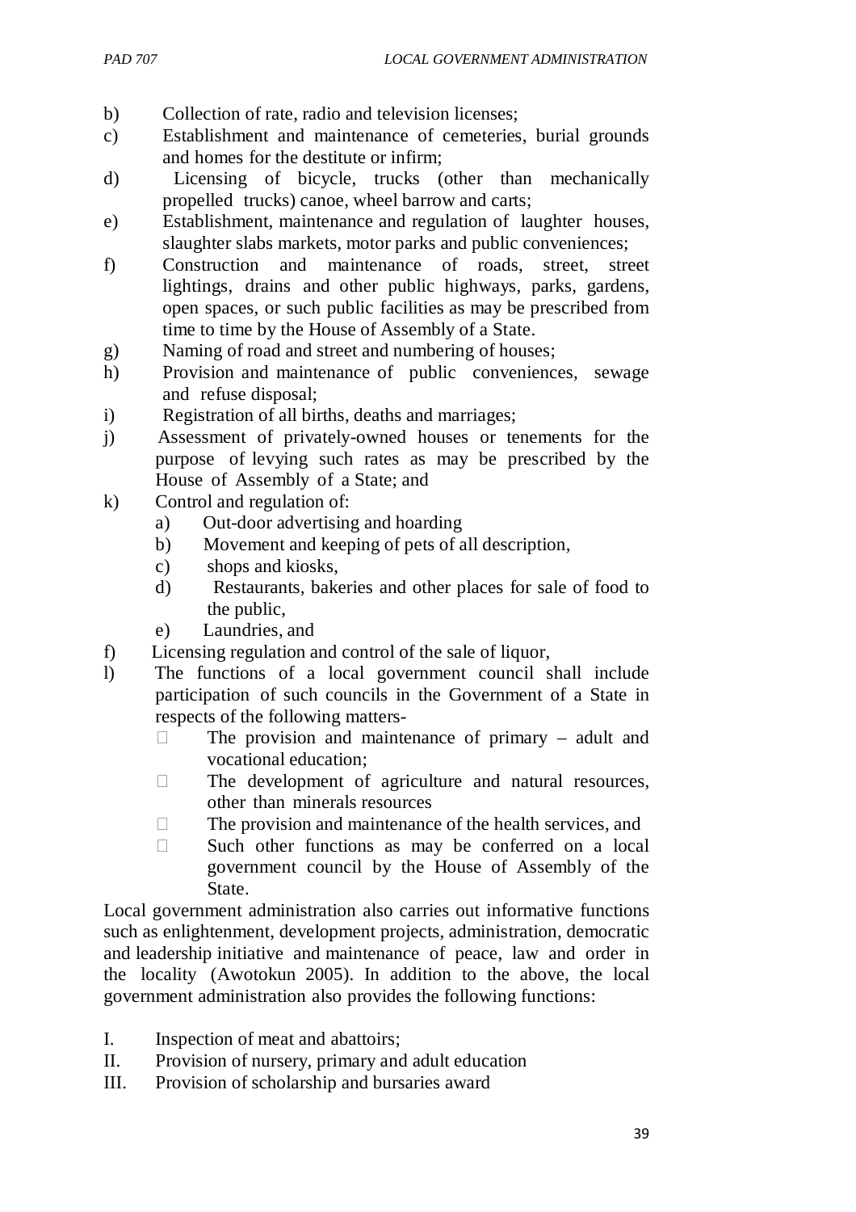b) Collection of rate, radio and television licenses;

c) Establishment and maintenance of cemeteries, burial grounds and homes for the destitute or infirm;

d) Licensing of bicycle, trucks (other than mechanically propelled trucks) canoe, wheel barrow and carts;

e) Establishment, maintenance and regulation of laughter houses, slaughter slabs markets, motor parks and public conveniences;

f) Construction and maintenance of roads, street, street lightings, drains and other public highways, parks, gardens, open spaces, or such public facilities as may be prescribed from time to time by the House of Assembly of a State.

g) Naming of road and street and numbering of houses;

h) Provision and maintenance of public conveniences, sewage and refuse disposal;

i) Registration of all births, deaths and marriages;

j) Assessment of privately-owned houses or tenements for the purpose of levying such rates as may be prescribed by the House of Assembly of a State; and

k) Control and regulation of:
   a) Out-door advertising and hoarding
   b) Movement and keeping of pets of all description,
   c) shops and kiosks,
   d) Restaurants, bakeries and other places for sale of food to the public,
   e) Laundries, and

f) Licensing regulation and control of the sale of liquor,

l) The functions of a local government council shall include participation of such councils in the Government of a State in respects of the following matters-
   - The provision and maintenance of primary – adult and vocational education;
   - The development of agriculture and natural resources, other than minerals resources
   - The provision and maintenance of the health services, and
   - Such other functions as may be conferred on a local government council by the House of Assembly of the State.

Local government administration also carries out informative functions such as enlightenment, development projects, administration, democratic and leadership initiative and maintenance of peace, law and order in the locality (Awotokun 2005). In addition to the above, the local government administration also provides the following functions:

I. Inspection of meat and abattoirs;

II. Provision of nursery, primary and adult education

III. Provision of scholarship and bursaries award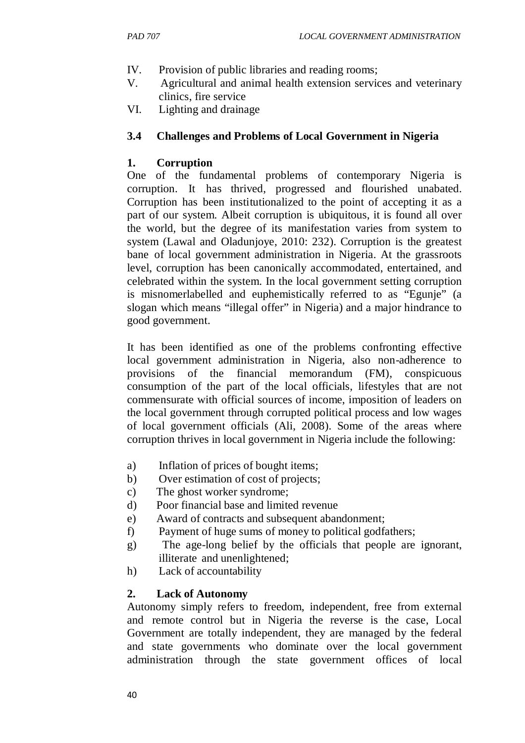IV. Provision of public libraries and reading rooms;
V. Agricultural and animal health extension services and veterinary clinics, fire service
VI. Lighting and drainage

### 3.4 Challenges and Problems of Local Government in Nigeria

#### 1. Corruption

One of the fundamental problems of contemporary Nigeria is corruption. It has thrived, progressed and flourished unabated. Corruption has been institutionalized to the point of accepting it as a part of our system. Albeit corruption is ubiquitous, it is found all over the world, but the degree of its manifestation varies from system to system (Lawal and Oladunjoye, 2010: 232). Corruption is the greatest bane of local government administration in Nigeria. At the grassroots level, corruption has been canonically accommodated, entertained, and celebrated within the system. In the local government setting corruption is misnomerlabelled and euphemistically referred to as "Egunje" (a slogan which means "illegal offer" in Nigeria) and a major hindrance to good government.

It has been identified as one of the problems confronting effective local government administration in Nigeria, also non-adherence to provisions of the financial memorandum (FM), conspicuous consumption of the part of the local officials, lifestyles that are not commensurate with official sources of income, imposition of leaders on the local government through corrupted political process and low wages of local government officials (Ali, 2008). Some of the areas where corruption thrives in local government in Nigeria include the following:

a) Inflation of prices of bought items;
b) Over estimation of cost of projects;
c) The ghost worker syndrome;
d) Poor financial base and limited revenue
e) Award of contracts and subsequent abandonment;
f) Payment of huge sums of money to political godfathers;
g) The age-long belief by the officials that people are ignorant, illiterate and unenlightened;
h) Lack of accountability

#### 2. Lack of Autonomy

Autonomy simply refers to freedom, independent, free from external and remote control but in Nigeria the reverse is the case, Local Government are totally independent, they are managed by the federal and state governments who dominate over the local government administration through the state government offices of local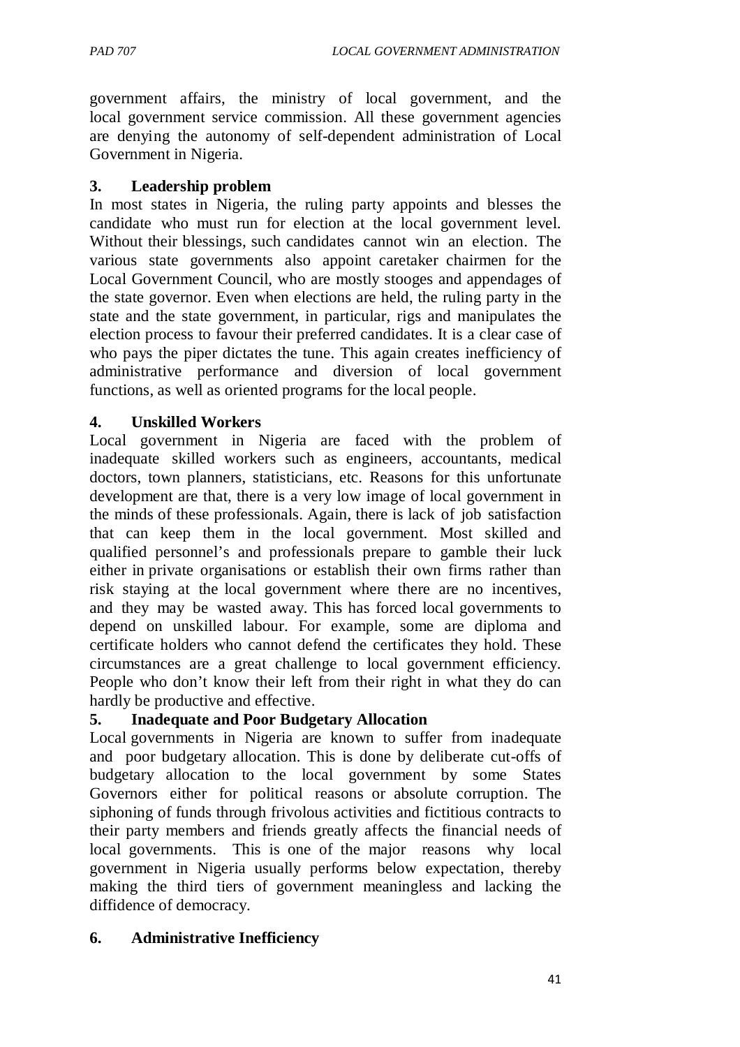government affairs, the ministry of local government, and the local government service commission. All these government agencies are denying the autonomy of self-dependent administration of Local Government in Nigeria.

### 3. Leadership problem

In most states in Nigeria, the ruling party appoints and blesses the candidate who must run for election at the local government level. Without their blessings, such candidates cannot win an election. The various state governments also appoint caretaker chairmen for the Local Government Council, who are mostly stooges and appendages of the state governor. Even when elections are held, the ruling party in the state and the state government, in particular, rigs and manipulates the election process to favour their preferred candidates. It is a clear case of who pays the piper dictates the tune. This again creates inefficiency of administrative performance and diversion of local government functions, as well as oriented programs for the local people.

### 4. Unskilled Workers

Local government in Nigeria are faced with the problem of inadequate skilled workers such as engineers, accountants, medical doctors, town planners, statisticians, etc. Reasons for this unfortunate development are that, there is a very low image of local government in the minds of these professionals. Again, there is lack of job satisfaction that can keep them in the local government. Most skilled and qualified personnel's and professionals prepare to gamble their luck either in private organisations or establish their own firms rather than risk staying at the local government where there are no incentives, and they may be wasted away. This has forced local governments to depend on unskilled labour. For example, some are diploma and certificate holders who cannot defend the certificates they hold. These circumstances are a great challenge to local government efficiency. People who don't know their left from their right in what they do can hardly be productive and effective.

### 5. Inadequate and Poor Budgetary Allocation

Local governments in Nigeria are known to suffer from inadequate and poor budgetary allocation. This is done by deliberate cut-offs of budgetary allocation to the local government by some States Governors either for political reasons or absolute corruption. The siphoning of funds through frivolous activities and fictitious contracts to their party members and friends greatly affects the financial needs of local governments. This is one of the major reasons why local government in Nigeria usually performs below expectation, thereby making the third tiers of government meaningless and lacking the diffidence of democracy.

### 6. Administrative Inefficiency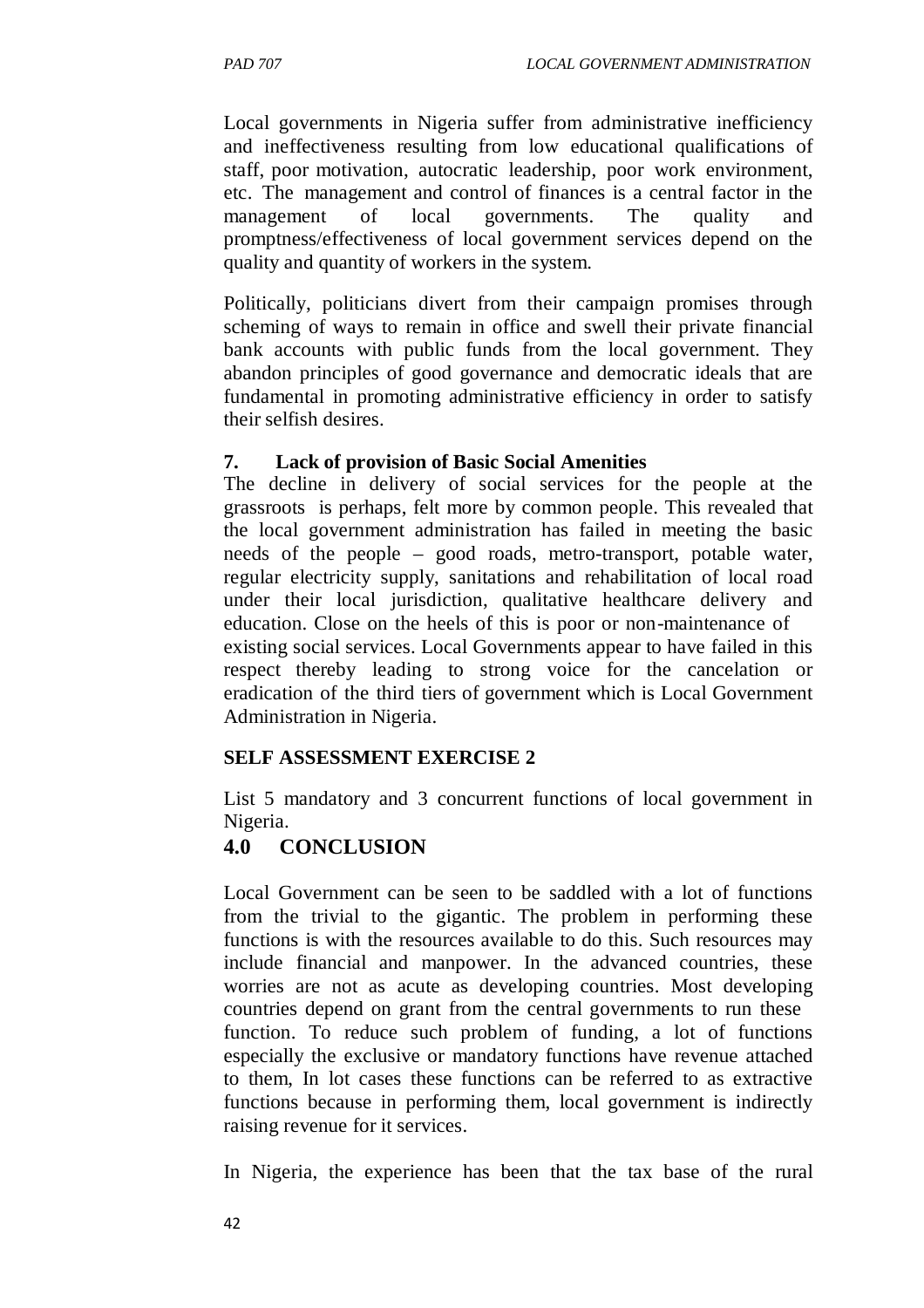Local governments in Nigeria suffer from administrative inefficiency and ineffectiveness resulting from low educational qualifications of staff, poor motivation, autocratic leadership, poor work environment, etc. The management and control of finances is a central factor in the management of local governments. The quality and promptness/effectiveness of local government services depend on the quality and quantity of workers in the system.

Politically, politicians divert from their campaign promises through scheming of ways to remain in office and swell their private financial bank accounts with public funds from the local government. They abandon principles of good governance and democratic ideals that are fundamental in promoting administrative efficiency in order to satisfy their selfish desires.

**7. Lack of provision of Basic Social Amenities**

The decline in delivery of social services for the people at the grassroots is perhaps, felt more by common people. This revealed that the local government administration has failed in meeting the basic needs of the people – good roads, metro-transport, potable water, regular electricity supply, sanitations and rehabilitation of local road under their local jurisdiction, qualitative healthcare delivery and education. Close on the heels of this is poor or non-maintenance of existing social services. Local Governments appear to have failed in this respect thereby leading to strong voice for the cancelation or eradication of the third tiers of government which is Local Government Administration in Nigeria.

**SELF ASSESSMENT EXERCISE 2**

List 5 mandatory and 3 concurrent functions of local government in Nigeria.

## 4.0 CONCLUSION

Local Government can be seen to be saddled with a lot of functions from the trivial to the gigantic. The problem in performing these functions is with the resources available to do this. Such resources may include financial and manpower. In the advanced countries, these worries are not as acute as developing countries. Most developing countries depend on grant from the central governments to run these function. To reduce such problem of funding, a lot of functions especially the exclusive or mandatory functions have revenue attached to them, In lot cases these functions can be referred to as extractive functions because in performing them, local government is indirectly raising revenue for it services.

In Nigeria, the experience has been that the tax base of the rural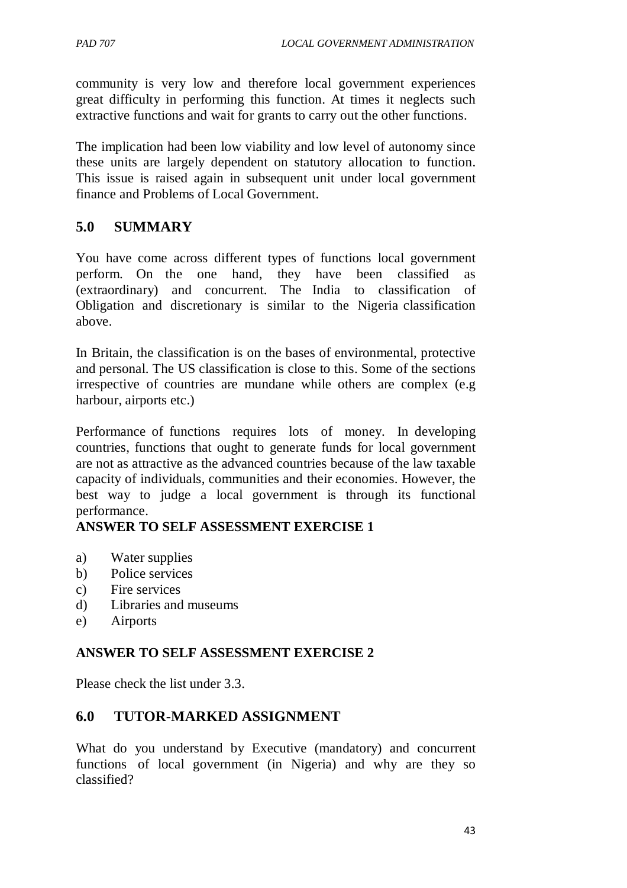community is very low and therefore local government experiences great difficulty in performing this function. At times it neglects such extractive functions and wait for grants to carry out the other functions.

The implication had been low viability and low level of autonomy since these units are largely dependent on statutory allocation to function. This issue is raised again in subsequent unit under local government finance and Problems of Local Government.

## 5.0 SUMMARY

You have come across different types of functions local government perform. On the one hand, they have been classified as (extraordinary) and concurrent. The India to classification of Obligation and discretionary is similar to the Nigeria classification above.

In Britain, the classification is on the bases of environmental, protective and personal. The US classification is close to this. Some of the sections irrespective of countries are mundane while others are complex (e.g harbour, airports etc.)

Performance of functions requires lots of money. In developing countries, functions that ought to generate funds for local government are not as attractive as the advanced countries because of the law taxable capacity of individuals, communities and their economies. However, the best way to judge a local government is through its functional performance.

**ANSWER TO SELF ASSESSMENT EXERCISE 1**

a) Water supplies
b) Police services
c) Fire services
d) Libraries and museums
e) Airports

**ANSWER TO SELF ASSESSMENT EXERCISE 2**

Please check the list under 3.3.

## 6.0 TUTOR-MARKED ASSIGNMENT

What do you understand by Executive (mandatory) and concurrent functions of local government (in Nigeria) and why are they so classified?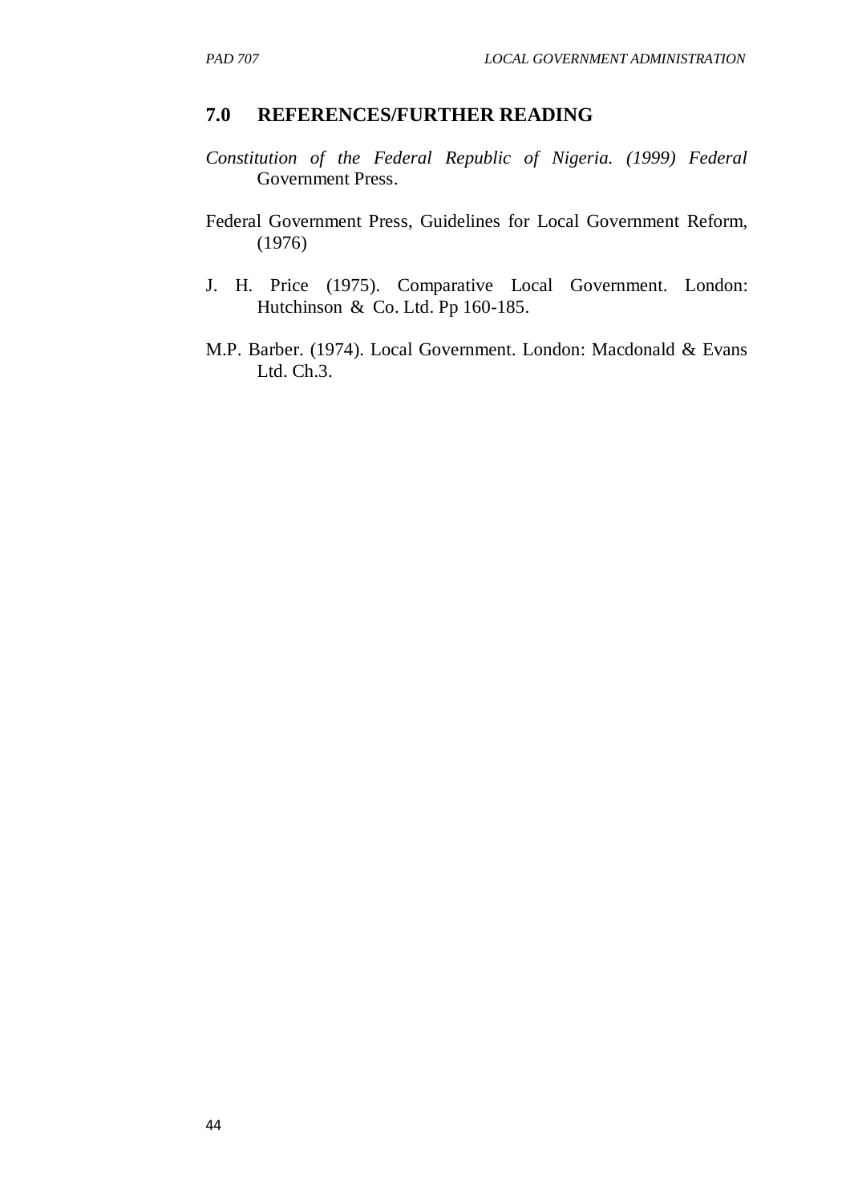## 7.0 REFERENCES/FURTHER READING

*Constitution of the Federal Republic of Nigeria. (1999) Federal* Government Press.

Federal Government Press, Guidelines for Local Government Reform, (1976)

J. H. Price (1975). Comparative Local Government. London: Hutchinson & Co. Ltd. Pp 160-185.

M.P. Barber. (1974). Local Government. London: Macdonald & Evans Ltd. Ch.3.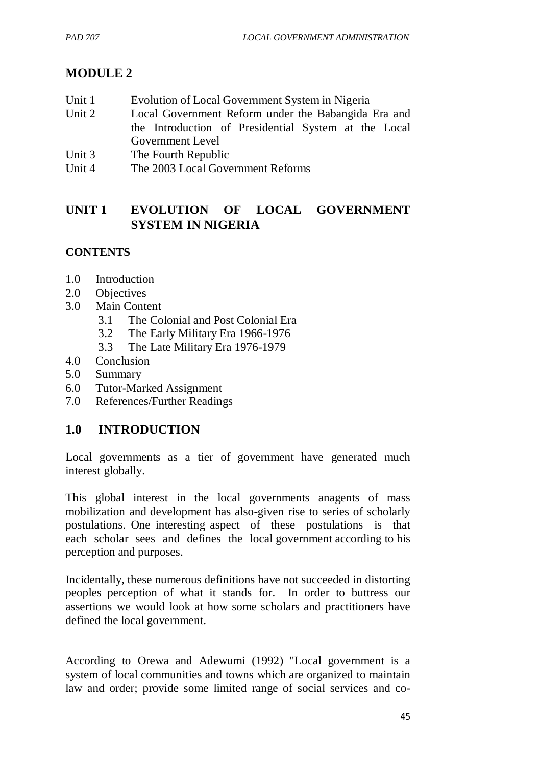# MODULE 2

Unit 1 Evolution of Local Government System in Nigeria
Unit 2 Local Government Reform under the Babangida Era and the Introduction of Presidential System at the Local Government Level
Unit 3 The Fourth Republic
Unit 4 The 2003 Local Government Reforms

## UNIT 1 EVOLUTION OF LOCAL GOVERNMENT SYSTEM IN NIGERIA

### CONTENTS

1.0 Introduction
2.0 Objectives
3.0 Main Content
   3.1 The Colonial and Post Colonial Era
   3.2 The Early Military Era 1966-1976
   3.3 The Late Military Era 1976-1979
4.0 Conclusion
5.0 Summary
6.0 Tutor-Marked Assignment
7.0 References/Further Readings

## 1.0 INTRODUCTION

Local governments as a tier of government have generated much interest globally.

This global interest in the local governments anagents of mass mobilization and development has also-given rise to series of scholarly postulations. One interesting aspect of these postulations is that each scholar sees and defines the local government according to his perception and purposes.

Incidentally, these numerous definitions have not succeeded in distorting peoples perception of what it stands for. In order to buttress our assertions we would look at how some scholars and practitioners have defined the local government.

According to Orewa and Adewumi (1992) "Local government is a system of local communities and towns which are organized to maintain law and order; provide some limited range of social services and co-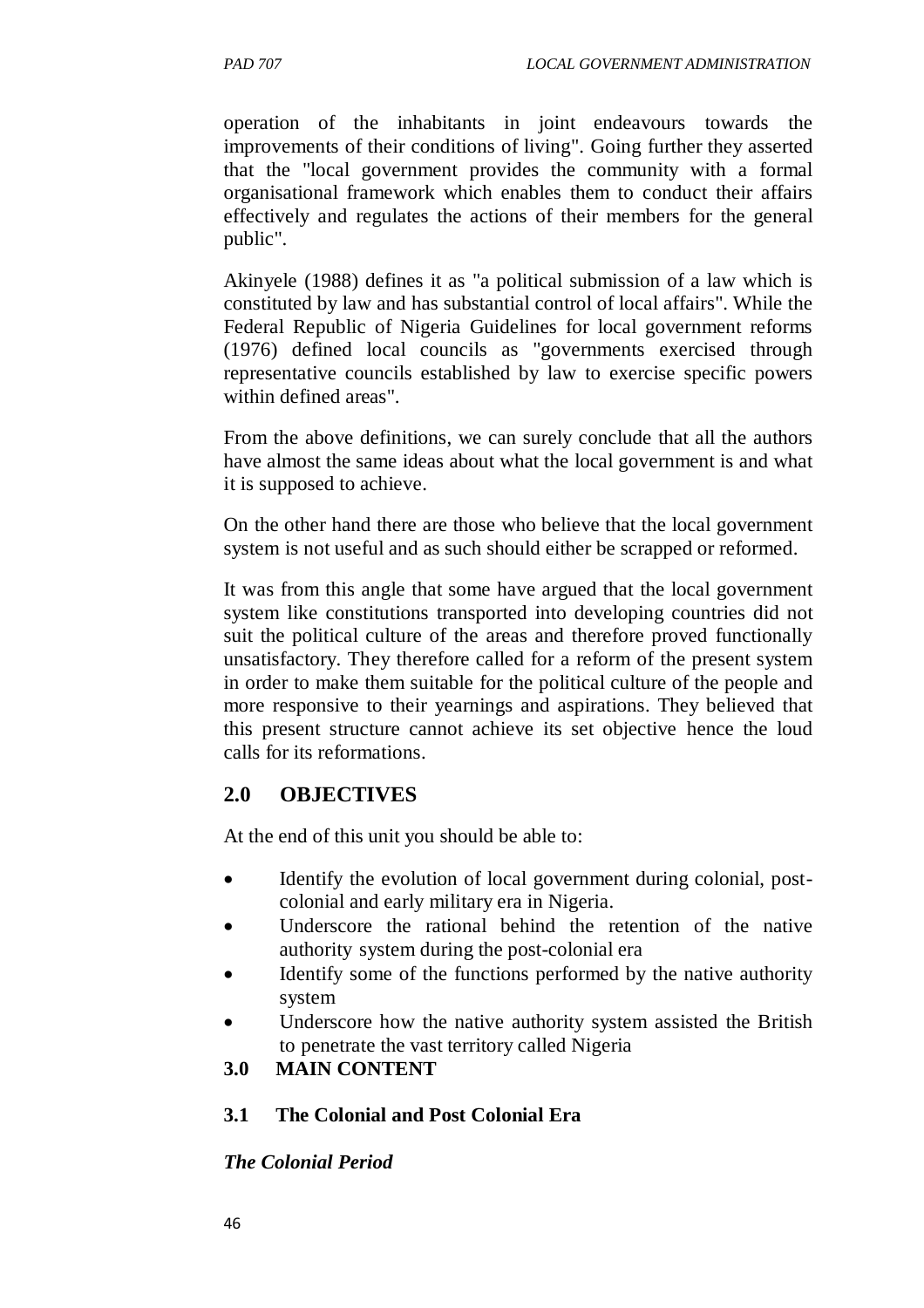operation of the inhabitants in joint endeavours towards the improvements of their conditions of living". Going further they asserted that the "local government provides the community with a formal organisational framework which enables them to conduct their affairs effectively and regulates the actions of their members for the general public".

Akinyele (1988) defines it as "a political submission of a law which is constituted by law and has substantial control of local affairs". While the Federal Republic of Nigeria Guidelines for local government reforms (1976) defined local councils as "governments exercised through representative councils established by law to exercise specific powers within defined areas".

From the above definitions, we can surely conclude that all the authors have almost the same ideas about what the local government is and what it is supposed to achieve.

On the other hand there are those who believe that the local government system is not useful and as such should either be scrapped or reformed.

It was from this angle that some have argued that the local government system like constitutions transported into developing countries did not suit the political culture of the areas and therefore proved functionally unsatisfactory. They therefore called for a reform of the present system in order to make them suitable for the political culture of the people and more responsive to their yearnings and aspirations. They believed that this present structure cannot achieve its set objective hence the loud calls for its reformations.

## 2.0 OBJECTIVES

At the end of this unit you should be able to:

- Identify the evolution of local government during colonial, post-colonial and early military era in Nigeria.
- Underscore the rational behind the retention of the native authority system during the post-colonial era
- Identify some of the functions performed by the native authority system
- Underscore how the native authority system assisted the British to penetrate the vast territory called Nigeria

## 3.0 MAIN CONTENT

### 3.1 The Colonial and Post Colonial Era

***The Colonial Period***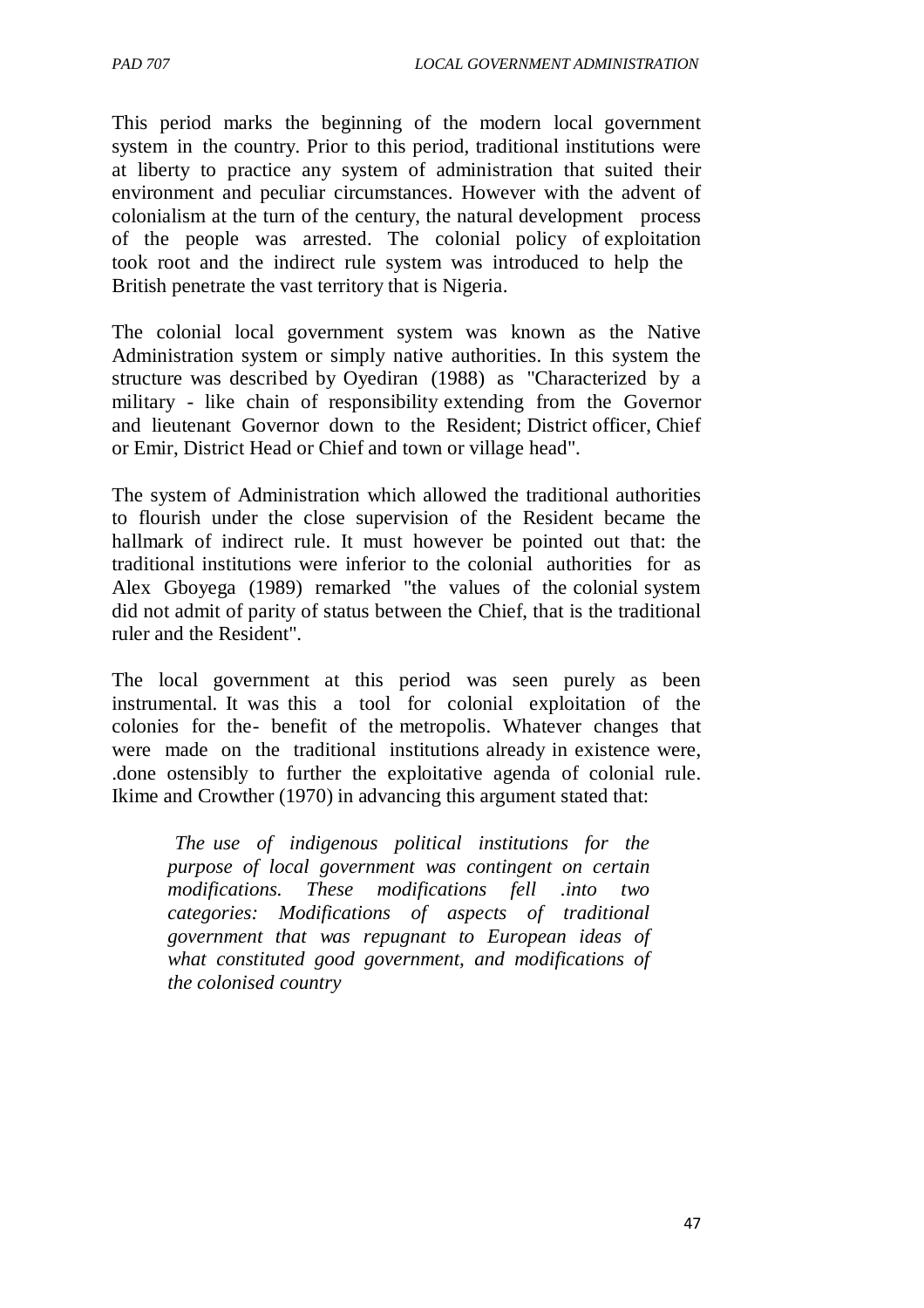This period marks the beginning of the modern local government system in the country. Prior to this period, traditional institutions were at liberty to practice any system of administration that suited their environment and peculiar circumstances. However with the advent of colonialism at the turn of the century, the natural development process of the people was arrested. The colonial policy of exploitation took root and the indirect rule system was introduced to help the British penetrate the vast territory that is Nigeria.

The colonial local government system was known as the Native Administration system or simply native authorities. In this system the structure was described by Oyediran (1988) as "Characterized by a military - like chain of responsibility extending from the Governor and lieutenant Governor down to the Resident; District officer, Chief or Emir, District Head or Chief and town or village head".

The system of Administration which allowed the traditional authorities to flourish under the close supervision of the Resident became the hallmark of indirect rule. It must however be pointed out that: the traditional institutions were inferior to the colonial authorities for as Alex Gboyega (1989) remarked "the values of the colonial system did not admit of parity of status between the Chief, that is the traditional ruler and the Resident".

The local government at this period was seen purely as been instrumental. It was this a tool for colonial exploitation of the colonies for the- benefit of the metropolis. Whatever changes that were made on the traditional institutions already in existence were, .done ostensibly to further the exploitative agenda of colonial rule. Ikime and Crowther (1970) in advancing this argument stated that:

> *The use of indigenous political institutions for the purpose of local government was contingent on certain modifications. These modifications fell .into two categories: Modifications of aspects of traditional government that was repugnant to European ideas of what constituted good government, and modifications of the colonised country*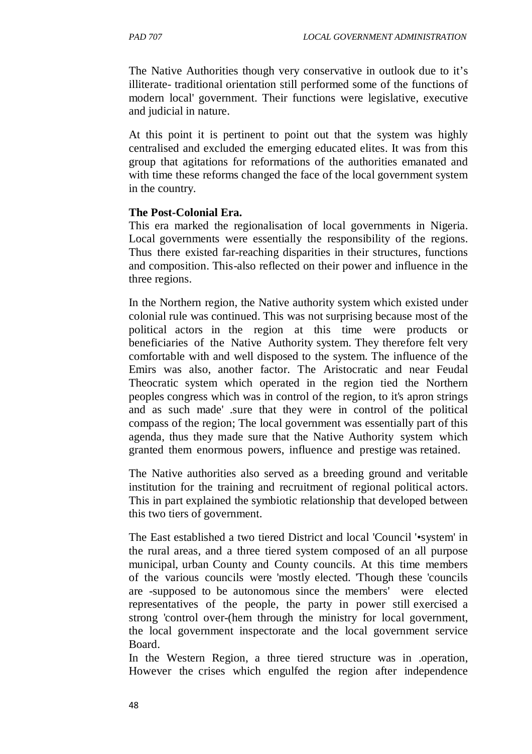The Native Authorities though very conservative in outlook due to it's illiterate- traditional orientation still performed some of the functions of modern local' government. Their functions were legislative, executive and judicial in nature.

At this point it is pertinent to point out that the system was highly centralised and excluded the emerging educated elites. It was from this group that agitations for reformations of the authorities emanated and with time these reforms changed the face of the local government system in the country.

**The Post-Colonial Era.**

This era marked the regionalisation of local governments in Nigeria. Local governments were essentially the responsibility of the regions. Thus there existed far-reaching disparities in their structures, functions and composition. This-also reflected on their power and influence in the three regions.

In the Northern region, the Native authority system which existed under colonial rule was continued. This was not surprising because most of the political actors in the region at this time were products or beneficiaries of the Native Authority system. They therefore felt very comfortable with and well disposed to the system. The influence of the Emirs was also, another factor. The Aristocratic and near Feudal Theocratic system which operated in the region tied the Northern peoples congress which was in control of the region, to it's apron strings and as such made' .sure that they were in control of the political compass of the region; The local government was essentially part of this agenda, thus they made sure that the Native Authority system which granted them enormous powers, influence and prestige was retained.

The Native authorities also served as a breeding ground and veritable institution for the training and recruitment of regional political actors. This in part explained the symbiotic relationship that developed between this two tiers of government.

The East established a two tiered District and local 'Council '•system' in the rural areas, and a three tiered system composed of an all purpose municipal, urban County and County councils. At this time members of the various councils were 'mostly elected. 'Though these 'councils are -supposed to be autonomous since the members' were elected representatives of the people, the party in power still exercised a strong 'control over-(hem through the ministry for local government, the local government inspectorate and the local government service Board.

In the Western Region, a three tiered structure was in .operation, However the crises which engulfed the region after independence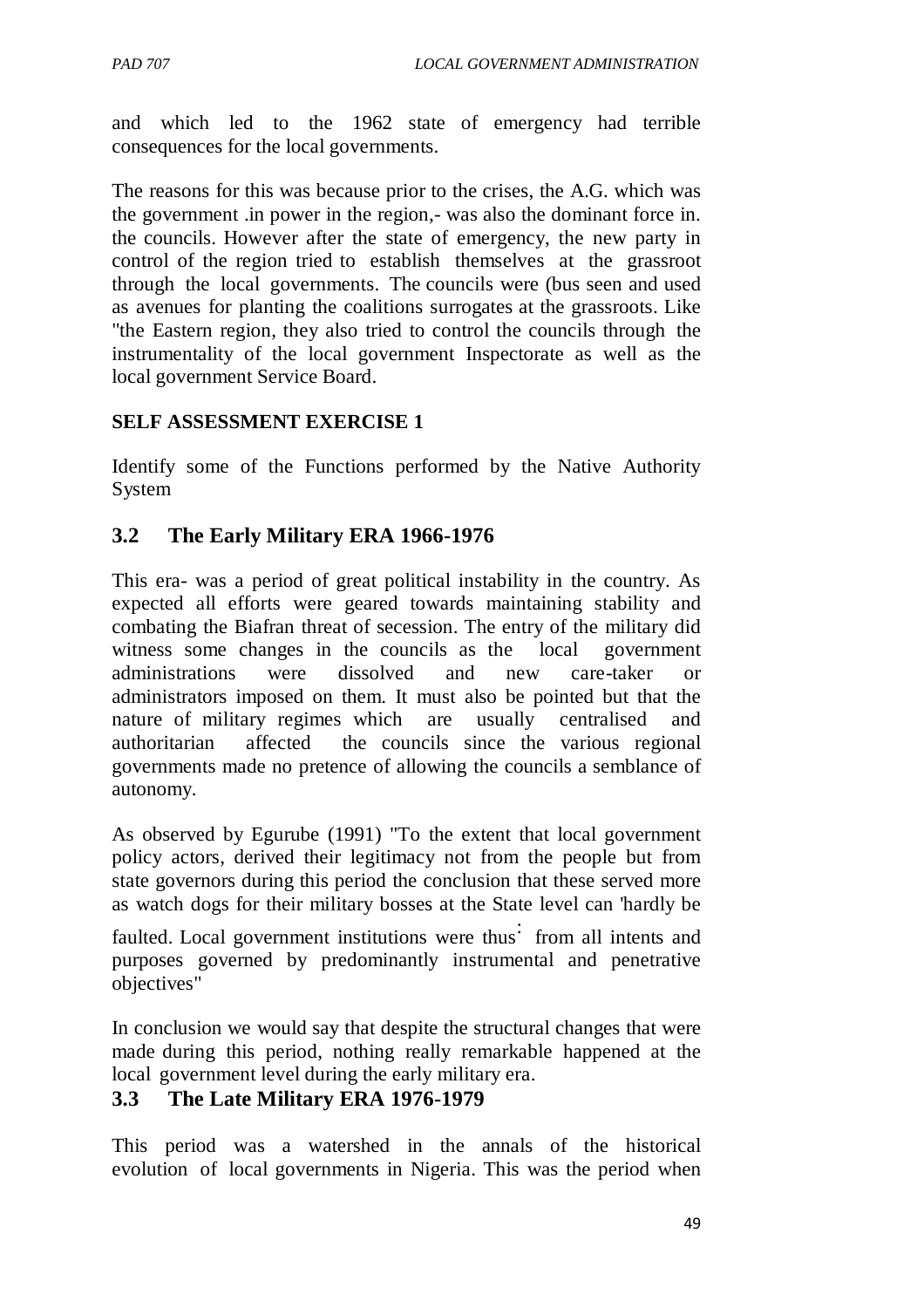and which led to the 1962 state of emergency had terrible consequences for the local governments.

The reasons for this was because prior to the crises, the A.G. which was the government .in power in the region,- was also the dominant force in. the councils. However after the state of emergency, the new party in control of the region tried to establish themselves at the grassroot through the local governments. The councils were (bus seen and used as avenues for planting the coalitions surrogates at the grassroots. Like "the Eastern region, they also tried to control the councils through the instrumentality of the local government Inspectorate as well as the local government Service Board.

**SELF ASSESSMENT EXERCISE 1**

Identify some of the Functions performed by the Native Authority System

## 3.2 The Early Military ERA 1966-1976

This era- was a period of great political instability in the country. As expected all efforts were geared towards maintaining stability and combating the Biafran threat of secession. The entry of the military did witness some changes in the councils as the local government administrations were dissolved and new care-taker or administrators imposed on them. It must also be pointed but that the nature of military regimes which are usually centralised and authoritarian affected the councils since the various regional governments made no pretence of allowing the councils a semblance of autonomy.

As observed by Egurube (1991) "To the extent that local government policy actors, derived their legitimacy not from the people but from state governors during this period the conclusion that these served more as watch dogs for their military bosses at the State level can 'hardly be faulted. Local government institutions were thus: from all intents and purposes governed by predominantly instrumental and penetrative objectives"

In conclusion we would say that despite the structural changes that were made during this period, nothing really remarkable happened at the local government level during the early military era.

## 3.3 The Late Military ERA 1976-1979

This period was a watershed in the annals of the historical evolution of local governments in Nigeria. This was the period when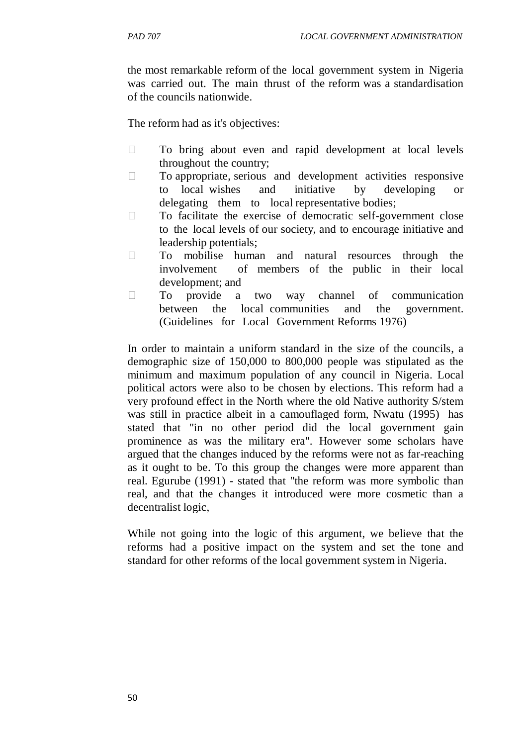the most remarkable reform of the local government system in Nigeria was carried out. The main thrust of the reform was a standardisation of the councils nationwide.

The reform had as it's objectives:

- To bring about even and rapid development at local levels throughout the country;
- To appropriate, serious and development activities responsive to local wishes and initiative by developing or delegating them to local representative bodies;
- To facilitate the exercise of democratic self-government close to the local levels of our society, and to encourage initiative and leadership potentials;
- To mobilise human and natural resources through the involvement of members of the public in their local development; and
- To provide a two way channel of communication between the local communities and the government. (Guidelines for Local Government Reforms 1976)

In order to maintain a uniform standard in the size of the councils, a demographic size of 150,000 to 800,000 people was stipulated as the minimum and maximum population of any council in Nigeria. Local political actors were also to be chosen by elections. This reform had a very profound effect in the North where the old Native authority S/stem was still in practice albeit in a camouflaged form, Nwatu (1995) has stated that "in no other period did the local government gain prominence as was the military era". However some scholars have argued that the changes induced by the reforms were not as far-reaching as it ought to be. To this group the changes were more apparent than real. Egurube (1991) - stated that "the reform was more symbolic than real, and that the changes it introduced were more cosmetic than a decentralist logic,

While not going into the logic of this argument, we believe that the reforms had a positive impact on the system and set the tone and standard for other reforms of the local government system in Nigeria.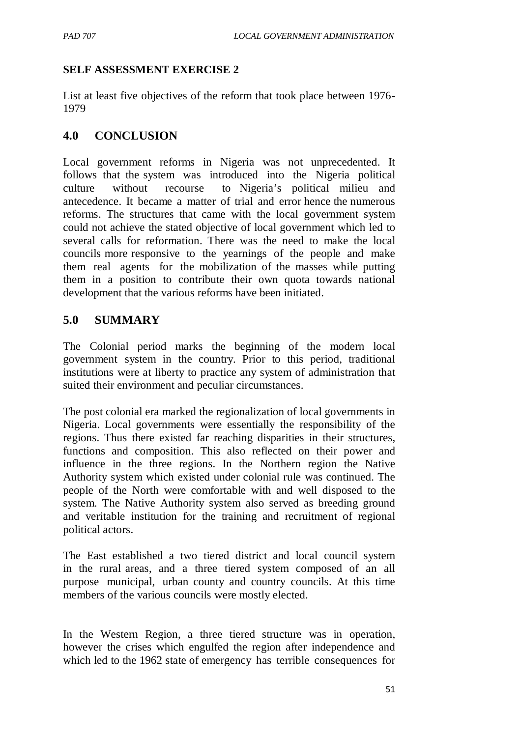**SELF ASSESSMENT EXERCISE 2**

List at least five objectives of the reform that took place between 1976-1979

## 4.0 CONCLUSION

Local government reforms in Nigeria was not unprecedented. It follows that the system was introduced into the Nigeria political culture without recourse to Nigeria's political milieu and antecedence. It became a matter of trial and error hence the numerous reforms. The structures that came with the local government system could not achieve the stated objective of local government which led to several calls for reformation. There was the need to make the local councils more responsive to the yearnings of the people and make them real agents for the mobilization of the masses while putting them in a position to contribute their own quota towards national development that the various reforms have been initiated.

## 5.0 SUMMARY

The Colonial period marks the beginning of the modern local government system in the country. Prior to this period, traditional institutions were at liberty to practice any system of administration that suited their environment and peculiar circumstances.

The post colonial era marked the regionalization of local governments in Nigeria. Local governments were essentially the responsibility of the regions. Thus there existed far reaching disparities in their structures, functions and composition. This also reflected on their power and influence in the three regions. In the Northern region the Native Authority system which existed under colonial rule was continued. The people of the North were comfortable with and well disposed to the system. The Native Authority system also served as breeding ground and veritable institution for the training and recruitment of regional political actors.

The East established a two tiered district and local council system in the rural areas, and a three tiered system composed of an all purpose municipal, urban county and country councils. At this time members of the various councils were mostly elected.

In the Western Region, a three tiered structure was in operation, however the crises which engulfed the region after independence and which led to the 1962 state of emergency has terrible consequences for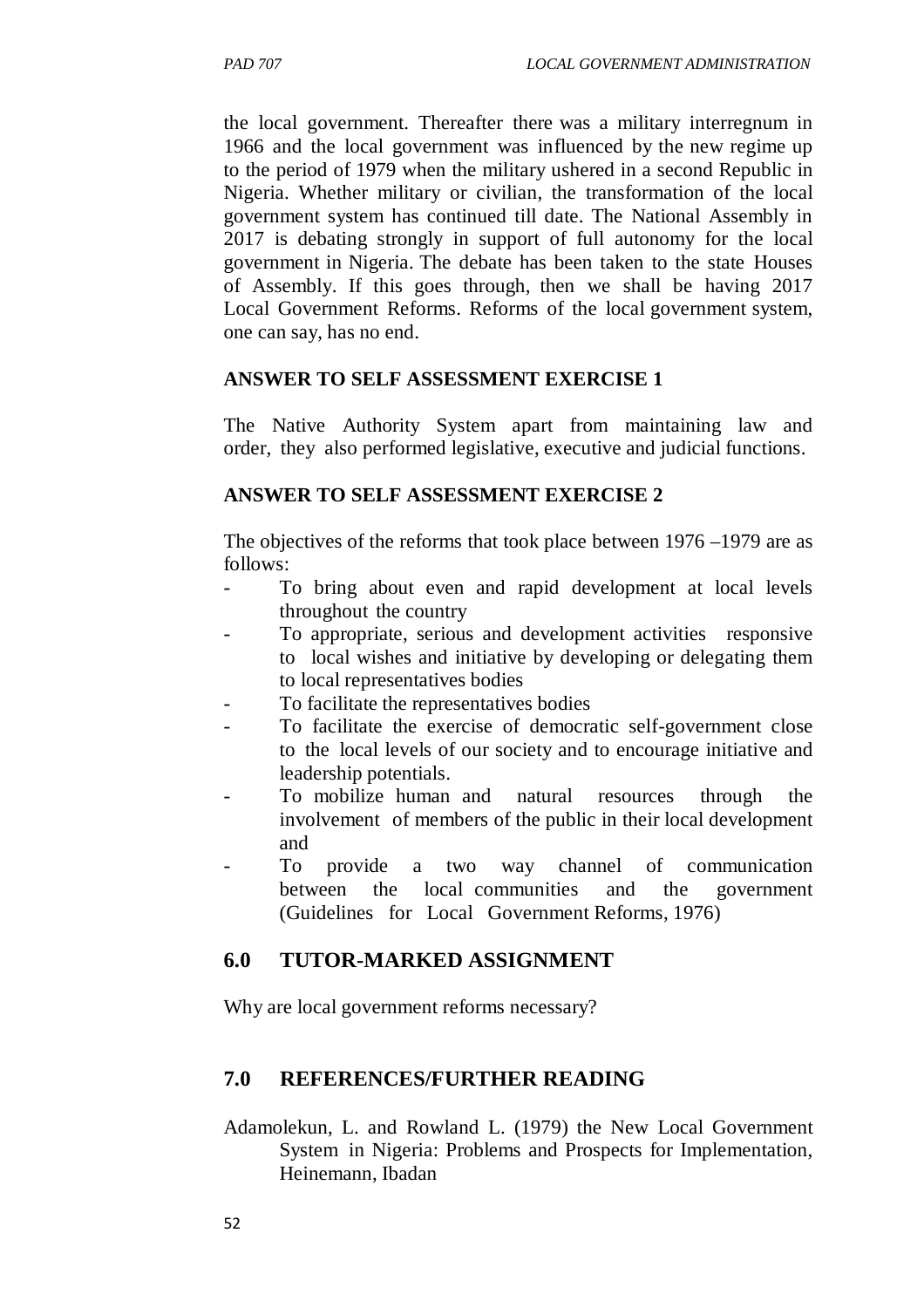the local government. Thereafter there was a military interregnum in 1966 and the local government was influenced by the new regime up to the period of 1979 when the military ushered in a second Republic in Nigeria. Whether military or civilian, the transformation of the local government system has continued till date. The National Assembly in 2017 is debating strongly in support of full autonomy for the local government in Nigeria. The debate has been taken to the state Houses of Assembly. If this goes through, then we shall be having 2017 Local Government Reforms. Reforms of the local government system, one can say, has no end.

**ANSWER TO SELF ASSESSMENT EXERCISE 1**

The Native Authority System apart from maintaining law and order, they also performed legislative, executive and judicial functions.

**ANSWER TO SELF ASSESSMENT EXERCISE 2**

The objectives of the reforms that took place between 1976 –1979 are as follows:

- To bring about even and rapid development at local levels throughout the country
- To appropriate, serious and development activities responsive to local wishes and initiative by developing or delegating them to local representatives bodies
- To facilitate the representatives bodies
- To facilitate the exercise of democratic self-government close to the local levels of our society and to encourage initiative and leadership potentials.
- To mobilize human and natural resources through the involvement of members of the public in their local development and
- To provide a two way channel of communication between the local communities and the government (Guidelines for Local Government Reforms, 1976)

## 6.0 TUTOR-MARKED ASSIGNMENT

Why are local government reforms necessary?

## 7.0 REFERENCES/FURTHER READING

Adamolekun, L. and Rowland L. (1979) the New Local Government System in Nigeria: Problems and Prospects for Implementation, Heinemann, Ibadan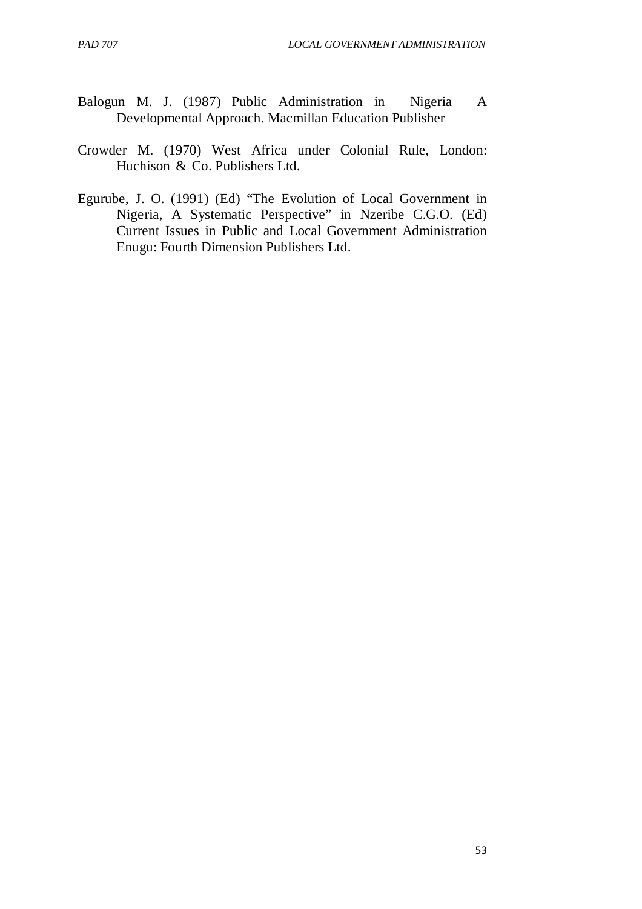Balogun M. J. (1987) Public Administration in Nigeria A Developmental Approach. Macmillan Education Publisher

Crowder M. (1970) West Africa under Colonial Rule, London: Huchison & Co. Publishers Ltd.

Egurube, J. O. (1991) (Ed) "The Evolution of Local Government in Nigeria, A Systematic Perspective" in Nzeribe C.G.O. (Ed) Current Issues in Public and Local Government Administration Enugu: Fourth Dimension Publishers Ltd.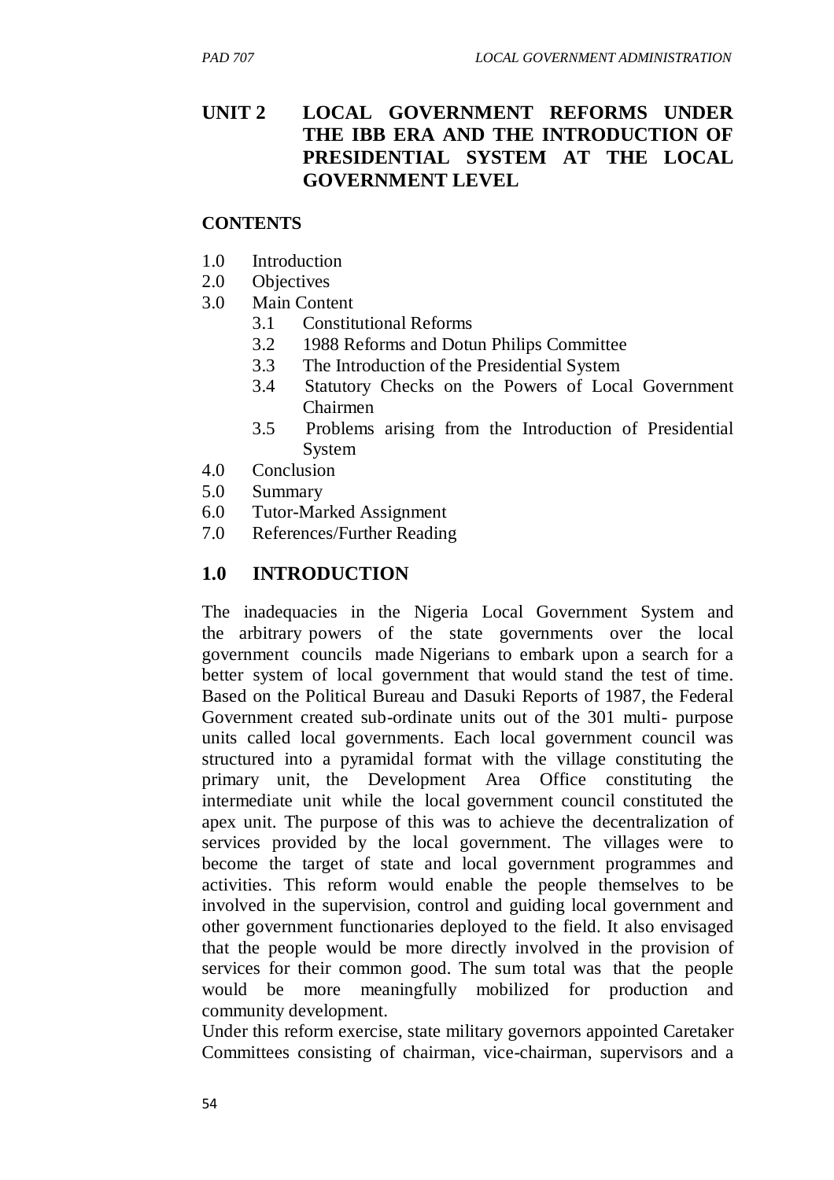# UNIT 2 LOCAL GOVERNMENT REFORMS UNDER THE IBB ERA AND THE INTRODUCTION OF PRESIDENTIAL SYSTEM AT THE LOCAL GOVERNMENT LEVEL

## CONTENTS

1.0 Introduction
2.0 Objectives
3.0 Main Content
  3.1 Constitutional Reforms
  3.2 1988 Reforms and Dotun Philips Committee
  3.3 The Introduction of the Presidential System
  3.4 Statutory Checks on the Powers of Local Government Chairmen
  3.5 Problems arising from the Introduction of Presidential System
4.0 Conclusion
5.0 Summary
6.0 Tutor-Marked Assignment
7.0 References/Further Reading

## 1.0 INTRODUCTION

The inadequacies in the Nigeria Local Government System and the arbitrary powers of the state governments over the local government councils made Nigerians to embark upon a search for a better system of local government that would stand the test of time. Based on the Political Bureau and Dasuki Reports of 1987, the Federal Government created sub-ordinate units out of the 301 multi- purpose units called local governments. Each local government council was structured into a pyramidal format with the village constituting the primary unit, the Development Area Office constituting the intermediate unit while the local government council constituted the apex unit. The purpose of this was to achieve the decentralization of services provided by the local government. The villages were to become the target of state and local government programmes and activities. This reform would enable the people themselves to be involved in the supervision, control and guiding local government and other government functionaries deployed to the field. It also envisaged that the people would be more directly involved in the provision of services for their common good. The sum total was that the people would be more meaningfully mobilized for production and community development.

Under this reform exercise, state military governors appointed Caretaker Committees consisting of chairman, vice-chairman, supervisors and a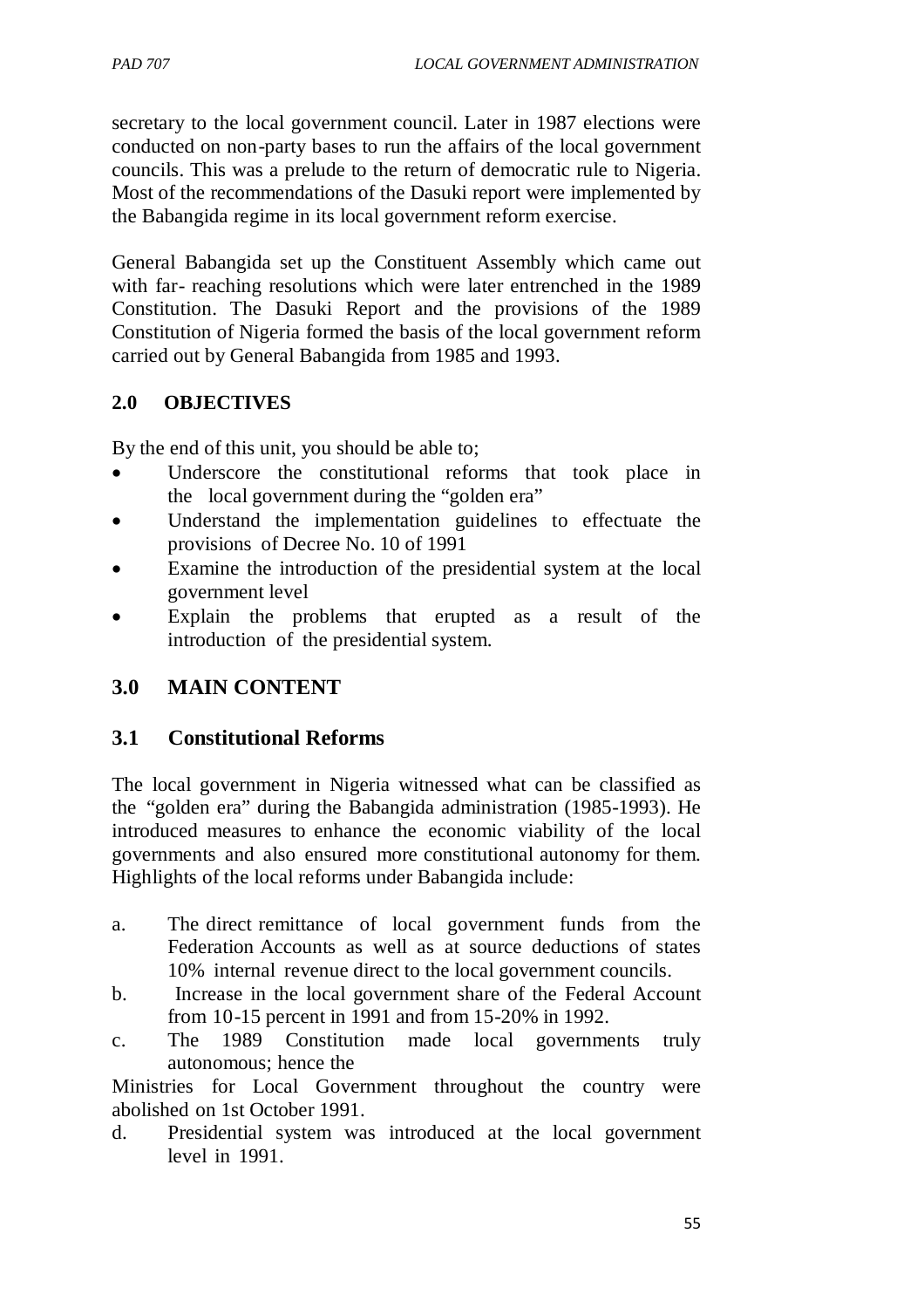secretary to the local government council. Later in 1987 elections were conducted on non-party bases to run the affairs of the local government councils. This was a prelude to the return of democratic rule to Nigeria. Most of the recommendations of the Dasuki report were implemented by the Babangida regime in its local government reform exercise.

General Babangida set up the Constituent Assembly which came out with far- reaching resolutions which were later entrenched in the 1989 Constitution. The Dasuki Report and the provisions of the 1989 Constitution of Nigeria formed the basis of the local government reform carried out by General Babangida from 1985 and 1993.

## 2.0 OBJECTIVES

By the end of this unit, you should be able to;

- Underscore the constitutional reforms that took place in the local government during the "golden era"
- Understand the implementation guidelines to effectuate the provisions of Decree No. 10 of 1991
- Examine the introduction of the presidential system at the local government level
- Explain the problems that erupted as a result of the introduction of the presidential system.

## 3.0 MAIN CONTENT

### 3.1 Constitutional Reforms

The local government in Nigeria witnessed what can be classified as the "golden era" during the Babangida administration (1985-1993). He introduced measures to enhance the economic viability of the local governments and also ensured more constitutional autonomy for them. Highlights of the local reforms under Babangida include:

a. The direct remittance of local government funds from the Federation Accounts as well as at source deductions of states 10% internal revenue direct to the local government councils.

b. Increase in the local government share of the Federal Account from 10-15 percent in 1991 and from 15-20% in 1992.

c. The 1989 Constitution made local governments truly autonomous; hence the

Ministries for Local Government throughout the country were abolished on 1st October 1991.

d. Presidential system was introduced at the local government level in 1991.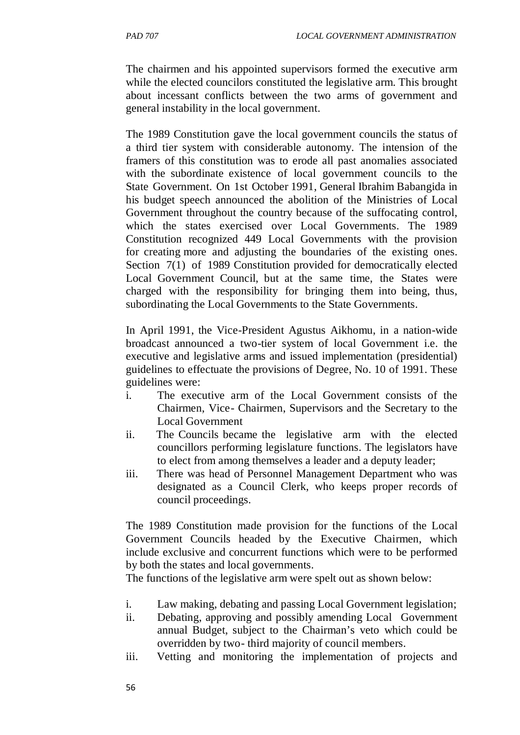The chairmen and his appointed supervisors formed the executive arm while the elected councilors constituted the legislative arm. This brought about incessant conflicts between the two arms of government and general instability in the local government.

The 1989 Constitution gave the local government councils the status of a third tier system with considerable autonomy. The intension of the framers of this constitution was to erode all past anomalies associated with the subordinate existence of local government councils to the State Government. On 1st October 1991, General Ibrahim Babangida in his budget speech announced the abolition of the Ministries of Local Government throughout the country because of the suffocating control, which the states exercised over Local Governments. The 1989 Constitution recognized 449 Local Governments with the provision for creating more and adjusting the boundaries of the existing ones. Section 7(1) of 1989 Constitution provided for democratically elected Local Government Council, but at the same time, the States were charged with the responsibility for bringing them into being, thus, subordinating the Local Governments to the State Governments.

In April 1991, the Vice-President Agustus Aikhomu, in a nation-wide broadcast announced a two-tier system of local Government i.e. the executive and legislative arms and issued implementation (presidential) guidelines to effectuate the provisions of Degree, No. 10 of 1991. These guidelines were:

i. The executive arm of the Local Government consists of the Chairmen, Vice- Chairmen, Supervisors and the Secretary to the Local Government
ii. The Councils became the legislative arm with the elected councillors performing legislature functions. The legislators have to elect from among themselves a leader and a deputy leader;
iii. There was head of Personnel Management Department who was designated as a Council Clerk, who keeps proper records of council proceedings.

The 1989 Constitution made provision for the functions of the Local Government Councils headed by the Executive Chairmen, which include exclusive and concurrent functions which were to be performed by both the states and local governments.

The functions of the legislative arm were spelt out as shown below:

i. Law making, debating and passing Local Government legislation;
ii. Debating, approving and possibly amending Local Government annual Budget, subject to the Chairman's veto which could be overridden by two- third majority of council members.
iii. Vetting and monitoring the implementation of projects and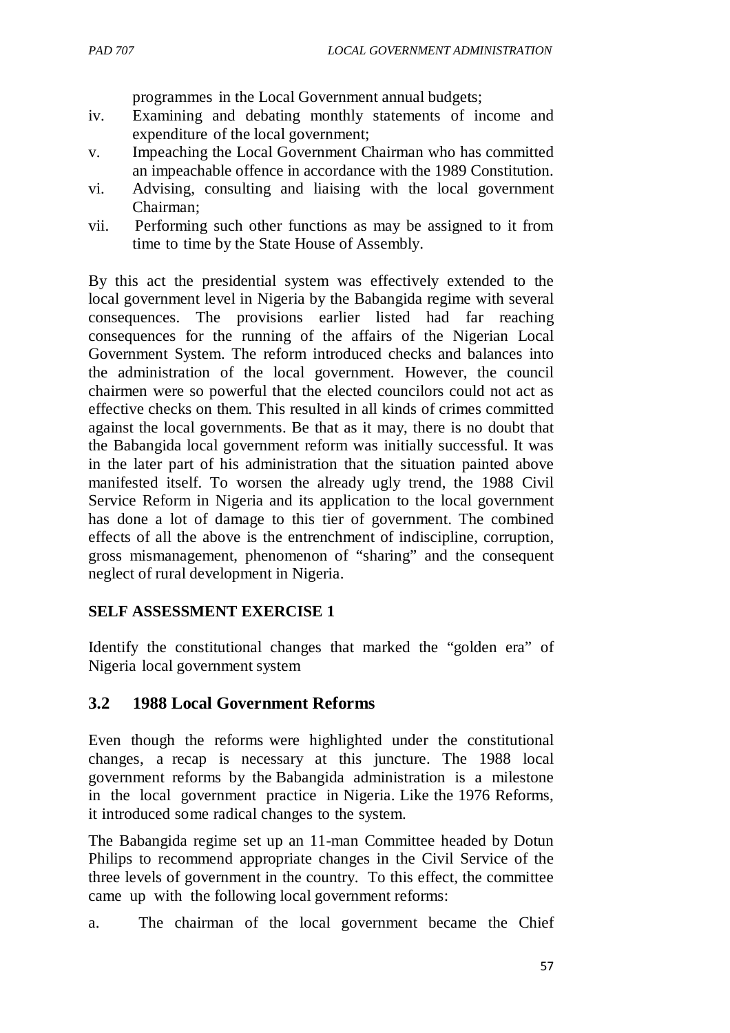programmes in the Local Government annual budgets;

iv. Examining and debating monthly statements of income and expenditure of the local government;

v. Impeaching the Local Government Chairman who has committed an impeachable offence in accordance with the 1989 Constitution.

vi. Advising, consulting and liaising with the local government Chairman;

vii. Performing such other functions as may be assigned to it from time to time by the State House of Assembly.

By this act the presidential system was effectively extended to the local government level in Nigeria by the Babangida regime with several consequences. The provisions earlier listed had far reaching consequences for the running of the affairs of the Nigerian Local Government System. The reform introduced checks and balances into the administration of the local government. However, the council chairmen were so powerful that the elected councilors could not act as effective checks on them. This resulted in all kinds of crimes committed against the local governments. Be that as it may, there is no doubt that the Babangida local government reform was initially successful. It was in the later part of his administration that the situation painted above manifested itself. To worsen the already ugly trend, the 1988 Civil Service Reform in Nigeria and its application to the local government has done a lot of damage to this tier of government. The combined effects of all the above is the entrenchment of indiscipline, corruption, gross mismanagement, phenomenon of "sharing" and the consequent neglect of rural development in Nigeria.

**SELF ASSESSMENT EXERCISE 1**

Identify the constitutional changes that marked the "golden era" of Nigeria local government system

## 3.2 1988 Local Government Reforms

Even though the reforms were highlighted under the constitutional changes, a recap is necessary at this juncture. The 1988 local government reforms by the Babangida administration is a milestone in the local government practice in Nigeria. Like the 1976 Reforms, it introduced some radical changes to the system.

The Babangida regime set up an 11-man Committee headed by Dotun Philips to recommend appropriate changes in the Civil Service of the three levels of government in the country. To this effect, the committee came up with the following local government reforms:

a. The chairman of the local government became the Chief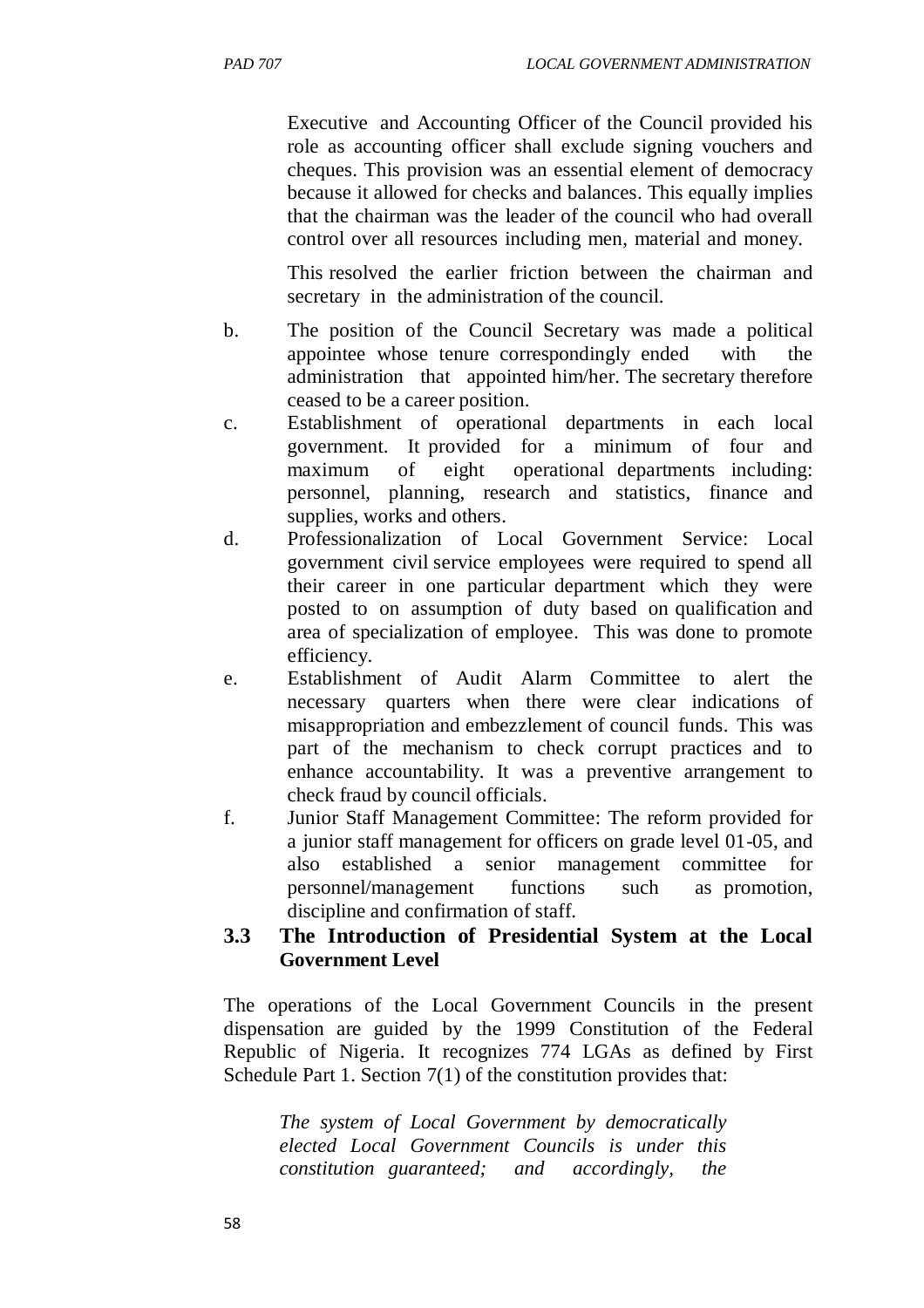Executive and Accounting Officer of the Council provided his role as accounting officer shall exclude signing vouchers and cheques. This provision was an essential element of democracy because it allowed for checks and balances. This equally implies that the chairman was the leader of the council who had overall control over all resources including men, material and money.

This resolved the earlier friction between the chairman and secretary in the administration of the council.

b. The position of the Council Secretary was made a political appointee whose tenure correspondingly ended with the administration that appointed him/her. The secretary therefore ceased to be a career position.

c. Establishment of operational departments in each local government. It provided for a minimum of four and maximum of eight operational departments including: personnel, planning, research and statistics, finance and supplies, works and others.

d. Professionalization of Local Government Service: Local government civil service employees were required to spend all their career in one particular department which they were posted to on assumption of duty based on qualification and area of specialization of employee. This was done to promote efficiency.

e. Establishment of Audit Alarm Committee to alert the necessary quarters when there were clear indications of misappropriation and embezzlement of council funds. This was part of the mechanism to check corrupt practices and to enhance accountability. It was a preventive arrangement to check fraud by council officials.

f. Junior Staff Management Committee: The reform provided for a junior staff management for officers on grade level 01-05, and also established a senior management committee for personnel/management functions such as promotion, discipline and confirmation of staff.

## 3.3 The Introduction of Presidential System at the Local Government Level

The operations of the Local Government Councils in the present dispensation are guided by the 1999 Constitution of the Federal Republic of Nigeria. It recognizes 774 LGAs as defined by First Schedule Part 1. Section 7(1) of the constitution provides that:

> *The system of Local Government by democratically elected Local Government Councils is under this constitution guaranteed; and accordingly, the*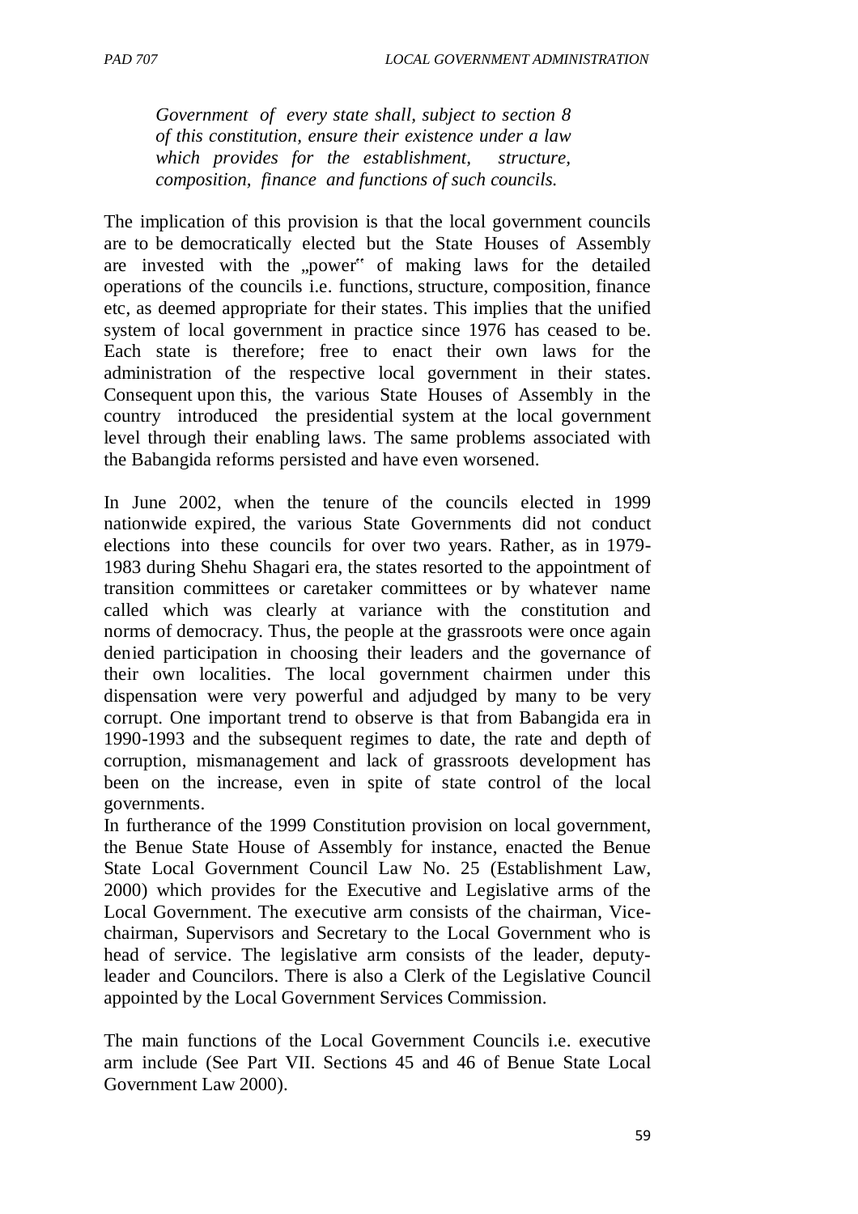> *Government of every state shall, subject to section 8 of this constitution, ensure their existence under a law which provides for the establishment, structure, composition, finance and functions of such councils.*

The implication of this provision is that the local government councils are to be democratically elected but the State Houses of Assembly are invested with the „power" of making laws for the detailed operations of the councils i.e. functions, structure, composition, finance etc, as deemed appropriate for their states. This implies that the unified system of local government in practice since 1976 has ceased to be. Each state is therefore; free to enact their own laws for the administration of the respective local government in their states. Consequent upon this, the various State Houses of Assembly in the country introduced the presidential system at the local government level through their enabling laws. The same problems associated with the Babangida reforms persisted and have even worsened.

In June 2002, when the tenure of the councils elected in 1999 nationwide expired, the various State Governments did not conduct elections into these councils for over two years. Rather, as in 1979-1983 during Shehu Shagari era, the states resorted to the appointment of transition committees or caretaker committees or by whatever name called which was clearly at variance with the constitution and norms of democracy. Thus, the people at the grassroots were once again denied participation in choosing their leaders and the governance of their own localities. The local government chairmen under this dispensation were very powerful and adjudged by many to be very corrupt. One important trend to observe is that from Babangida era in 1990-1993 and the subsequent regimes to date, the rate and depth of corruption, mismanagement and lack of grassroots development has been on the increase, even in spite of state control of the local governments.

In furtherance of the 1999 Constitution provision on local government, the Benue State House of Assembly for instance, enacted the Benue State Local Government Council Law No. 25 (Establishment Law, 2000) which provides for the Executive and Legislative arms of the Local Government. The executive arm consists of the chairman, Vice-chairman, Supervisors and Secretary to the Local Government who is head of service. The legislative arm consists of the leader, deputy-leader and Councilors. There is also a Clerk of the Legislative Council appointed by the Local Government Services Commission.

The main functions of the Local Government Councils i.e. executive arm include (See Part VII. Sections 45 and 46 of Benue State Local Government Law 2000).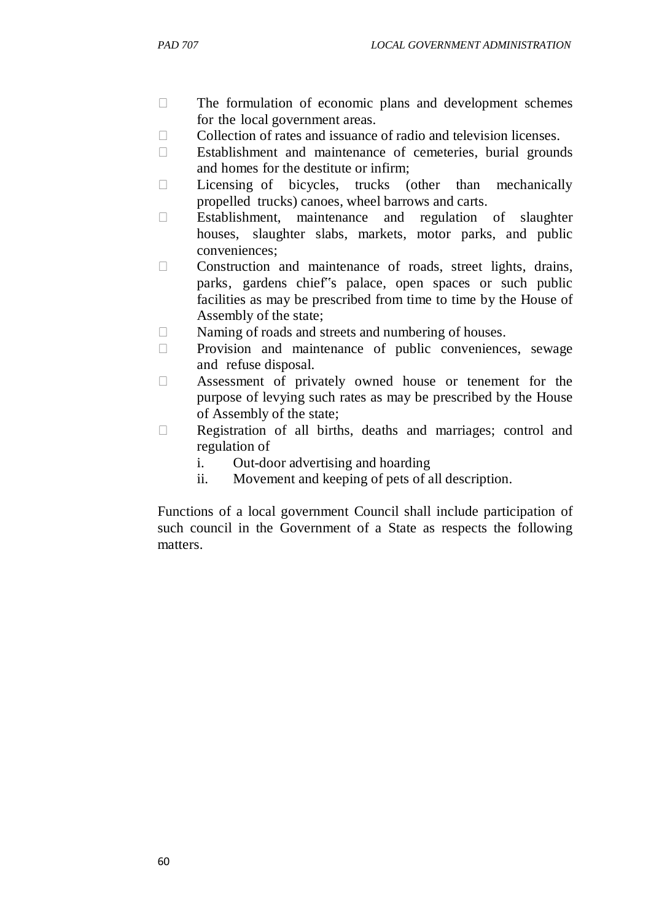- The formulation of economic plans and development schemes for the local government areas.
- Collection of rates and issuance of radio and television licenses.
- Establishment and maintenance of cemeteries, burial grounds and homes for the destitute or infirm;
- Licensing of bicycles, trucks (other than mechanically propelled trucks) canoes, wheel barrows and carts.
- Establishment, maintenance and regulation of slaughter houses, slaughter slabs, markets, motor parks, and public conveniences;
- Construction and maintenance of roads, street lights, drains, parks, gardens chief‟s palace, open spaces or such public facilities as may be prescribed from time to time by the House of Assembly of the state;
- Naming of roads and streets and numbering of houses.
- Provision and maintenance of public conveniences, sewage and refuse disposal.
- Assessment of privately owned house or tenement for the purpose of levying such rates as may be prescribed by the House of Assembly of the state;
- Registration of all births, deaths and marriages; control and regulation of
    i. Out-door advertising and hoarding
    ii. Movement and keeping of pets of all description.

Functions of a local government Council shall include participation of such council in the Government of a State as respects the following matters.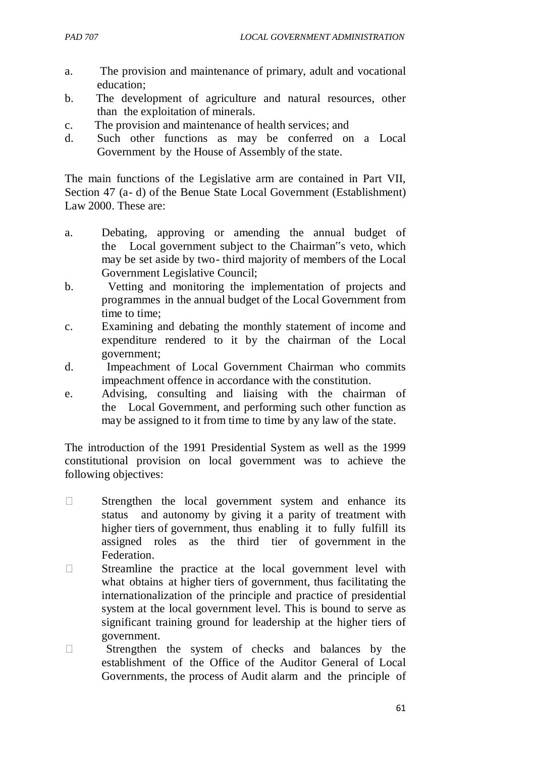a. The provision and maintenance of primary, adult and vocational education;
b. The development of agriculture and natural resources, other than the exploitation of minerals.
c. The provision and maintenance of health services; and
d. Such other functions as may be conferred on a Local Government by the House of Assembly of the state.

The main functions of the Legislative arm are contained in Part VII, Section 47 (a- d) of the Benue State Local Government (Establishment) Law 2000. These are:

a. Debating, approving or amending the annual budget of the Local government subject to the Chairman‟s veto, which may be set aside by two- third majority of members of the Local Government Legislative Council;
b. Vetting and monitoring the implementation of projects and programmes in the annual budget of the Local Government from time to time;
c. Examining and debating the monthly statement of income and expenditure rendered to it by the chairman of the Local government;
d. Impeachment of Local Government Chairman who commits impeachment offence in accordance with the constitution.
e. Advising, consulting and liaising with the chairman of the Local Government, and performing such other function as may be assigned to it from time to time by any law of the state.

The introduction of the 1991 Presidential System as well as the 1999 constitutional provision on local government was to achieve the following objectives:

- Strengthen the local government system and enhance its status and autonomy by giving it a parity of treatment with higher tiers of government, thus enabling it to fully fulfill its assigned roles as the third tier of government in the Federation.
- Streamline the practice at the local government level with what obtains at higher tiers of government, thus facilitating the internationalization of the principle and practice of presidential system at the local government level. This is bound to serve as significant training ground for leadership at the higher tiers of government.
- Strengthen the system of checks and balances by the establishment of the Office of the Auditor General of Local Governments, the process of Audit alarm and the principle of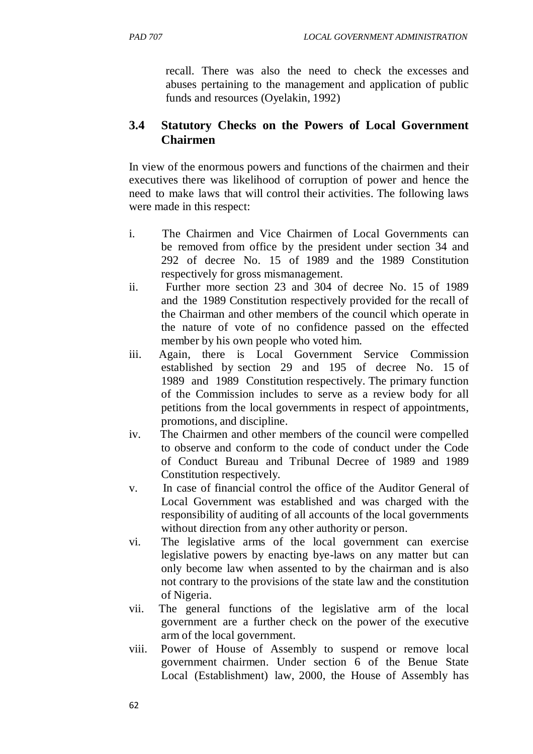recall. There was also the need to check the excesses and abuses pertaining to the management and application of public funds and resources (Oyelakin, 1992)

### 3.4 Statutory Checks on the Powers of Local Government Chairmen

In view of the enormous powers and functions of the chairmen and their executives there was likelihood of corruption of power and hence the need to make laws that will control their activities. The following laws were made in this respect:

i. The Chairmen and Vice Chairmen of Local Governments can be removed from office by the president under section 34 and 292 of decree No. 15 of 1989 and the 1989 Constitution respectively for gross mismanagement.

ii. Further more section 23 and 304 of decree No. 15 of 1989 and the 1989 Constitution respectively provided for the recall of the Chairman and other members of the council which operate in the nature of vote of no confidence passed on the effected member by his own people who voted him.

iii. Again, there is Local Government Service Commission established by section 29 and 195 of decree No. 15 of 1989 and 1989 Constitution respectively. The primary function of the Commission includes to serve as a review body for all petitions from the local governments in respect of appointments, promotions, and discipline.

iv. The Chairmen and other members of the council were compelled to observe and conform to the code of conduct under the Code of Conduct Bureau and Tribunal Decree of 1989 and 1989 Constitution respectively.

v. In case of financial control the office of the Auditor General of Local Government was established and was charged with the responsibility of auditing of all accounts of the local governments without direction from any other authority or person.

vi. The legislative arms of the local government can exercise legislative powers by enacting bye-laws on any matter but can only become law when assented to by the chairman and is also not contrary to the provisions of the state law and the constitution of Nigeria.

vii. The general functions of the legislative arm of the local government are a further check on the power of the executive arm of the local government.

viii. Power of House of Assembly to suspend or remove local government chairmen. Under section 6 of the Benue State Local (Establishment) law, 2000, the House of Assembly has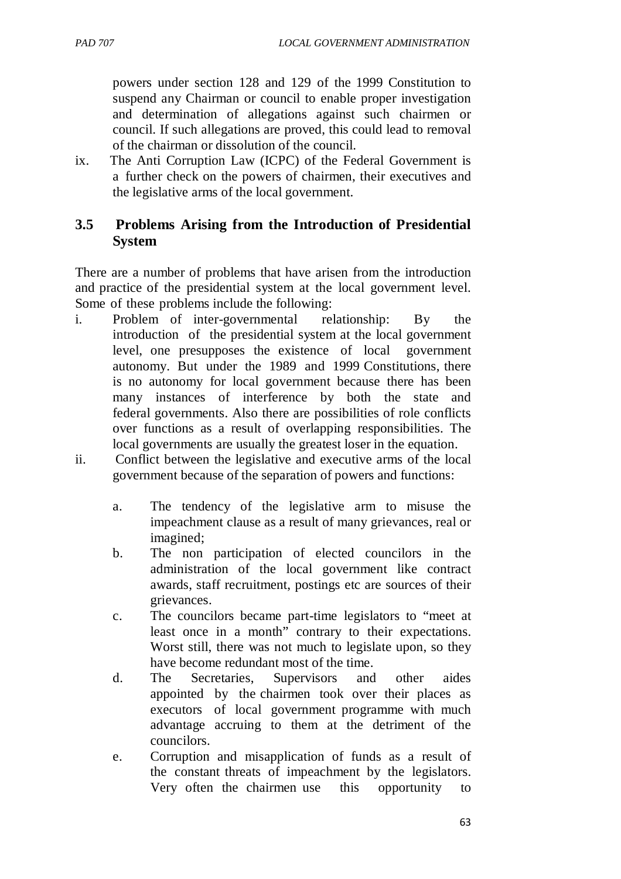powers under section 128 and 129 of the 1999 Constitution to suspend any Chairman or council to enable proper investigation and determination of allegations against such chairmen or council. If such allegations are proved, this could lead to removal of the chairman or dissolution of the council.

ix. The Anti Corruption Law (ICPC) of the Federal Government is a further check on the powers of chairmen, their executives and the legislative arms of the local government.

### 3.5 Problems Arising from the Introduction of Presidential System

There are a number of problems that have arisen from the introduction and practice of the presidential system at the local government level. Some of these problems include the following:

i. Problem of inter-governmental relationship: By the introduction of the presidential system at the local government level, one presupposes the existence of local government autonomy. But under the 1989 and 1999 Constitutions, there is no autonomy for local government because there has been many instances of interference by both the state and federal governments. Also there are possibilities of role conflicts over functions as a result of overlapping responsibilities. The local governments are usually the greatest loser in the equation.

ii. Conflict between the legislative and executive arms of the local government because of the separation of powers and functions:

   a. The tendency of the legislative arm to misuse the impeachment clause as a result of many grievances, real or imagined;
   b. The non participation of elected councilors in the administration of the local government like contract awards, staff recruitment, postings etc are sources of their grievances.
   c. The councilors became part-time legislators to "meet at least once in a month" contrary to their expectations. Worst still, there was not much to legislate upon, so they have become redundant most of the time.
   d. The Secretaries, Supervisors and other aides appointed by the chairmen took over their places as executors of local government programme with much advantage accruing to them at the detriment of the councilors.
   e. Corruption and misapplication of funds as a result of the constant threats of impeachment by the legislators. Very often the chairmen use this opportunity to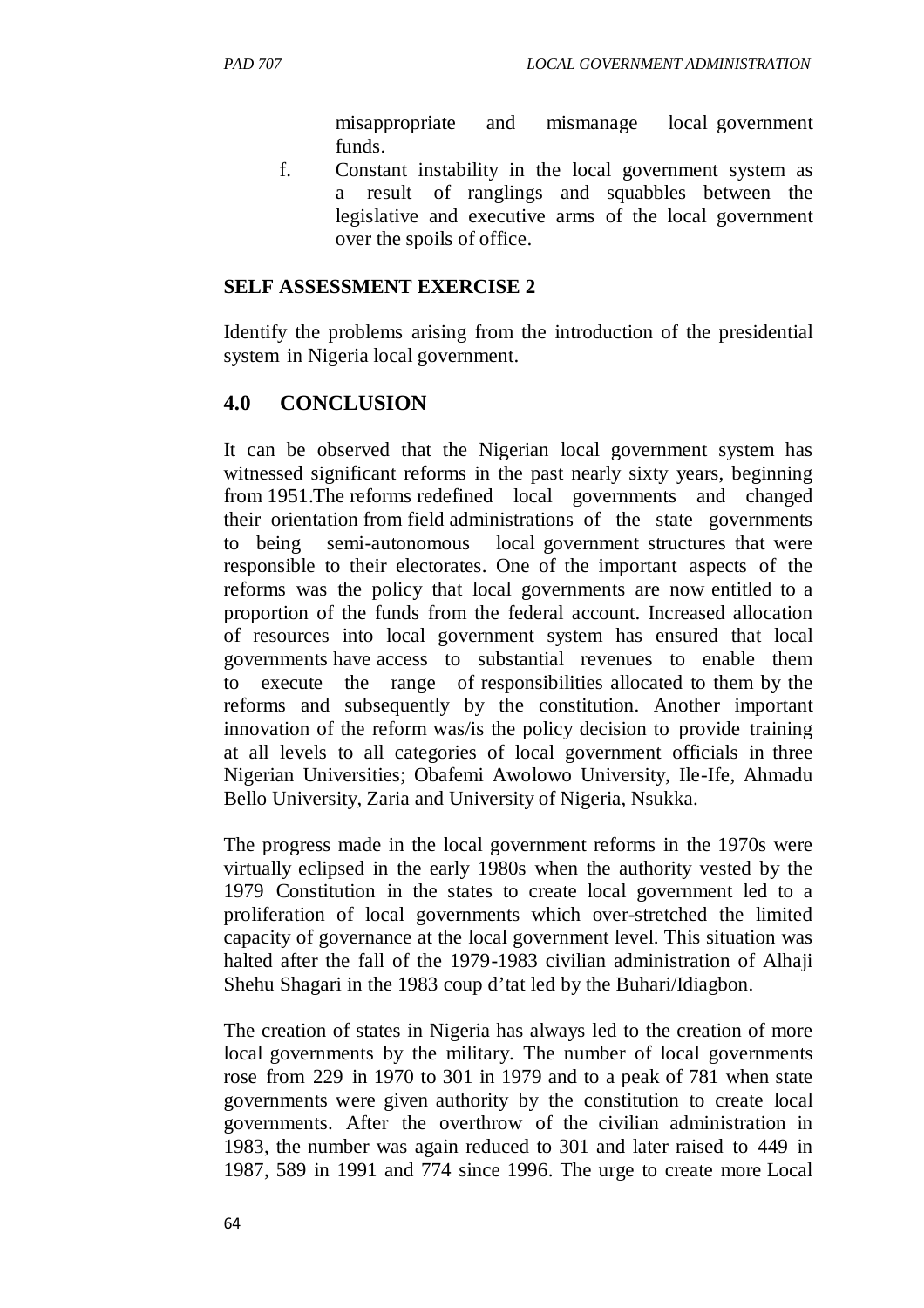misappropriate and mismanage local government funds.

f. Constant instability in the local government system as a result of ranglings and squabbles between the legislative and executive arms of the local government over the spoils of office.

**SELF ASSESSMENT EXERCISE 2**

Identify the problems arising from the introduction of the presidential system in Nigeria local government.

## 4.0 CONCLUSION

It can be observed that the Nigerian local government system has witnessed significant reforms in the past nearly sixty years, beginning from 1951.The reforms redefined local governments and changed their orientation from field administrations of the state governments to being semi-autonomous local government structures that were responsible to their electorates. One of the important aspects of the reforms was the policy that local governments are now entitled to a proportion of the funds from the federal account. Increased allocation of resources into local government system has ensured that local governments have access to substantial revenues to enable them to execute the range of responsibilities allocated to them by the reforms and subsequently by the constitution. Another important innovation of the reform was/is the policy decision to provide training at all levels to all categories of local government officials in three Nigerian Universities; Obafemi Awolowo University, Ile-Ife, Ahmadu Bello University, Zaria and University of Nigeria, Nsukka.

The progress made in the local government reforms in the 1970s were virtually eclipsed in the early 1980s when the authority vested by the 1979 Constitution in the states to create local government led to a proliferation of local governments which over-stretched the limited capacity of governance at the local government level. This situation was halted after the fall of the 1979-1983 civilian administration of Alhaji Shehu Shagari in the 1983 coup d'tat led by the Buhari/Idiagbon.

The creation of states in Nigeria has always led to the creation of more local governments by the military. The number of local governments rose from 229 in 1970 to 301 in 1979 and to a peak of 781 when state governments were given authority by the constitution to create local governments. After the overthrow of the civilian administration in 1983, the number was again reduced to 301 and later raised to 449 in 1987, 589 in 1991 and 774 since 1996. The urge to create more Local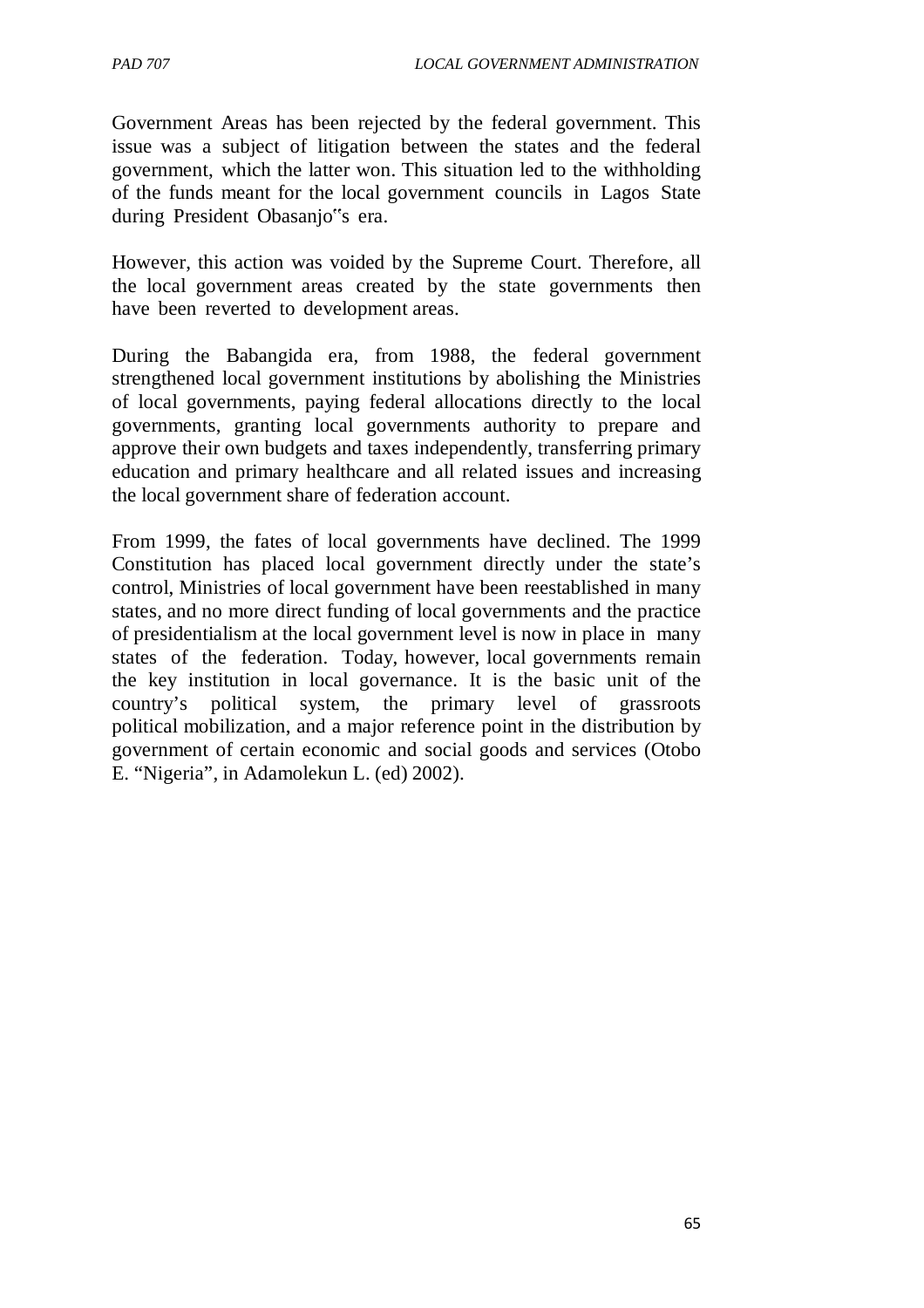Government Areas has been rejected by the federal government. This issue was a subject of litigation between the states and the federal government, which the latter won. This situation led to the withholding of the funds meant for the local government councils in Lagos State during President Obasanjo"s era.

However, this action was voided by the Supreme Court. Therefore, all the local government areas created by the state governments then have been reverted to development areas.

During the Babangida era, from 1988, the federal government strengthened local government institutions by abolishing the Ministries of local governments, paying federal allocations directly to the local governments, granting local governments authority to prepare and approve their own budgets and taxes independently, transferring primary education and primary healthcare and all related issues and increasing the local government share of federation account.

From 1999, the fates of local governments have declined. The 1999 Constitution has placed local government directly under the state's control, Ministries of local government have been reestablished in many states, and no more direct funding of local governments and the practice of presidentialism at the local government level is now in place in many states of the federation. Today, however, local governments remain the key institution in local governance. It is the basic unit of the country's political system, the primary level of grassroots political mobilization, and a major reference point in the distribution by government of certain economic and social goods and services (Otobo E. "Nigeria", in Adamolekun L. (ed) 2002).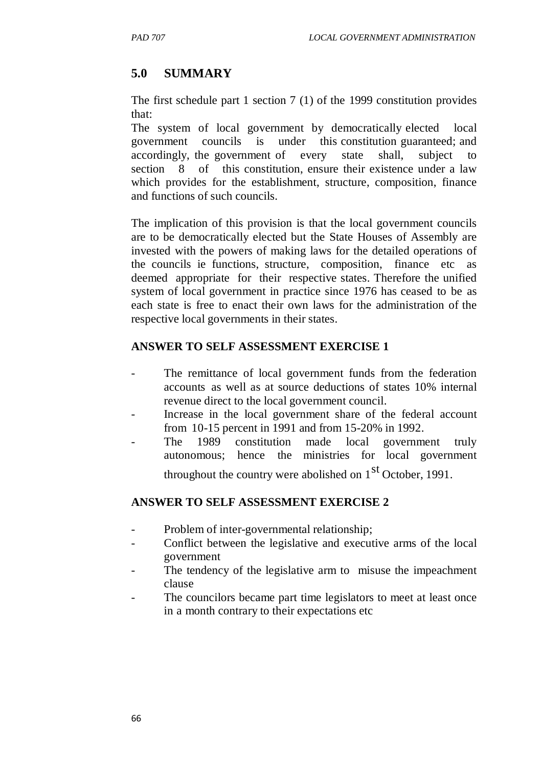## 5.0 SUMMARY

The first schedule part 1 section 7 (1) of the 1999 constitution provides that:

The system of local government by democratically elected local government councils is under this constitution guaranteed; and accordingly, the government of every state shall, subject to section 8 of this constitution, ensure their existence under a law which provides for the establishment, structure, composition, finance and functions of such councils.

The implication of this provision is that the local government councils are to be democratically elected but the State Houses of Assembly are invested with the powers of making laws for the detailed operations of the councils ie functions, structure, composition, finance etc as deemed appropriate for their respective states. Therefore the unified system of local government in practice since 1976 has ceased to be as each state is free to enact their own laws for the administration of the respective local governments in their states.

**ANSWER TO SELF ASSESSMENT EXERCISE 1**

- The remittance of local government funds from the federation accounts as well as at source deductions of states 10% internal revenue direct to the local government council.
- Increase in the local government share of the federal account from 10-15 percent in 1991 and from 15-20% in 1992.
- The 1989 constitution made local government truly autonomous; hence the ministries for local government throughout the country were abolished on 1st October, 1991.

**ANSWER TO SELF ASSESSMENT EXERCISE 2**

- Problem of inter-governmental relationship;
- Conflict between the legislative and executive arms of the local government
- The tendency of the legislative arm to misuse the impeachment clause
- The councilors became part time legislators to meet at least once in a month contrary to their expectations etc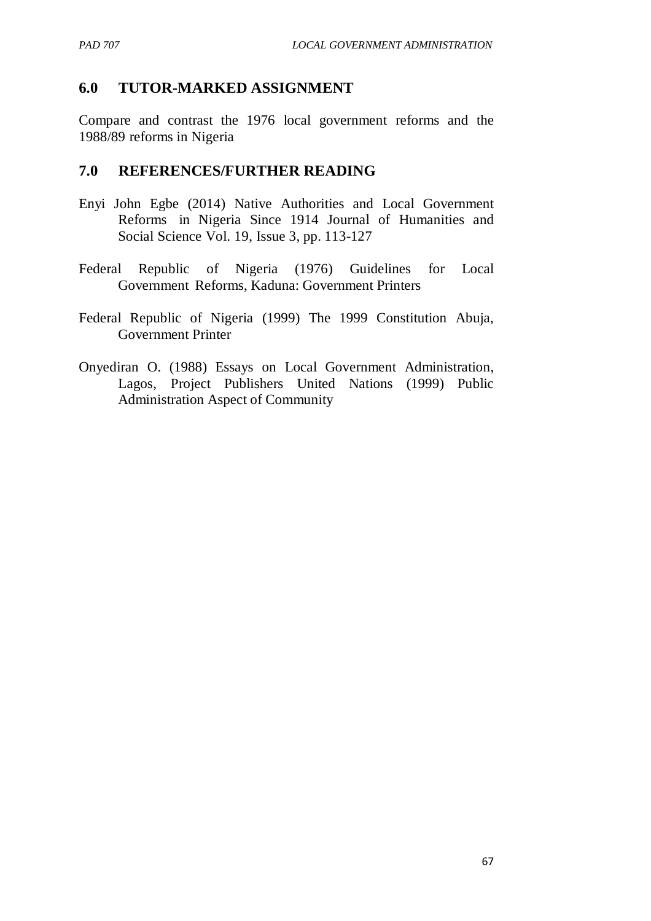## 6.0 TUTOR-MARKED ASSIGNMENT

Compare and contrast the 1976 local government reforms and the 1988/89 reforms in Nigeria

## 7.0 REFERENCES/FURTHER READING

Enyi John Egbe (2014) Native Authorities and Local Government Reforms in Nigeria Since 1914 Journal of Humanities and Social Science Vol. 19, Issue 3, pp. 113-127

Federal Republic of Nigeria (1976) Guidelines for Local Government Reforms, Kaduna: Government Printers

Federal Republic of Nigeria (1999) The 1999 Constitution Abuja, Government Printer

Onyediran O. (1988) Essays on Local Government Administration, Lagos, Project Publishers United Nations (1999) Public Administration Aspect of Community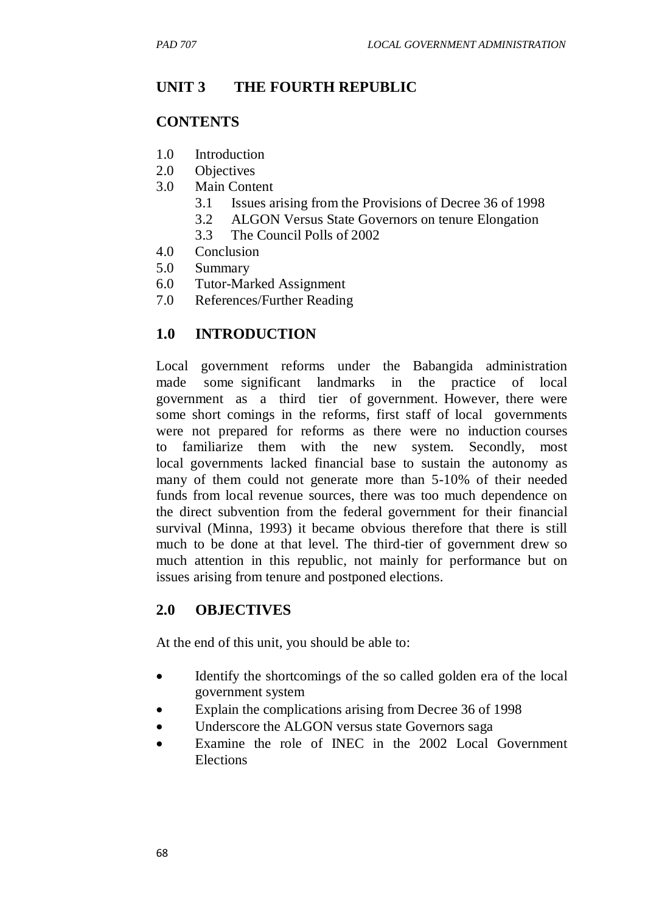## UNIT 3 THE FOURTH REPUBLIC

### CONTENTS

1.0 Introduction
2.0 Objectives
3.0 Main Content
  3.1 Issues arising from the Provisions of Decree 36 of 1998
  3.2 ALGON Versus State Governors on tenure Elongation
  3.3 The Council Polls of 2002
4.0 Conclusion
5.0 Summary
6.0 Tutor-Marked Assignment
7.0 References/Further Reading

### 1.0 INTRODUCTION

Local government reforms under the Babangida administration made some significant landmarks in the practice of local government as a third tier of government. However, there were some short comings in the reforms, first staff of local governments were not prepared for reforms as there were no induction courses to familiarize them with the new system. Secondly, most local governments lacked financial base to sustain the autonomy as many of them could not generate more than 5-10% of their needed funds from local revenue sources, there was too much dependence on the direct subvention from the federal government for their financial survival (Minna, 1993) it became obvious therefore that there is still much to be done at that level. The third-tier of government drew so much attention in this republic, not mainly for performance but on issues arising from tenure and postponed elections.

### 2.0 OBJECTIVES

At the end of this unit, you should be able to:

- Identify the shortcomings of the so called golden era of the local government system
- Explain the complications arising from Decree 36 of 1998
- Underscore the ALGON versus state Governors saga
- Examine the role of INEC in the 2002 Local Government Elections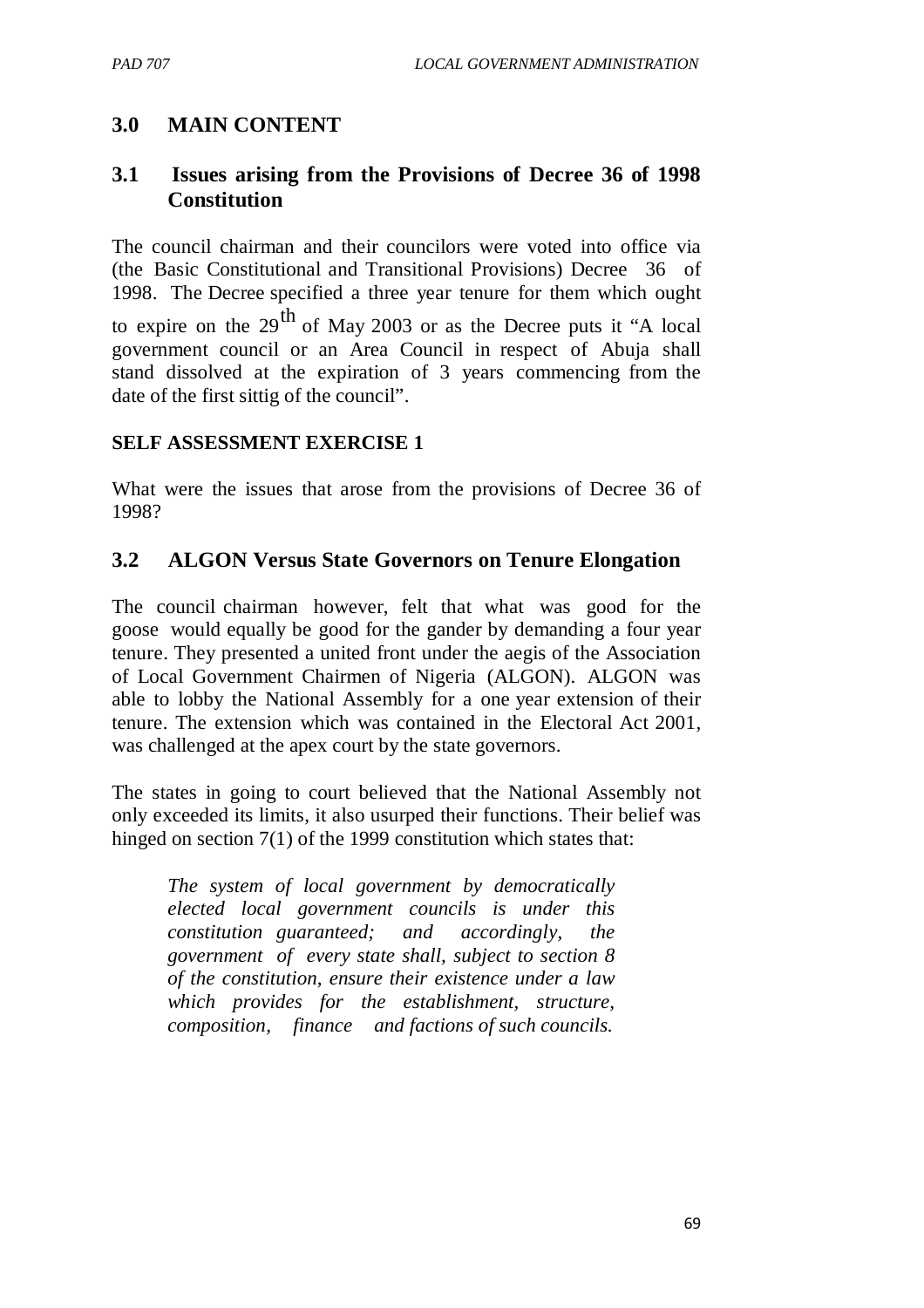## 3.0 MAIN CONTENT

### 3.1 Issues arising from the Provisions of Decree 36 of 1998 Constitution

The council chairman and their councilors were voted into office via (the Basic Constitutional and Transitional Provisions) Decree 36 of 1998. The Decree specified a three year tenure for them which ought to expire on the 29th of May 2003 or as the Decree puts it "A local government council or an Area Council in respect of Abuja shall stand dissolved at the expiration of 3 years commencing from the date of the first sittig of the council".

**SELF ASSESSMENT EXERCISE 1**

What were the issues that arose from the provisions of Decree 36 of 1998?

### 3.2 ALGON Versus State Governors on Tenure Elongation

The council chairman however, felt that what was good for the goose would equally be good for the gander by demanding a four year tenure. They presented a united front under the aegis of the Association of Local Government Chairmen of Nigeria (ALGON). ALGON was able to lobby the National Assembly for a one year extension of their tenure. The extension which was contained in the Electoral Act 2001, was challenged at the apex court by the state governors.

The states in going to court believed that the National Assembly not only exceeded its limits, it also usurped their functions. Their belief was hinged on section 7(1) of the 1999 constitution which states that:

> *The system of local government by democratically elected local government councils is under this constitution guaranteed; and accordingly, the government of every state shall, subject to section 8 of the constitution, ensure their existence under a law which provides for the establishment, structure, composition, finance and factions of such councils.*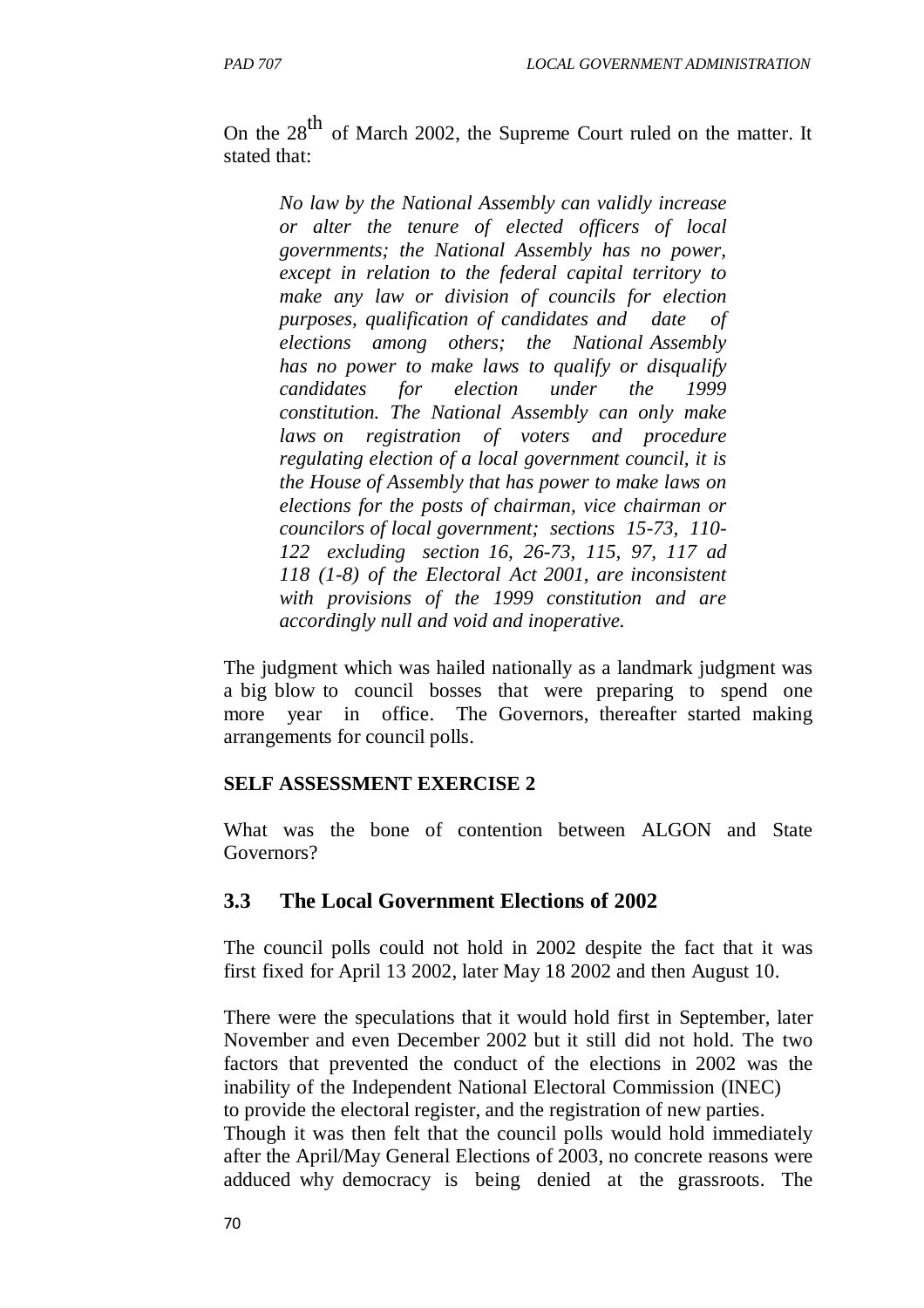On the 28th of March 2002, the Supreme Court ruled on the matter. It stated that:

> *No law by the National Assembly can validly increase or alter the tenure of elected officers of local governments; the National Assembly has no power, except in relation to the federal capital territory to make any law or division of councils for election purposes, qualification of candidates and date of elections among others; the National Assembly has no power to make laws to qualify or disqualify candidates for election under the 1999 constitution. The National Assembly can only make laws on registration of voters and procedure regulating election of a local government council, it is the House of Assembly that has power to make laws on elections for the posts of chairman, vice chairman or councilors of local government; sections 15-73, 110-122 excluding section 16, 26-73, 115, 97, 117 ad 118 (1-8) of the Electoral Act 2001, are inconsistent with provisions of the 1999 constitution and are accordingly null and void and inoperative.*

The judgment which was hailed nationally as a landmark judgment was a big blow to council bosses that were preparing to spend one more year in office. The Governors, thereafter started making arrangements for council polls.

**SELF ASSESSMENT EXERCISE 2**

What was the bone of contention between ALGON and State Governors?

### 3.3 The Local Government Elections of 2002

The council polls could not hold in 2002 despite the fact that it was first fixed for April 13 2002, later May 18 2002 and then August 10.

There were the speculations that it would hold first in September, later November and even December 2002 but it still did not hold. The two factors that prevented the conduct of the elections in 2002 was the inability of the Independent National Electoral Commission (INEC) to provide the electoral register, and the registration of new parties. Though it was then felt that the council polls would hold immediately after the April/May General Elections of 2003, no concrete reasons were adduced why democracy is being denied at the grassroots. The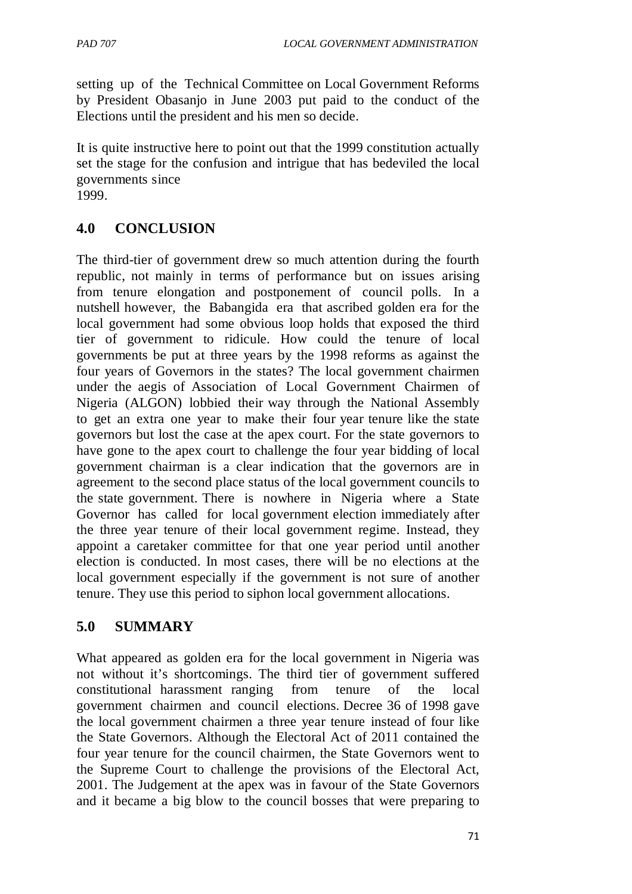setting up of the Technical Committee on Local Government Reforms by President Obasanjo in June 2003 put paid to the conduct of the Elections until the president and his men so decide.

It is quite instructive here to point out that the 1999 constitution actually set the stage for the confusion and intrigue that has bedeviled the local governments since 1999.

## 4.0 CONCLUSION

The third-tier of government drew so much attention during the fourth republic, not mainly in terms of performance but on issues arising from tenure elongation and postponement of council polls. In a nutshell however, the Babangida era that ascribed golden era for the local government had some obvious loop holds that exposed the third tier of government to ridicule. How could the tenure of local governments be put at three years by the 1998 reforms as against the four years of Governors in the states? The local government chairmen under the aegis of Association of Local Government Chairmen of Nigeria (ALGON) lobbied their way through the National Assembly to get an extra one year to make their four year tenure like the state governors but lost the case at the apex court. For the state governors to have gone to the apex court to challenge the four year bidding of local government chairman is a clear indication that the governors are in agreement to the second place status of the local government councils to the state government. There is nowhere in Nigeria where a State Governor has called for local government election immediately after the three year tenure of their local government regime. Instead, they appoint a caretaker committee for that one year period until another election is conducted. In most cases, there will be no elections at the local government especially if the government is not sure of another tenure. They use this period to siphon local government allocations.

## 5.0 SUMMARY

What appeared as golden era for the local government in Nigeria was not without it's shortcomings. The third tier of government suffered constitutional harassment ranging from tenure of the local government chairmen and council elections. Decree 36 of 1998 gave the local government chairmen a three year tenure instead of four like the State Governors. Although the Electoral Act of 2011 contained the four year tenure for the council chairmen, the State Governors went to the Supreme Court to challenge the provisions of the Electoral Act, 2001. The Judgement at the apex was in favour of the State Governors and it became a big blow to the council bosses that were preparing to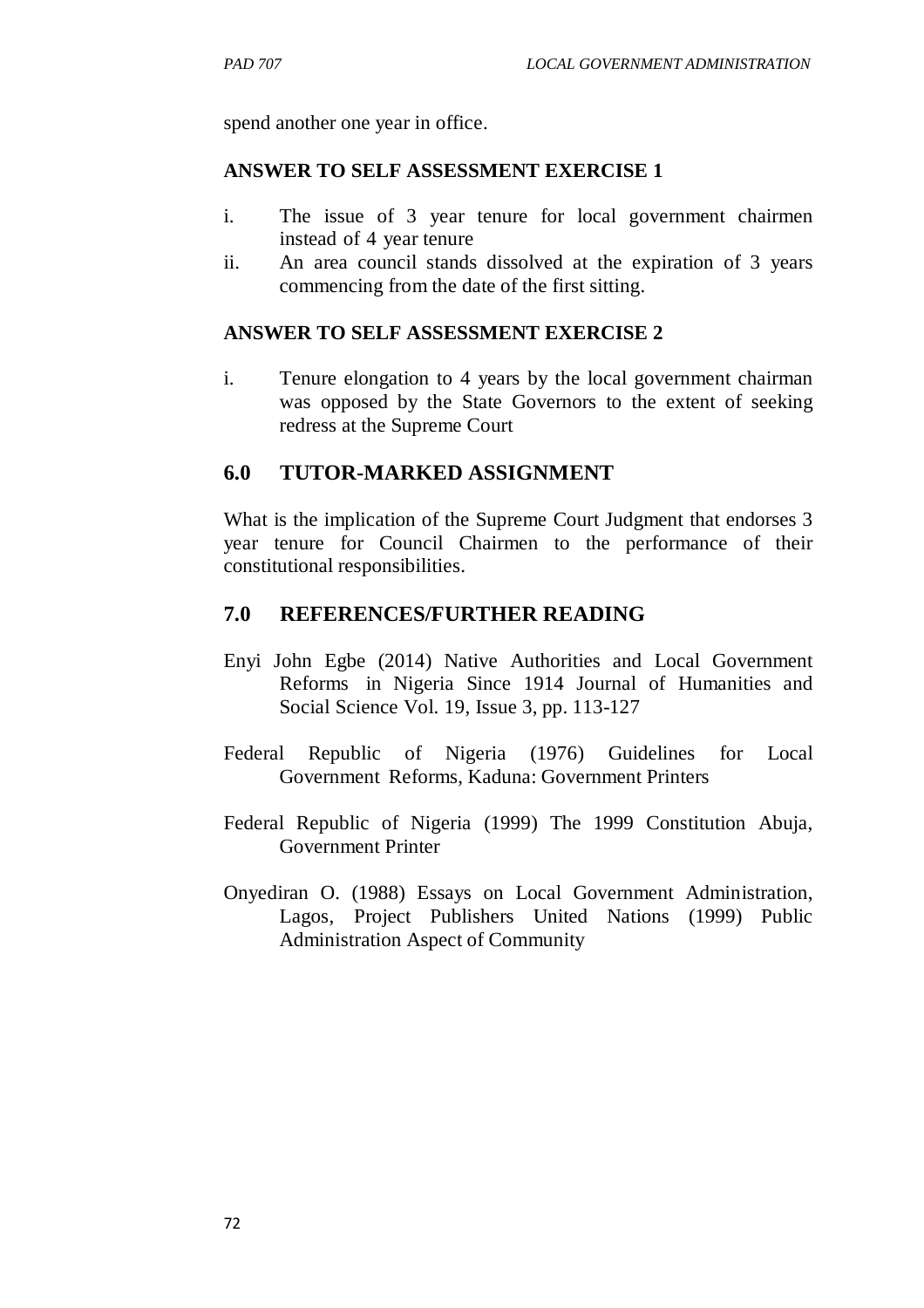spend another one year in office.

**ANSWER TO SELF ASSESSMENT EXERCISE 1**

i. The issue of 3 year tenure for local government chairmen instead of 4 year tenure
ii. An area council stands dissolved at the expiration of 3 years commencing from the date of the first sitting.

**ANSWER TO SELF ASSESSMENT EXERCISE 2**

i. Tenure elongation to 4 years by the local government chairman was opposed by the State Governors to the extent of seeking redress at the Supreme Court

## 6.0 TUTOR-MARKED ASSIGNMENT

What is the implication of the Supreme Court Judgment that endorses 3 year tenure for Council Chairmen to the performance of their constitutional responsibilities.

## 7.0 REFERENCES/FURTHER READING

Enyi John Egbe (2014) Native Authorities and Local Government Reforms in Nigeria Since 1914 Journal of Humanities and Social Science Vol. 19, Issue 3, pp. 113-127

Federal Republic of Nigeria (1976) Guidelines for Local Government Reforms, Kaduna: Government Printers

Federal Republic of Nigeria (1999) The 1999 Constitution Abuja, Government Printer

Onyediran O. (1988) Essays on Local Government Administration, Lagos, Project Publishers United Nations (1999) Public Administration Aspect of Community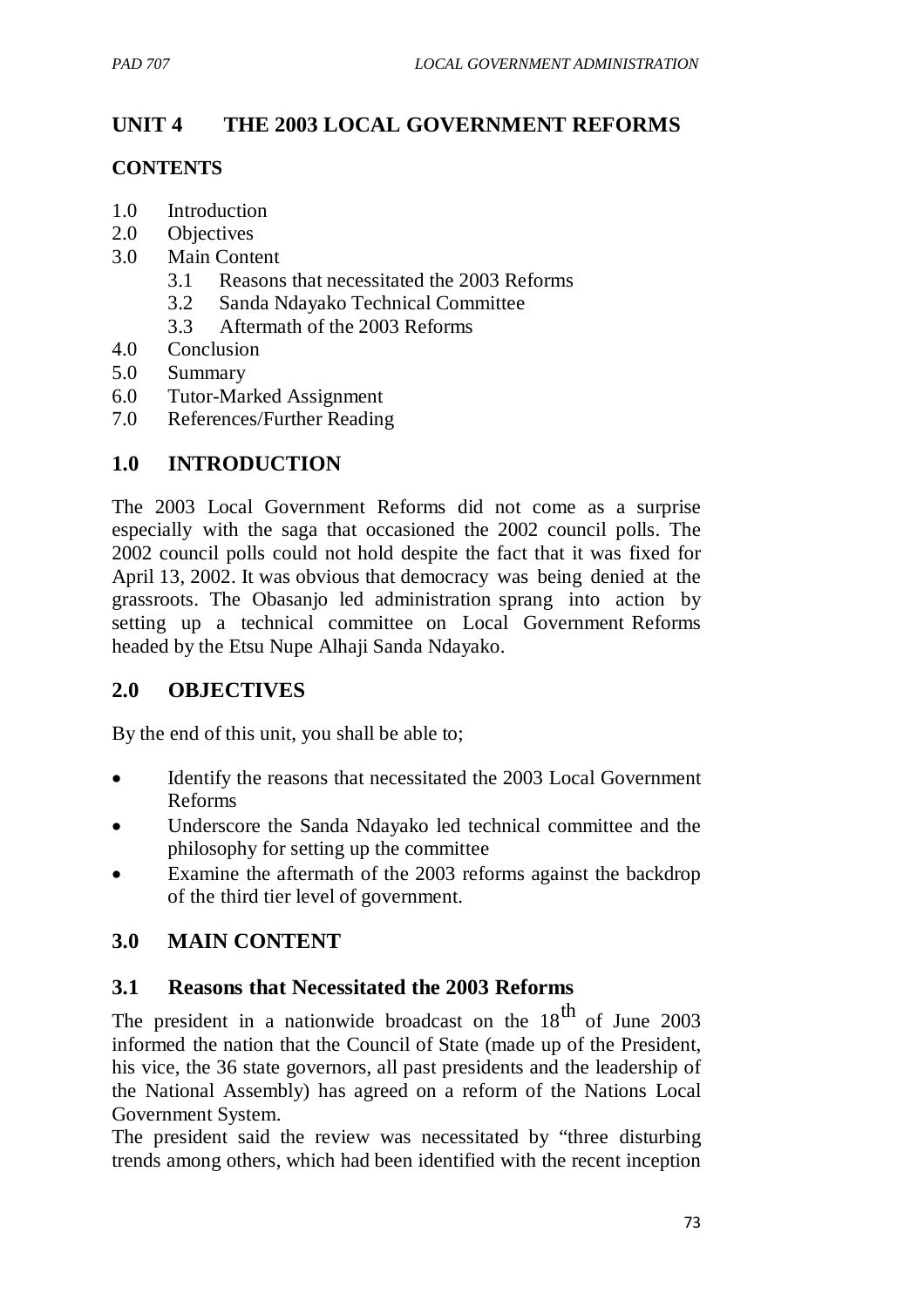# UNIT 4 THE 2003 LOCAL GOVERNMENT REFORMS

## CONTENTS

1.0 Introduction
2.0 Objectives
3.0 Main Content
 3.1 Reasons that necessitated the 2003 Reforms
 3.2 Sanda Ndayako Technical Committee
 3.3 Aftermath of the 2003 Reforms
4.0 Conclusion
5.0 Summary
6.0 Tutor-Marked Assignment
7.0 References/Further Reading

## 1.0 INTRODUCTION

The 2003 Local Government Reforms did not come as a surprise especially with the saga that occasioned the 2002 council polls. The 2002 council polls could not hold despite the fact that it was fixed for April 13, 2002. It was obvious that democracy was being denied at the grassroots. The Obasanjo led administration sprang into action by setting up a technical committee on Local Government Reforms headed by the Etsu Nupe Alhaji Sanda Ndayako.

## 2.0 OBJECTIVES

By the end of this unit, you shall be able to;

- Identify the reasons that necessitated the 2003 Local Government Reforms
- Underscore the Sanda Ndayako led technical committee and the philosophy for setting up the committee
- Examine the aftermath of the 2003 reforms against the backdrop of the third tier level of government.

## 3.0 MAIN CONTENT

### 3.1 Reasons that Necessitated the 2003 Reforms

The president in a nationwide broadcast on the 18th of June 2003 informed the nation that the Council of State (made up of the President, his vice, the 36 state governors, all past presidents and the leadership of the National Assembly) has agreed on a reform of the Nations Local Government System.

The president said the review was necessitated by "three disturbing trends among others, which had been identified with the recent inception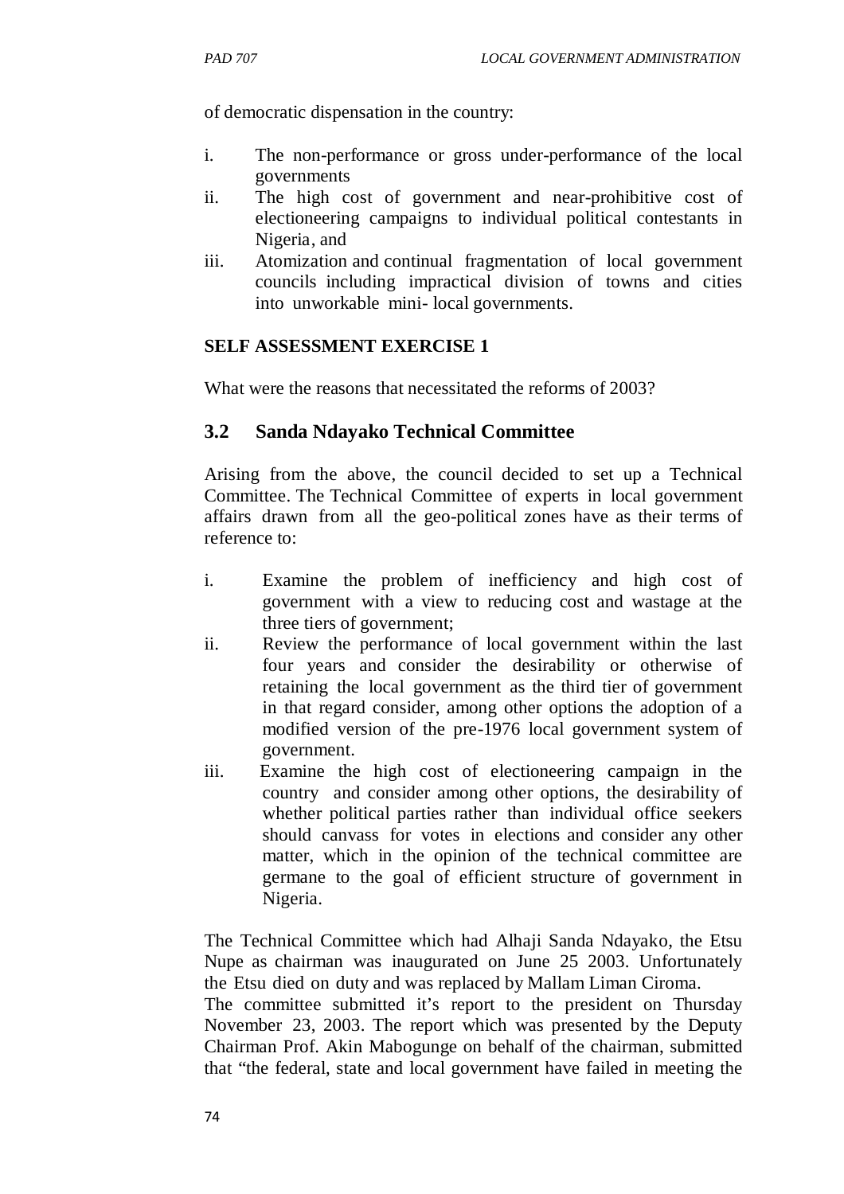of democratic dispensation in the country:

i. The non-performance or gross under-performance of the local governments
ii. The high cost of government and near-prohibitive cost of electioneering campaigns to individual political contestants in Nigeria, and
iii. Atomization and continual fragmentation of local government councils including impractical division of towns and cities into unworkable mini- local governments.

**SELF ASSESSMENT EXERCISE 1**

What were the reasons that necessitated the reforms of 2003?

## 3.2 Sanda Ndayako Technical Committee

Arising from the above, the council decided to set up a Technical Committee. The Technical Committee of experts in local government affairs drawn from all the geo-political zones have as their terms of reference to:

i. Examine the problem of inefficiency and high cost of government with a view to reducing cost and wastage at the three tiers of government;
ii. Review the performance of local government within the last four years and consider the desirability or otherwise of retaining the local government as the third tier of government in that regard consider, among other options the adoption of a modified version of the pre-1976 local government system of government.
iii. Examine the high cost of electioneering campaign in the country and consider among other options, the desirability of whether political parties rather than individual office seekers should canvass for votes in elections and consider any other matter, which in the opinion of the technical committee are germane to the goal of efficient structure of government in Nigeria.

The Technical Committee which had Alhaji Sanda Ndayako, the Etsu Nupe as chairman was inaugurated on June 25 2003. Unfortunately the Etsu died on duty and was replaced by Mallam Liman Ciroma.
The committee submitted it's report to the president on Thursday November 23, 2003. The report which was presented by the Deputy Chairman Prof. Akin Mabogunge on behalf of the chairman, submitted that "the federal, state and local government have failed in meeting the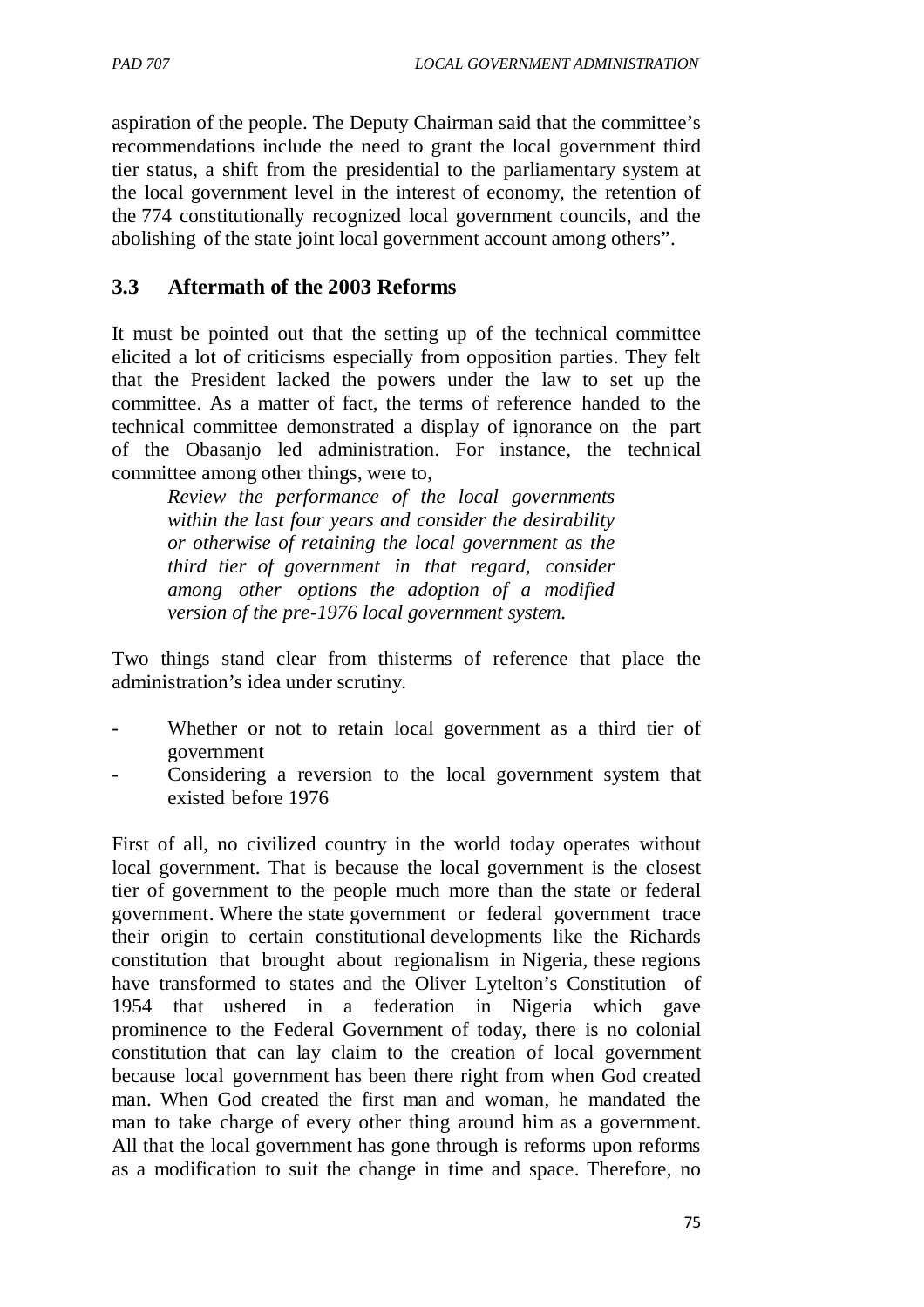aspiration of the people. The Deputy Chairman said that the committee's recommendations include the need to grant the local government third tier status, a shift from the presidential to the parliamentary system at the local government level in the interest of economy, the retention of the 774 constitutionally recognized local government councils, and the abolishing of the state joint local government account among others".

## 3.3 Aftermath of the 2003 Reforms

It must be pointed out that the setting up of the technical committee elicited a lot of criticisms especially from opposition parties. They felt that the President lacked the powers under the law to set up the committee. As a matter of fact, the terms of reference handed to the technical committee demonstrated a display of ignorance on the part of the Obasanjo led administration. For instance, the technical committee among other things, were to,

> *Review the performance of the local governments within the last four years and consider the desirability or otherwise of retaining the local government as the third tier of government in that regard, consider among other options the adoption of a modified version of the pre-1976 local government system.*

Two things stand clear from thisterms of reference that place the administration's idea under scrutiny.

- Whether or not to retain local government as a third tier of government
- Considering a reversion to the local government system that existed before 1976

First of all, no civilized country in the world today operates without local government. That is because the local government is the closest tier of government to the people much more than the state or federal government. Where the state government or federal government trace their origin to certain constitutional developments like the Richards constitution that brought about regionalism in Nigeria, these regions have transformed to states and the Oliver Lytelton's Constitution of 1954 that ushered in a federation in Nigeria which gave prominence to the Federal Government of today, there is no colonial constitution that can lay claim to the creation of local government because local government has been there right from when God created man. When God created the first man and woman, he mandated the man to take charge of every other thing around him as a government. All that the local government has gone through is reforms upon reforms as a modification to suit the change in time and space. Therefore, no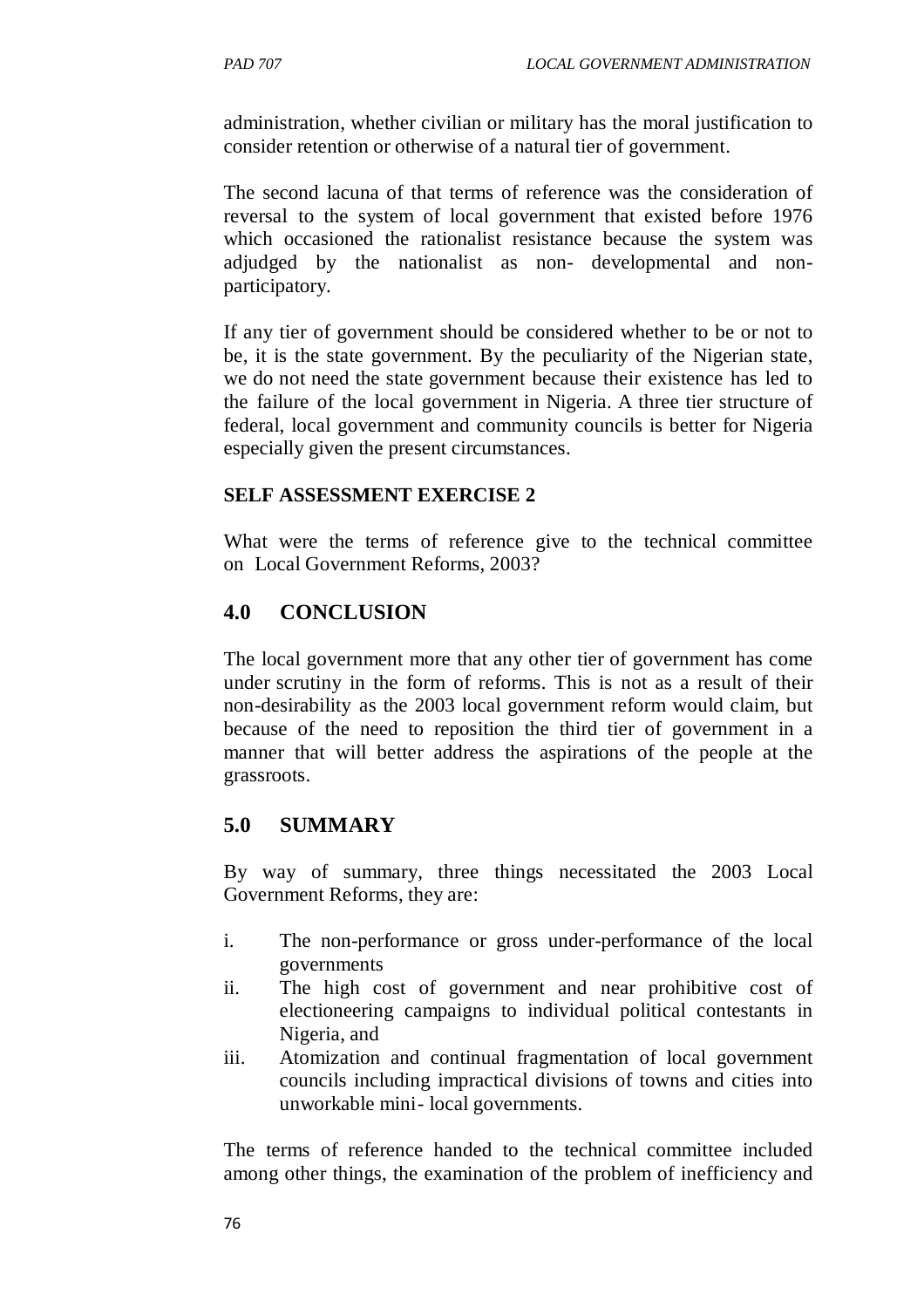administration, whether civilian or military has the moral justification to consider retention or otherwise of a natural tier of government.

The second lacuna of that terms of reference was the consideration of reversal to the system of local government that existed before 1976 which occasioned the rationalist resistance because the system was adjudged by the nationalist as non- developmental and non-participatory.

If any tier of government should be considered whether to be or not to be, it is the state government. By the peculiarity of the Nigerian state, we do not need the state government because their existence has led to the failure of the local government in Nigeria. A three tier structure of federal, local government and community councils is better for Nigeria especially given the present circumstances.

**SELF ASSESSMENT EXERCISE 2**

What were the terms of reference give to the technical committee on Local Government Reforms, 2003?

## 4.0 CONCLUSION

The local government more that any other tier of government has come under scrutiny in the form of reforms. This is not as a result of their non-desirability as the 2003 local government reform would claim, but because of the need to reposition the third tier of government in a manner that will better address the aspirations of the people at the grassroots.

## 5.0 SUMMARY

By way of summary, three things necessitated the 2003 Local Government Reforms, they are:

i. The non-performance or gross under-performance of the local governments
ii. The high cost of government and near prohibitive cost of electioneering campaigns to individual political contestants in Nigeria, and
iii. Atomization and continual fragmentation of local government councils including impractical divisions of towns and cities into unworkable mini- local governments.

The terms of reference handed to the technical committee included among other things, the examination of the problem of inefficiency and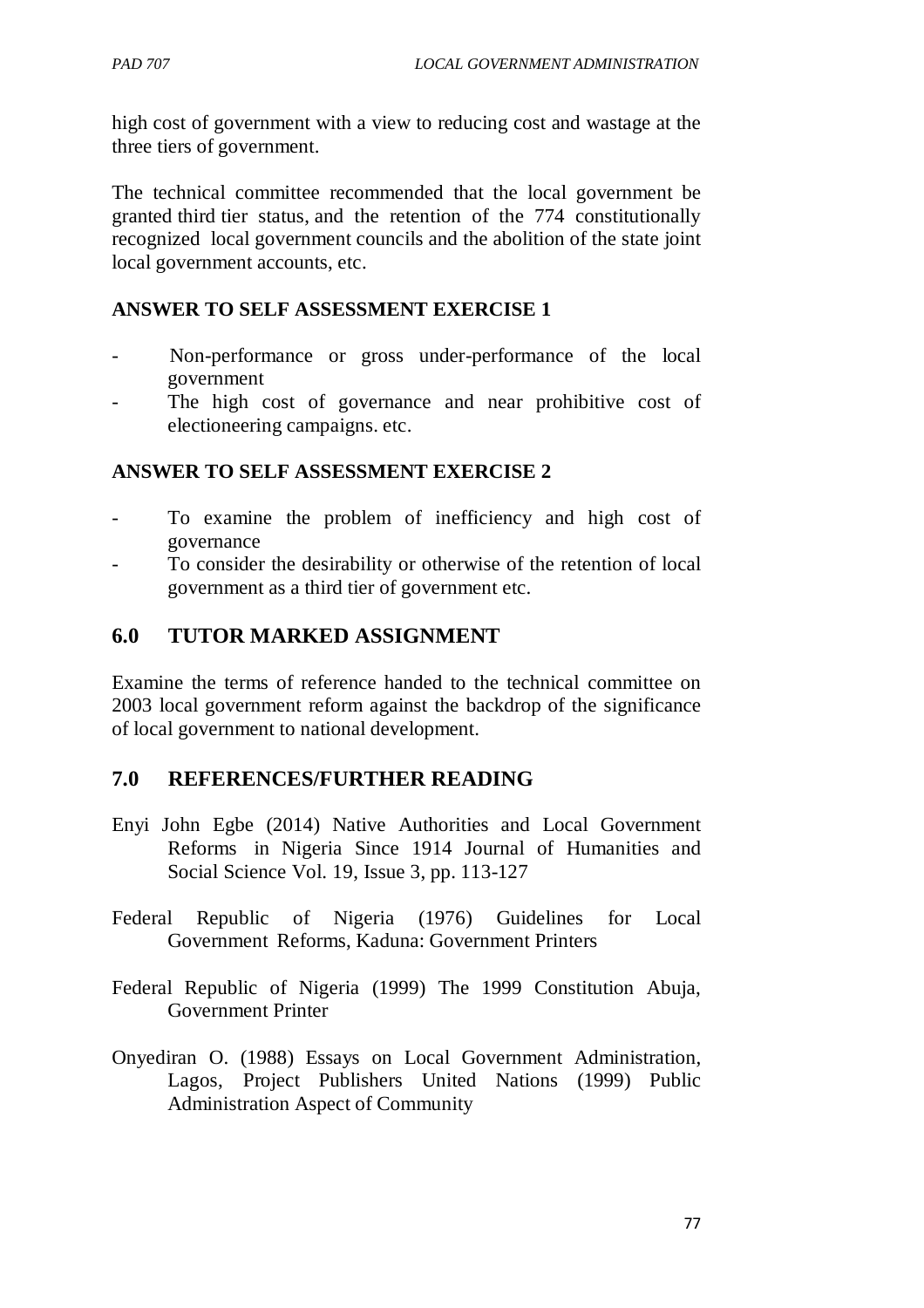high cost of government with a view to reducing cost and wastage at the three tiers of government.

The technical committee recommended that the local government be granted third tier status, and the retention of the 774 constitutionally recognized local government councils and the abolition of the state joint local government accounts, etc.

**ANSWER TO SELF ASSESSMENT EXERCISE 1**

- Non-performance or gross under-performance of the local government
- The high cost of governance and near prohibitive cost of electioneering campaigns. etc.

**ANSWER TO SELF ASSESSMENT EXERCISE 2**

- To examine the problem of inefficiency and high cost of governance
- To consider the desirability or otherwise of the retention of local government as a third tier of government etc.

## 6.0 TUTOR MARKED ASSIGNMENT

Examine the terms of reference handed to the technical committee on 2003 local government reform against the backdrop of the significance of local government to national development.

## 7.0 REFERENCES/FURTHER READING

Enyi John Egbe (2014) Native Authorities and Local Government Reforms in Nigeria Since 1914 Journal of Humanities and Social Science Vol. 19, Issue 3, pp. 113-127

Federal Republic of Nigeria (1976) Guidelines for Local Government Reforms, Kaduna: Government Printers

Federal Republic of Nigeria (1999) The 1999 Constitution Abuja, Government Printer

Onyediran O. (1988) Essays on Local Government Administration, Lagos, Project Publishers United Nations (1999) Public Administration Aspect of Community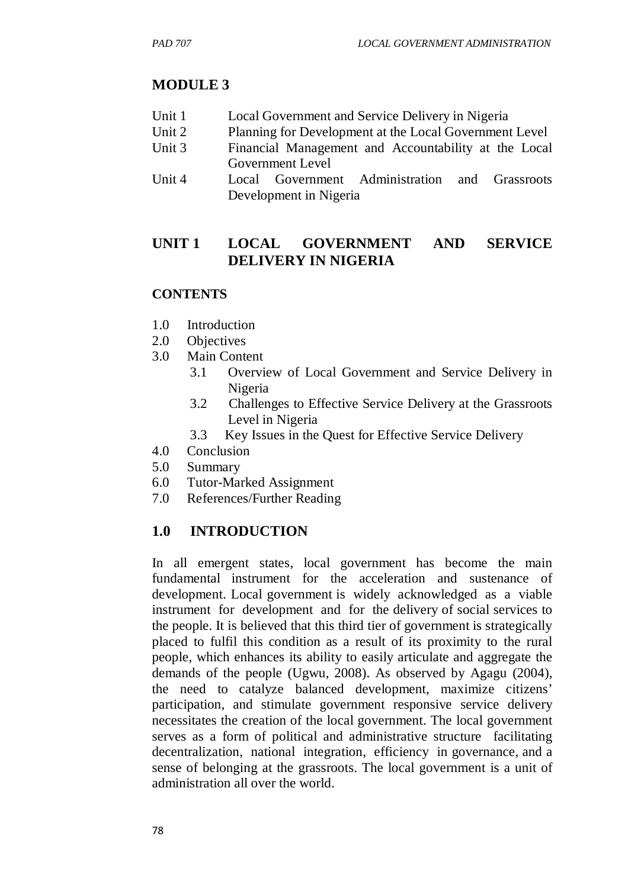## MODULE 3

| | |
|---|---|
| Unit 1 | Local Government and Service Delivery in Nigeria |
| Unit 2 | Planning for Development at the Local Government Level |
| Unit 3 | Financial Management and Accountability at the Local Government Level |
| Unit 4 | Local Government Administration and Grassroots Development in Nigeria |

## UNIT 1 LOCAL GOVERNMENT AND SERVICE DELIVERY IN NIGERIA

### CONTENTS

1.0 Introduction
2.0 Objectives
3.0 Main Content
  3.1 Overview of Local Government and Service Delivery in Nigeria
  3.2 Challenges to Effective Service Delivery at the Grassroots Level in Nigeria
  3.3 Key Issues in the Quest for Effective Service Delivery
4.0 Conclusion
5.0 Summary
6.0 Tutor-Marked Assignment
7.0 References/Further Reading

## 1.0 INTRODUCTION

In all emergent states, local government has become the main fundamental instrument for the acceleration and sustenance of development. Local government is widely acknowledged as a viable instrument for development and for the delivery of social services to the people. It is believed that this third tier of government is strategically placed to fulfil this condition as a result of its proximity to the rural people, which enhances its ability to easily articulate and aggregate the demands of the people (Ugwu, 2008). As observed by Agagu (2004), the need to catalyze balanced development, maximize citizens' participation, and stimulate government responsive service delivery necessitates the creation of the local government. The local government serves as a form of political and administrative structure facilitating decentralization, national integration, efficiency in governance, and a sense of belonging at the grassroots. The local government is a unit of administration all over the world.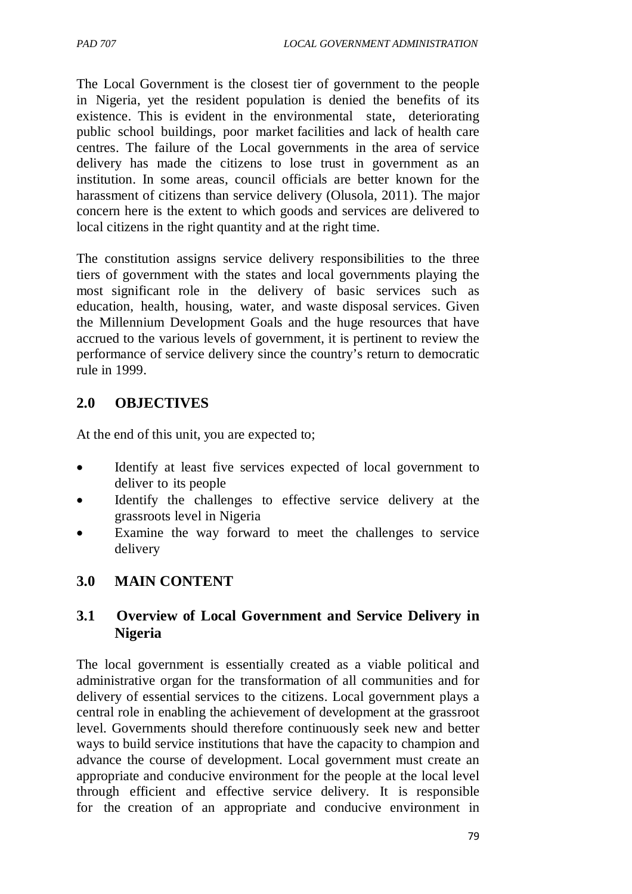The Local Government is the closest tier of government to the people in Nigeria, yet the resident population is denied the benefits of its existence. This is evident in the environmental state, deteriorating public school buildings, poor market facilities and lack of health care centres. The failure of the Local governments in the area of service delivery has made the citizens to lose trust in government as an institution. In some areas, council officials are better known for the harassment of citizens than service delivery (Olusola, 2011). The major concern here is the extent to which goods and services are delivered to local citizens in the right quantity and at the right time.

The constitution assigns service delivery responsibilities to the three tiers of government with the states and local governments playing the most significant role in the delivery of basic services such as education, health, housing, water, and waste disposal services. Given the Millennium Development Goals and the huge resources that have accrued to the various levels of government, it is pertinent to review the performance of service delivery since the country's return to democratic rule in 1999.

## 2.0 OBJECTIVES

At the end of this unit, you are expected to;

- Identify at least five services expected of local government to deliver to its people
- Identify the challenges to effective service delivery at the grassroots level in Nigeria
- Examine the way forward to meet the challenges to service delivery

## 3.0 MAIN CONTENT

### 3.1 Overview of Local Government and Service Delivery in Nigeria

The local government is essentially created as a viable political and administrative organ for the transformation of all communities and for delivery of essential services to the citizens. Local government plays a central role in enabling the achievement of development at the grassroot level. Governments should therefore continuously seek new and better ways to build service institutions that have the capacity to champion and advance the course of development. Local government must create an appropriate and conducive environment for the people at the local level through efficient and effective service delivery. It is responsible for the creation of an appropriate and conducive environment in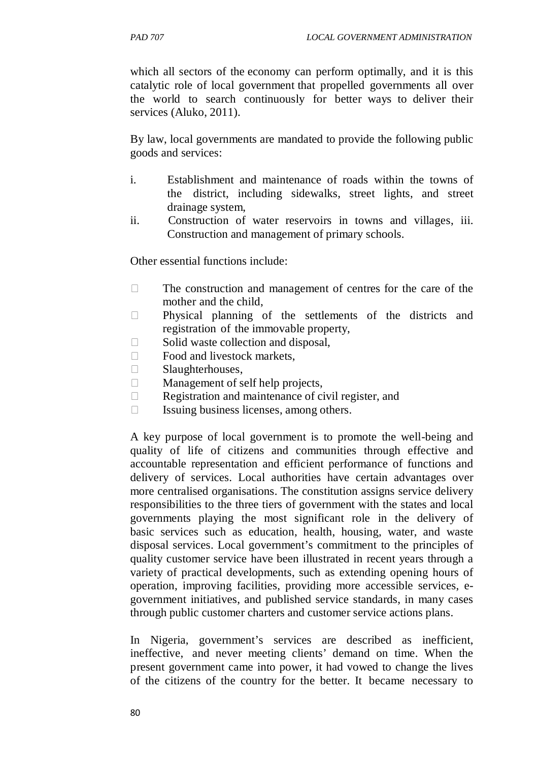which all sectors of the economy can perform optimally, and it is this catalytic role of local government that propelled governments all over the world to search continuously for better ways to deliver their services (Aluko, 2011).

By law, local governments are mandated to provide the following public goods and services:

i. Establishment and maintenance of roads within the towns of the district, including sidewalks, street lights, and street drainage system,
ii. Construction of water reservoirs in towns and villages, iii. Construction and management of primary schools.

Other essential functions include:

- The construction and management of centres for the care of the mother and the child,
- Physical planning of the settlements of the districts and registration of the immovable property,
- Solid waste collection and disposal,
- Food and livestock markets,
- Slaughterhouses,
- Management of self help projects,
- Registration and maintenance of civil register, and
- Issuing business licenses, among others.

A key purpose of local government is to promote the well-being and quality of life of citizens and communities through effective and accountable representation and efficient performance of functions and delivery of services. Local authorities have certain advantages over more centralised organisations. The constitution assigns service delivery responsibilities to the three tiers of government with the states and local governments playing the most significant role in the delivery of basic services such as education, health, housing, water, and waste disposal services. Local government's commitment to the principles of quality customer service have been illustrated in recent years through a variety of practical developments, such as extending opening hours of operation, improving facilities, providing more accessible services, e-government initiatives, and published service standards, in many cases through public customer charters and customer service actions plans.

In Nigeria, government's services are described as inefficient, ineffective, and never meeting clients' demand on time. When the present government came into power, it had vowed to change the lives of the citizens of the country for the better. It became necessary to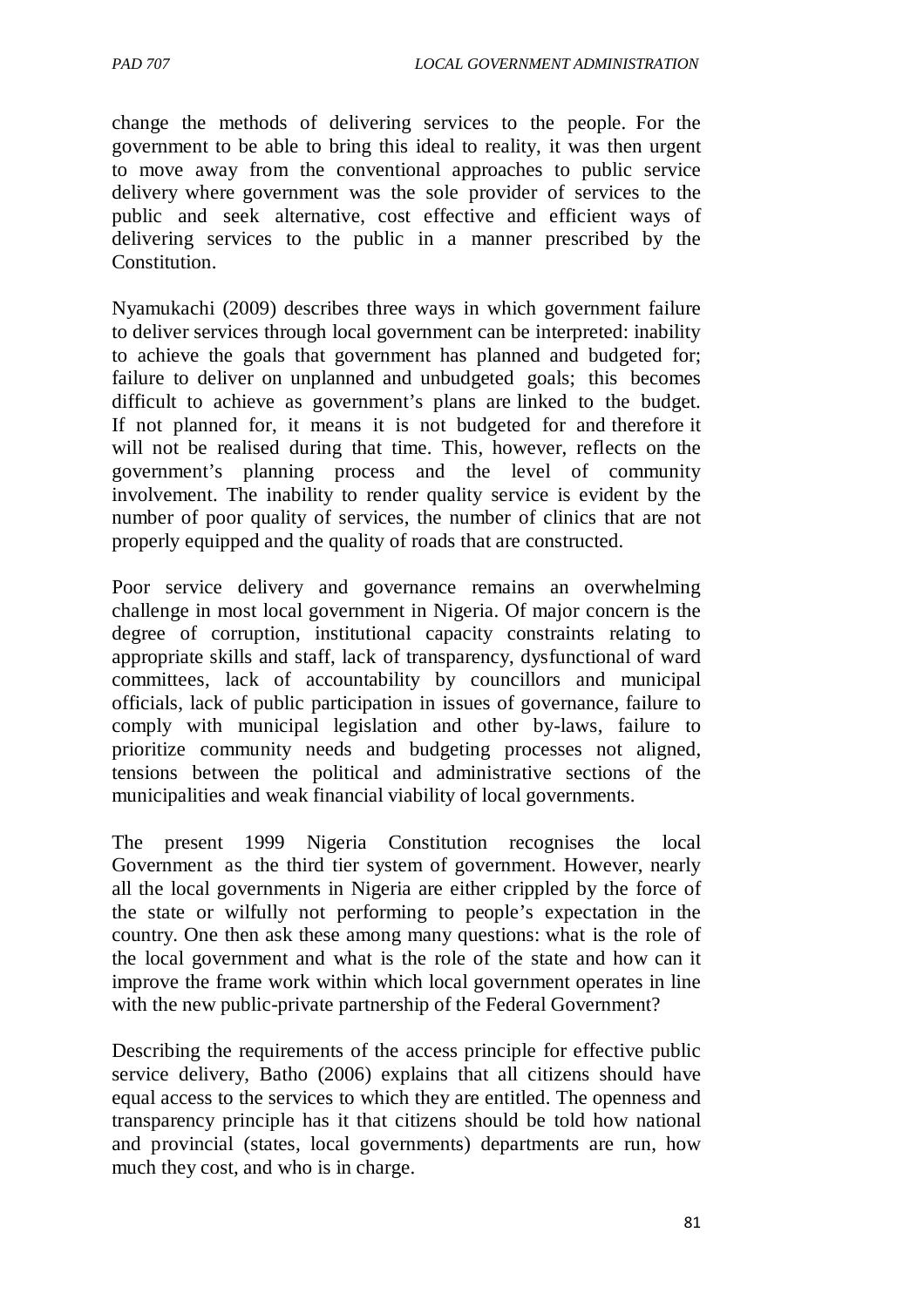change the methods of delivering services to the people. For the government to be able to bring this ideal to reality, it was then urgent to move away from the conventional approaches to public service delivery where government was the sole provider of services to the public and seek alternative, cost effective and efficient ways of delivering services to the public in a manner prescribed by the Constitution.

Nyamukachi (2009) describes three ways in which government failure to deliver services through local government can be interpreted: inability to achieve the goals that government has planned and budgeted for; failure to deliver on unplanned and unbudgeted goals; this becomes difficult to achieve as government's plans are linked to the budget. If not planned for, it means it is not budgeted for and therefore it will not be realised during that time. This, however, reflects on the government's planning process and the level of community involvement. The inability to render quality service is evident by the number of poor quality of services, the number of clinics that are not properly equipped and the quality of roads that are constructed.

Poor service delivery and governance remains an overwhelming challenge in most local government in Nigeria. Of major concern is the degree of corruption, institutional capacity constraints relating to appropriate skills and staff, lack of transparency, dysfunctional of ward committees, lack of accountability by councillors and municipal officials, lack of public participation in issues of governance, failure to comply with municipal legislation and other by-laws, failure to prioritize community needs and budgeting processes not aligned, tensions between the political and administrative sections of the municipalities and weak financial viability of local governments.

The present 1999 Nigeria Constitution recognises the local Government as the third tier system of government. However, nearly all the local governments in Nigeria are either crippled by the force of the state or wilfully not performing to people's expectation in the country. One then ask these among many questions: what is the role of the local government and what is the role of the state and how can it improve the frame work within which local government operates in line with the new public-private partnership of the Federal Government?

Describing the requirements of the access principle for effective public service delivery, Batho (2006) explains that all citizens should have equal access to the services to which they are entitled. The openness and transparency principle has it that citizens should be told how national and provincial (states, local governments) departments are run, how much they cost, and who is in charge.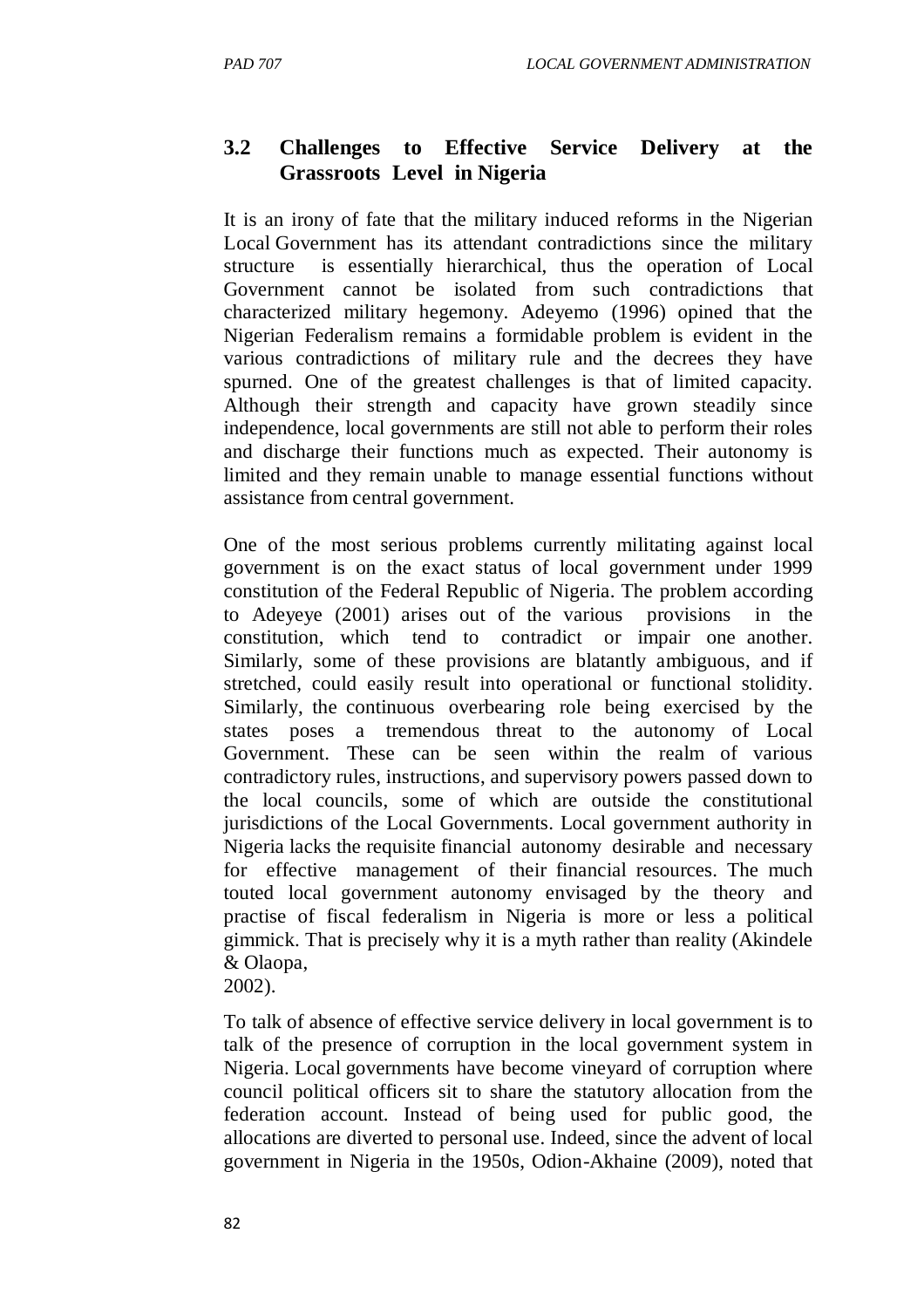## 3.2 Challenges to Effective Service Delivery at the Grassroots Level in Nigeria

It is an irony of fate that the military induced reforms in the Nigerian Local Government has its attendant contradictions since the military structure is essentially hierarchical, thus the operation of Local Government cannot be isolated from such contradictions that characterized military hegemony. Adeyemo (1996) opined that the Nigerian Federalism remains a formidable problem is evident in the various contradictions of military rule and the decrees they have spurned. One of the greatest challenges is that of limited capacity. Although their strength and capacity have grown steadily since independence, local governments are still not able to perform their roles and discharge their functions much as expected. Their autonomy is limited and they remain unable to manage essential functions without assistance from central government.

One of the most serious problems currently militating against local government is on the exact status of local government under 1999 constitution of the Federal Republic of Nigeria. The problem according to Adeyeye (2001) arises out of the various provisions in the constitution, which tend to contradict or impair one another. Similarly, some of these provisions are blatantly ambiguous, and if stretched, could easily result into operational or functional stolidity. Similarly, the continuous overbearing role being exercised by the states poses a tremendous threat to the autonomy of Local Government. These can be seen within the realm of various contradictory rules, instructions, and supervisory powers passed down to the local councils, some of which are outside the constitutional jurisdictions of the Local Governments. Local government authority in Nigeria lacks the requisite financial autonomy desirable and necessary for effective management of their financial resources. The much touted local government autonomy envisaged by the theory and practise of fiscal federalism in Nigeria is more or less a political gimmick. That is precisely why it is a myth rather than reality (Akindele & Olaopa, 2002).

To talk of absence of effective service delivery in local government is to talk of the presence of corruption in the local government system in Nigeria. Local governments have become vineyard of corruption where council political officers sit to share the statutory allocation from the federation account. Instead of being used for public good, the allocations are diverted to personal use. Indeed, since the advent of local government in Nigeria in the 1950s, Odion-Akhaine (2009), noted that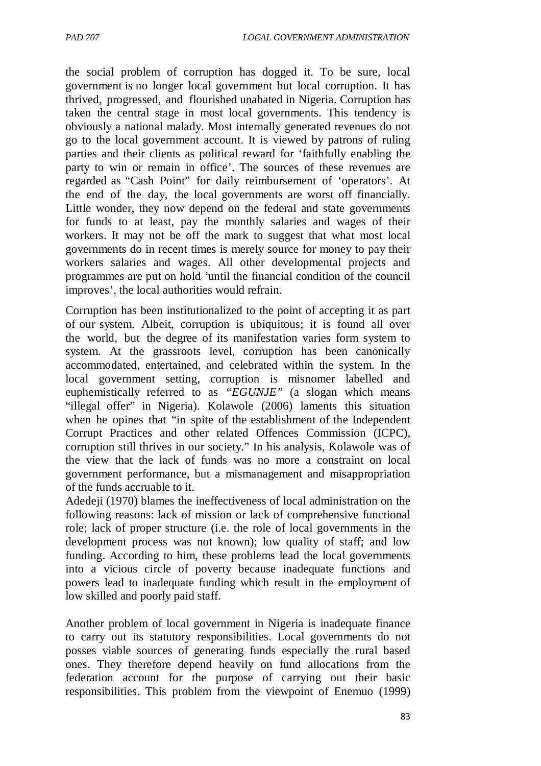the social problem of corruption has dogged it. To be sure, local government is no longer local government but local corruption. It has thrived, progressed, and flourished unabated in Nigeria. Corruption has taken the central stage in most local governments. This tendency is obviously a national malady. Most internally generated revenues do not go to the local government account. It is viewed by patrons of ruling parties and their clients as political reward for 'faithfully enabling the party to win or remain in office'. The sources of these revenues are regarded as "Cash Point" for daily reimbursement of 'operators'. At the end of the day, the local governments are worst off financially. Little wonder, they now depend on the federal and state governments for funds to at least, pay the monthly salaries and wages of their workers. It may not be off the mark to suggest that what most local governments do in recent times is merely source for money to pay their workers salaries and wages. All other developmental projects and programmes are put on hold 'until the financial condition of the council improves', the local authorities would refrain.

Corruption has been institutionalized to the point of accepting it as part of our system. Albeit, corruption is ubiquitous; it is found all over the world, but the degree of its manifestation varies form system to system. At the grassroots level, corruption has been canonically accommodated, entertained, and celebrated within the system. In the local government setting, corruption is misnomer labelled and euphemistically referred to as *"EGUNJE"* (a slogan which means "illegal offer" in Nigeria). Kolawole (2006) laments this situation when he opines that "in spite of the establishment of the Independent Corrupt Practices and other related Offences Commission (ICPC), corruption still thrives in our society." In his analysis, Kolawole was of the view that the lack of funds was no more a constraint on local government performance, but a mismanagement and misappropriation of the funds accruable to it.

Adedeji (1970) blames the ineffectiveness of local administration on the following reasons: lack of mission or lack of comprehensive functional role; lack of proper structure (i.e. the role of local governments in the development process was not known); low quality of staff; and low funding. According to him, these problems lead the local governments into a vicious circle of poverty because inadequate functions and powers lead to inadequate funding which result in the employment of low skilled and poorly paid staff.

Another problem of local government in Nigeria is inadequate finance to carry out its statutory responsibilities. Local governments do not posses viable sources of generating funds especially the rural based ones. They therefore depend heavily on fund allocations from the federation account for the purpose of carrying out their basic responsibilities. This problem from the viewpoint of Enemuo (1999)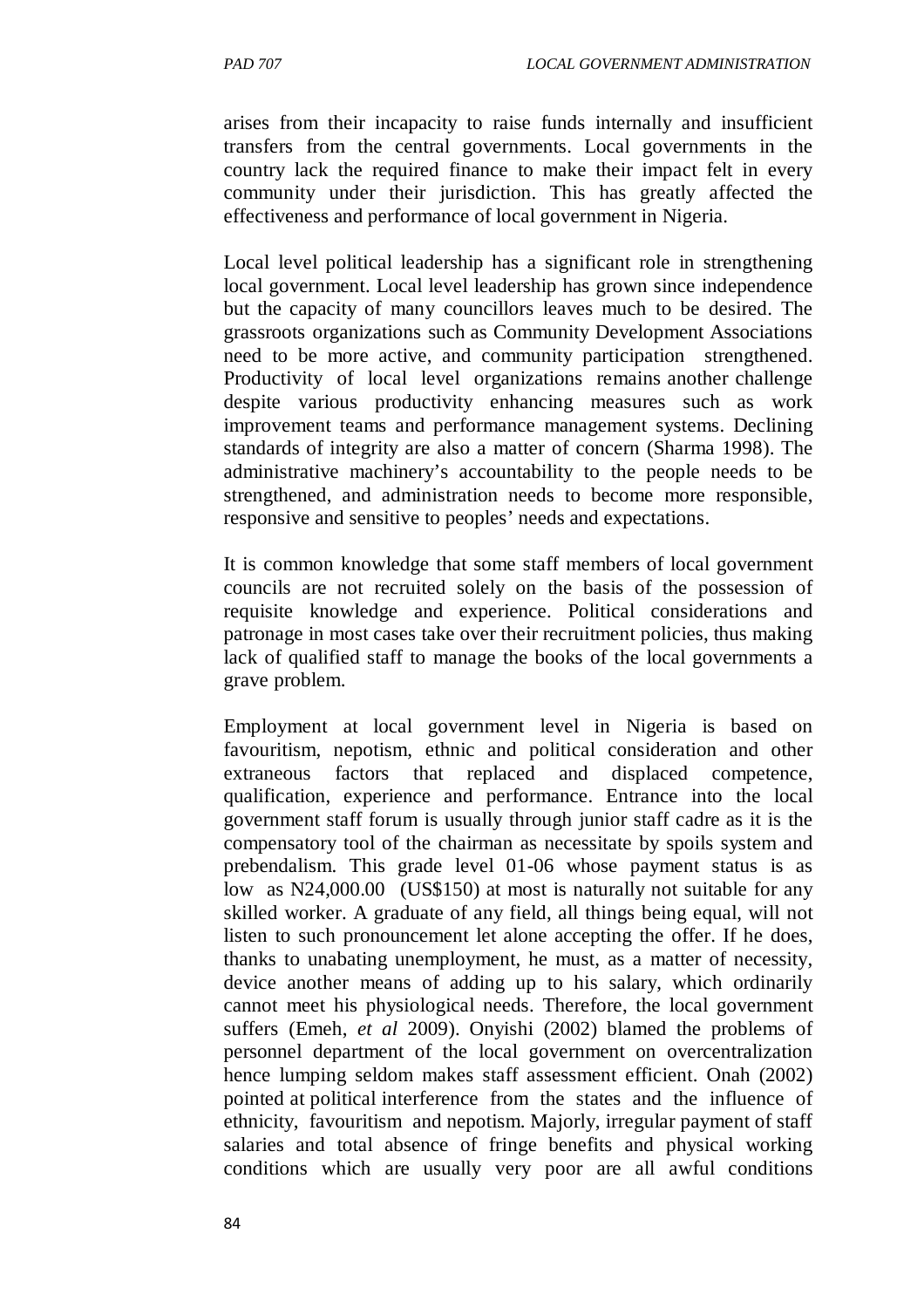arises from their incapacity to raise funds internally and insufficient transfers from the central governments. Local governments in the country lack the required finance to make their impact felt in every community under their jurisdiction. This has greatly affected the effectiveness and performance of local government in Nigeria.

Local level political leadership has a significant role in strengthening local government. Local level leadership has grown since independence but the capacity of many councillors leaves much to be desired. The grassroots organizations such as Community Development Associations need to be more active, and community participation strengthened. Productivity of local level organizations remains another challenge despite various productivity enhancing measures such as work improvement teams and performance management systems. Declining standards of integrity are also a matter of concern (Sharma 1998). The administrative machinery's accountability to the people needs to be strengthened, and administration needs to become more responsible, responsive and sensitive to peoples' needs and expectations.

It is common knowledge that some staff members of local government councils are not recruited solely on the basis of the possession of requisite knowledge and experience. Political considerations and patronage in most cases take over their recruitment policies, thus making lack of qualified staff to manage the books of the local governments a grave problem.

Employment at local government level in Nigeria is based on favouritism, nepotism, ethnic and political consideration and other extraneous factors that replaced and displaced competence, qualification, experience and performance. Entrance into the local government staff forum is usually through junior staff cadre as it is the compensatory tool of the chairman as necessitate by spoils system and prebendalism. This grade level 01-06 whose payment status is as low as N24,000.00 (US$150) at most is naturally not suitable for any skilled worker. A graduate of any field, all things being equal, will not listen to such pronouncement let alone accepting the offer. If he does, thanks to unabating unemployment, he must, as a matter of necessity, device another means of adding up to his salary, which ordinarily cannot meet his physiological needs. Therefore, the local government suffers (Emeh, *et al* 2009). Onyishi (2002) blamed the problems of personnel department of the local government on overcentralization hence lumping seldom makes staff assessment efficient. Onah (2002) pointed at political interference from the states and the influence of ethnicity, favouritism and nepotism. Majorly, irregular payment of staff salaries and total absence of fringe benefits and physical working conditions which are usually very poor are all awful conditions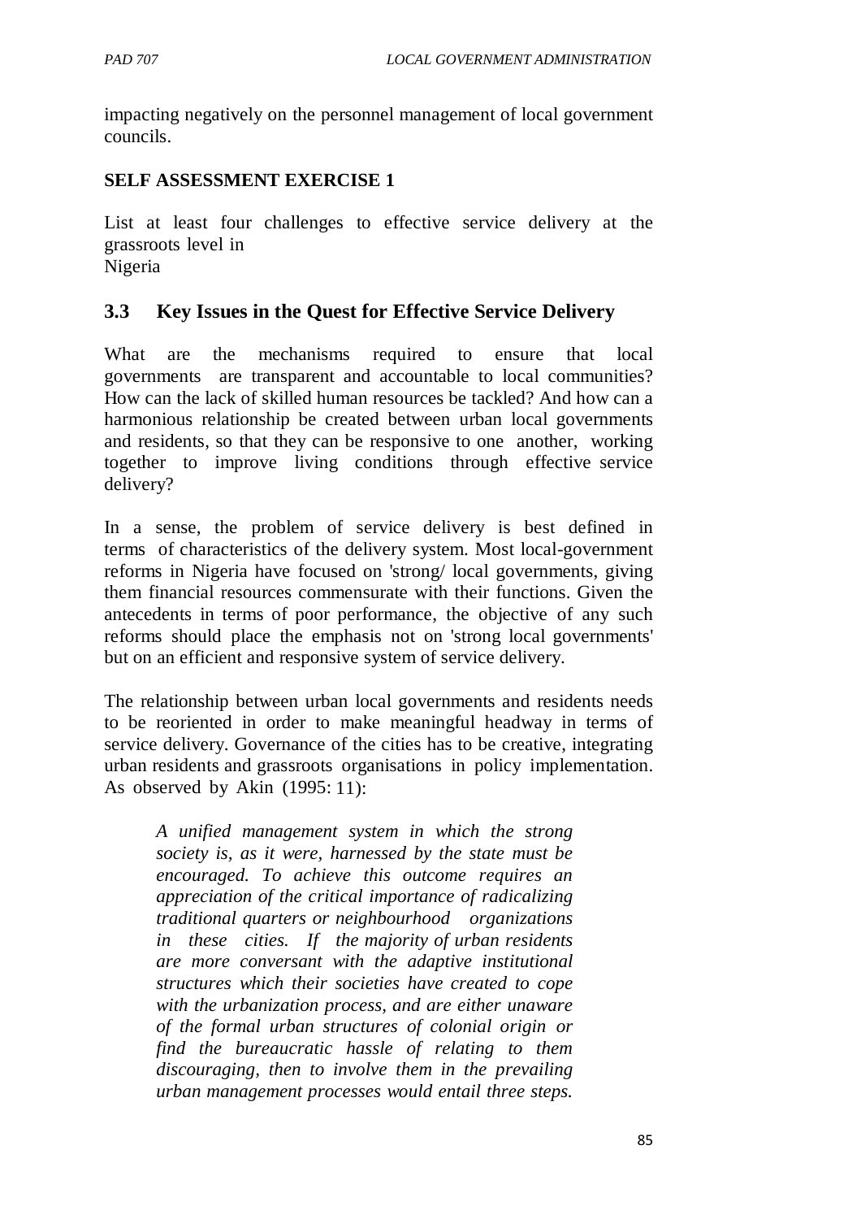impacting negatively on the personnel management of local government councils.

**SELF ASSESSMENT EXERCISE 1**

List at least four challenges to effective service delivery at the grassroots level in Nigeria

## 3.3 Key Issues in the Quest for Effective Service Delivery

What are the mechanisms required to ensure that local governments are transparent and accountable to local communities? How can the lack of skilled human resources be tackled? And how can a harmonious relationship be created between urban local governments and residents, so that they can be responsive to one another, working together to improve living conditions through effective service delivery?

In a sense, the problem of service delivery is best defined in terms of characteristics of the delivery system. Most local-government reforms in Nigeria have focused on 'strong/ local governments, giving them financial resources commensurate with their functions. Given the antecedents in terms of poor performance, the objective of any such reforms should place the emphasis not on 'strong local governments' but on an efficient and responsive system of service delivery.

The relationship between urban local governments and residents needs to be reoriented in order to make meaningful headway in terms of service delivery. Governance of the cities has to be creative, integrating urban residents and grassroots organisations in policy implementation. As observed by Akin (1995: 11):

> *A unified management system in which the strong society is, as it were, harnessed by the state must be encouraged. To achieve this outcome requires an appreciation of the critical importance of radicalizing traditional quarters or neighbourhood organizations in these cities. If the majority of urban residents are more conversant with the adaptive institutional structures which their societies have created to cope with the urbanization process, and are either unaware of the formal urban structures of colonial origin or find the bureaucratic hassle of relating to them discouraging, then to involve them in the prevailing urban management processes would entail three steps.*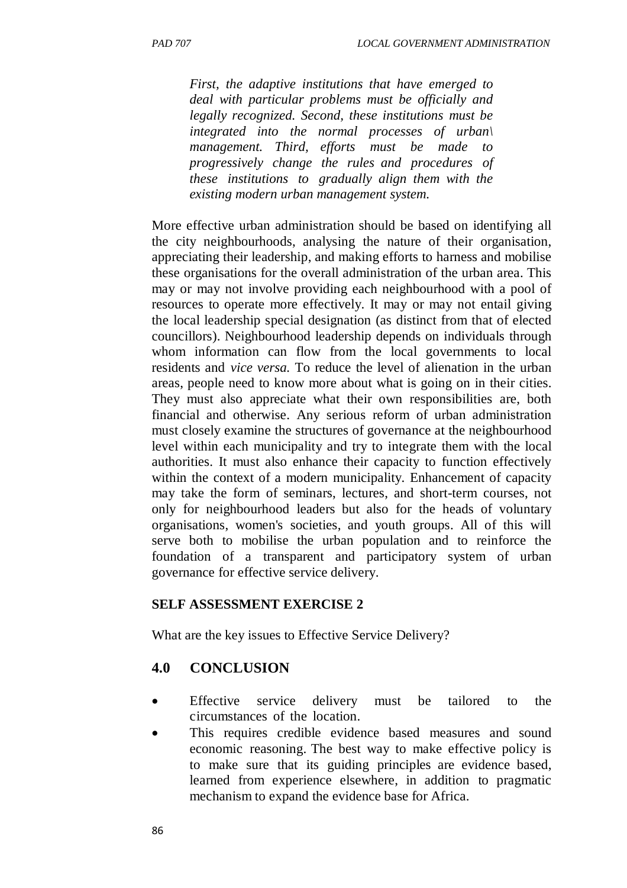*First, the adaptive institutions that have emerged to deal with particular problems must be officially and legally recognized. Second, these institutions must be integrated into the normal processes of urban\ management. Third, efforts must be made to progressively change the rules and procedures of these institutions to gradually align them with the existing modern urban management system.*

More effective urban administration should be based on identifying all the city neighbourhoods, analysing the nature of their organisation, appreciating their leadership, and making efforts to harness and mobilise these organisations for the overall administration of the urban area. This may or may not involve providing each neighbourhood with a pool of resources to operate more effectively. It may or may not entail giving the local leadership special designation (as distinct from that of elected councillors). Neighbourhood leadership depends on individuals through whom information can flow from the local governments to local residents and *vice versa.* To reduce the level of alienation in the urban areas, people need to know more about what is going on in their cities. They must also appreciate what their own responsibilities are, both financial and otherwise. Any serious reform of urban administration must closely examine the structures of governance at the neighbourhood level within each municipality and try to integrate them with the local authorities. It must also enhance their capacity to function effectively within the context of a modern municipality. Enhancement of capacity may take the form of seminars, lectures, and short-term courses, not only for neighbourhood leaders but also for the heads of voluntary organisations, women's societies, and youth groups. All of this will serve both to mobilise the urban population and to reinforce the foundation of a transparent and participatory system of urban governance for effective service delivery.

**SELF ASSESSMENT EXERCISE 2**

What are the key issues to Effective Service Delivery?

## 4.0 CONCLUSION

- Effective service delivery must be tailored to the circumstances of the location.
- This requires credible evidence based measures and sound economic reasoning. The best way to make effective policy is to make sure that its guiding principles are evidence based, learned from experience elsewhere, in addition to pragmatic mechanism to expand the evidence base for Africa.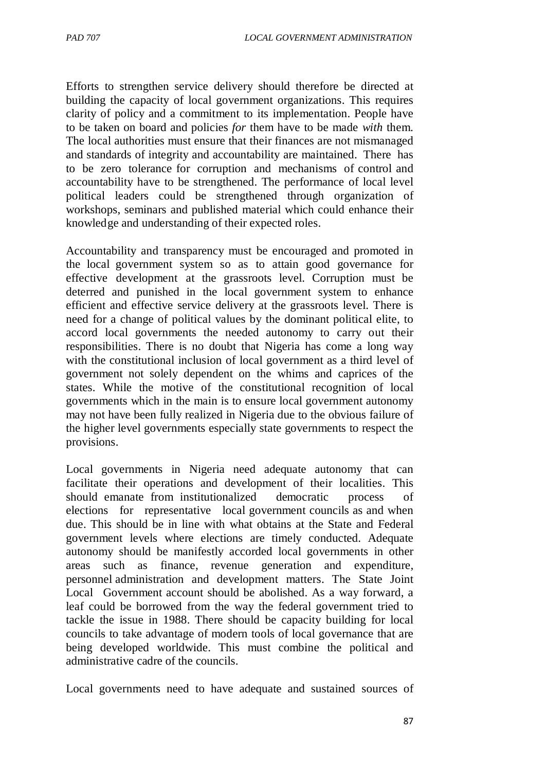Efforts to strengthen service delivery should therefore be directed at building the capacity of local government organizations. This requires clarity of policy and a commitment to its implementation. People have to be taken on board and policies *for* them have to be made *with* them. The local authorities must ensure that their finances are not mismanaged and standards of integrity and accountability are maintained. There has to be zero tolerance for corruption and mechanisms of control and accountability have to be strengthened. The performance of local level political leaders could be strengthened through organization of workshops, seminars and published material which could enhance their knowledge and understanding of their expected roles.

Accountability and transparency must be encouraged and promoted in the local government system so as to attain good governance for effective development at the grassroots level. Corruption must be deterred and punished in the local government system to enhance efficient and effective service delivery at the grassroots level. There is need for a change of political values by the dominant political elite, to accord local governments the needed autonomy to carry out their responsibilities. There is no doubt that Nigeria has come a long way with the constitutional inclusion of local government as a third level of government not solely dependent on the whims and caprices of the states. While the motive of the constitutional recognition of local governments which in the main is to ensure local government autonomy may not have been fully realized in Nigeria due to the obvious failure of the higher level governments especially state governments to respect the provisions.

Local governments in Nigeria need adequate autonomy that can facilitate their operations and development of their localities. This should emanate from institutionalized democratic process of elections for representative local government councils as and when due. This should be in line with what obtains at the State and Federal government levels where elections are timely conducted. Adequate autonomy should be manifestly accorded local governments in other areas such as finance, revenue generation and expenditure, personnel administration and development matters. The State Joint Local Government account should be abolished. As a way forward, a leaf could be borrowed from the way the federal government tried to tackle the issue in 1988. There should be capacity building for local councils to take advantage of modern tools of local governance that are being developed worldwide. This must combine the political and administrative cadre of the councils.

Local governments need to have adequate and sustained sources of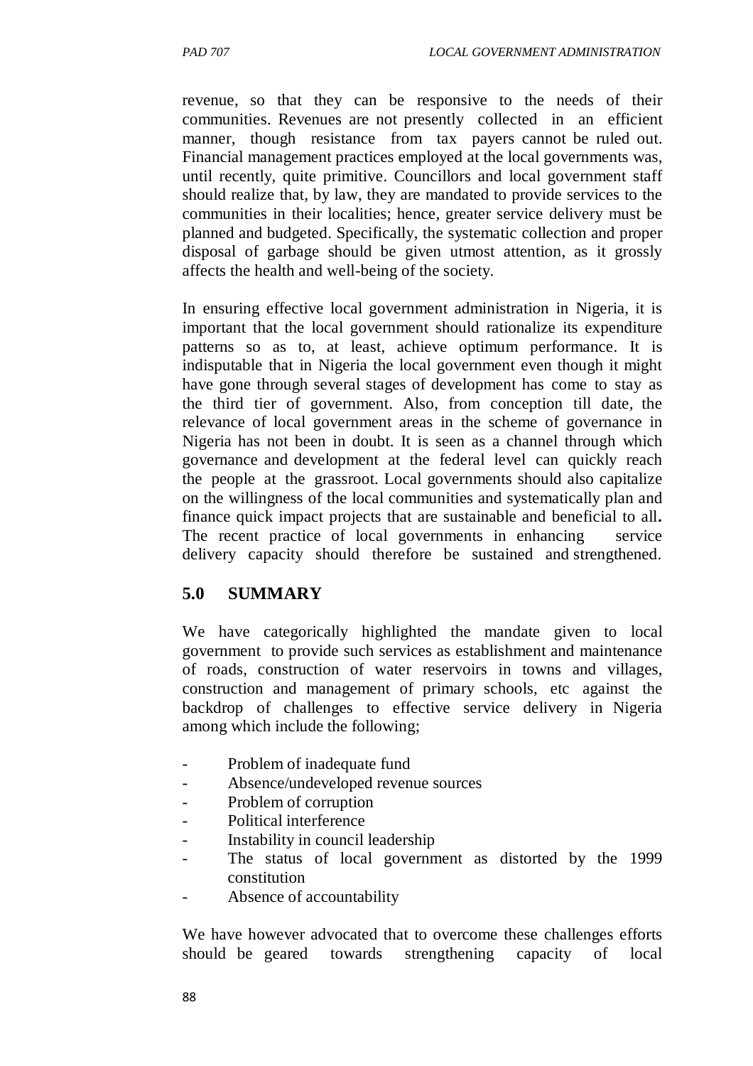revenue, so that they can be responsive to the needs of their communities. Revenues are not presently collected in an efficient manner, though resistance from tax payers cannot be ruled out. Financial management practices employed at the local governments was, until recently, quite primitive. Councillors and local government staff should realize that, by law, they are mandated to provide services to the communities in their localities; hence, greater service delivery must be planned and budgeted. Specifically, the systematic collection and proper disposal of garbage should be given utmost attention, as it grossly affects the health and well-being of the society.

In ensuring effective local government administration in Nigeria, it is important that the local government should rationalize its expenditure patterns so as to, at least, achieve optimum performance. It is indisputable that in Nigeria the local government even though it might have gone through several stages of development has come to stay as the third tier of government. Also, from conception till date, the relevance of local government areas in the scheme of governance in Nigeria has not been in doubt. It is seen as a channel through which governance and development at the federal level can quickly reach the people at the grassroot. Local governments should also capitalize on the willingness of the local communities and systematically plan and finance quick impact projects that are sustainable and beneficial to all**.** The recent practice of local governments in enhancing service delivery capacity should therefore be sustained and strengthened.

## 5.0 SUMMARY

We have categorically highlighted the mandate given to local government to provide such services as establishment and maintenance of roads, construction of water reservoirs in towns and villages, construction and management of primary schools, etc against the backdrop of challenges to effective service delivery in Nigeria among which include the following;

- Problem of inadequate fund
- Absence/undeveloped revenue sources
- Problem of corruption
- Political interference
- Instability in council leadership
- The status of local government as distorted by the 1999 constitution
- Absence of accountability

We have however advocated that to overcome these challenges efforts should be geared towards strengthening capacity of local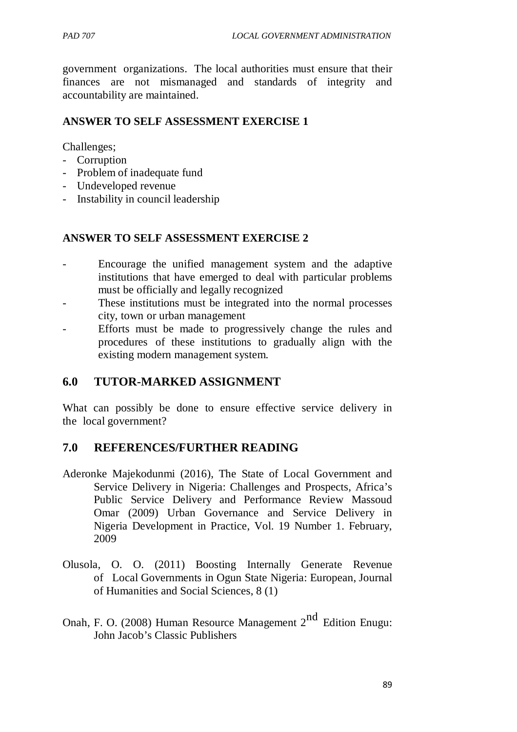government organizations. The local authorities must ensure that their finances are not mismanaged and standards of integrity and accountability are maintained.

**ANSWER TO SELF ASSESSMENT EXERCISE 1**

Challenges;

- Corruption
- Problem of inadequate fund
- Undeveloped revenue
- Instability in council leadership

**ANSWER TO SELF ASSESSMENT EXERCISE 2**

- Encourage the unified management system and the adaptive institutions that have emerged to deal with particular problems must be officially and legally recognized
- These institutions must be integrated into the normal processes city, town or urban management
- Efforts must be made to progressively change the rules and procedures of these institutions to gradually align with the existing modern management system.

## 6.0 TUTOR-MARKED ASSIGNMENT

What can possibly be done to ensure effective service delivery in the local government?

## 7.0 REFERENCES/FURTHER READING

Aderonke Majekodunmi (2016), The State of Local Government and Service Delivery in Nigeria: Challenges and Prospects, Africa's Public Service Delivery and Performance Review Massoud Omar (2009) Urban Governance and Service Delivery in Nigeria Development in Practice, Vol. 19 Number 1. February, 2009

Olusola, O. O. (2011) Boosting Internally Generate Revenue of Local Governments in Ogun State Nigeria: European, Journal of Humanities and Social Sciences, 8 (1)

Onah, F. O. (2008) Human Resource Management 2nd Edition Enugu: John Jacob's Classic Publishers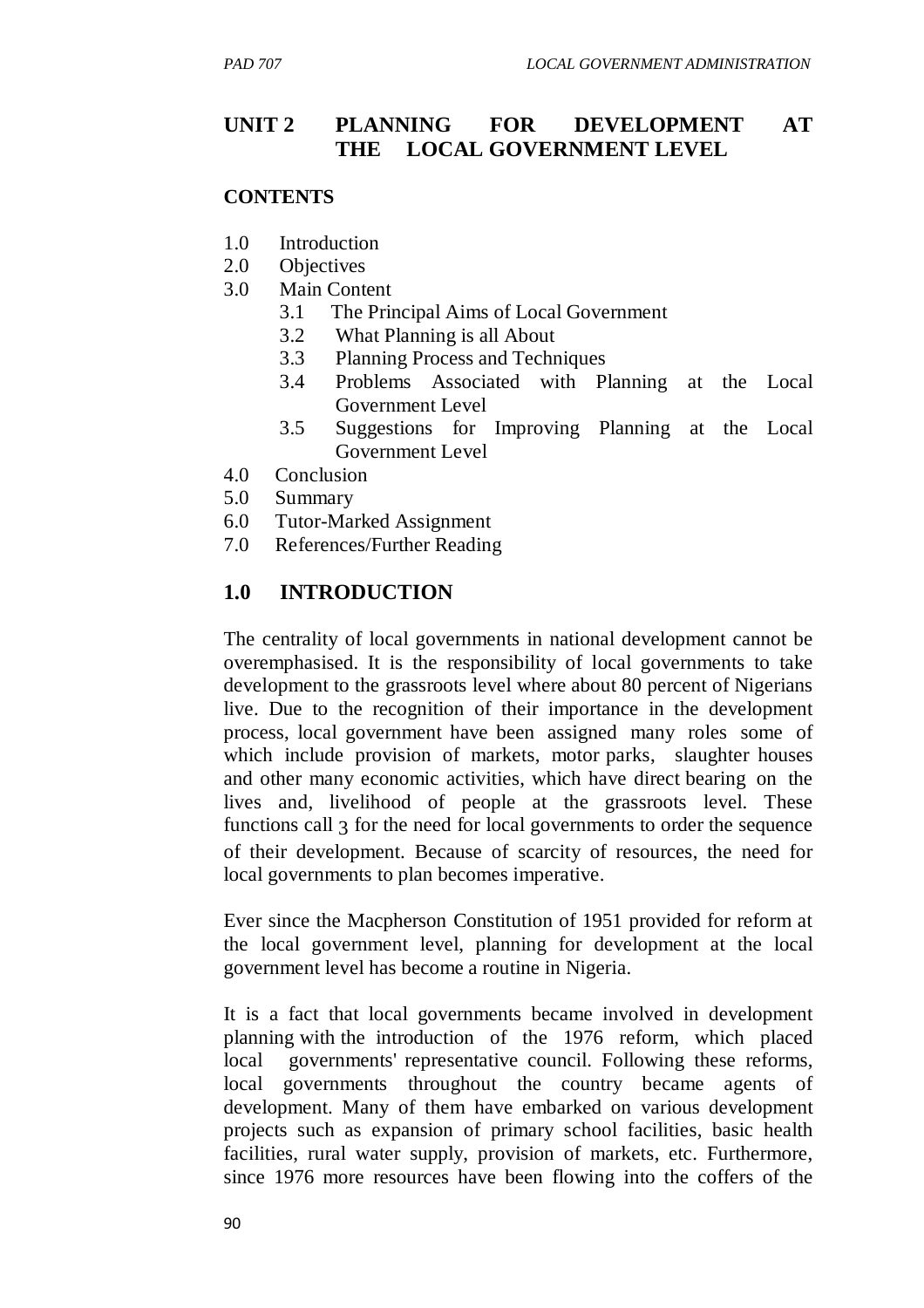## UNIT 2 PLANNING FOR DEVELOPMENT AT THE LOCAL GOVERNMENT LEVEL

### CONTENTS

1.0 Introduction
2.0 Objectives
3.0 Main Content
  3.1 The Principal Aims of Local Government
  3.2 What Planning is all About
  3.3 Planning Process and Techniques
  3.4 Problems Associated with Planning at the Local Government Level
  3.5 Suggestions for Improving Planning at the Local Government Level
4.0 Conclusion
5.0 Summary
6.0 Tutor-Marked Assignment
7.0 References/Further Reading

### 1.0 INTRODUCTION

The centrality of local governments in national development cannot be overemphasised. It is the responsibility of local governments to take development to the grassroots level where about 80 percent of Nigerians live. Due to the recognition of their importance in the development process, local government have been assigned many roles some of which include provision of markets, motor parks, slaughter houses and other many economic activities, which have direct bearing on the lives and, livelihood of people at the grassroots level. These functions call ȝ for the need for local governments to order the sequence of their development. Because of scarcity of resources, the need for local governments to plan becomes imperative.

Ever since the Macpherson Constitution of 1951 provided for reform at the local government level, planning for development at the local government level has become a routine in Nigeria.

It is a fact that local governments became involved in development planning with the introduction of the 1976 reform, which placed local governments' representative council. Following these reforms, local governments throughout the country became agents of development. Many of them have embarked on various development projects such as expansion of primary school facilities, basic health facilities, rural water supply, provision of markets, etc. Furthermore, since 1976 more resources have been flowing into the coffers of the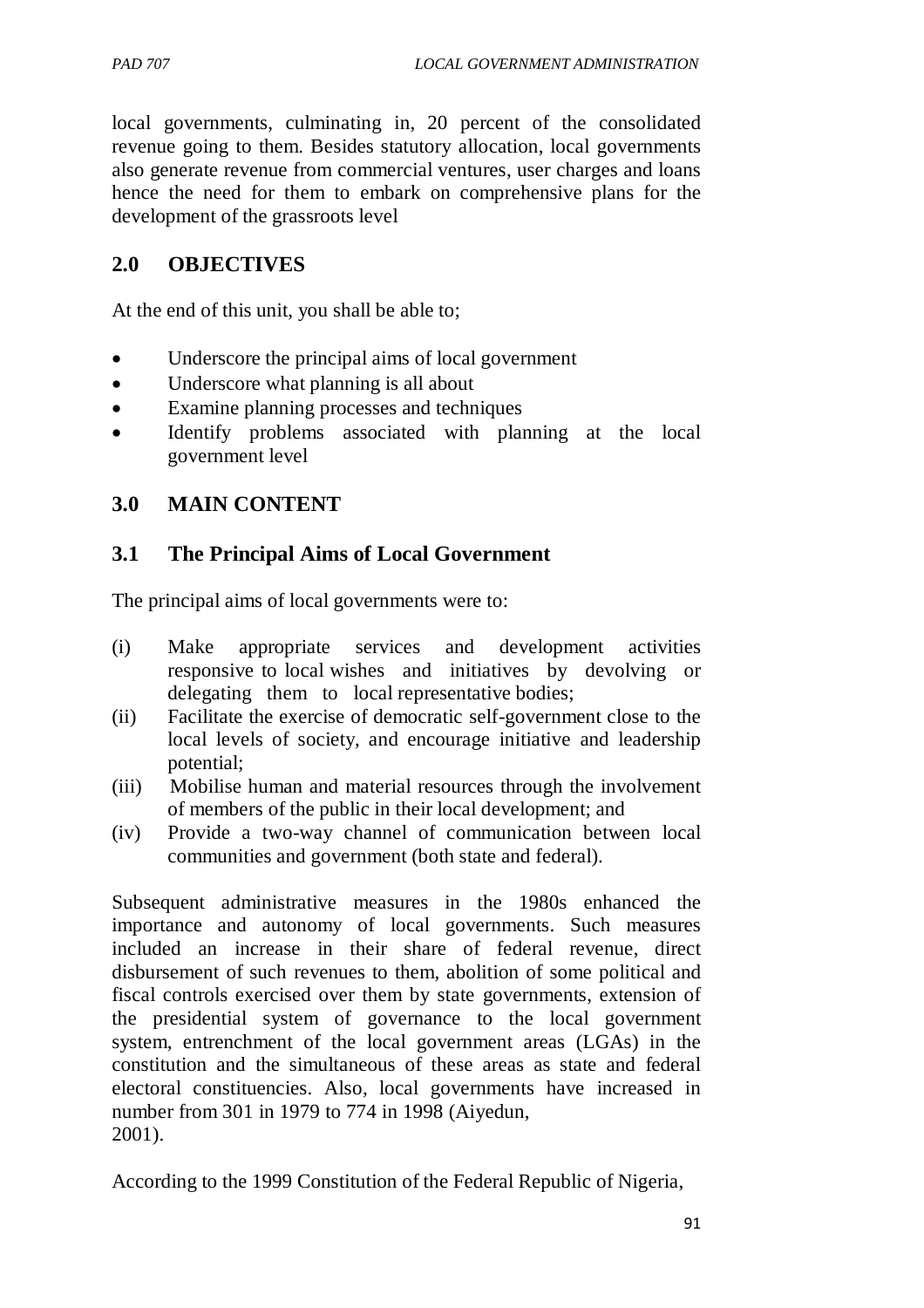local governments, culminating in, 20 percent of the consolidated revenue going to them. Besides statutory allocation, local governments also generate revenue from commercial ventures, user charges and loans hence the need for them to embark on comprehensive plans for the development of the grassroots level

## 2.0 OBJECTIVES

At the end of this unit, you shall be able to;

- Underscore the principal aims of local government
- Underscore what planning is all about
- Examine planning processes and techniques
- Identify problems associated with planning at the local government level

## 3.0 MAIN CONTENT

### 3.1 The Principal Aims of Local Government

The principal aims of local governments were to:

(i) Make appropriate services and development activities responsive to local wishes and initiatives by devolving or delegating them to local representative bodies;

(ii) Facilitate the exercise of democratic self-government close to the local levels of society, and encourage initiative and leadership potential;

(iii) Mobilise human and material resources through the involvement of members of the public in their local development; and

(iv) Provide a two-way channel of communication between local communities and government (both state and federal).

Subsequent administrative measures in the 1980s enhanced the importance and autonomy of local governments. Such measures included an increase in their share of federal revenue, direct disbursement of such revenues to them, abolition of some political and fiscal controls exercised over them by state governments, extension of the presidential system of governance to the local government system, entrenchment of the local government areas (LGAs) in the constitution and the simultaneous of these areas as state and federal electoral constituencies. Also, local governments have increased in number from 301 in 1979 to 774 in 1998 (Aiyedun, 2001).

According to the 1999 Constitution of the Federal Republic of Nigeria,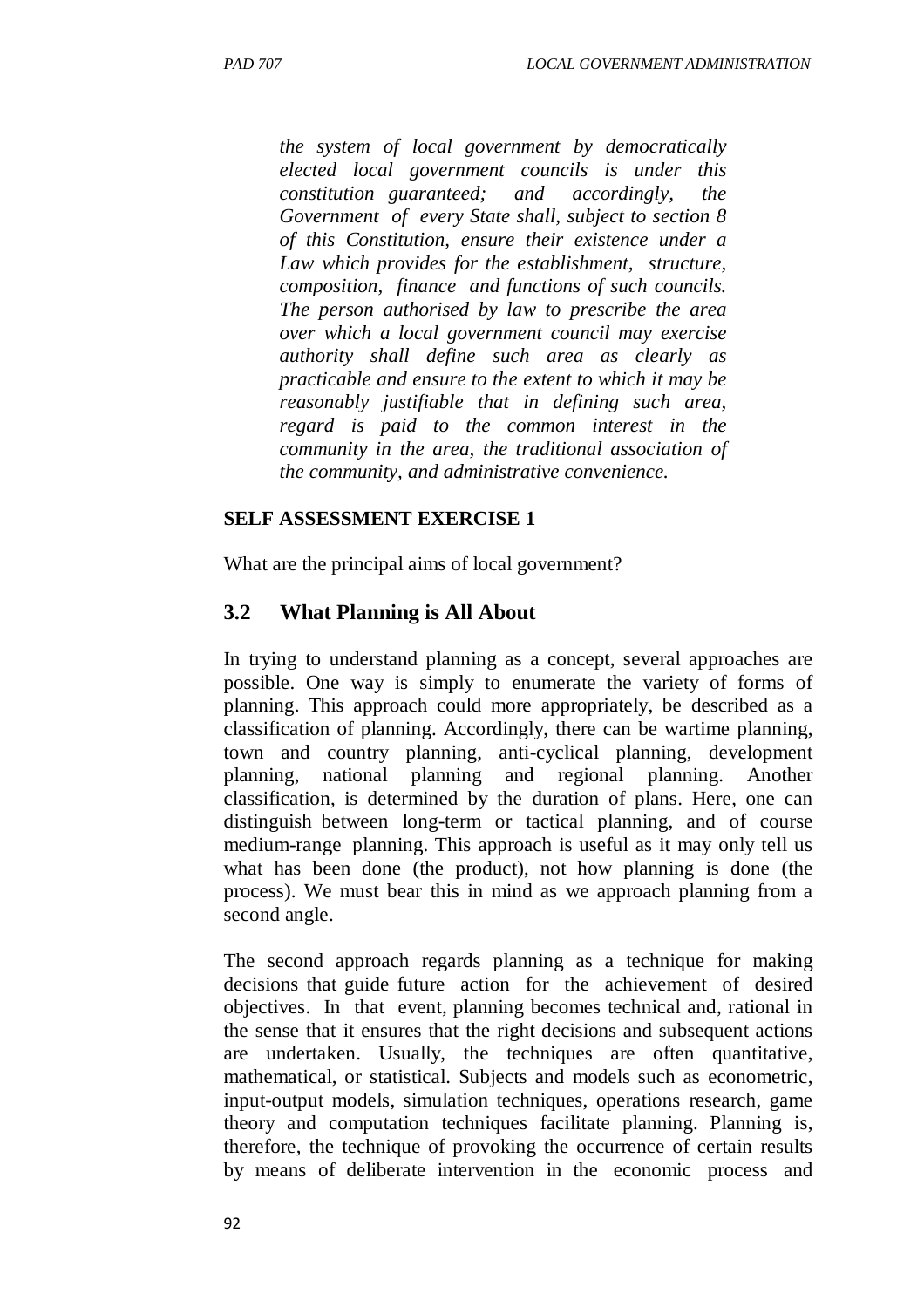*the system of local government by democratically elected local government councils is under this constitution guaranteed; and accordingly, the Government of every State shall, subject to section 8 of this Constitution, ensure their existence under a Law which provides for the establishment, structure, composition, finance and functions of such councils. The person authorised by law to prescribe the area over which a local government council may exercise authority shall define such area as clearly as practicable and ensure to the extent to which it may be reasonably justifiable that in defining such area, regard is paid to the common interest in the community in the area, the traditional association of the community, and administrative convenience.*

**SELF ASSESSMENT EXERCISE 1**

What are the principal aims of local government?

## 3.2 What Planning is All About

In trying to understand planning as a concept, several approaches are possible. One way is simply to enumerate the variety of forms of planning. This approach could more appropriately, be described as a classification of planning. Accordingly, there can be wartime planning, town and country planning, anti-cyclical planning, development planning, national planning and regional planning. Another classification, is determined by the duration of plans. Here, one can distinguish between long-term or tactical planning, and of course medium-range planning. This approach is useful as it may only tell us what has been done (the product), not how planning is done (the process). We must bear this in mind as we approach planning from a second angle.

The second approach regards planning as a technique for making decisions that guide future action for the achievement of desired objectives. In that event, planning becomes technical and, rational in the sense that it ensures that the right decisions and subsequent actions are undertaken. Usually, the techniques are often quantitative, mathematical, or statistical. Subjects and models such as econometric, input-output models, simulation techniques, operations research, game theory and computation techniques facilitate planning. Planning is, therefore, the technique of provoking the occurrence of certain results by means of deliberate intervention in the economic process and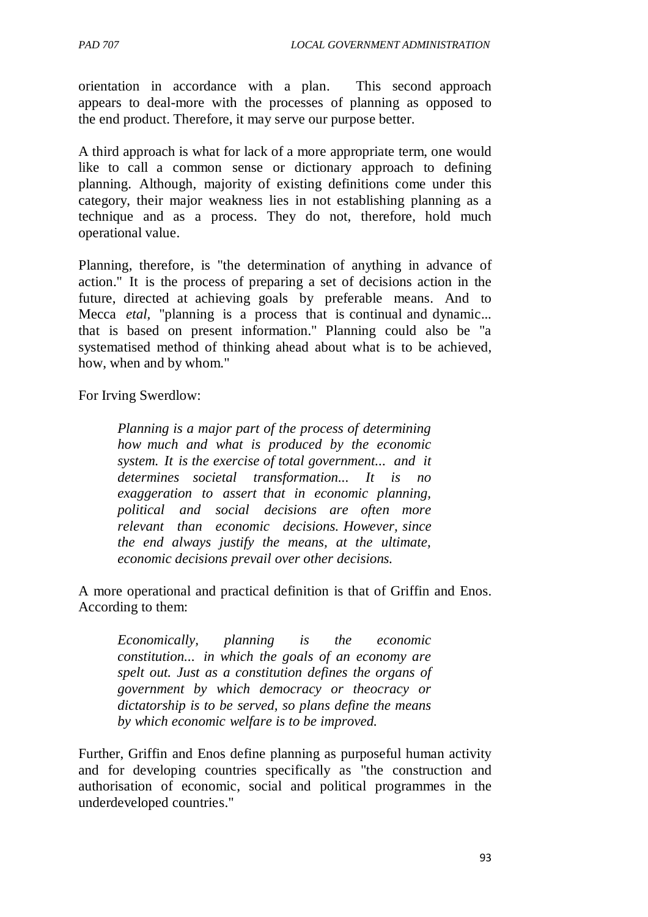orientation in accordance with a plan. This second approach appears to deal-more with the processes of planning as opposed to the end product. Therefore, it may serve our purpose better.

A third approach is what for lack of a more appropriate term, one would like to call a common sense or dictionary approach to defining planning. Although, majority of existing definitions come under this category, their major weakness lies in not establishing planning as a technique and as a process. They do not, therefore, hold much operational value.

Planning, therefore, is "the determination of anything in advance of action." It is the process of preparing a set of decisions action in the future, directed at achieving goals by preferable means. And to Mecca *etal*, "planning is a process that is continual and dynamic... that is based on present information." Planning could also be "a systematised method of thinking ahead about what is to be achieved, how, when and by whom."

For Irving Swerdlow:

> *Planning is a major part of the process of determining how much and what is produced by the economic system. It is the exercise of total government... and it determines societal transformation... It is no exaggeration to assert that in economic planning, political and social decisions are often more relevant than economic decisions. However, since the end always justify the means, at the ultimate, economic decisions prevail over other decisions.*

A more operational and practical definition is that of Griffin and Enos. According to them:

> *Economically, planning is the economic constitution... in which the goals of an economy are spelt out. Just as a constitution defines the organs of government by which democracy or theocracy or dictatorship is to be served, so plans define the means by which economic welfare is to be improved.*

Further, Griffin and Enos define planning as purposeful human activity and for developing countries specifically as "the construction and authorisation of economic, social and political programmes in the underdeveloped countries."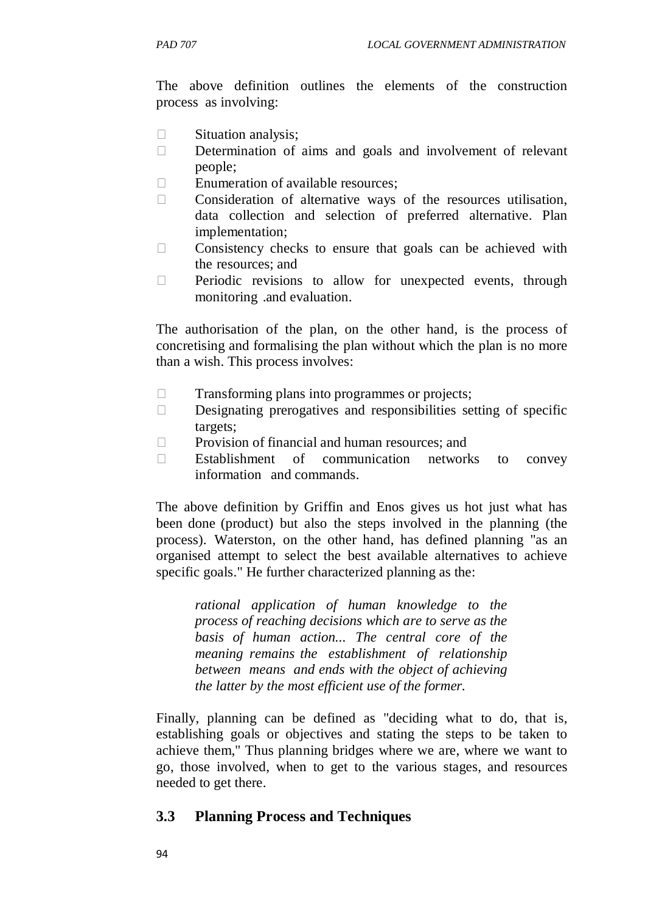The above definition outlines the elements of the construction process as involving:

- Situation analysis;
- Determination of aims and goals and involvement of relevant people;
- Enumeration of available resources;
- Consideration of alternative ways of the resources utilisation, data collection and selection of preferred alternative. Plan implementation;
- Consistency checks to ensure that goals can be achieved with the resources; and
- Periodic revisions to allow for unexpected events, through monitoring .and evaluation.

The authorisation of the plan, on the other hand, is the process of concretising and formalising the plan without which the plan is no more than a wish. This process involves:

- Transforming plans into programmes or projects;
- Designating prerogatives and responsibilities setting of specific targets;
- Provision of financial and human resources; and
- Establishment of communication networks to convey information and commands.

The above definition by Griffin and Enos gives us hot just what has been done (product) but also the steps involved in the planning (the process). Waterston, on the other hand, has defined planning "as an organised attempt to select the best available alternatives to achieve specific goals." He further characterized planning as the:

> *rational application of human knowledge to the process of reaching decisions which are to serve as the basis of human action... The central core of the meaning remains the establishment of relationship between means and ends with the object of achieving the latter by the most efficient use of the former.*

Finally, planning can be defined as "deciding what to do, that is, establishing goals or objectives and stating the steps to be taken to achieve them," Thus planning bridges where we are, where we want to go, those involved, when to get to the various stages, and resources needed to get there.

## 3.3 Planning Process and Techniques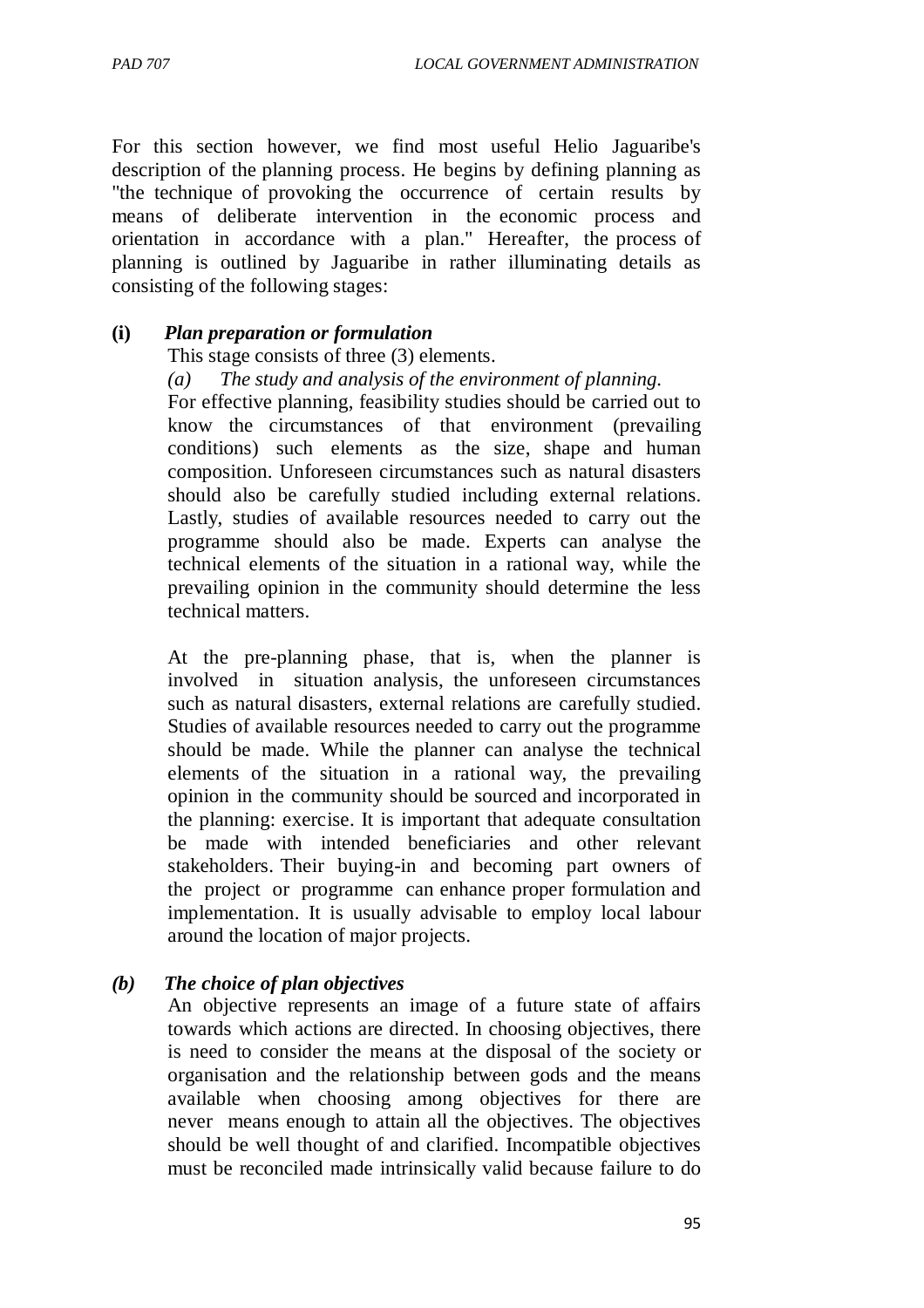For this section however, we find most useful Helio Jaguaribe's description of the planning process. He begins by defining planning as "the technique of provoking the occurrence of certain results by means of deliberate intervention in the economic process and orientation in accordance with a plan." Hereafter, the process of planning is outlined by Jaguaribe in rather illuminating details as consisting of the following stages:

**(i)** ***Plan preparation or formulation***

This stage consists of three (3) elements.

*(a) The study and analysis of the environment of planning.*

For effective planning, feasibility studies should be carried out to know the circumstances of that environment (prevailing conditions) such elements as the size, shape and human composition. Unforeseen circumstances such as natural disasters should also be carefully studied including external relations. Lastly, studies of available resources needed to carry out the programme should also be made. Experts can analyse the technical elements of the situation in a rational way, while the prevailing opinion in the community should determine the less technical matters.

At the pre-planning phase, that is, when the planner is involved in situation analysis, the unforeseen circumstances such as natural disasters, external relations are carefully studied. Studies of available resources needed to carry out the programme should be made. While the planner can analyse the technical elements of the situation in a rational way, the prevailing opinion in the community should be sourced and incorporated in the planning: exercise. It is important that adequate consultation be made with intended beneficiaries and other relevant stakeholders. Their buying-in and becoming part owners of the project or programme can enhance proper formulation and implementation. It is usually advisable to employ local labour around the location of major projects.

***(b) The choice of plan objectives***

An objective represents an image of a future state of affairs towards which actions are directed. In choosing objectives, there is need to consider the means at the disposal of the society or organisation and the relationship between gods and the means available when choosing among objectives for there are never means enough to attain all the objectives. The objectives should be well thought of and clarified. Incompatible objectives must be reconciled made intrinsically valid because failure to do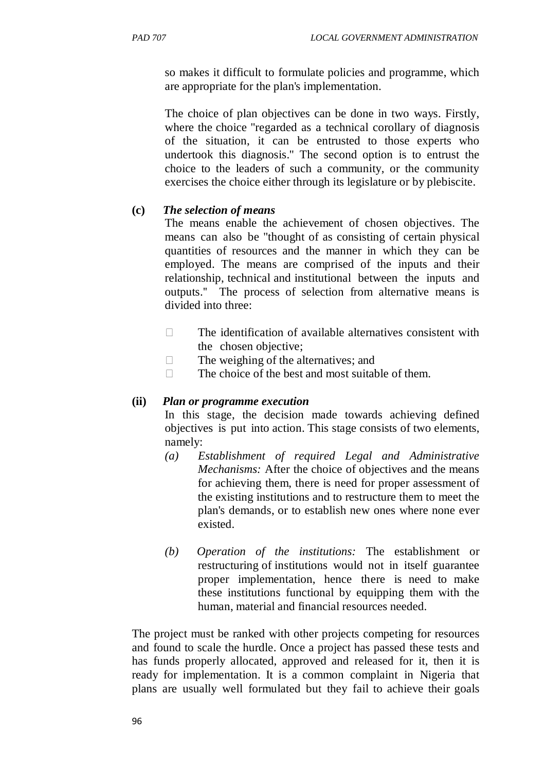so makes it difficult to formulate policies and programme, which are appropriate for the plan's implementation.

The choice of plan objectives can be done in two ways. Firstly, where the choice "regarded as a technical corollary of diagnosis of the situation, it can be entrusted to those experts who undertook this diagnosis." The second option is to entrust the choice to the leaders of such a community, or the community exercises the choice either through its legislature or by plebiscite.

**(c)** ***The selection of means***

The means enable the achievement of chosen objectives. The means can also be "thought of as consisting of certain physical quantities of resources and the manner in which they can be employed. The means are comprised of the inputs and their relationship, technical and institutional between the inputs and outputs." The process of selection from alternative means is divided into three:

- The identification of available alternatives consistent with the chosen objective;
- The weighing of the alternatives; and
- The choice of the best and most suitable of them.

**(ii)** ***Plan or programme execution***

In this stage, the decision made towards achieving defined objectives is put into action. This stage consists of two elements, namely:

*(a)* *Establishment of required Legal and Administrative Mechanisms:* After the choice of objectives and the means for achieving them, there is need for proper assessment of the existing institutions and to restructure them to meet the plan's demands, or to establish new ones where none ever existed.

*(b)* *Operation of the institutions:* The establishment or restructuring of institutions would not in itself guarantee proper implementation, hence there is need to make these institutions functional by equipping them with the human, material and financial resources needed.

The project must be ranked with other projects competing for resources and found to scale the hurdle. Once a project has passed these tests and has funds properly allocated, approved and released for it, then it is ready for implementation. It is a common complaint in Nigeria that plans are usually well formulated but they fail to achieve their goals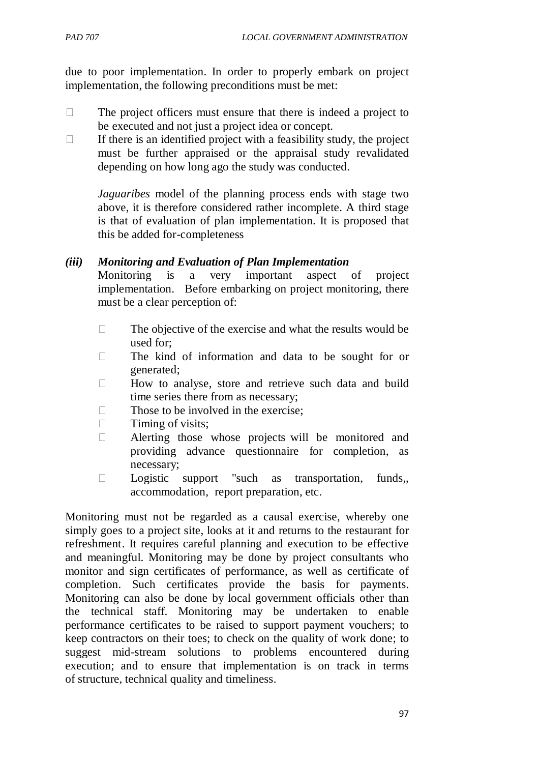due to poor implementation. In order to properly embark on project implementation, the following preconditions must be met:

- The project officers must ensure that there is indeed a project to be executed and not just a project idea or concept.
- If there is an identified project with a feasibility study, the project must be further appraised or the appraisal study revalidated depending on how long ago the study was conducted.

  *Jaguaribes* model of the planning process ends with stage two above, it is therefore considered rather incomplete. A third stage is that of evaluation of plan implementation. It is proposed that this be added for-completeness

***(iii) Monitoring and Evaluation of Plan Implementation***

Monitoring is a very important aspect of project implementation. Before embarking on project monitoring, there must be a clear perception of:

- The objective of the exercise and what the results would be used for;
- The kind of information and data to be sought for or generated;
- How to analyse, store and retrieve such data and build time series there from as necessary;
- Those to be involved in the exercise;
- Timing of visits;
- Alerting those whose projects will be monitored and providing advance questionnaire for completion, as necessary;
- Logistic support "such as transportation, funds,, accommodation, report preparation, etc.

Monitoring must not be regarded as a causal exercise, whereby one simply goes to a project site, looks at it and returns to the restaurant for refreshment. It requires careful planning and execution to be effective and meaningful. Monitoring may be done by project consultants who monitor and sign certificates of performance, as well as certificate of completion. Such certificates provide the basis for payments. Monitoring can also be done by local government officials other than the technical staff. Monitoring may be undertaken to enable performance certificates to be raised to support payment vouchers; to keep contractors on their toes; to check on the quality of work done; to suggest mid-stream solutions to problems encountered during execution; and to ensure that implementation is on track in terms of structure, technical quality and timeliness.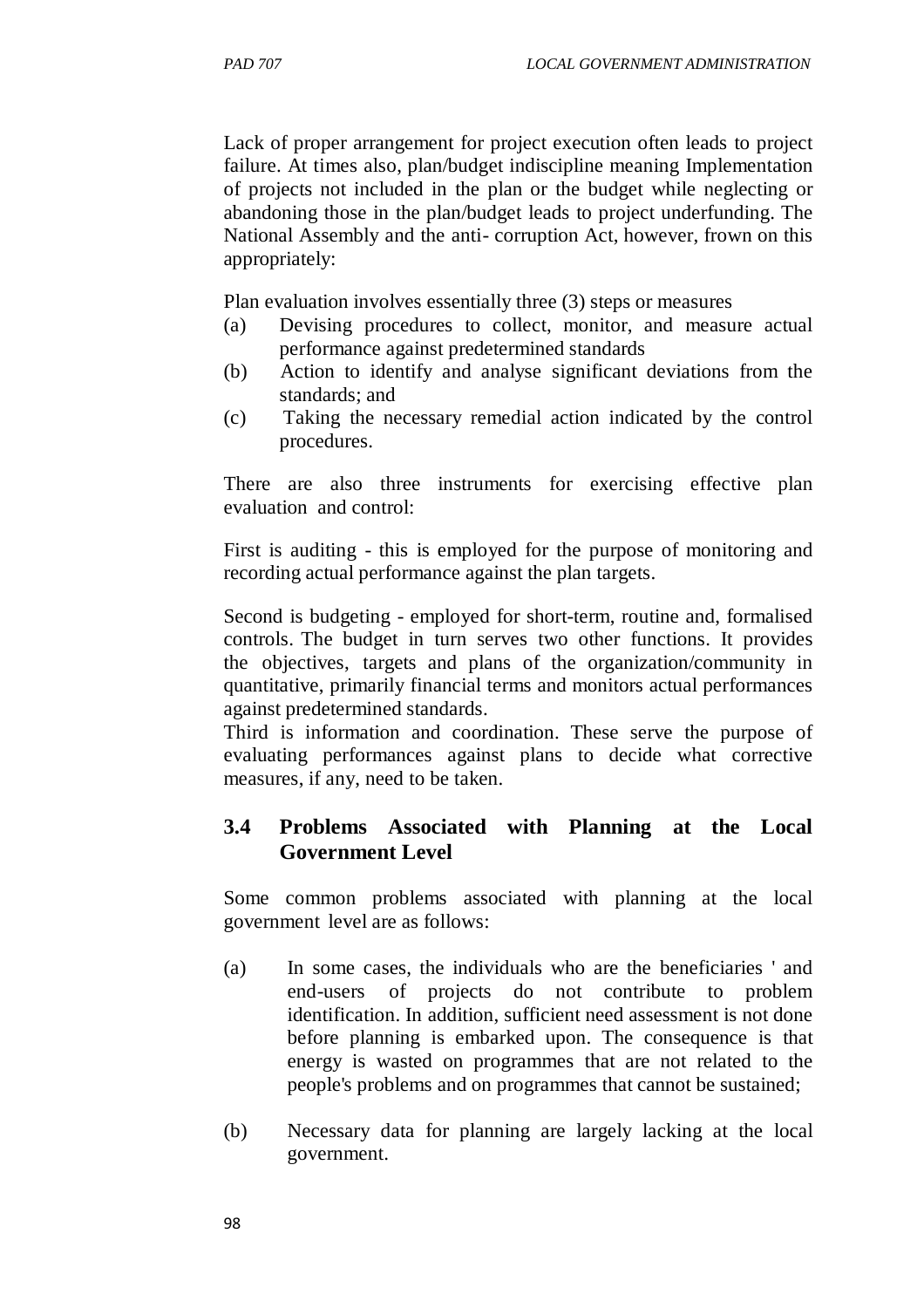Lack of proper arrangement for project execution often leads to project failure. At times also, plan/budget indiscipline meaning Implementation of projects not included in the plan or the budget while neglecting or abandoning those in the plan/budget leads to project underfunding. The National Assembly and the anti- corruption Act, however, frown on this appropriately:

Plan evaluation involves essentially three (3) steps or measures

(a) Devising procedures to collect, monitor, and measure actual performance against predetermined standards
(b) Action to identify and analyse significant deviations from the standards; and
(c) Taking the necessary remedial action indicated by the control procedures.

There are also three instruments for exercising effective plan evaluation and control:

First is auditing - this is employed for the purpose of monitoring and recording actual performance against the plan targets.

Second is budgeting - employed for short-term, routine and, formalised controls. The budget in turn serves two other functions. It provides the objectives, targets and plans of the organization/community in quantitative, primarily financial terms and monitors actual performances against predetermined standards.

Third is information and coordination. These serve the purpose of evaluating performances against plans to decide what corrective measures, if any, need to be taken.

## 3.4 Problems Associated with Planning at the Local Government Level

Some common problems associated with planning at the local government level are as follows:

(a) In some cases, the individuals who are the beneficiaries ' and end-users of projects do not contribute to problem identification. In addition, sufficient need assessment is not done before planning is embarked upon. The consequence is that energy is wasted on programmes that are not related to the people's problems and on programmes that cannot be sustained;

(b) Necessary data for planning are largely lacking at the local government.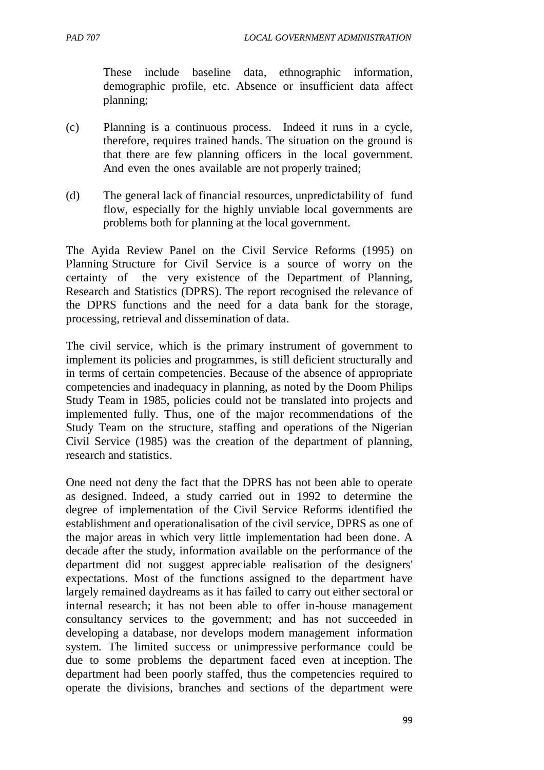These include baseline data, ethnographic information, demographic profile, etc. Absence or insufficient data affect planning;

(c) Planning is a continuous process. Indeed it runs in a cycle, therefore, requires trained hands. The situation on the ground is that there are few planning officers in the local government. And even the ones available are not properly trained;

(d) The general lack of financial resources, unpredictability of fund flow, especially for the highly unviable local governments are problems both for planning at the local government.

The Ayida Review Panel on the Civil Service Reforms (1995) on Planning Structure for Civil Service is a source of worry on the certainty of the very existence of the Department of Planning, Research and Statistics (DPRS). The report recognised the relevance of the DPRS functions and the need for a data bank for the storage, processing, retrieval and dissemination of data.

The civil service, which is the primary instrument of government to implement its policies and programmes, is still deficient structurally and in terms of certain competencies. Because of the absence of appropriate competencies and inadequacy in planning, as noted by the Doom Philips Study Team in 1985, policies could not be translated into projects and implemented fully. Thus, one of the major recommendations of the Study Team on the structure, staffing and operations of the Nigerian Civil Service (1985) was the creation of the department of planning, research and statistics.

One need not deny the fact that the DPRS has not been able to operate as designed. Indeed, a study carried out in 1992 to determine the degree of implementation of the Civil Service Reforms identified the establishment and operationalisation of the civil service, DPRS as one of the major areas in which very little implementation had been done. A decade after the study, information available on the performance of the department did not suggest appreciable realisation of the designers' expectations. Most of the functions assigned to the department have largely remained daydreams as it has failed to carry out either sectoral or internal research; it has not been able to offer in-house management consultancy services to the government; and has not succeeded in developing a database, nor develops modern management information system. The limited success or unimpressive performance could be due to some problems the department faced even at inception. The department had been poorly staffed, thus the competencies required to operate the divisions, branches and sections of the department were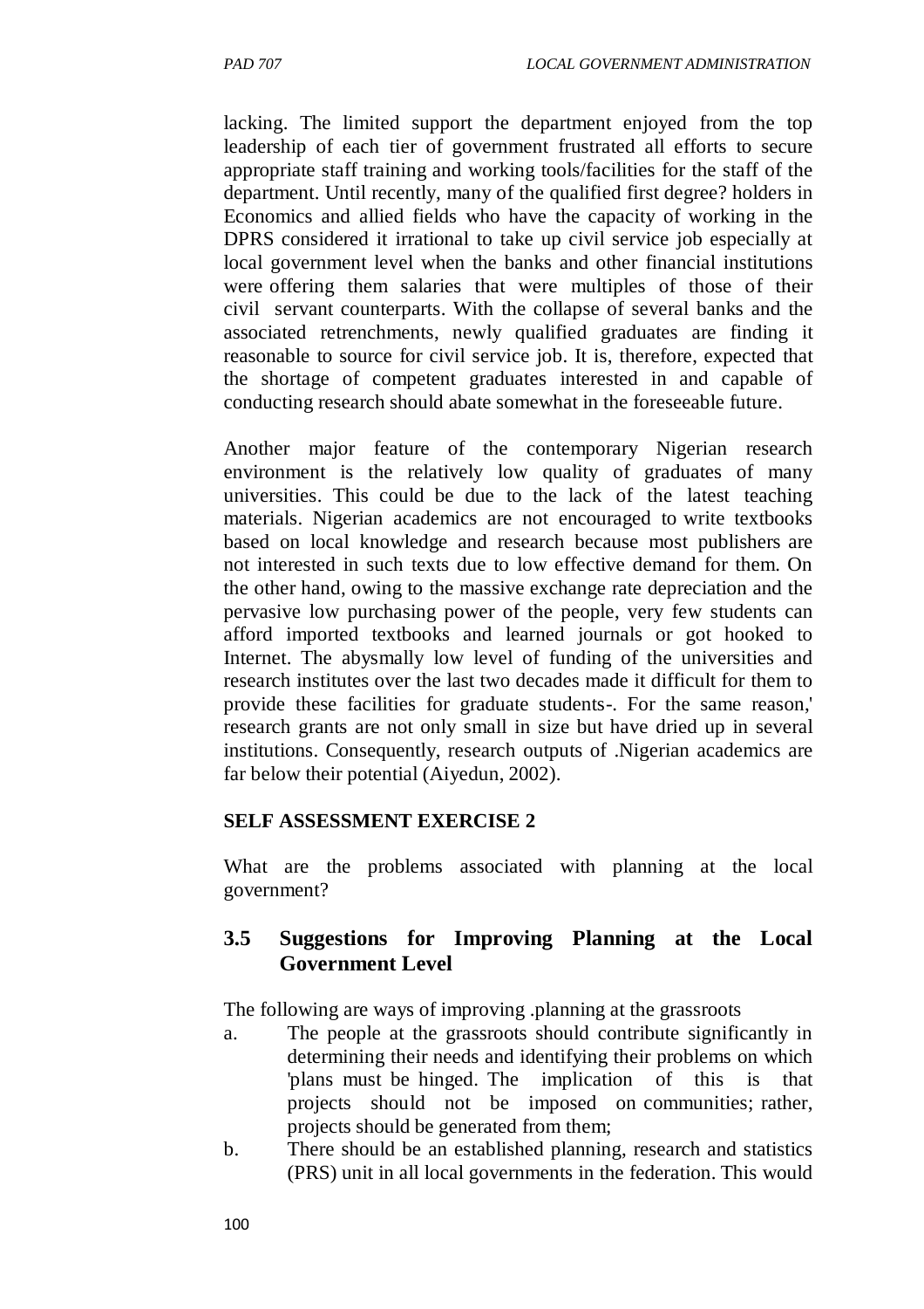lacking. The limited support the department enjoyed from the top leadership of each tier of government frustrated all efforts to secure appropriate staff training and working tools/facilities for the staff of the department. Until recently, many of the qualified first degree? holders in Economics and allied fields who have the capacity of working in the DPRS considered it irrational to take up civil service job especially at local government level when the banks and other financial institutions were offering them salaries that were multiples of those of their civil servant counterparts. With the collapse of several banks and the associated retrenchments, newly qualified graduates are finding it reasonable to source for civil service job. It is, therefore, expected that the shortage of competent graduates interested in and capable of conducting research should abate somewhat in the foreseeable future.

Another major feature of the contemporary Nigerian research environment is the relatively low quality of graduates of many universities. This could be due to the lack of the latest teaching materials. Nigerian academics are not encouraged to write textbooks based on local knowledge and research because most publishers are not interested in such texts due to low effective demand for them. On the other hand, owing to the massive exchange rate depreciation and the pervasive low purchasing power of the people, very few students can afford imported textbooks and learned journals or got hooked to Internet. The abysmally low level of funding of the universities and research institutes over the last two decades made it difficult for them to provide these facilities for graduate students-. For the same reason,' research grants are not only small in size but have dried up in several institutions. Consequently, research outputs of .Nigerian academics are far below their potential (Aiyedun, 2002).

**SELF ASSESSMENT EXERCISE 2**

What are the problems associated with planning at the local government?

## 3.5 Suggestions for Improving Planning at the Local Government Level

The following are ways of improving .planning at the grassroots

a. The people at the grassroots should contribute significantly in determining their needs and identifying their problems on which 'plans must be hinged. The implication of this is that projects should not be imposed on communities; rather, projects should be generated from them;
b. There should be an established planning, research and statistics (PRS) unit in all local governments in the federation. This would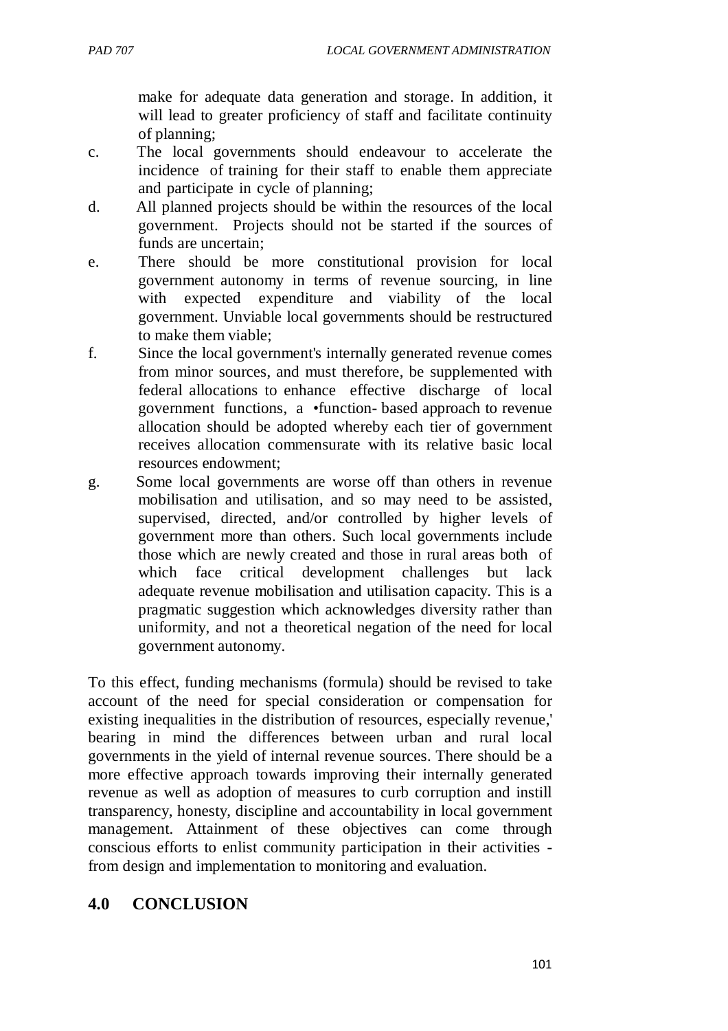make for adequate data generation and storage. In addition, it will lead to greater proficiency of staff and facilitate continuity of planning;

c. The local governments should endeavour to accelerate the incidence of training for their staff to enable them appreciate and participate in cycle of planning;

d. All planned projects should be within the resources of the local government. Projects should not be started if the sources of funds are uncertain;

e. There should be more constitutional provision for local government autonomy in terms of revenue sourcing, in line with expected expenditure and viability of the local government. Unviable local governments should be restructured to make them viable;

f. Since the local government's internally generated revenue comes from minor sources, and must therefore, be supplemented with federal allocations to enhance effective discharge of local government functions, a •function- based approach to revenue allocation should be adopted whereby each tier of government receives allocation commensurate with its relative basic local resources endowment;

g. Some local governments are worse off than others in revenue mobilisation and utilisation, and so may need to be assisted, supervised, directed, and/or controlled by higher levels of government more than others. Such local governments include those which are newly created and those in rural areas both of which face critical development challenges but lack adequate revenue mobilisation and utilisation capacity. This is a pragmatic suggestion which acknowledges diversity rather than uniformity, and not a theoretical negation of the need for local government autonomy.

To this effect, funding mechanisms (formula) should be revised to take account of the need for special consideration or compensation for existing inequalities in the distribution of resources, especially revenue,' bearing in mind the differences between urban and rural local governments in the yield of internal revenue sources. There should be a more effective approach towards improving their internally generated revenue as well as adoption of measures to curb corruption and instill transparency, honesty, discipline and accountability in local government management. Attainment of these objectives can come through conscious efforts to enlist community participation in their activities - from design and implementation to monitoring and evaluation.

## 4.0 CONCLUSION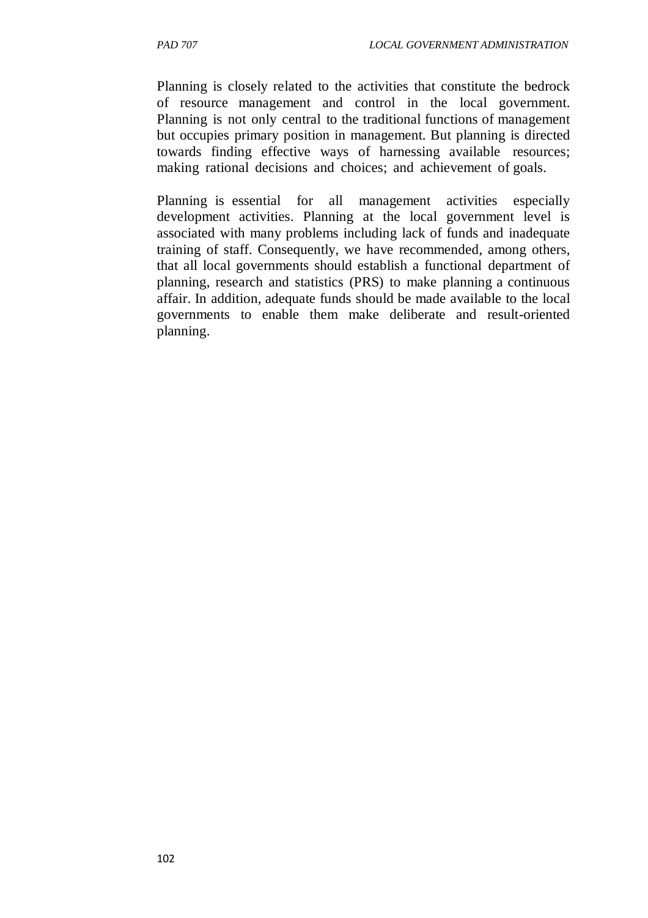Planning is closely related to the activities that constitute the bedrock of resource management and control in the local government. Planning is not only central to the traditional functions of management but occupies primary position in management. But planning is directed towards finding effective ways of harnessing available resources; making rational decisions and choices; and achievement of goals.

Planning is essential for all management activities especially development activities. Planning at the local government level is associated with many problems including lack of funds and inadequate training of staff. Consequently, we have recommended, among others, that all local governments should establish a functional department of planning, research and statistics (PRS) to make planning a continuous affair. In addition, adequate funds should be made available to the local governments to enable them make deliberate and result-oriented planning.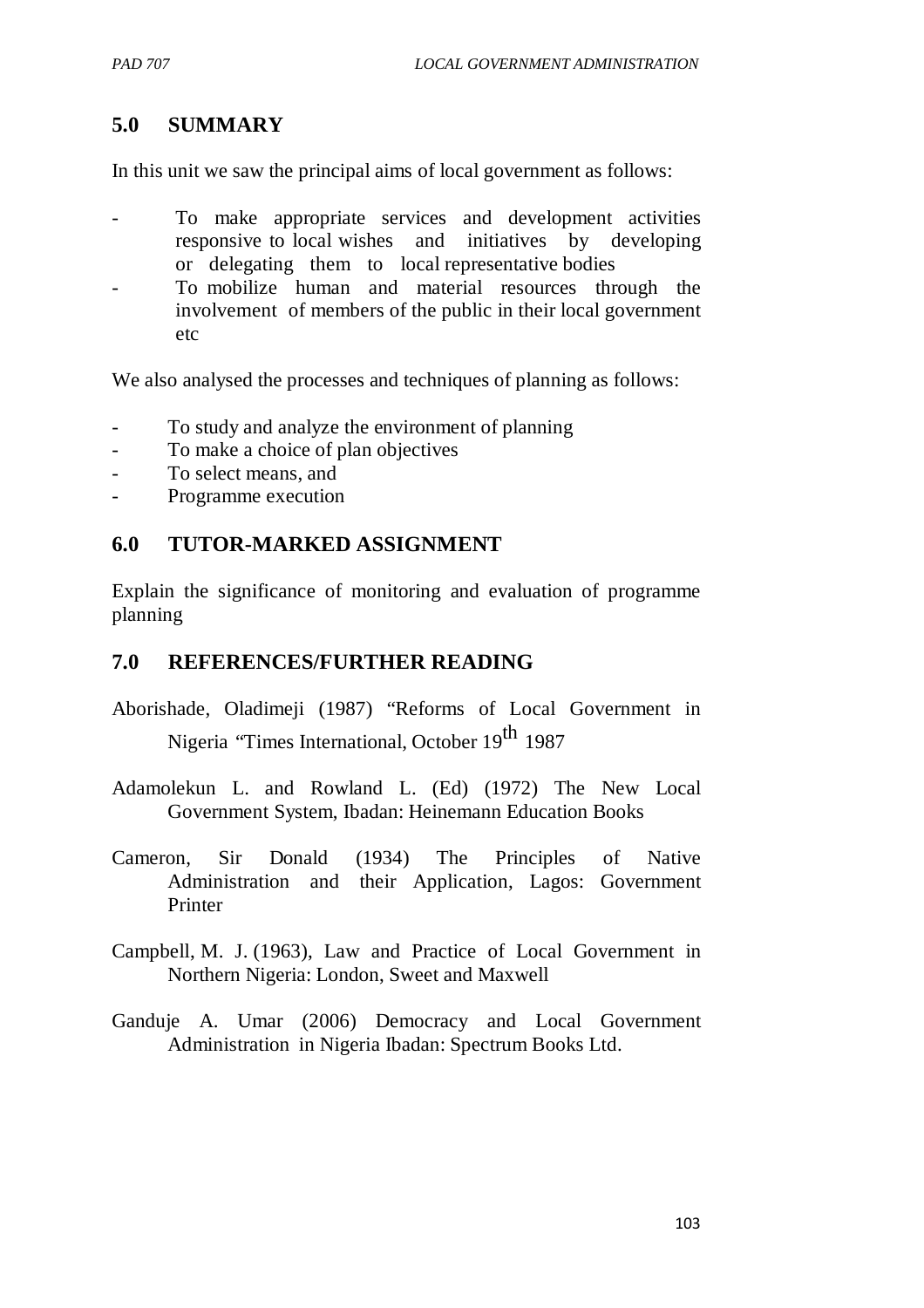## 5.0 SUMMARY

In this unit we saw the principal aims of local government as follows:

- To make appropriate services and development activities responsive to local wishes and initiatives by developing or delegating them to local representative bodies
- To mobilize human and material resources through the involvement of members of the public in their local government etc

We also analysed the processes and techniques of planning as follows:

- To study and analyze the environment of planning
- To make a choice of plan objectives
- To select means, and
- Programme execution

## 6.0 TUTOR-MARKED ASSIGNMENT

Explain the significance of monitoring and evaluation of programme planning

## 7.0 REFERENCES/FURTHER READING

Aborishade, Oladimeji (1987) "Reforms of Local Government in Nigeria "Times International, October 19th 1987

Adamolekun L. and Rowland L. (Ed) (1972) The New Local Government System, Ibadan: Heinemann Education Books

Cameron, Sir Donald (1934) The Principles of Native Administration and their Application, Lagos: Government Printer

Campbell, M. J. (1963), Law and Practice of Local Government in Northern Nigeria: London, Sweet and Maxwell

Ganduje A. Umar (2006) Democracy and Local Government Administration in Nigeria Ibadan: Spectrum Books Ltd.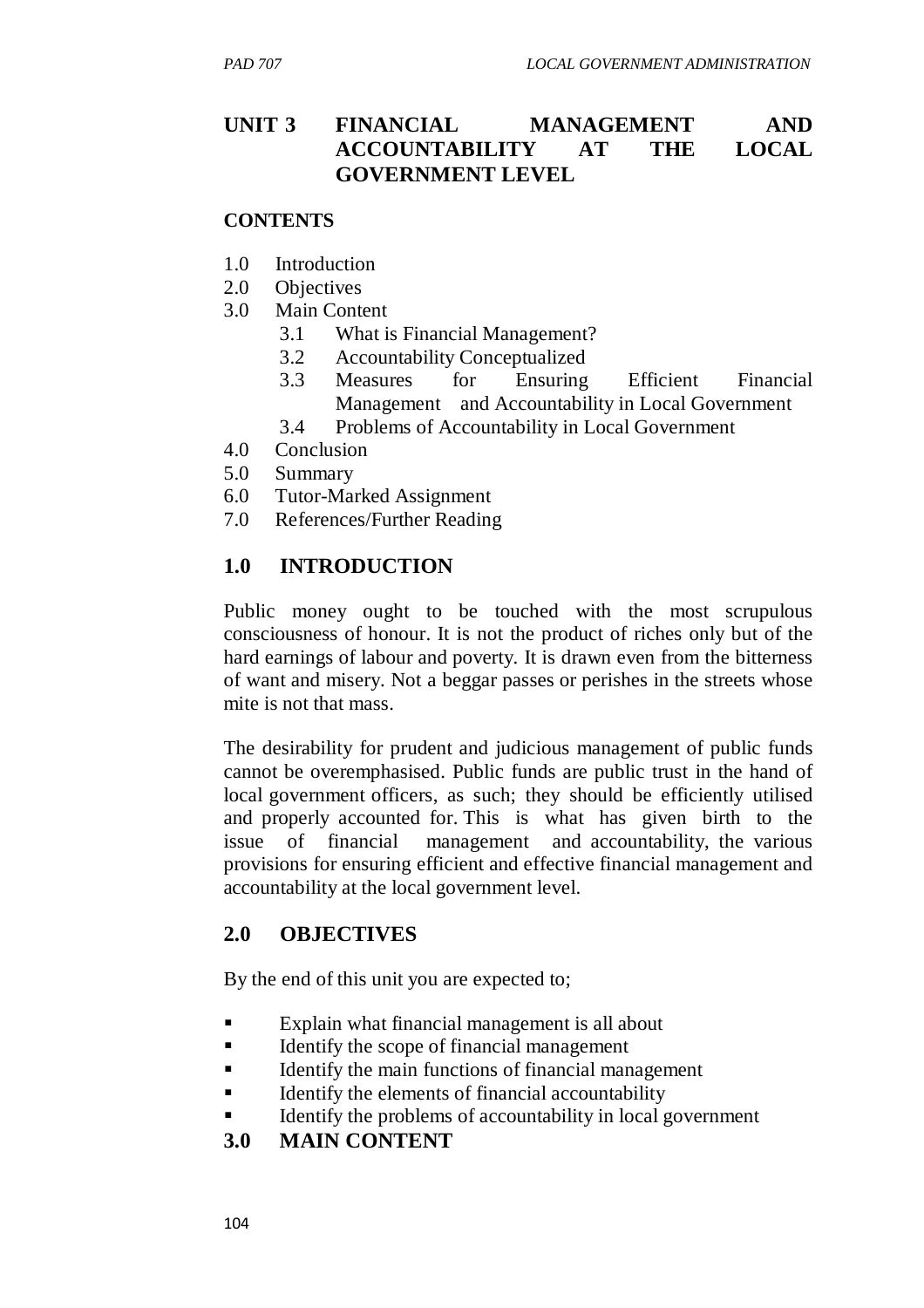# UNIT 3 FINANCIAL MANAGEMENT AND ACCOUNTABILITY AT THE LOCAL GOVERNMENT LEVEL

**CONTENTS**

1.0 Introduction
2.0 Objectives
3.0 Main Content
   3.1 What is Financial Management?
   3.2 Accountability Conceptualized
   3.3 Measures for Ensuring Efficient Financial Management and Accountability in Local Government
   3.4 Problems of Accountability in Local Government
4.0 Conclusion
5.0 Summary
6.0 Tutor-Marked Assignment
7.0 References/Further Reading

## 1.0 INTRODUCTION

Public money ought to be touched with the most scrupulous consciousness of honour. It is not the product of riches only but of the hard earnings of labour and poverty. It is drawn even from the bitterness of want and misery. Not a beggar passes or perishes in the streets whose mite is not that mass.

The desirability for prudent and judicious management of public funds cannot be overemphasised. Public funds are public trust in the hand of local government officers, as such; they should be efficiently utilised and properly accounted for. This is what has given birth to the issue of financial management and accountability, the various provisions for ensuring efficient and effective financial management and accountability at the local government level.

## 2.0 OBJECTIVES

By the end of this unit you are expected to;

- Explain what financial management is all about
- Identify the scope of financial management
- Identify the main functions of financial management
- Identify the elements of financial accountability
- Identify the problems of accountability in local government

## 3.0 MAIN CONTENT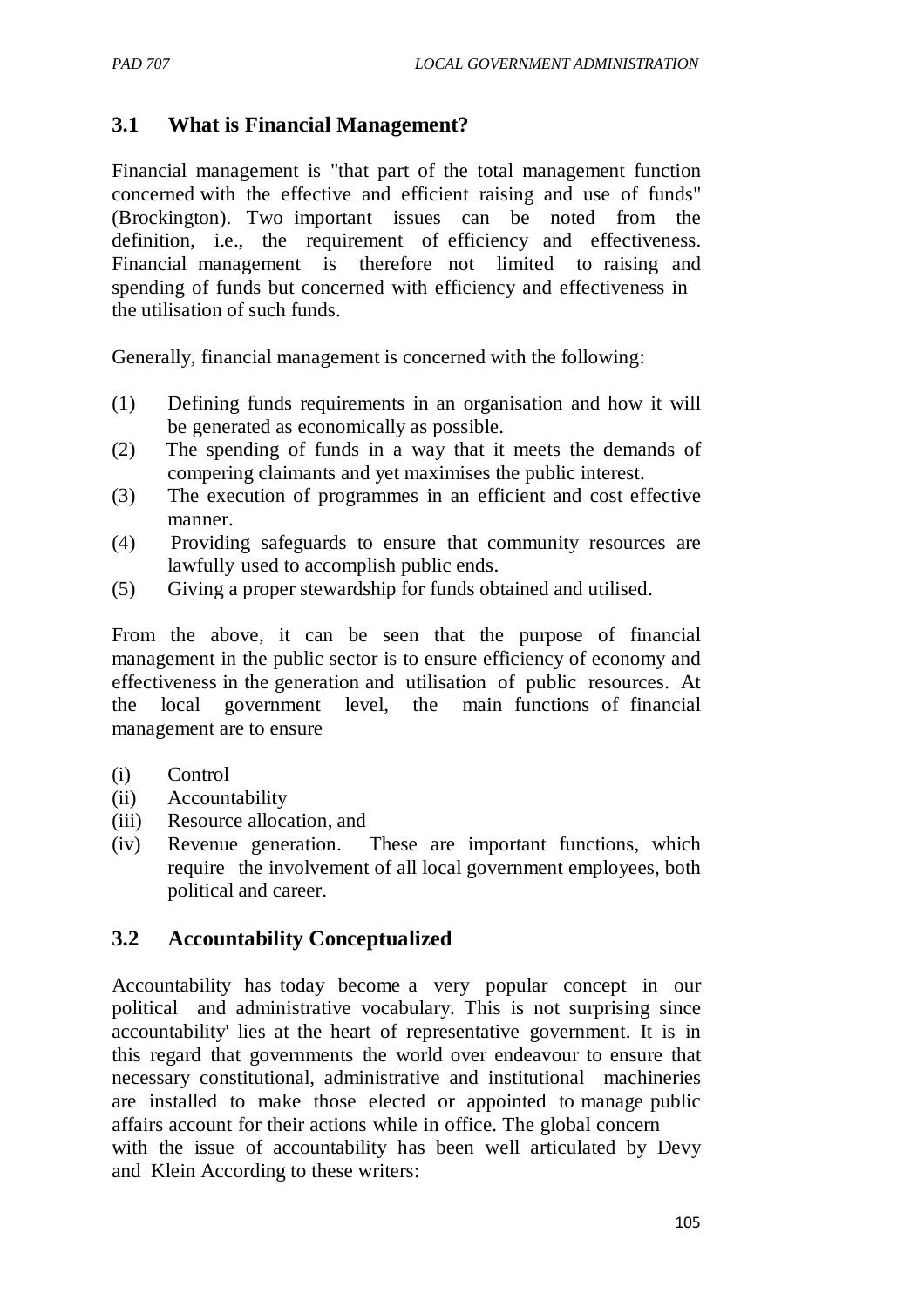## 3.1 What is Financial Management?

Financial management is "that part of the total management function concerned with the effective and efficient raising and use of funds" (Brockington). Two important issues can be noted from the definition, i.e., the requirement of efficiency and effectiveness. Financial management is therefore not limited to raising and spending of funds but concerned with efficiency and effectiveness in the utilisation of such funds.

Generally, financial management is concerned with the following:

(1) Defining funds requirements in an organisation and how it will be generated as economically as possible.
(2) The spending of funds in a way that it meets the demands of compering claimants and yet maximises the public interest.
(3) The execution of programmes in an efficient and cost effective manner.
(4) Providing safeguards to ensure that community resources are lawfully used to accomplish public ends.
(5) Giving a proper stewardship for funds obtained and utilised.

From the above, it can be seen that the purpose of financial management in the public sector is to ensure efficiency of economy and effectiveness in the generation and utilisation of public resources. At the local government level, the main functions of financial management are to ensure

(i) Control
(ii) Accountability
(iii) Resource allocation, and
(iv) Revenue generation. These are important functions, which require the involvement of all local government employees, both political and career.

## 3.2 Accountability Conceptualized

Accountability has today become a very popular concept in our political and administrative vocabulary. This is not surprising since accountability' lies at the heart of representative government. It is in this regard that governments the world over endeavour to ensure that necessary constitutional, administrative and institutional machineries are installed to make those elected or appointed to manage public affairs account for their actions while in office. The global concern with the issue of accountability has been well articulated by Devy and Klein According to these writers: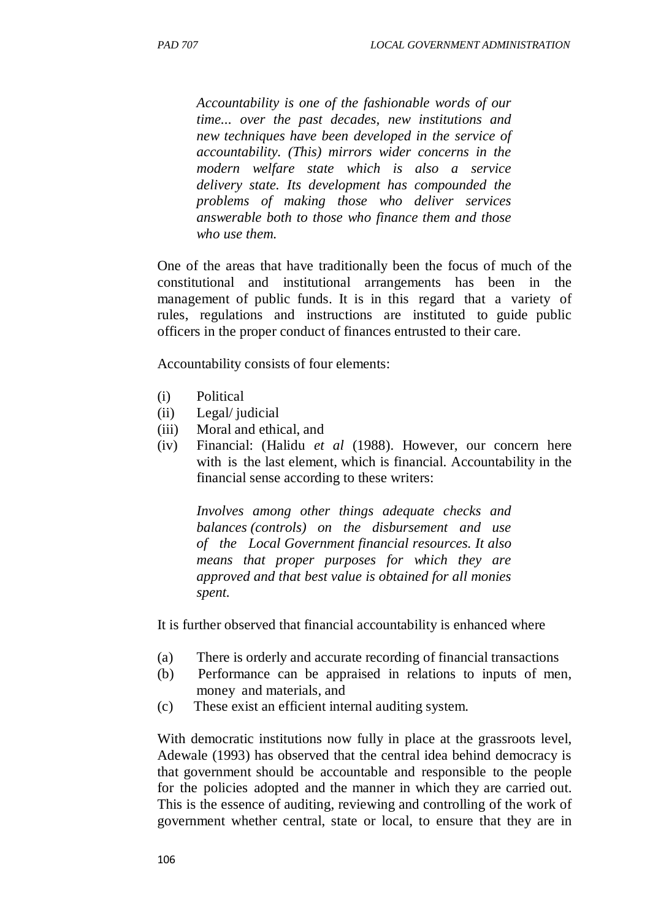> *Accountability is one of the fashionable words of our time... over the past decades, new institutions and new techniques have been developed in the service of accountability. (This) mirrors wider concerns in the modern welfare state which is also a service delivery state. Its development has compounded the problems of making those who deliver services answerable both to those who finance them and those who use them.*

One of the areas that have traditionally been the focus of much of the constitutional and institutional arrangements has been in the management of public funds. It is in this regard that a variety of rules, regulations and instructions are instituted to guide public officers in the proper conduct of finances entrusted to their care.

Accountability consists of four elements:

(i) Political
(ii) Legal/ judicial
(iii) Moral and ethical, and
(iv) Financial: (Halidu *et al* (1988). However, our concern here with is the last element, which is financial. Accountability in the financial sense according to these writers:

> *Involves among other things adequate checks and balances (controls) on the disbursement and use of the Local Government financial resources. It also means that proper purposes for which they are approved and that best value is obtained for all monies spent.*

It is further observed that financial accountability is enhanced where

(a) There is orderly and accurate recording of financial transactions
(b) Performance can be appraised in relations to inputs of men, money and materials, and
(c) These exist an efficient internal auditing system.

With democratic institutions now fully in place at the grassroots level, Adewale (1993) has observed that the central idea behind democracy is that government should be accountable and responsible to the people for the policies adopted and the manner in which they are carried out. This is the essence of auditing, reviewing and controlling of the work of government whether central, state or local, to ensure that they are in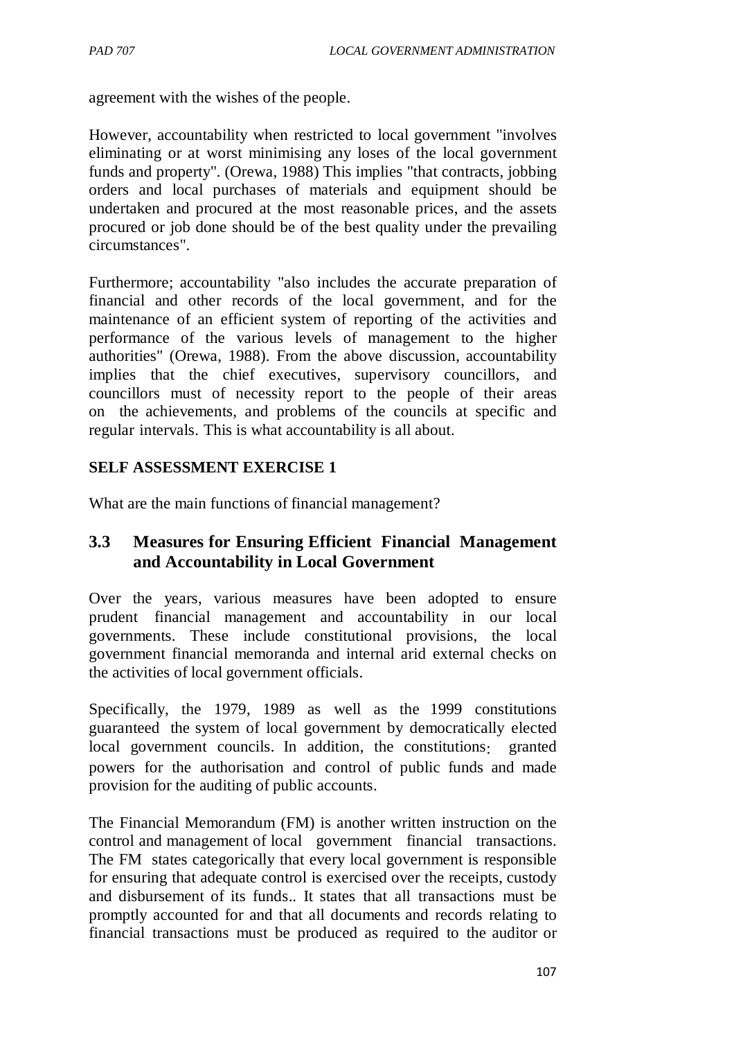agreement with the wishes of the people.

However, accountability when restricted to local government "involves eliminating or at worst minimising any loses of the local government funds and property". (Orewa, 1988) This implies "that contracts, jobbing orders and local purchases of materials and equipment should be undertaken and procured at the most reasonable prices, and the assets procured or job done should be of the best quality under the prevailing circumstances".

Furthermore; accountability "also includes the accurate preparation of financial and other records of the local government, and for the maintenance of an efficient system of reporting of the activities and performance of the various levels of management to the higher authorities" (Orewa, 1988). From the above discussion, accountability implies that the chief executives, supervisory councillors, and councillors must of necessity report to the people of their areas on the achievements, and problems of the councils at specific and regular intervals. This is what accountability is all about.

**SELF ASSESSMENT EXERCISE 1**

What are the main functions of financial management?

## 3.3 Measures for Ensuring Efficient Financial Management and Accountability in Local Government

Over the years, various measures have been adopted to ensure prudent financial management and accountability in our local governments. These include constitutional provisions, the local government financial memoranda and internal arid external checks on the activities of local government officials.

Specifically, the 1979, 1989 as well as the 1999 constitutions guaranteed the system of local government by democratically elected local government councils. In addition, the constitutions: granted powers for the authorisation and control of public funds and made provision for the auditing of public accounts.

The Financial Memorandum (FM) is another written instruction on the control and management of local government financial transactions. The FM states categorically that every local government is responsible for ensuring that adequate control is exercised over the receipts, custody and disbursement of its funds.. It states that all transactions must be promptly accounted for and that all documents and records relating to financial transactions must be produced as required to the auditor or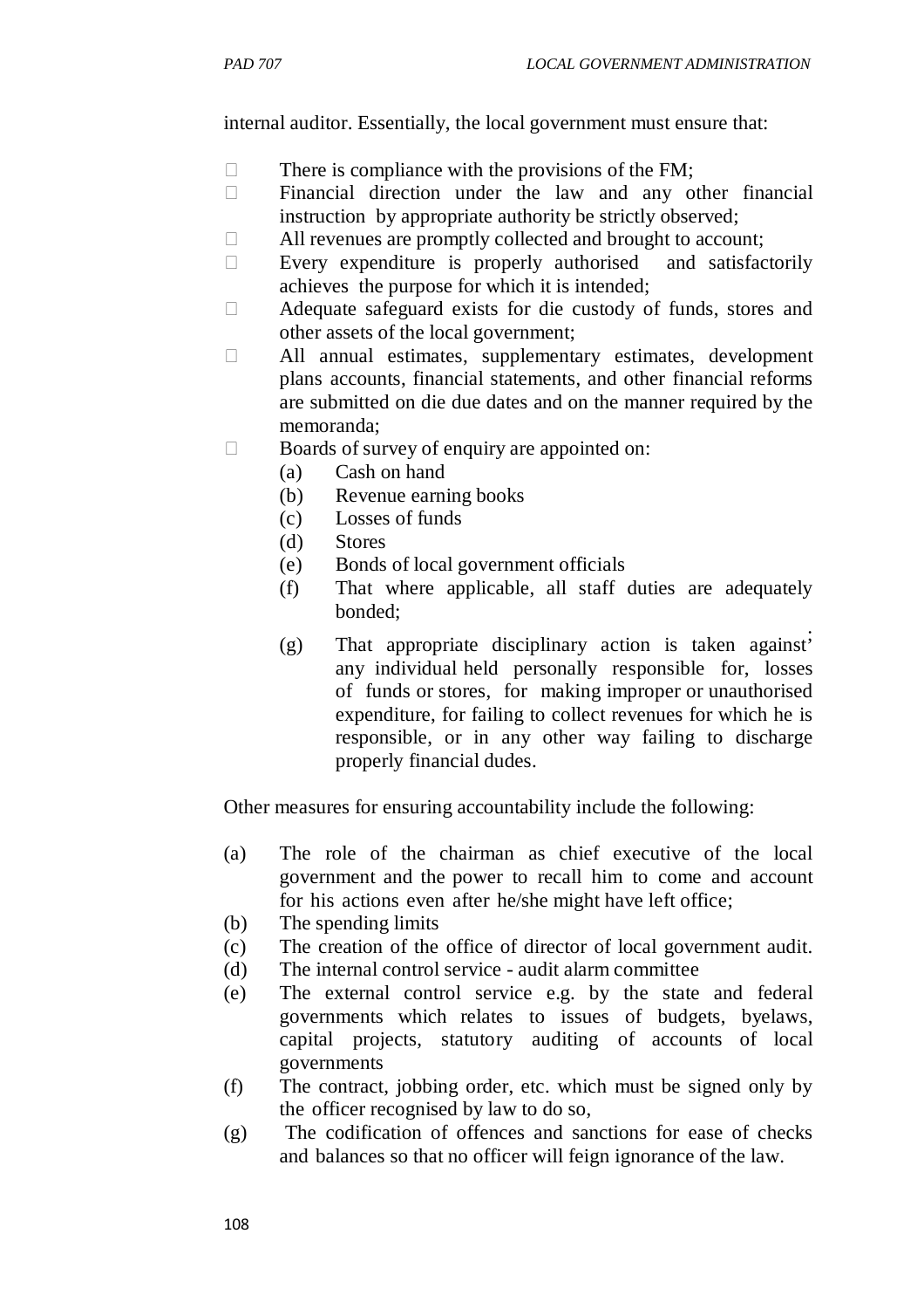internal auditor. Essentially, the local government must ensure that:

- There is compliance with the provisions of the FM;
- Financial direction under the law and any other financial instruction by appropriate authority be strictly observed;
- All revenues are promptly collected and brought to account;
- Every expenditure is properly authorised and satisfactorily achieves the purpose for which it is intended;
- Adequate safeguard exists for die custody of funds, stores and other assets of the local government;
- All annual estimates, supplementary estimates, development plans accounts, financial statements, and other financial reforms are submitted on die due dates and on the manner required by the memoranda;
- Boards of survey of enquiry are appointed on:
    - (a) Cash on hand
    - (b) Revenue earning books
    - (c) Losses of funds
    - (d) Stores
    - (e) Bonds of local government officials
    - (f) That where applicable, all staff duties are adequately bonded;
    - (g) That appropriate disciplinary action is taken against any individual held personally responsible for, losses of funds or stores, for making improper or unauthorised expenditure, for failing to collect revenues for which he is responsible, or in any other way failing to discharge properly financial dudes.

Other measures for ensuring accountability include the following:

(a) The role of the chairman as chief executive of the local government and the power to recall him to come and account for his actions even after he/she might have left office;

(b) The spending limits

(c) The creation of the office of director of local government audit.

(d) The internal control service - audit alarm committee

(e) The external control service e.g. by the state and federal governments which relates to issues of budgets, byelaws, capital projects, statutory auditing of accounts of local governments

(f) The contract, jobbing order, etc. which must be signed only by the officer recognised by law to do so,

(g) The codification of offences and sanctions for ease of checks and balances so that no officer will feign ignorance of the law.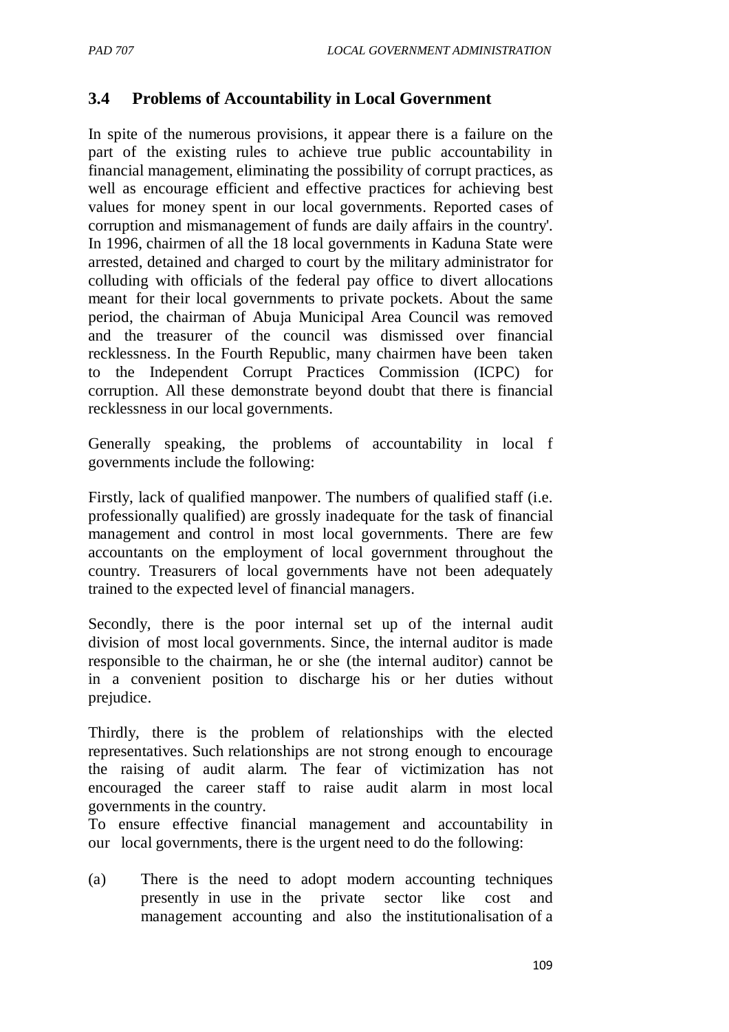### 3.4 Problems of Accountability in Local Government

In spite of the numerous provisions, it appear there is a failure on the part of the existing rules to achieve true public accountability in financial management, eliminating the possibility of corrupt practices, as well as encourage efficient and effective practices for achieving best values for money spent in our local governments. Reported cases of corruption and mismanagement of funds are daily affairs in the country'. In 1996, chairmen of all the 18 local governments in Kaduna State were arrested, detained and charged to court by the military administrator for colluding with officials of the federal pay office to divert allocations meant for their local governments to private pockets. About the same period, the chairman of Abuja Municipal Area Council was removed and the treasurer of the council was dismissed over financial recklessness. In the Fourth Republic, many chairmen have been taken to the Independent Corrupt Practices Commission (ICPC) for corruption. All these demonstrate beyond doubt that there is financial recklessness in our local governments.

Generally speaking, the problems of accountability in local f governments include the following:

Firstly, lack of qualified manpower. The numbers of qualified staff (i.e. professionally qualified) are grossly inadequate for the task of financial management and control in most local governments. There are few accountants on the employment of local government throughout the country. Treasurers of local governments have not been adequately trained to the expected level of financial managers.

Secondly, there is the poor internal set up of the internal audit division of most local governments. Since, the internal auditor is made responsible to the chairman, he or she (the internal auditor) cannot be in a convenient position to discharge his or her duties without prejudice.

Thirdly, there is the problem of relationships with the elected representatives. Such relationships are not strong enough to encourage the raising of audit alarm. The fear of victimization has not encouraged the career staff to raise audit alarm in most local governments in the country.

To ensure effective financial management and accountability in our local governments, there is the urgent need to do the following:

(a) There is the need to adopt modern accounting techniques presently in use in the private sector like cost and management accounting and also the institutionalisation of a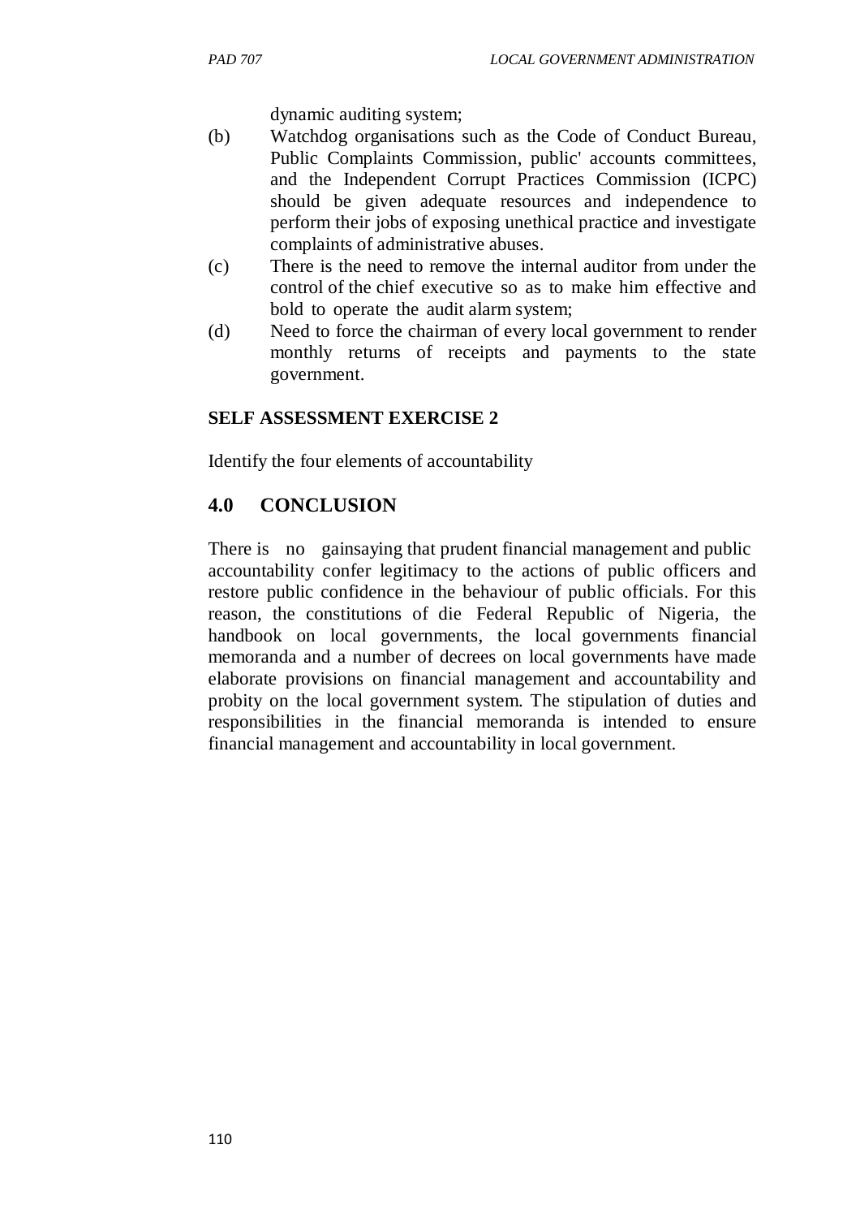dynamic auditing system;

(b) Watchdog organisations such as the Code of Conduct Bureau, Public Complaints Commission, public' accounts committees, and the Independent Corrupt Practices Commission (ICPC) should be given adequate resources and independence to perform their jobs of exposing unethical practice and investigate complaints of administrative abuses.

(c) There is the need to remove the internal auditor from under the control of the chief executive so as to make him effective and bold to operate the audit alarm system;

(d) Need to force the chairman of every local government to render monthly returns of receipts and payments to the state government.

**SELF ASSESSMENT EXERCISE 2**

Identify the four elements of accountability

## 4.0 CONCLUSION

There is no gainsaying that prudent financial management and public accountability confer legitimacy to the actions of public officers and restore public confidence in the behaviour of public officials. For this reason, the constitutions of die Federal Republic of Nigeria, the handbook on local governments, the local governments financial memoranda and a number of decrees on local governments have made elaborate provisions on financial management and accountability and probity on the local government system. The stipulation of duties and responsibilities in the financial memoranda is intended to ensure financial management and accountability in local government.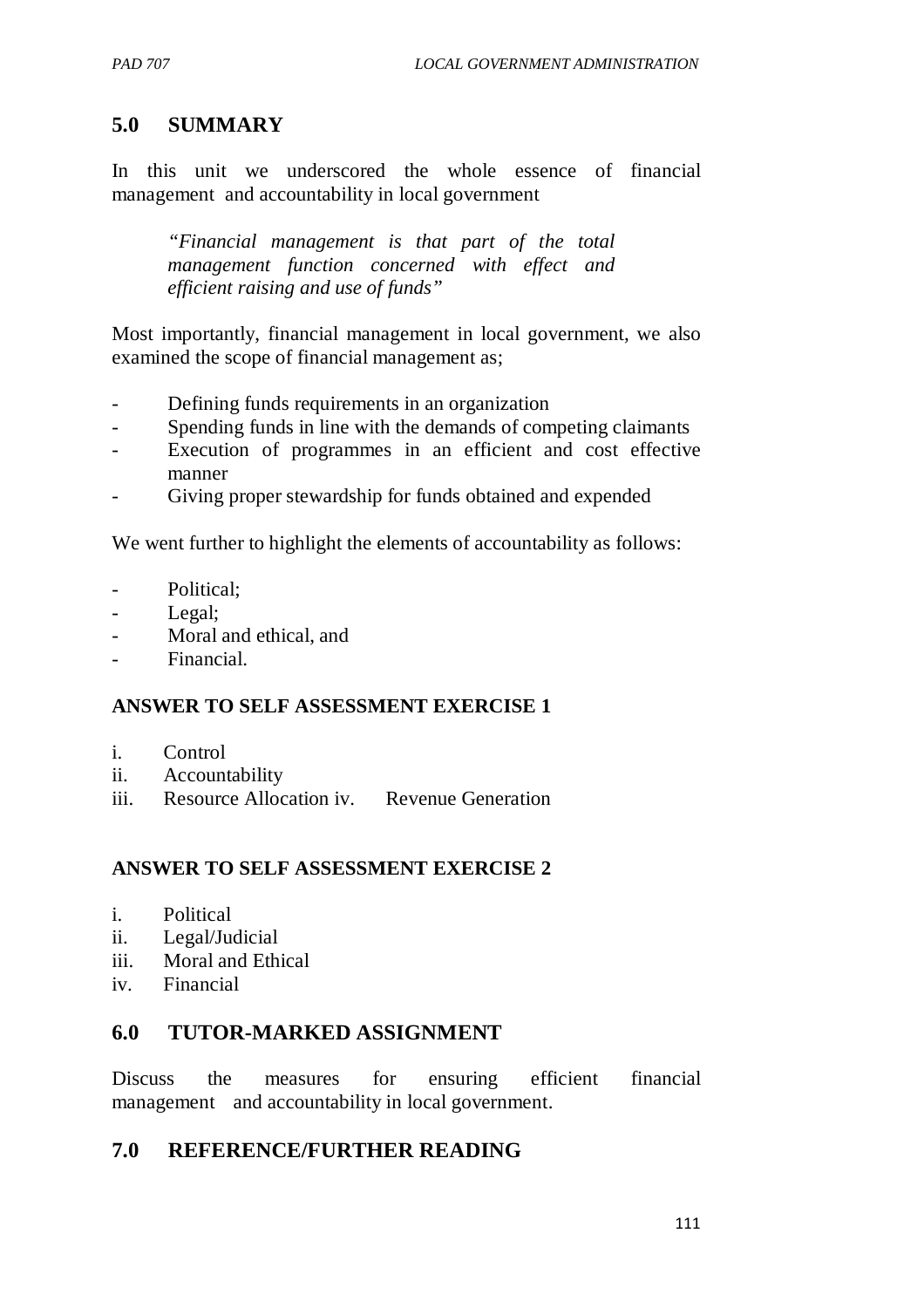## 5.0 SUMMARY

In this unit we underscored the whole essence of financial management and accountability in local government

> *"Financial management is that part of the total management function concerned with effect and efficient raising and use of funds"*

Most importantly, financial management in local government, we also examined the scope of financial management as;

- Defining funds requirements in an organization
- Spending funds in line with the demands of competing claimants
- Execution of programmes in an efficient and cost effective manner
- Giving proper stewardship for funds obtained and expended

We went further to highlight the elements of accountability as follows:

- Political;
- Legal;
- Moral and ethical, and
- Financial.

**ANSWER TO SELF ASSESSMENT EXERCISE 1**

i. Control
ii. Accountability
iii. Resource Allocation iv. Revenue Generation

**ANSWER TO SELF ASSESSMENT EXERCISE 2**

i. Political
ii. Legal/Judicial
iii. Moral and Ethical
iv. Financial

## 6.0 TUTOR-MARKED ASSIGNMENT

Discuss the measures for ensuring efficient financial management and accountability in local government.

## 7.0 REFERENCE/FURTHER READING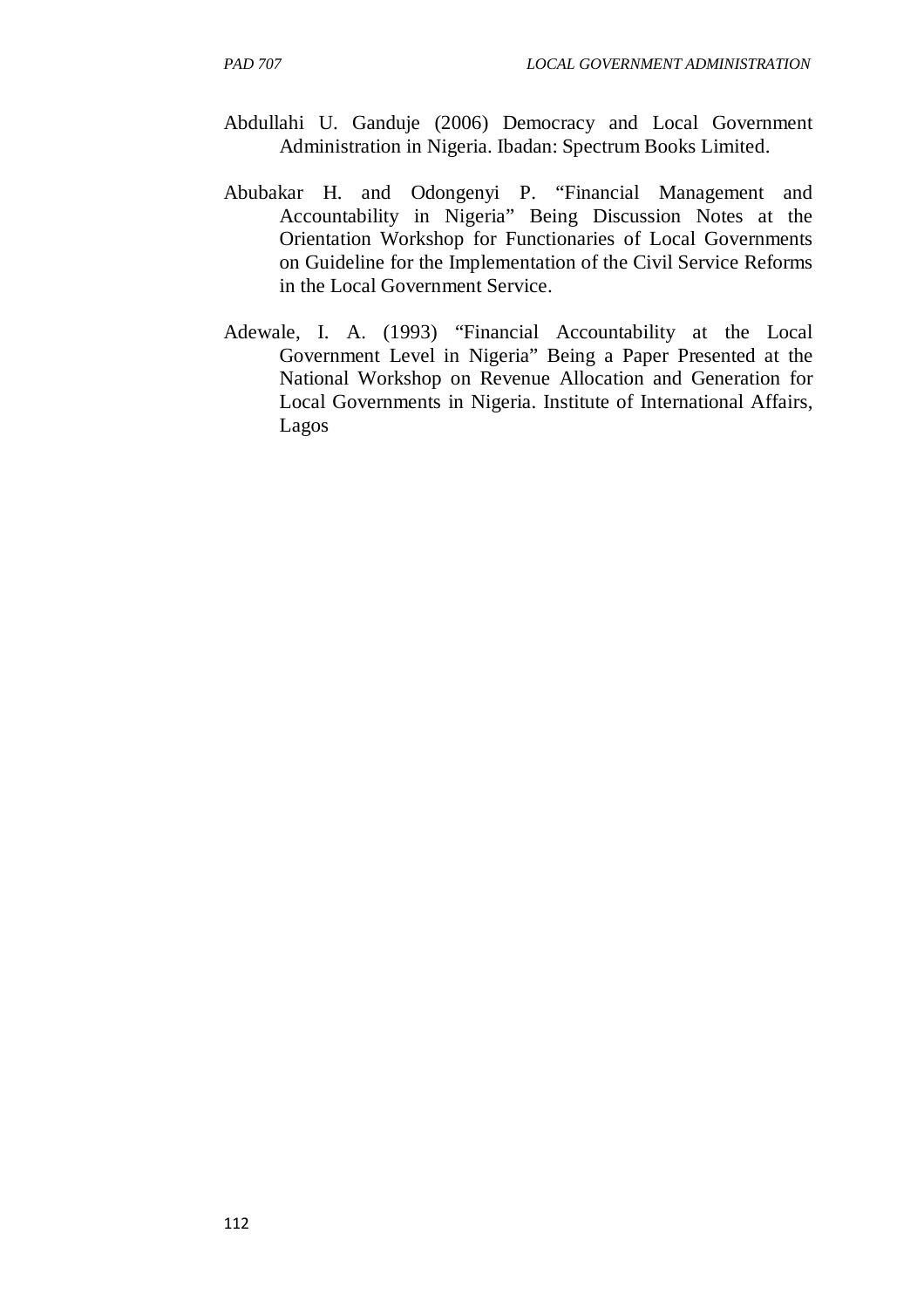Abdullahi U. Ganduje (2006) Democracy and Local Government Administration in Nigeria. Ibadan: Spectrum Books Limited.

Abubakar H. and Odongenyi P. "Financial Management and Accountability in Nigeria" Being Discussion Notes at the Orientation Workshop for Functionaries of Local Governments on Guideline for the Implementation of the Civil Service Reforms in the Local Government Service.

Adewale, I. A. (1993) "Financial Accountability at the Local Government Level in Nigeria" Being a Paper Presented at the National Workshop on Revenue Allocation and Generation for Local Governments in Nigeria. Institute of International Affairs, Lagos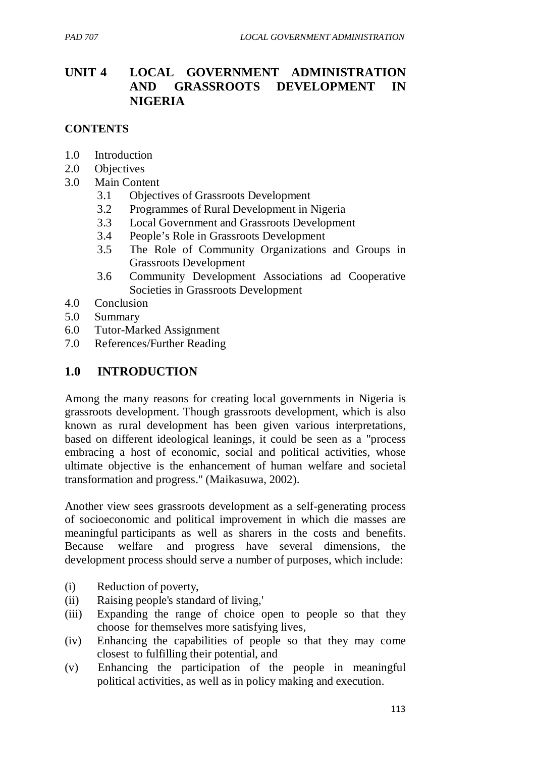# UNIT 4 LOCAL GOVERNMENT ADMINISTRATION AND GRASSROOTS DEVELOPMENT IN NIGERIA

**CONTENTS**

1.0 Introduction
2.0 Objectives
3.0 Main Content
  3.1 Objectives of Grassroots Development
  3.2 Programmes of Rural Development in Nigeria
  3.3 Local Government and Grassroots Development
  3.4 People's Role in Grassroots Development
  3.5 The Role of Community Organizations and Groups in Grassroots Development
  3.6 Community Development Associations ad Cooperative Societies in Grassroots Development
4.0 Conclusion
5.0 Summary
6.0 Tutor-Marked Assignment
7.0 References/Further Reading

## 1.0 INTRODUCTION

Among the many reasons for creating local governments in Nigeria is grassroots development. Though grassroots development, which is also known as rural development has been given various interpretations, based on different ideological leanings, it could be seen as a "process embracing a host of economic, social and political activities, whose ultimate objective is the enhancement of human welfare and societal transformation and progress." (Maikasuwa, 2002).

Another view sees grassroots development as a self-generating process of socioeconomic and political improvement in which die masses are meaningful participants as well as sharers in the costs and benefits. Because welfare and progress have several dimensions, the development process should serve a number of purposes, which include:

(i) Reduction of poverty,
(ii) Raising people's standard of living,'
(iii) Expanding the range of choice open to people so that they choose for themselves more satisfying lives,
(iv) Enhancing the capabilities of people so that they may come closest to fulfilling their potential, and
(v) Enhancing the participation of the people in meaningful political activities, as well as in policy making and execution.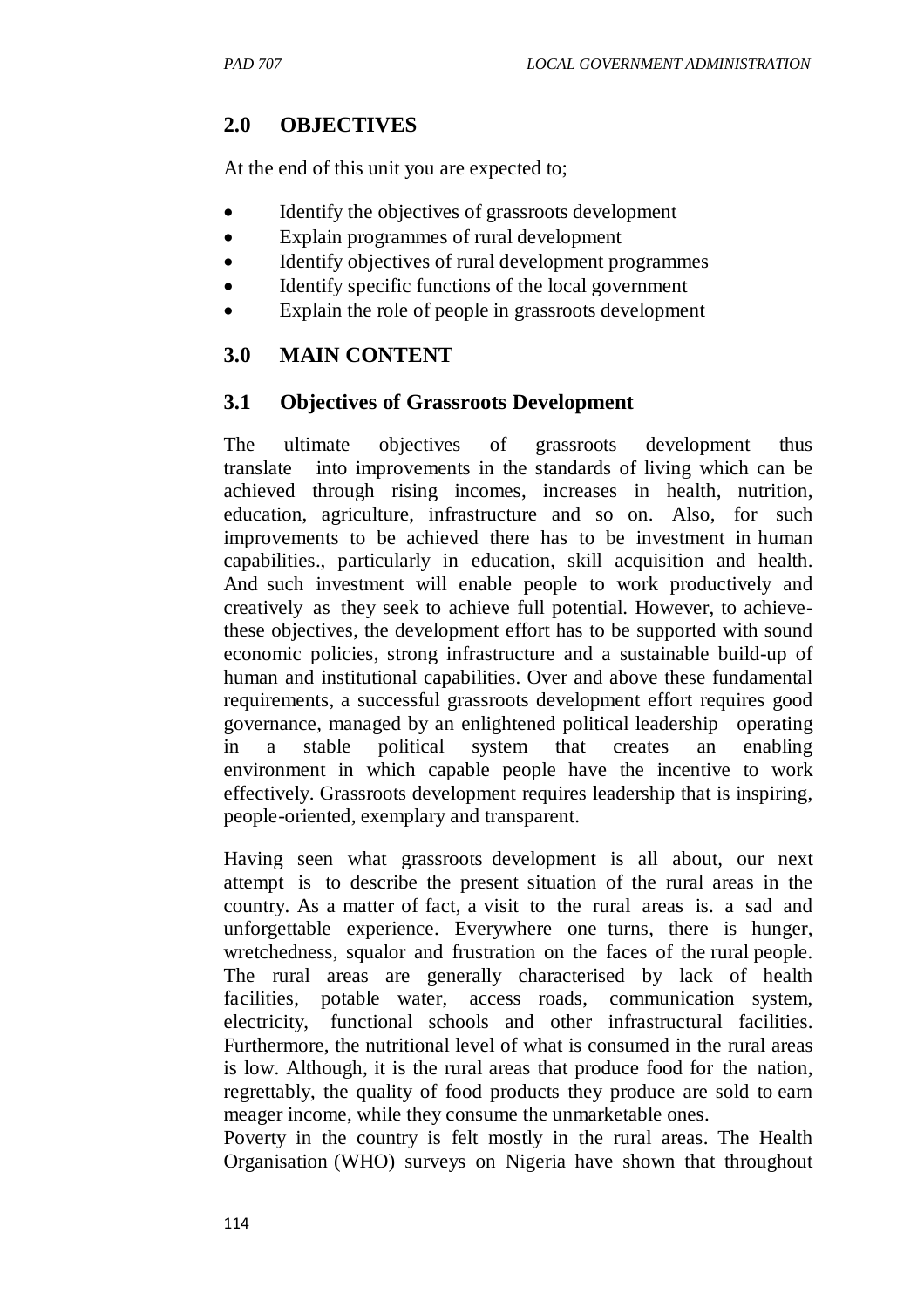## 2.0 OBJECTIVES

At the end of this unit you are expected to;

- Identify the objectives of grassroots development
- Explain programmes of rural development
- Identify objectives of rural development programmes
- Identify specific functions of the local government
- Explain the role of people in grassroots development

## 3.0 MAIN CONTENT

### 3.1 Objectives of Grassroots Development

The ultimate objectives of grassroots development thus translate into improvements in the standards of living which can be achieved through rising incomes, increases in health, nutrition, education, agriculture, infrastructure and so on. Also, for such improvements to be achieved there has to be investment in human capabilities., particularly in education, skill acquisition and health. And such investment will enable people to work productively and creatively as they seek to achieve full potential. However, to achieve-these objectives, the development effort has to be supported with sound economic policies, strong infrastructure and a sustainable build-up of human and institutional capabilities. Over and above these fundamental requirements, a successful grassroots development effort requires good governance, managed by an enlightened political leadership operating in a stable political system that creates an enabling environment in which capable people have the incentive to work effectively. Grassroots development requires leadership that is inspiring, people-oriented, exemplary and transparent.

Having seen what grassroots development is all about, our next attempt is to describe the present situation of the rural areas in the country. As a matter of fact, a visit to the rural areas is. a sad and unforgettable experience. Everywhere one turns, there is hunger, wretchedness, squalor and frustration on the faces of the rural people. The rural areas are generally characterised by lack of health facilities, potable water, access roads, communication system, electricity, functional schools and other infrastructural facilities. Furthermore, the nutritional level of what is consumed in the rural areas is low. Although, it is the rural areas that produce food for the nation, regrettably, the quality of food products they produce are sold to earn meager income, while they consume the unmarketable ones.

Poverty in the country is felt mostly in the rural areas. The Health Organisation (WHO) surveys on Nigeria have shown that throughout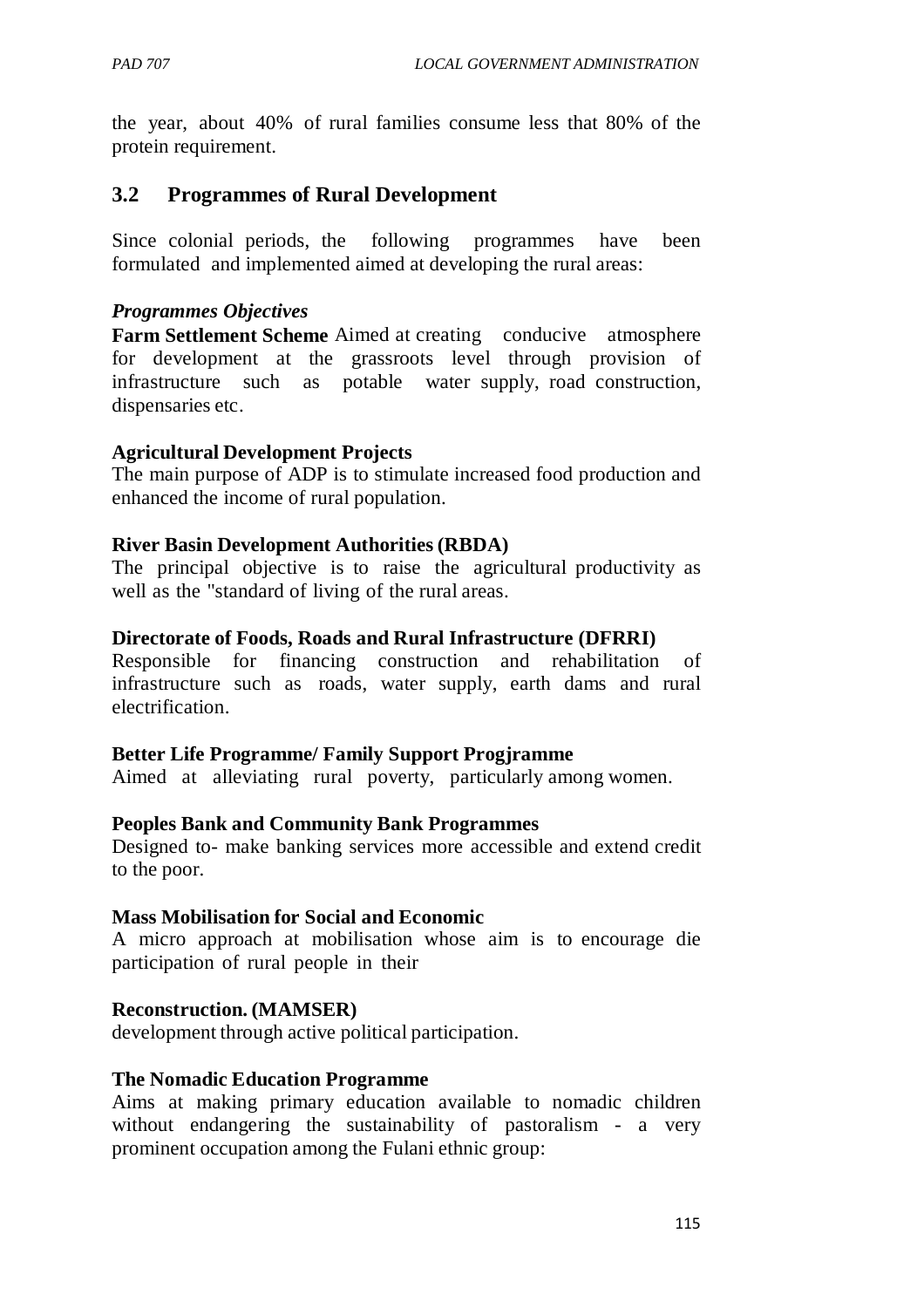the year, about 40% of rural families consume less that 80% of the protein requirement.

## 3.2 Programmes of Rural Development

Since colonial periods, the following programmes have been formulated and implemented aimed at developing the rural areas:

***Programmes Objectives***

**Farm Settlement Scheme** Aimed at creating conducive atmosphere for development at the grassroots level through provision of infrastructure such as potable water supply, road construction, dispensaries etc.

**Agricultural Development Projects**

The main purpose of ADP is to stimulate increased food production and enhanced the income of rural population.

**River Basin Development Authorities (RBDA)**

The principal objective is to raise the agricultural productivity as well as the "standard of living of the rural areas.

**Directorate of Foods, Roads and Rural Infrastructure (DFRRI)**

Responsible for financing construction and rehabilitation of infrastructure such as roads, water supply, earth dams and rural electrification.

**Better Life Programme/ Family Support Progjramme**

Aimed at alleviating rural poverty, particularly among women.

**Peoples Bank and Community Bank Programmes**

Designed to- make banking services more accessible and extend credit to the poor.

**Mass Mobilisation for Social and Economic**

A micro approach at mobilisation whose aim is to encourage die participation of rural people in their

**Reconstruction. (MAMSER)**

development through active political participation.

**The Nomadic Education Programme**

Aims at making primary education available to nomadic children without endangering the sustainability of pastoralism - a very prominent occupation among the Fulani ethnic group: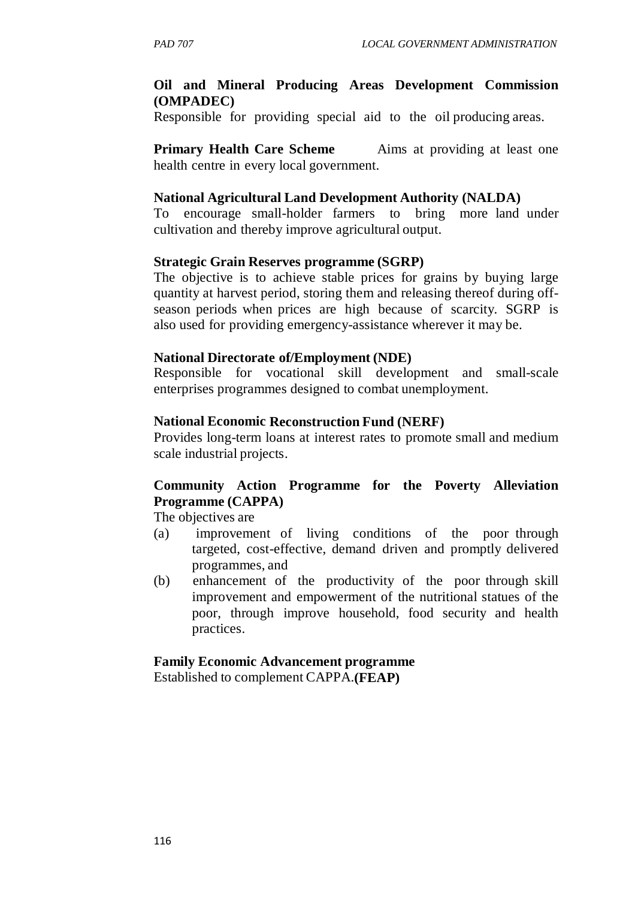**Oil and Mineral Producing Areas Development Commission (OMPADEC)**

Responsible for providing special aid to the oil producing areas.

**Primary Health Care Scheme** Aims at providing at least one health centre in every local government.

**National Agricultural Land Development Authority (NALDA)**

To encourage small-holder farmers to bring more land under cultivation and thereby improve agricultural output.

**Strategic Grain Reserves programme (SGRP)**

The objective is to achieve stable prices for grains by buying large quantity at harvest period, storing them and releasing thereof during off-season periods when prices are high because of scarcity. SGRP is also used for providing emergency-assistance wherever it may be.

**National Directorate of/Employment (NDE)**

Responsible for vocational skill development and small-scale enterprises programmes designed to combat unemployment.

**National Economic Reconstruction Fund (NERF)**

Provides long-term loans at interest rates to promote small and medium scale industrial projects.

**Community Action Programme for the Poverty Alleviation Programme (CAPPA)**

The objectives are

(a) improvement of living conditions of the poor through targeted, cost-effective, demand driven and promptly delivered programmes, and
(b) enhancement of the productivity of the poor through skill improvement and empowerment of the nutritional statues of the poor, through improve household, food security and health practices.

**Family Economic Advancement programme**

Established to complement CAPPA.**(FEAP)**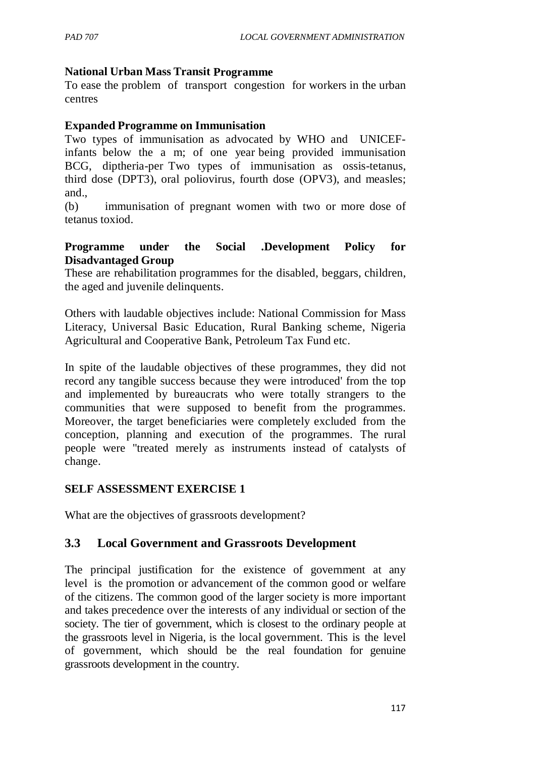**National Urban Mass Transit Programme**

To ease the problem of transport congestion for workers in the urban centres

**Expanded Programme on Immunisation**

Two types of immunisation as advocated by WHO and UNICEF- infants below the a m; of one year being provided immunisation BCG, diptheria-per Two types of immunisation as ossis-tetanus, third dose (DPT3), oral poliovirus, fourth dose (OPV3), and measles; and.,

(b) immunisation of pregnant women with two or more dose of tetanus toxiod.

**Programme under the Social .Development Policy for Disadvantaged Group**

These are rehabilitation programmes for the disabled, beggars, children, the aged and juvenile delinquents.

Others with laudable objectives include: National Commission for Mass Literacy, Universal Basic Education, Rural Banking scheme, Nigeria Agricultural and Cooperative Bank, Petroleum Tax Fund etc.

In spite of the laudable objectives of these programmes, they did not record any tangible success because they were introduced' from the top and implemented by bureaucrats who were totally strangers to the communities that were supposed to benefit from the programmes. Moreover, the target beneficiaries were completely excluded from the conception, planning and execution of the programmes. The rural people were "treated merely as instruments instead of catalysts of change.

**SELF ASSESSMENT EXERCISE 1**

What are the objectives of grassroots development?

## 3.3 Local Government and Grassroots Development

The principal justification for the existence of government at any level is the promotion or advancement of the common good or welfare of the citizens. The common good of the larger society is more important and takes precedence over the interests of any individual or section of the society. The tier of government, which is closest to the ordinary people at the grassroots level in Nigeria, is the local government. This is the level of government, which should be the real foundation for genuine grassroots development in the country.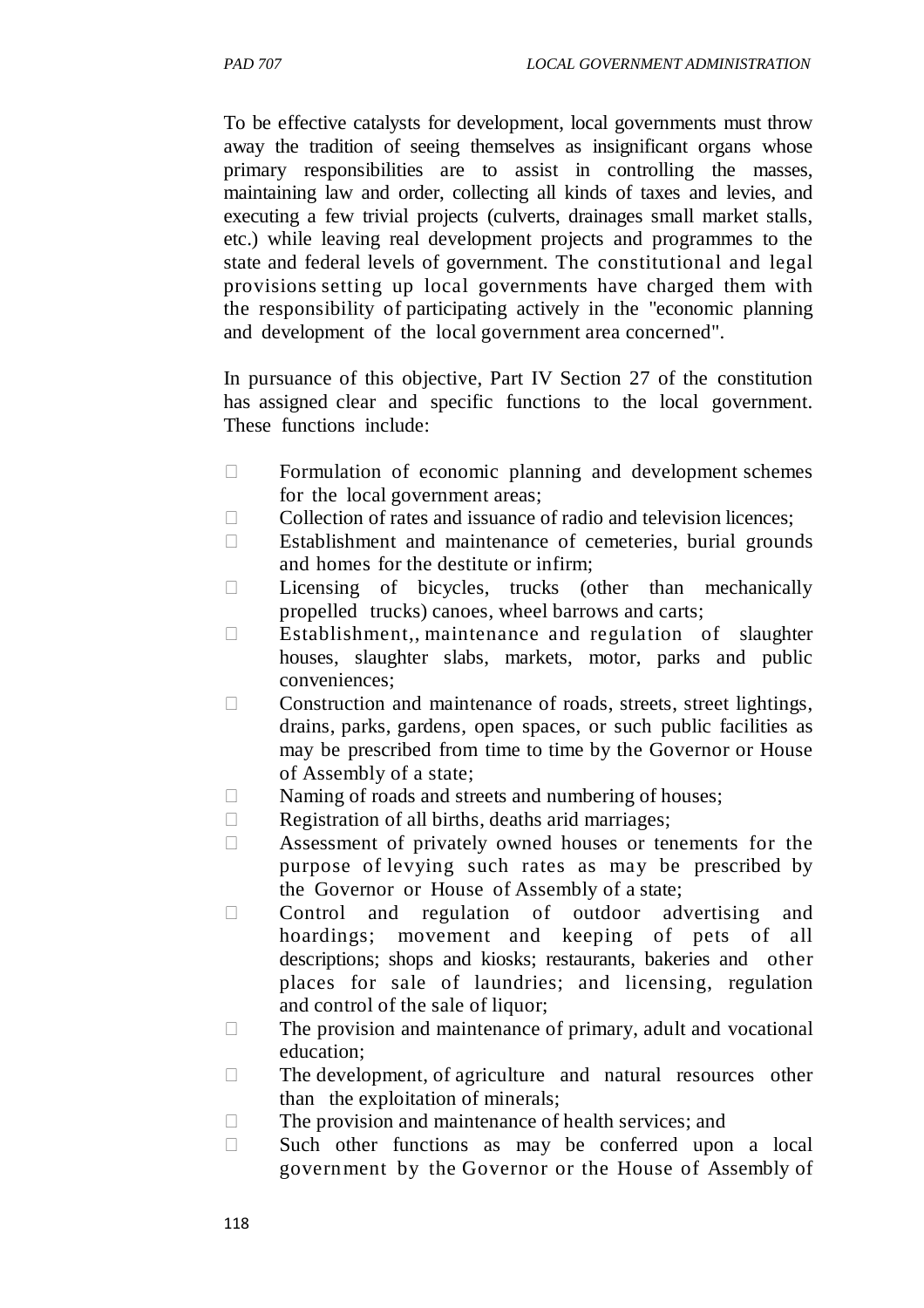To be effective catalysts for development, local governments must throw away the tradition of seeing themselves as insignificant organs whose primary responsibilities are to assist in controlling the masses, maintaining law and order, collecting all kinds of taxes and levies, and executing a few trivial projects (culverts, drainages small market stalls, etc.) while leaving real development projects and programmes to the state and federal levels of government. The constitutional and legal provisions setting up local governments have charged them with the responsibility of participating actively in the "economic planning and development of the local government area concerned".

In pursuance of this objective, Part IV Section 27 of the constitution has assigned clear and specific functions to the local government. These functions include:

- Formulation of economic planning and development schemes for the local government areas;
- Collection of rates and issuance of radio and television licences;
- Establishment and maintenance of cemeteries, burial grounds and homes for the destitute or infirm;
- Licensing of bicycles, trucks (other than mechanically propelled trucks) canoes, wheel barrows and carts;
- Establishment,, maintenance and regulation of slaughter houses, slaughter slabs, markets, motor, parks and public conveniences;
- Construction and maintenance of roads, streets, street lightings, drains, parks, gardens, open spaces, or such public facilities as may be prescribed from time to time by the Governor or House of Assembly of a state;
- Naming of roads and streets and numbering of houses;
- Registration of all births, deaths arid marriages;
- Assessment of privately owned houses or tenements for the purpose of levying such rates as may be prescribed by the Governor or House of Assembly of a state;
- Control and regulation of outdoor advertising and hoardings; movement and keeping of pets of all descriptions; shops and kiosks; restaurants, bakeries and other places for sale of laundries; and licensing, regulation and control of the sale of liquor;
- The provision and maintenance of primary, adult and vocational education;
- The development, of agriculture and natural resources other than the exploitation of minerals;
- The provision and maintenance of health services; and
- Such other functions as may be conferred upon a local government by the Governor or the House of Assembly of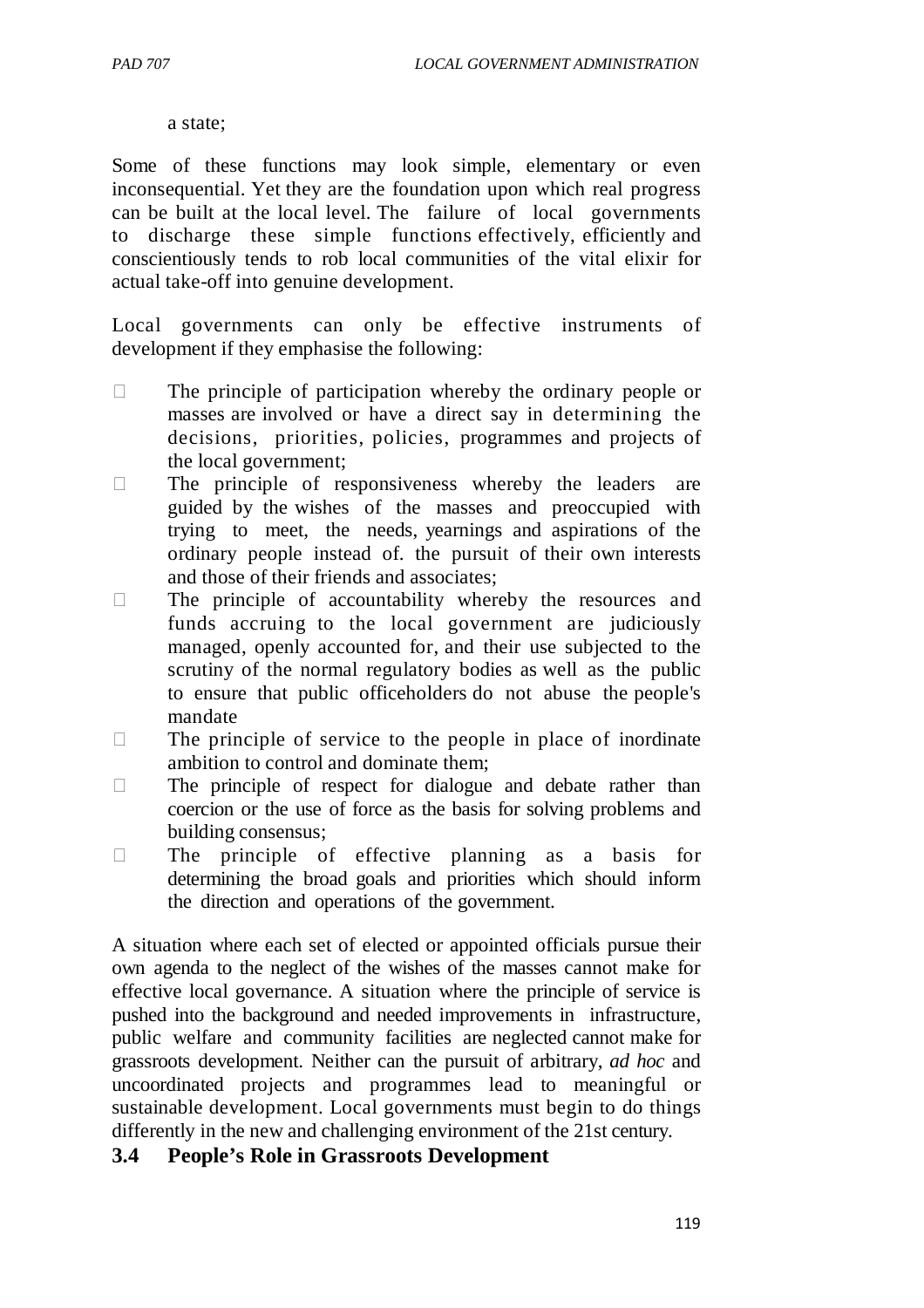a state;

Some of these functions may look simple, elementary or even inconsequential. Yet they are the foundation upon which real progress can be built at the local level. The failure of local governments to discharge these simple functions effectively, efficiently and conscientiously tends to rob local communities of the vital elixir for actual take-off into genuine development.

Local governments can only be effective instruments of development if they emphasise the following:

- The principle of participation whereby the ordinary people or masses are involved or have a direct say in determining the decisions, priorities, policies, programmes and projects of the local government;
- The principle of responsiveness whereby the leaders are guided by the wishes of the masses and preoccupied with trying to meet, the needs, yearnings and aspirations of the ordinary people instead of. the pursuit of their own interests and those of their friends and associates;
- The principle of accountability whereby the resources and funds accruing to the local government are judiciously managed, openly accounted for, and their use subjected to the scrutiny of the normal regulatory bodies as well as the public to ensure that public officeholders do not abuse the people's mandate
- The principle of service to the people in place of inordinate ambition to control and dominate them;
- The principle of respect for dialogue and debate rather than coercion or the use of force as the basis for solving problems and building consensus;
- The principle of effective planning as a basis for determining the broad goals and priorities which should inform the direction and operations of the government.

A situation where each set of elected or appointed officials pursue their own agenda to the neglect of the wishes of the masses cannot make for effective local governance. A situation where the principle of service is pushed into the background and needed improvements in infrastructure, public welfare and community facilities are neglected cannot make for grassroots development. Neither can the pursuit of arbitrary, *ad hoc* and uncoordinated projects and programmes lead to meaningful or sustainable development. Local governments must begin to do things differently in the new and challenging environment of the 21st century.

### 3.4 People's Role in Grassroots Development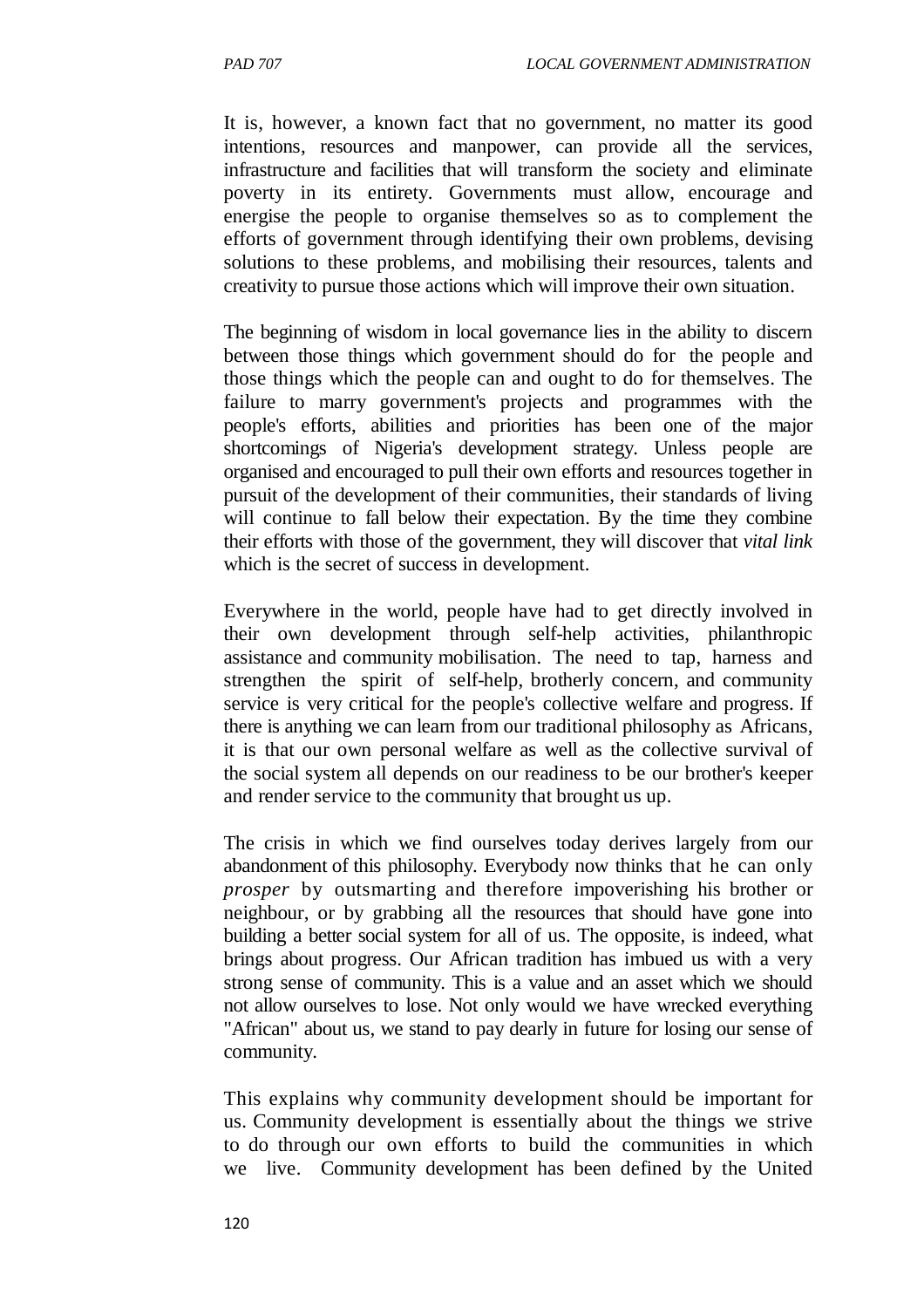It is, however, a known fact that no government, no matter its good intentions, resources and manpower, can provide all the services, infrastructure and facilities that will transform the society and eliminate poverty in its entirety. Governments must allow, encourage and energise the people to organise themselves so as to complement the efforts of government through identifying their own problems, devising solutions to these problems, and mobilising their resources, talents and creativity to pursue those actions which will improve their own situation.

The beginning of wisdom in local governance lies in the ability to discern between those things which government should do for the people and those things which the people can and ought to do for themselves. The failure to marry government's projects and programmes with the people's efforts, abilities and priorities has been one of the major shortcomings of Nigeria's development strategy. Unless people are organised and encouraged to pull their own efforts and resources together in pursuit of the development of their communities, their standards of living will continue to fall below their expectation. By the time they combine their efforts with those of the government, they will discover that *vital link* which is the secret of success in development.

Everywhere in the world, people have had to get directly involved in their own development through self-help activities, philanthropic assistance and community mobilisation. The need to tap, harness and strengthen the spirit of self-help, brotherly concern, and community service is very critical for the people's collective welfare and progress. If there is anything we can learn from our traditional philosophy as Africans, it is that our own personal welfare as well as the collective survival of the social system all depends on our readiness to be our brother's keeper and render service to the community that brought us up.

The crisis in which we find ourselves today derives largely from our abandonment of this philosophy. Everybody now thinks that he can only *prosper* by outsmarting and therefore impoverishing his brother or neighbour, or by grabbing all the resources that should have gone into building a better social system for all of us. The opposite, is indeed, what brings about progress. Our African tradition has imbued us with a very strong sense of community. This is a value and an asset which we should not allow ourselves to lose. Not only would we have wrecked everything "African" about us, we stand to pay dearly in future for losing our sense of community.

This explains why community development should be important for us. Community development is essentially about the things we strive to do through our own efforts to build the communities in which we live. Community development has been defined by the United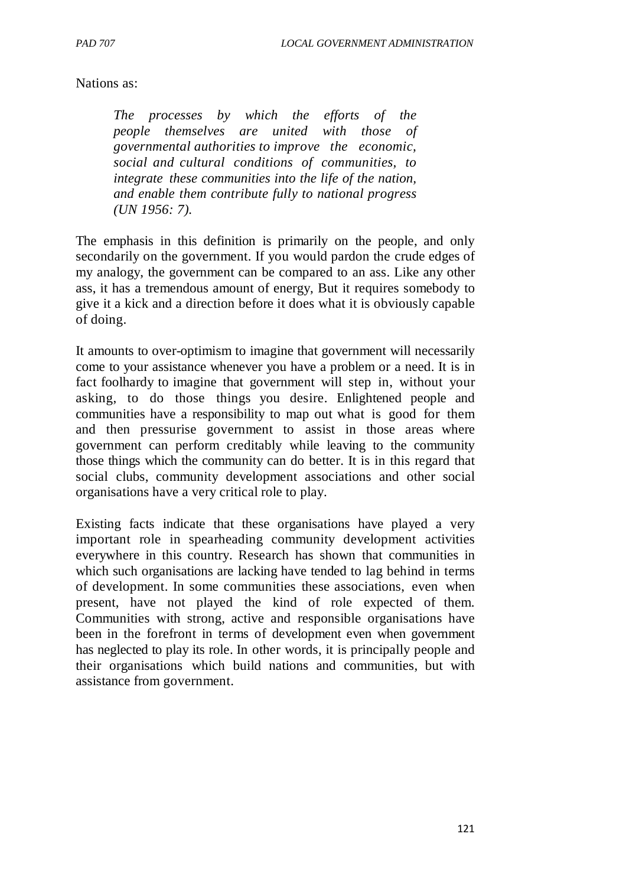Nations as:

> *The processes by which the efforts of the people themselves are united with those of governmental authorities to improve the economic, social and cultural conditions of communities, to integrate these communities into the life of the nation, and enable them contribute fully to national progress (UN 1956: 7).*

The emphasis in this definition is primarily on the people, and only secondarily on the government. If you would pardon the crude edges of my analogy, the government can be compared to an ass. Like any other ass, it has a tremendous amount of energy, But it requires somebody to give it a kick and a direction before it does what it is obviously capable of doing.

It amounts to over-optimism to imagine that government will necessarily come to your assistance whenever you have a problem or a need. It is in fact foolhardy to imagine that government will step in, without your asking, to do those things you desire. Enlightened people and communities have a responsibility to map out what is good for them and then pressurise government to assist in those areas where government can perform creditably while leaving to the community those things which the community can do better. It is in this regard that social clubs, community development associations and other social organisations have a very critical role to play.

Existing facts indicate that these organisations have played a very important role in spearheading community development activities everywhere in this country. Research has shown that communities in which such organisations are lacking have tended to lag behind in terms of development. In some communities these associations, even when present, have not played the kind of role expected of them. Communities with strong, active and responsible organisations have been in the forefront in terms of development even when government has neglected to play its role. In other words, it is principally people and their organisations which build nations and communities, but with assistance from government.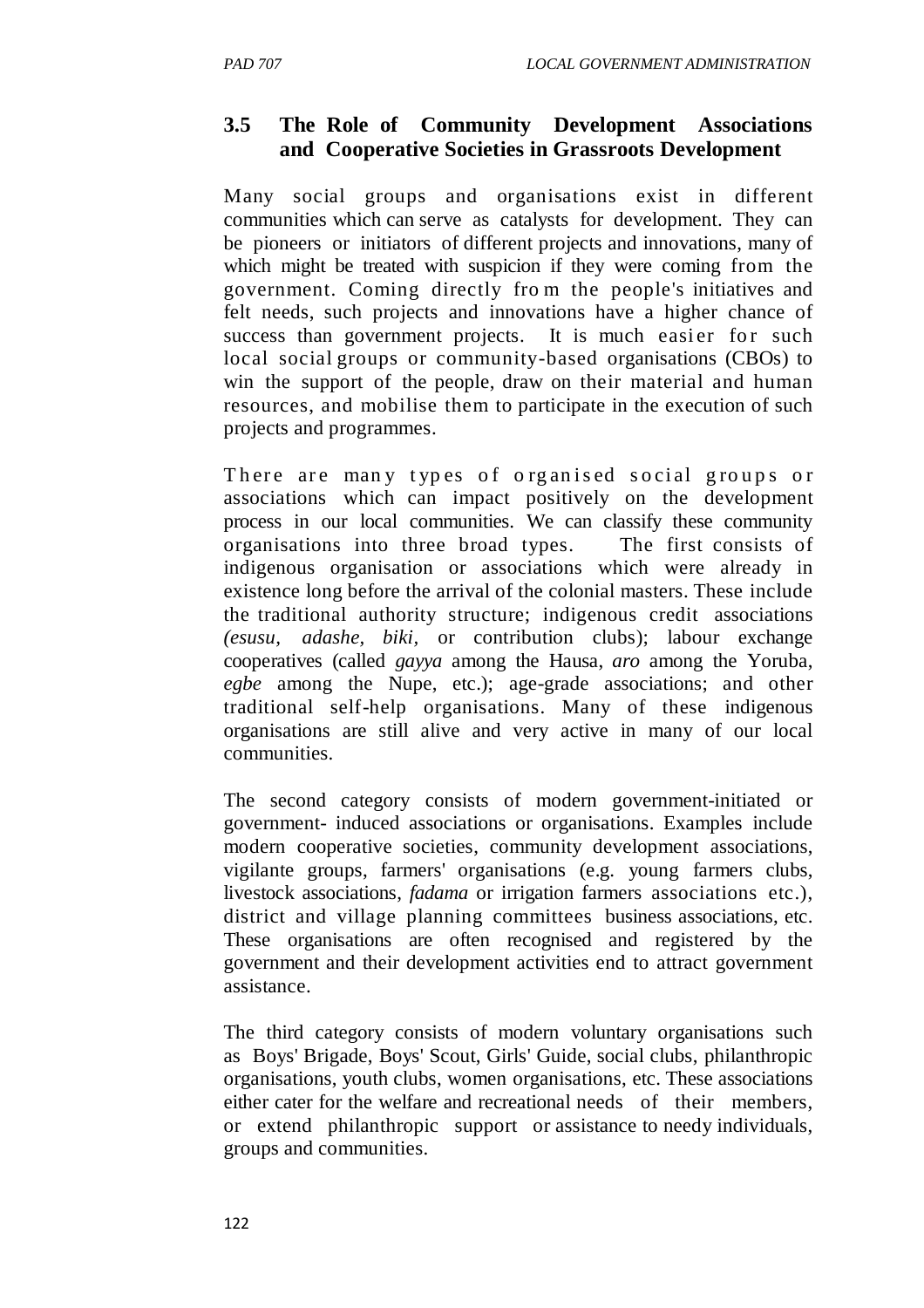### 3.5 The Role of Community Development Associations and Cooperative Societies in Grassroots Development

Many social groups and organisations exist in different communities which can serve as catalysts for development. They can be pioneers or initiators of different projects and innovations, many of which might be treated with suspicion if they were coming from the government. Coming directly from the people's initiatives and felt needs, such projects and innovations have a higher chance of success than government projects. It is much easier for such local social groups or community-based organisations (CBOs) to win the support of the people, draw on their material and human resources, and mobilise them to participate in the execution of such projects and programmes.

There are many types of organised social groups or associations which can impact positively on the development process in our local communities. We can classify these community organisations into three broad types. The first consists of indigenous organisation or associations which were already in existence long before the arrival of the colonial masters. These include the traditional authority structure; indigenous credit associations *(esusu, adashe, biki,* or contribution clubs); labour exchange cooperatives (called *gayya* among the Hausa, *aro* among the Yoruba, *egbe* among the Nupe, etc.); age-grade associations; and other traditional self-help organisations. Many of these indigenous organisations are still alive and very active in many of our local communities.

The second category consists of modern government-initiated or government- induced associations or organisations. Examples include modern cooperative societies, community development associations, vigilante groups, farmers' organisations (e.g. young farmers clubs, livestock associations, *fadama* or irrigation farmers associations etc.), district and village planning committees business associations, etc. These organisations are often recognised and registered by the government and their development activities end to attract government assistance.

The third category consists of modern voluntary organisations such as Boys' Brigade, Boys' Scout, Girls' Guide, social clubs, philanthropic organisations, youth clubs, women organisations, etc. These associations either cater for the welfare and recreational needs of their members, or extend philanthropic support or assistance to needy individuals, groups and communities.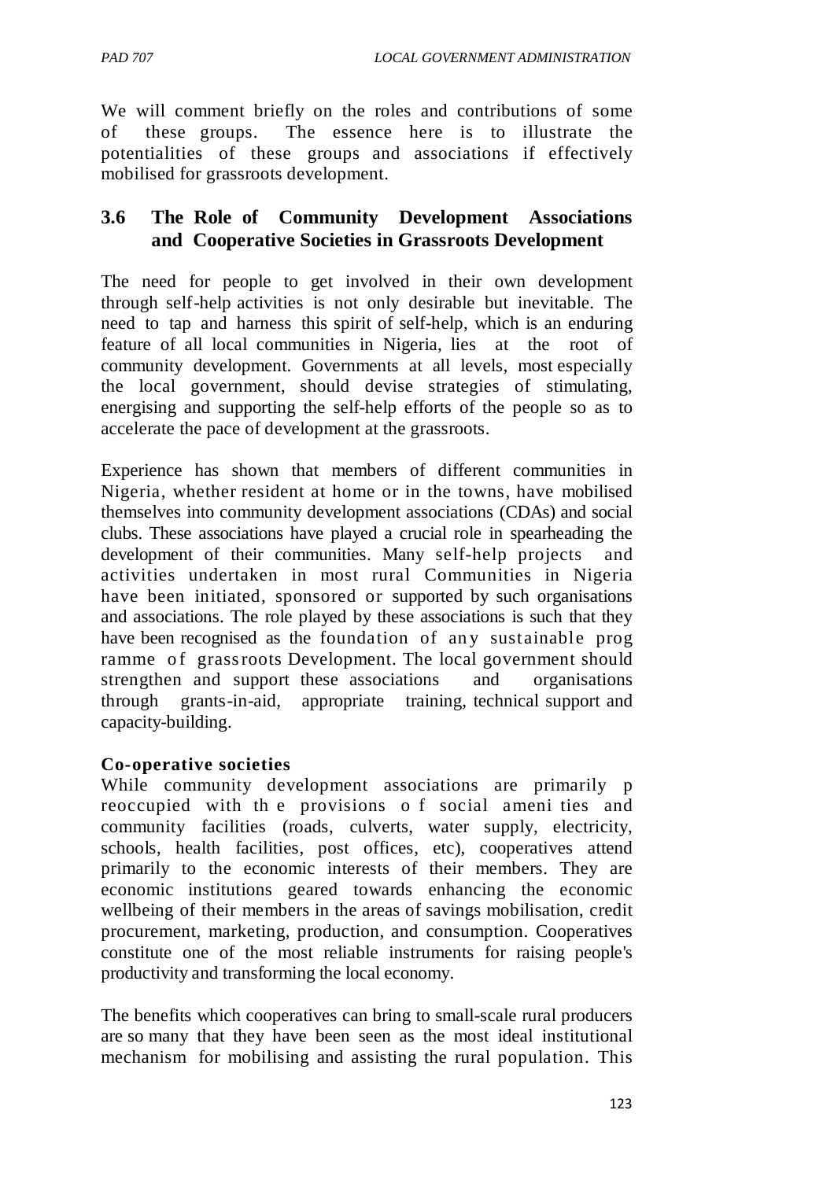We will comment briefly on the roles and contributions of some of these groups. The essence here is to illustrate the potentialities of these groups and associations if effectively mobilised for grassroots development.

### 3.6 The Role of Community Development Associations and Cooperative Societies in Grassroots Development

The need for people to get involved in their own development through self-help activities is not only desirable but inevitable. The need to tap and harness this spirit of self-help, which is an enduring feature of all local communities in Nigeria, lies at the root of community development. Governments at all levels, most especially the local government, should devise strategies of stimulating, energising and supporting the self-help efforts of the people so as to accelerate the pace of development at the grassroots.

Experience has shown that members of different communities in Nigeria, whether resident at home or in the towns, have mobilised themselves into community development associations (CDAs) and social clubs. These associations have played a crucial role in spearheading the development of their communities. Many self-help projects and activities undertaken in most rural Communities in Nigeria have been initiated, sponsored or supported by such organisations and associations. The role played by these associations is such that they have been recognised as the foundation of any sustainable programme of grassroots Development. The local government should strengthen and support these associations and organisations through grants-in-aid, appropriate training, technical support and capacity-building.

**Co-operative societies**

While community development associations are primarily preoccupied with the provisions of social amenities and community facilities (roads, culverts, water supply, electricity, schools, health facilities, post offices, etc), cooperatives attend primarily to the economic interests of their members. They are economic institutions geared towards enhancing the economic wellbeing of their members in the areas of savings mobilisation, credit procurement, marketing, production, and consumption. Cooperatives constitute one of the most reliable instruments for raising people's productivity and transforming the local economy.

The benefits which cooperatives can bring to small-scale rural producers are so many that they have been seen as the most ideal institutional mechanism for mobilising and assisting the rural population. This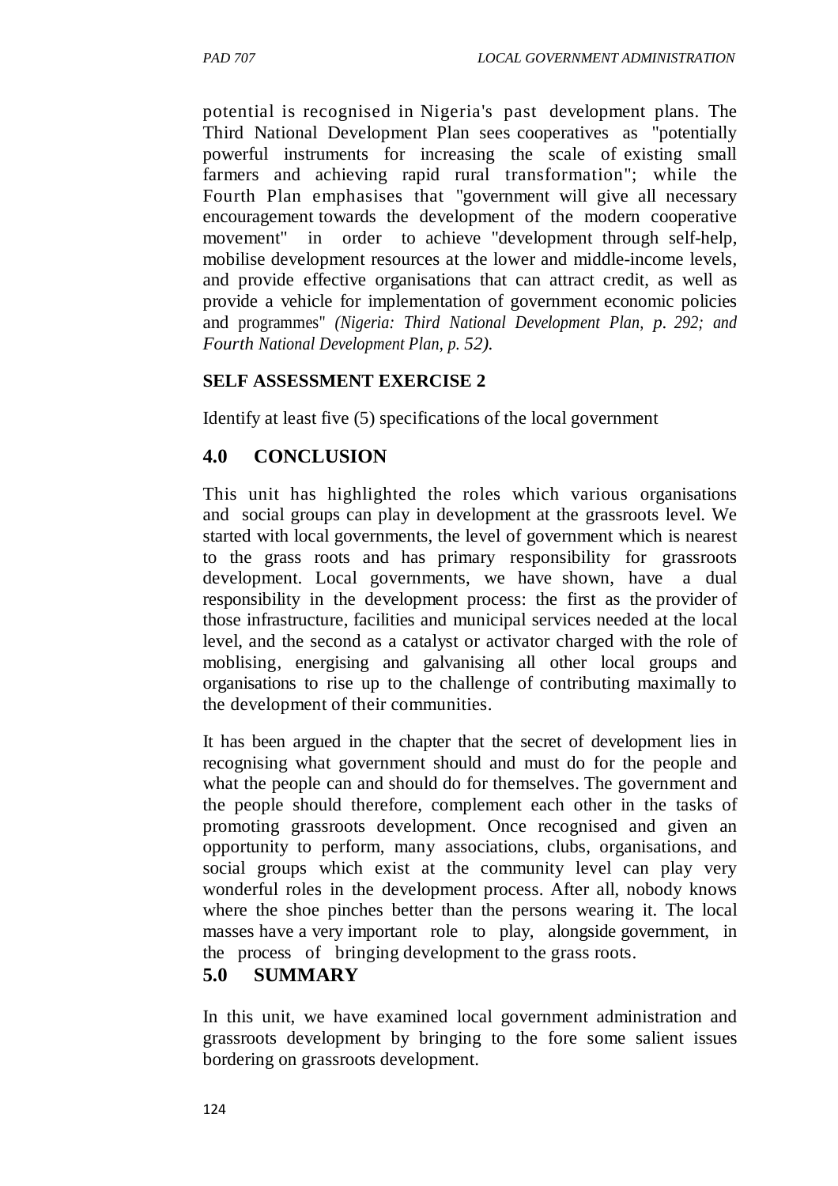potential is recognised in Nigeria's past development plans. The Third National Development Plan sees cooperatives as "potentially powerful instruments for increasing the scale of existing small farmers and achieving rapid rural transformation"; while the Fourth Plan emphasises that "government will give all necessary encouragement towards the development of the modern cooperative movement" in order to achieve "development through self-help, mobilise development resources at the lower and middle-income levels, and provide effective organisations that can attract credit, as well as provide a vehicle for implementation of government economic policies and programmes" *(Nigeria: Third National Development Plan, p. 292; and Fourth National Development Plan, p. 52).*

**SELF ASSESSMENT EXERCISE 2**

Identify at least five (5) specifications of the local government

## 4.0 CONCLUSION

This unit has highlighted the roles which various organisations and social groups can play in development at the grassroots level. We started with local governments, the level of government which is nearest to the grass roots and has primary responsibility for grassroots development. Local governments, we have shown, have a dual responsibility in the development process: the first as the provider of those infrastructure, facilities and municipal services needed at the local level, and the second as a catalyst or activator charged with the role of moblising, energising and galvanising all other local groups and organisations to rise up to the challenge of contributing maximally to the development of their communities.

It has been argued in the chapter that the secret of development lies in recognising what government should and must do for the people and what the people can and should do for themselves. The government and the people should therefore, complement each other in the tasks of promoting grassroots development. Once recognised and given an opportunity to perform, many associations, clubs, organisations, and social groups which exist at the community level can play very wonderful roles in the development process. After all, nobody knows where the shoe pinches better than the persons wearing it. The local masses have a very important role to play, alongside government, in the process of bringing development to the grass roots.

## 5.0 SUMMARY

In this unit, we have examined local government administration and grassroots development by bringing to the fore some salient issues bordering on grassroots development.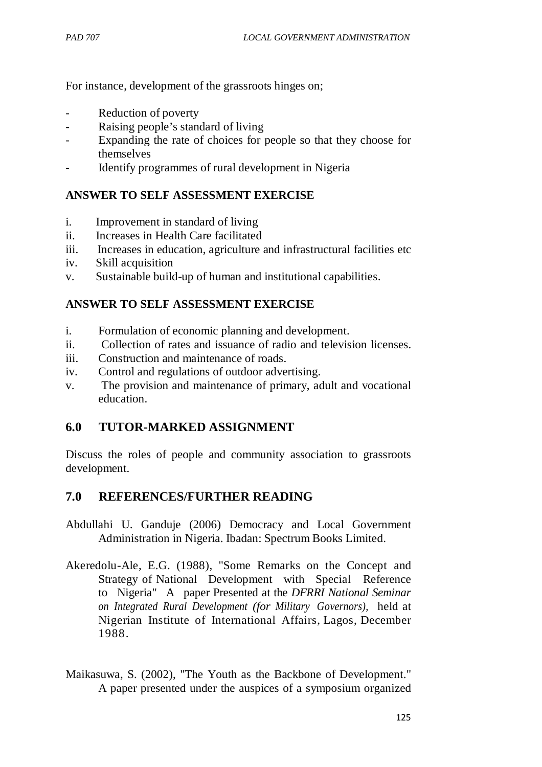For instance, development of the grassroots hinges on;

- Reduction of poverty
- Raising people's standard of living
- Expanding the rate of choices for people so that they choose for themselves
- Identify programmes of rural development in Nigeria

**ANSWER TO SELF ASSESSMENT EXERCISE**

i. Improvement in standard of living
ii. Increases in Health Care facilitated
iii. Increases in education, agriculture and infrastructural facilities etc
iv. Skill acquisition
v. Sustainable build-up of human and institutional capabilities.

**ANSWER TO SELF ASSESSMENT EXERCISE**

i. Formulation of economic planning and development.
ii. Collection of rates and issuance of radio and television licenses.
iii. Construction and maintenance of roads.
iv. Control and regulations of outdoor advertising.
v. The provision and maintenance of primary, adult and vocational education.

## 6.0 TUTOR-MARKED ASSIGNMENT

Discuss the roles of people and community association to grassroots development.

## 7.0 REFERENCES/FURTHER READING

Abdullahi U. Ganduje (2006) Democracy and Local Government Administration in Nigeria. Ibadan: Spectrum Books Limited.

Akeredolu-Ale, E.G. (1988), "Some Remarks on the Concept and Strategy of National Development with Special Reference to Nigeria" A paper Presented at the *DFRRI National Seminar on Integrated Rural Development (for Military Governors),* held at Nigerian Institute of International Affairs, Lagos, December 1988.

Maikasuwa, S. (2002), "The Youth as the Backbone of Development." A paper presented under the auspices of a symposium organized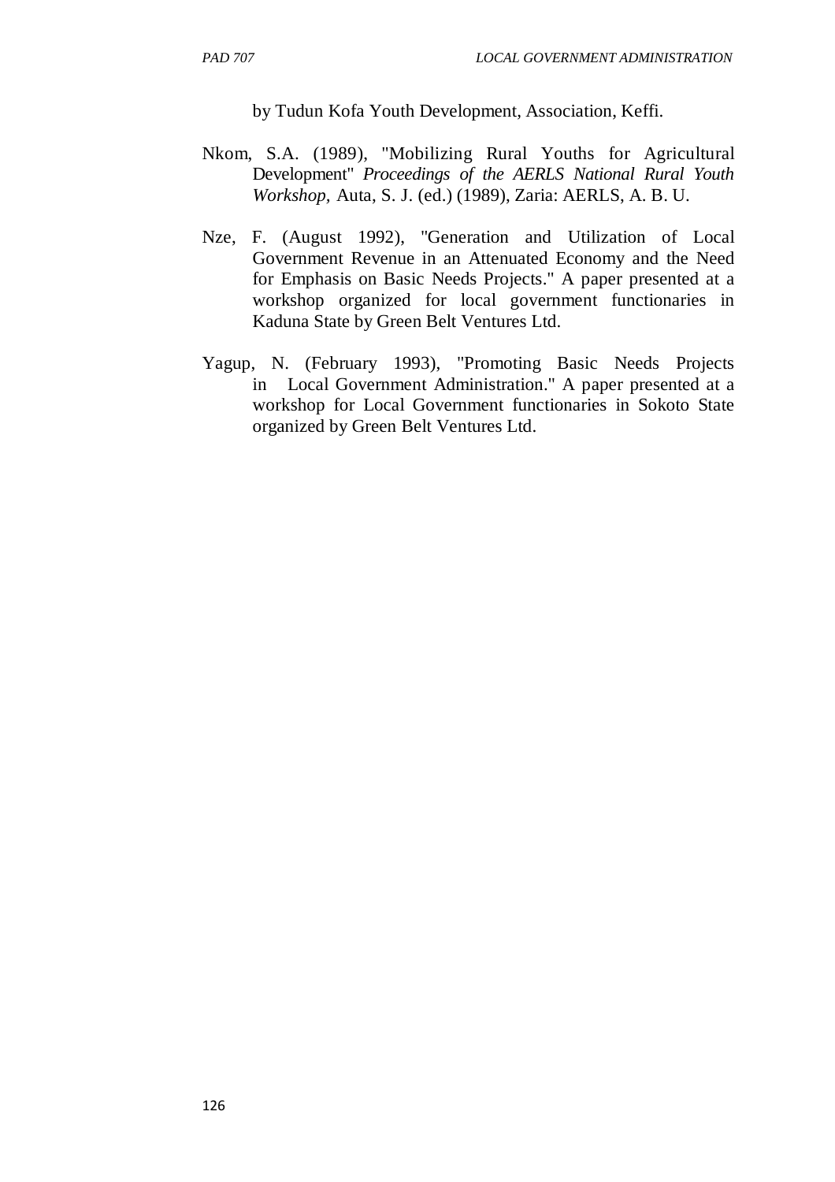by Tudun Kofa Youth Development, Association, Keffi.

Nkom, S.A. (1989), "Mobilizing Rural Youths for Agricultural Development" *Proceedings of the AERLS National Rural Youth Workshop,* Auta, S. J. (ed.) (1989), Zaria: AERLS, A. B. U.

Nze, F. (August 1992), "Generation and Utilization of Local Government Revenue in an Attenuated Economy and the Need for Emphasis on Basic Needs Projects." A paper presented at a workshop organized for local government functionaries in Kaduna State by Green Belt Ventures Ltd.

Yagup, N. (February 1993), "Promoting Basic Needs Projects in Local Government Administration." A paper presented at a workshop for Local Government functionaries in Sokoto State organized by Green Belt Ventures Ltd.